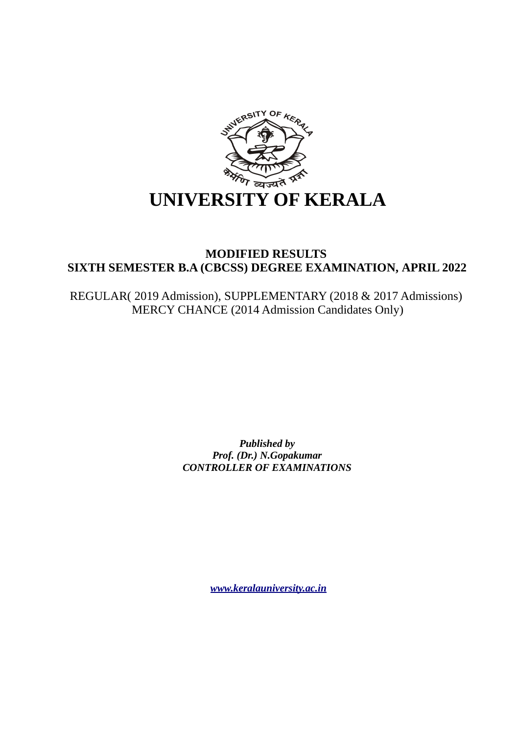# UNIVERSITY OF KERALA

## MODIFIED RESULTS
## SIXTH SEMESTER B.A (CBCSS) DEGREE EXAMINATION, APRIL 2022

REGULAR( 2019 Admission), SUPPLEMENTARY (2018 & 2017 Admissions)
MERCY CHANCE (2014 Admission Candidates Only)

***Published by***
***Prof. (Dr.) N.Gopakumar***
***CONTROLLER OF EXAMINATIONS***

***www.keralauniversity.ac.in***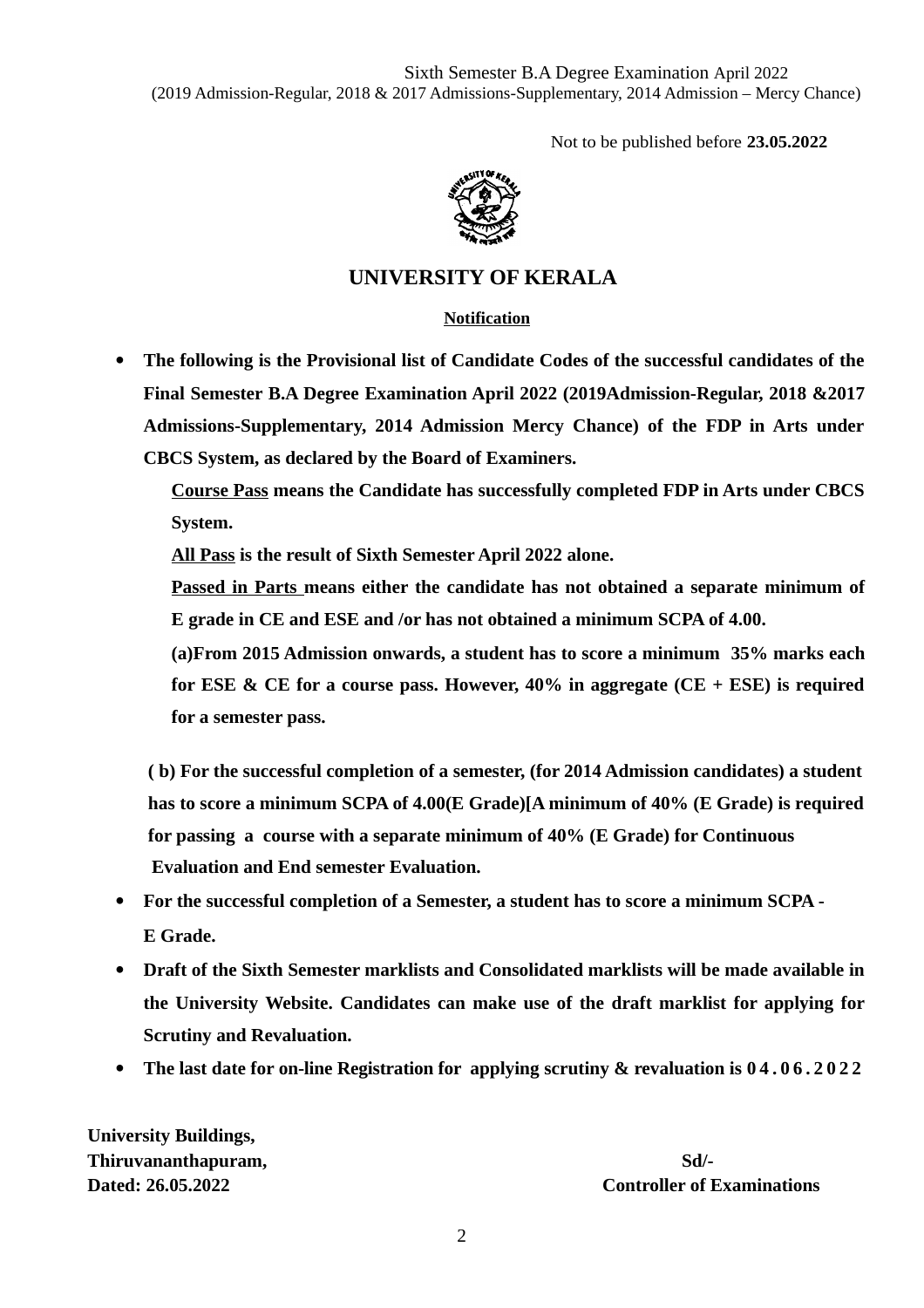Sixth Semester B.A Degree Examination April 2022
(2019 Admission-Regular, 2018 & 2017 Admissions-Supplementary, 2014 Admission – Mercy Chance)

Not to be published before **23.05.2022**

# UNIVERSITY OF KERALA

**Notification**

- **The following is the Provisional list of Candidate Codes of the successful candidates of the Final Semester B.A Degree Examination April 2022 (2019Admission-Regular, 2018 &2017 Admissions-Supplementary, 2014 Admission Mercy Chance) of the FDP in Arts under CBCS System, as declared by the Board of Examiners.**

  **Course Pass means the Candidate has successfully completed FDP in Arts under CBCS System.**

  **All Pass is the result of Sixth Semester April 2022 alone.**

  **Passed in Parts means either the candidate has not obtained a separate minimum of E grade in CE and ESE and /or has not obtained a minimum SCPA of 4.00.**

  **(a)From 2015 Admission onwards, a student has to score a minimum 35% marks each for ESE & CE for a course pass. However, 40% in aggregate (CE + ESE) is required for a semester pass.**

  **( b) For the successful completion of a semester, (for 2014 Admission candidates) a student has to score a minimum SCPA of 4.00(E Grade)[A minimum of 40% (E Grade) is required for passing a course with a separate minimum of 40% (E Grade) for Continuous Evaluation and End semester Evaluation.**

- **For the successful completion of a Semester, a student has to score a minimum SCPA - E Grade.**
- **Draft of the Sixth Semester marklists and Consolidated marklists will be made available in the University Website. Candidates can make use of the draft marklist for applying for Scrutiny and Revaluation.**
- **The last date for on-line Registration for applying scrutiny & revaluation is 04.06.2022**

**University Buildings,**
**Thiruvananthapuram,**
**Dated: 26.05.2022**

**Sd/-**
**Controller of Examinations**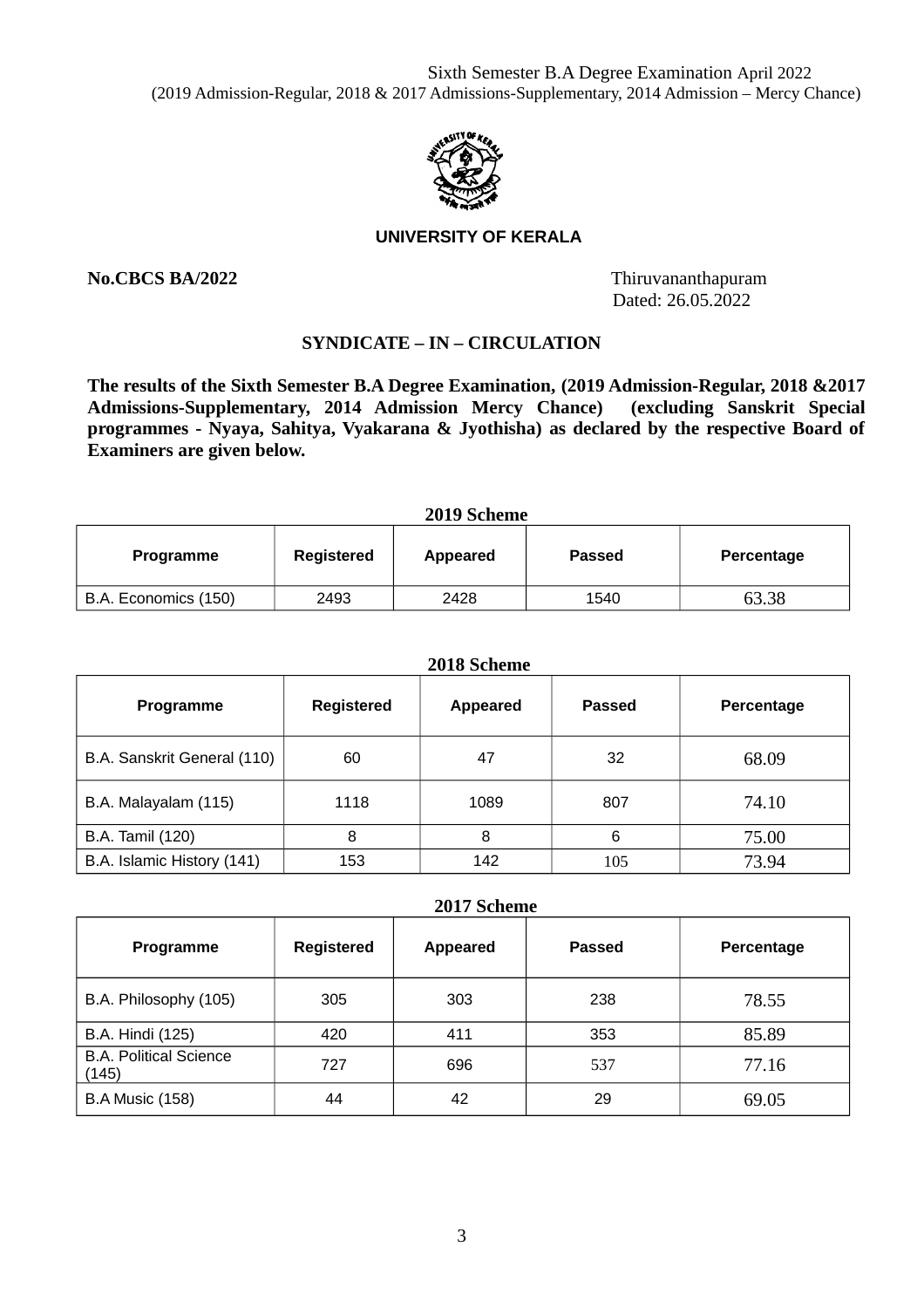Sixth Semester B.A Degree Examination April 2022
(2019 Admission-Regular, 2018 & 2017 Admissions-Supplementary, 2014 Admission – Mercy Chance)

**UNIVERSITY OF KERALA**

**No.CBCS BA/2022** Thiruvananthapuram
Dated: 26.05.2022

## SYNDICATE – IN – CIRCULATION

**The results of the Sixth Semester B.A Degree Examination, (2019 Admission-Regular, 2018 &2017 Admissions-Supplementary, 2014 Admission Mercy Chance) (excluding Sanskrit Special programmes - Nyaya, Sahitya, Vyakarana & Jyothisha) as declared by the respective Board of Examiners are given below.**

**2019 Scheme**

| Programme | Registered | Appeared | Passed | Percentage |
|---|---|---|---|---|
| B.A. Economics (150) | 2493 | 2428 | 1540 | 63.38 |

**2018 Scheme**

| Programme | Registered | Appeared | Passed | Percentage |
|---|---|---|---|---|
| B.A. Sanskrit General (110) | 60 | 47 | 32 | 68.09 |
| B.A. Malayalam (115) | 1118 | 1089 | 807 | 74.10 |
| B.A. Tamil (120) | 8 | 8 | 6 | 75.00 |
| B.A. Islamic History (141) | 153 | 142 | 105 | 73.94 |

**2017 Scheme**

| Programme | Registered | Appeared | Passed | Percentage |
|---|---|---|---|---|
| B.A. Philosophy (105) | 305 | 303 | 238 | 78.55 |
| B.A. Hindi (125) | 420 | 411 | 353 | 85.89 |
| B.A. Political Science (145) | 727 | 696 | 537 | 77.16 |
| B.A Music (158) | 44 | 42 | 29 | 69.05 |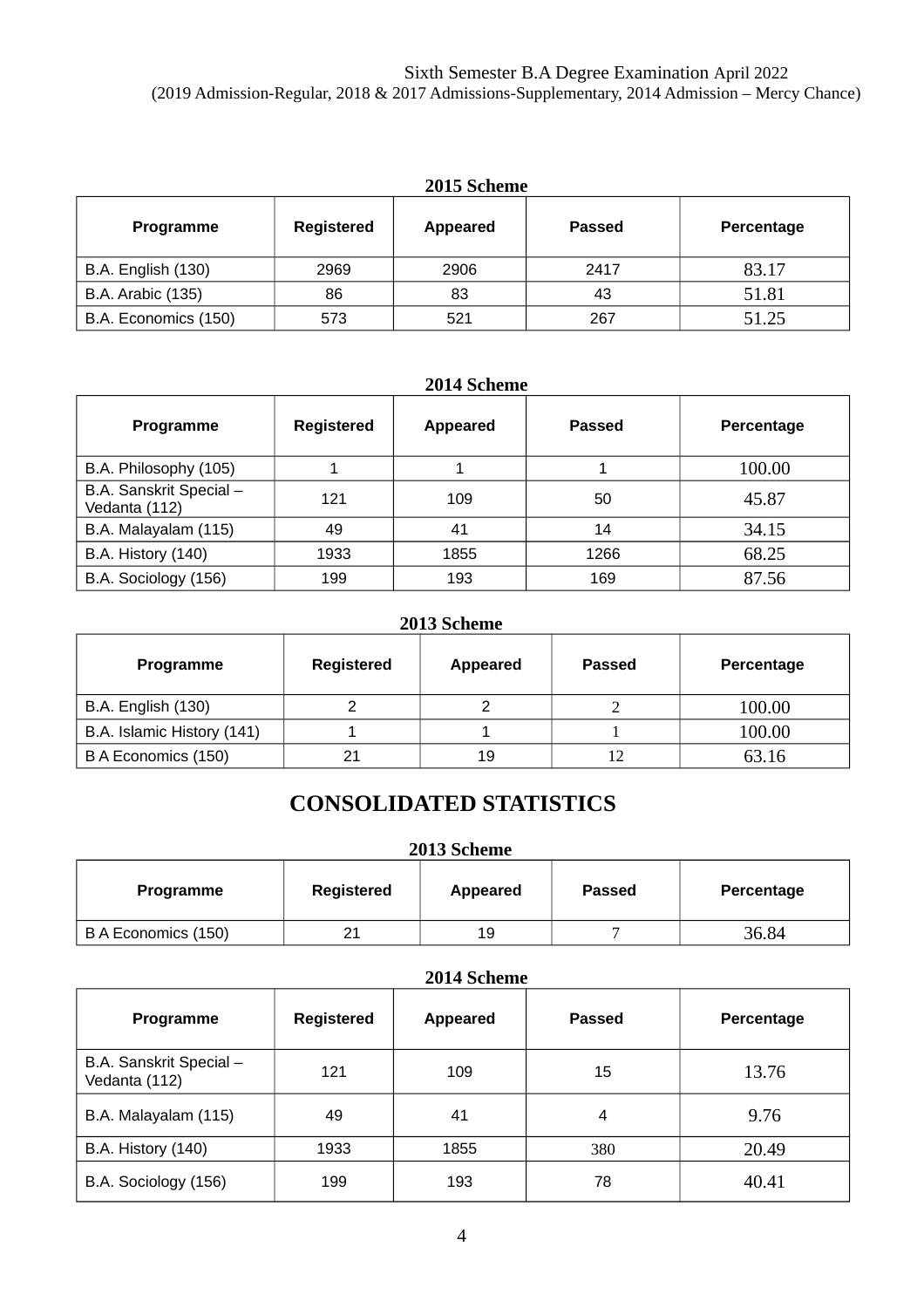Sixth Semester B.A Degree Examination April 2022
(2019 Admission-Regular, 2018 & 2017 Admissions-Supplementary, 2014 Admission – Mercy Chance)

**2015 Scheme**

| Programme | Registered | Appeared | Passed | Percentage |
|---|---|---|---|---|
| B.A. English (130) | 2969 | 2906 | 2417 | 83.17 |
| B.A. Arabic (135) | 86 | 83 | 43 | 51.81 |
| B.A. Economics (150) | 573 | 521 | 267 | 51.25 |

**2014 Scheme**

| Programme | Registered | Appeared | Passed | Percentage |
|---|---|---|---|---|
| B.A. Philosophy (105) | 1 | 1 | 1 | 100.00 |
| B.A. Sanskrit Special – Vedanta (112) | 121 | 109 | 50 | 45.87 |
| B.A. Malayalam (115) | 49 | 41 | 14 | 34.15 |
| B.A. History (140) | 1933 | 1855 | 1266 | 68.25 |
| B.A. Sociology (156) | 199 | 193 | 169 | 87.56 |

**2013 Scheme**

| Programme | Registered | Appeared | Passed | Percentage |
|---|---|---|---|---|
| B.A. English (130) | 2 | 2 | 2 | 100.00 |
| B.A. Islamic History (141) | 1 | 1 | 1 | 100.00 |
| B A Economics (150) | 21 | 19 | 12 | 63.16 |

# CONSOLIDATED STATISTICS

**2013 Scheme**

| Programme | Registered | Appeared | Passed | Percentage |
|---|---|---|---|---|
| B A Economics (150) | 21 | 19 | 7 | 36.84 |

**2014 Scheme**

| Programme | Registered | Appeared | Passed | Percentage |
|---|---|---|---|---|
| B.A. Sanskrit Special – Vedanta (112) | 121 | 109 | 15 | 13.76 |
| B.A. Malayalam (115) | 49 | 41 | 4 | 9.76 |
| B.A. History (140) | 1933 | 1855 | 380 | 20.49 |
| B.A. Sociology (156) | 199 | 193 | 78 | 40.41 |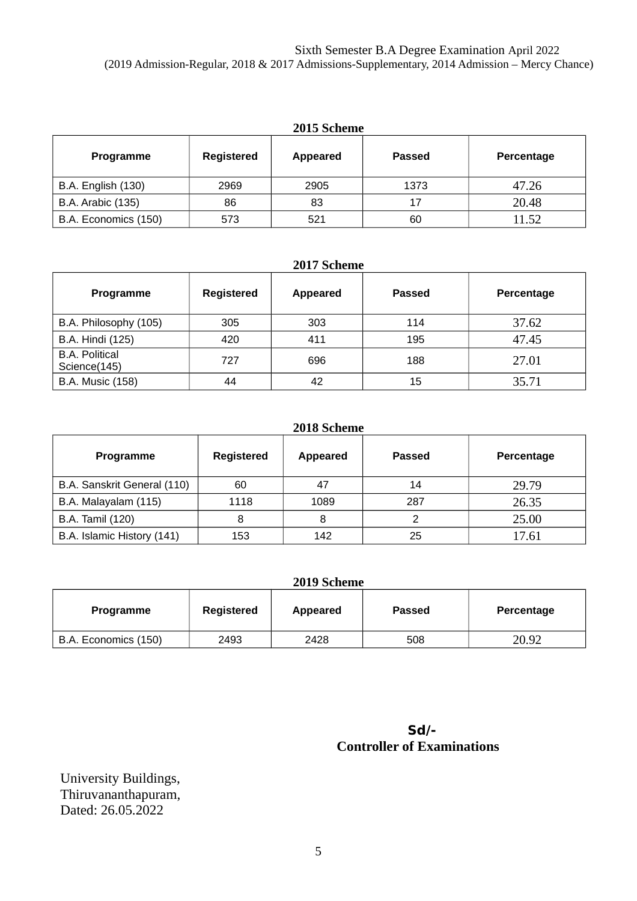Sixth Semester B.A Degree Examination April 2022
(2019 Admission-Regular, 2018 & 2017 Admissions-Supplementary, 2014 Admission – Mercy Chance)

**2015 Scheme**

| Programme | Registered | Appeared | Passed | Percentage |
|---|---|---|---|---|
| B.A. English (130) | 2969 | 2905 | 1373 | 47.26 |
| B.A. Arabic (135) | 86 | 83 | 17 | 20.48 |
| B.A. Economics (150) | 573 | 521 | 60 | 11.52 |

**2017 Scheme**

| Programme | Registered | Appeared | Passed | Percentage |
|---|---|---|---|---|
| B.A. Philosophy (105) | 305 | 303 | 114 | 37.62 |
| B.A. Hindi (125) | 420 | 411 | 195 | 47.45 |
| B.A. Political Science(145) | 727 | 696 | 188 | 27.01 |
| B.A. Music (158) | 44 | 42 | 15 | 35.71 |

**2018 Scheme**

| Programme | Registered | Appeared | Passed | Percentage |
|---|---|---|---|---|
| B.A. Sanskrit General (110) | 60 | 47 | 14 | 29.79 |
| B.A. Malayalam (115) | 1118 | 1089 | 287 | 26.35 |
| B.A. Tamil (120) | 8 | 8 | 2 | 25.00 |
| B.A. Islamic History (141) | 153 | 142 | 25 | 17.61 |

**2019 Scheme**

| Programme | Registered | Appeared | Passed | Percentage |
|---|---|---|---|---|
| B.A. Economics (150) | 2493 | 2428 | 508 | 20.92 |

**Sd/-**
**Controller of Examinations**

University Buildings,
Thiruvananthapuram,
Dated: 26.05.2022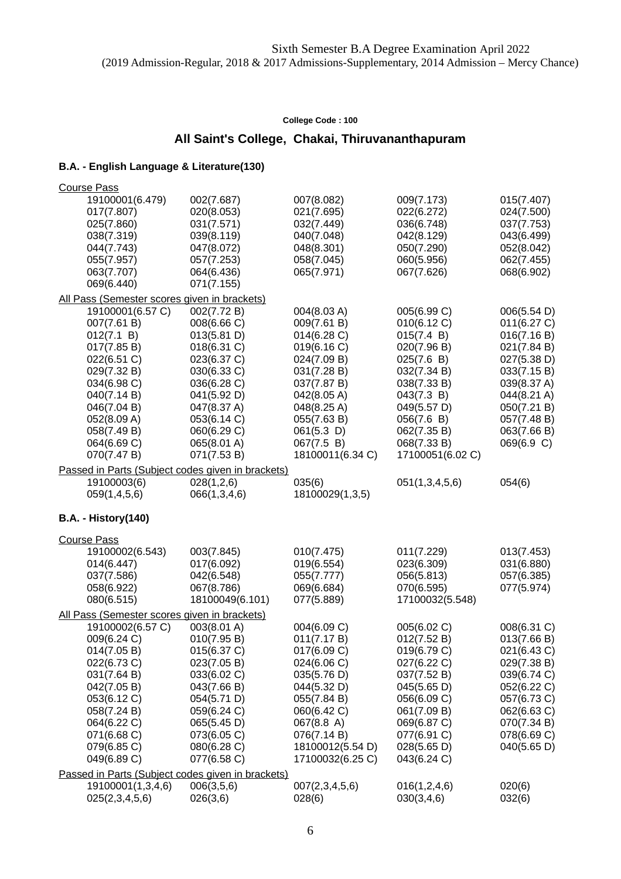Sixth Semester B.A Degree Examination April 2022
(2019 Admission-Regular, 2018 & 2017 Admissions-Supplementary, 2014 Admission – Mercy Chance)

**College Code : 100**

## All Saint's College, Chakai, Thiruvananthapuram

### B.A. - English Language & Literature(130)

Course Pass

| | | | | |
|---|---|---|---|---|
| 19100001(6.479) | 002(7.687) | 007(8.082) | 009(7.173) | 015(7.407) |
| 017(7.807) | 020(8.053) | 021(7.695) | 022(6.272) | 024(7.500) |
| 025(7.860) | 031(7.571) | 032(7.449) | 036(6.748) | 037(7.753) |
| 038(7.319) | 039(8.119) | 040(7.048) | 042(8.129) | 043(6.499) |
| 044(7.743) | 047(8.072) | 048(8.301) | 050(7.290) | 052(8.042) |
| 055(7.957) | 057(7.253) | 058(7.045) | 060(5.956) | 062(7.455) |
| 063(7.707) | 064(6.436) | 065(7.971) | 067(7.626) | 068(6.902) |
| 069(6.440) | 071(7.155) | | | |

All Pass (Semester scores given in brackets)

| | | | | |
|---|---|---|---|---|
| 19100001(6.57 C) | 002(7.72 B) | 004(8.03 A) | 005(6.99 C) | 006(5.54 D) |
| 007(7.61 B) | 008(6.66 C) | 009(7.61 B) | 010(6.12 C) | 011(6.27 C) |
| 012(7.1 B) | 013(5.81 D) | 014(6.28 C) | 015(7.4 B) | 016(7.16 B) |
| 017(7.85 B) | 018(6.31 C) | 019(6.16 C) | 020(7.96 B) | 021(7.84 B) |
| 022(6.51 C) | 023(6.37 C) | 024(7.09 B) | 025(7.6 B) | 027(5.38 D) |
| 029(7.32 B) | 030(6.33 C) | 031(7.28 B) | 032(7.34 B) | 033(7.15 B) |
| 034(6.98 C) | 036(6.28 C) | 037(7.87 B) | 038(7.33 B) | 039(8.37 A) |
| 040(7.14 B) | 041(5.92 D) | 042(8.05 A) | 043(7.3 B) | 044(8.21 A) |
| 046(7.04 B) | 047(8.37 A) | 048(8.25 A) | 049(5.57 D) | 050(7.21 B) |
| 052(8.09 A) | 053(6.14 C) | 055(7.63 B) | 056(7.6 B) | 057(7.48 B) |
| 058(7.49 B) | 060(6.29 C) | 061(5.3 D) | 062(7.35 B) | 063(7.66 B) |
| 064(6.69 C) | 065(8.01 A) | 067(7.5 B) | 068(7.33 B) | 069(6.9 C) |
| 070(7.47 B) | 071(7.53 B) | 18100011(6.34 C) | 17100051(6.02 C) | |

Passed in Parts (Subject codes given in brackets)

| | | | | |
|---|---|---|---|---|
| 19100003(6) | 028(1,2,6) | 035(6) | 051(1,3,4,5,6) | 054(6) |
| 059(1,4,5,6) | 066(1,3,4,6) | 18100029(1,3,5) | | |

### B.A. - History(140)

Course Pass

| | | | | |
|---|---|---|---|---|
| 19100002(6.543) | 003(7.845) | 010(7.475) | 011(7.229) | 013(7.453) |
| 014(6.447) | 017(6.092) | 019(6.554) | 023(6.309) | 031(6.880) |
| 037(7.586) | 042(6.548) | 055(7.777) | 056(5.813) | 057(6.385) |
| 058(6.922) | 067(8.786) | 069(6.684) | 070(6.595) | 077(5.974) |
| 080(6.515) | 18100049(6.101) | 077(5.889) | 17100032(5.548) | |

All Pass (Semester scores given in brackets)

| | | | | |
|---|---|---|---|---|
| 19100002(6.57 C) | 003(8.01 A) | 004(6.09 C) | 005(6.02 C) | 008(6.31 C) |
| 009(6.24 C) | 010(7.95 B) | 011(7.17 B) | 012(7.52 B) | 013(7.66 B) |
| 014(7.05 B) | 015(6.37 C) | 017(6.09 C) | 019(6.79 C) | 021(6.43 C) |
| 022(6.73 C) | 023(7.05 B) | 024(6.06 C) | 027(6.22 C) | 029(7.38 B) |
| 031(7.64 B) | 033(6.02 C) | 035(5.76 D) | 037(7.52 B) | 039(6.74 C) |
| 042(7.05 B) | 043(7.66 B) | 044(5.32 D) | 045(5.65 D) | 052(6.22 C) |
| 053(6.12 C) | 054(5.71 D) | 055(7.84 B) | 056(6.09 C) | 057(6.73 C) |
| 058(7.24 B) | 059(6.24 C) | 060(6.42 C) | 061(7.09 B) | 062(6.63 C) |
| 064(6.22 C) | 065(5.45 D) | 067(8.8 A) | 069(6.87 C) | 070(7.34 B) |
| 071(6.68 C) | 073(6.05 C) | 076(7.14 B) | 077(6.91 C) | 078(6.69 C) |
| 079(6.85 C) | 080(6.28 C) | 18100012(5.54 D) | 028(5.65 D) | 040(5.65 D) |
| 049(6.89 C) | 077(6.58 C) | 17100032(6.25 C) | 043(6.24 C) | |

Passed in Parts (Subject codes given in brackets)

| | | | | |
|---|---|---|---|---|
| 19100001(1,3,4,6) | 006(3,5,6) | 007(2,3,4,5,6) | 016(1,2,4,6) | 020(6) |
| 025(2,3,4,5,6) | 026(3,6) | 028(6) | 030(3,4,6) | 032(6) |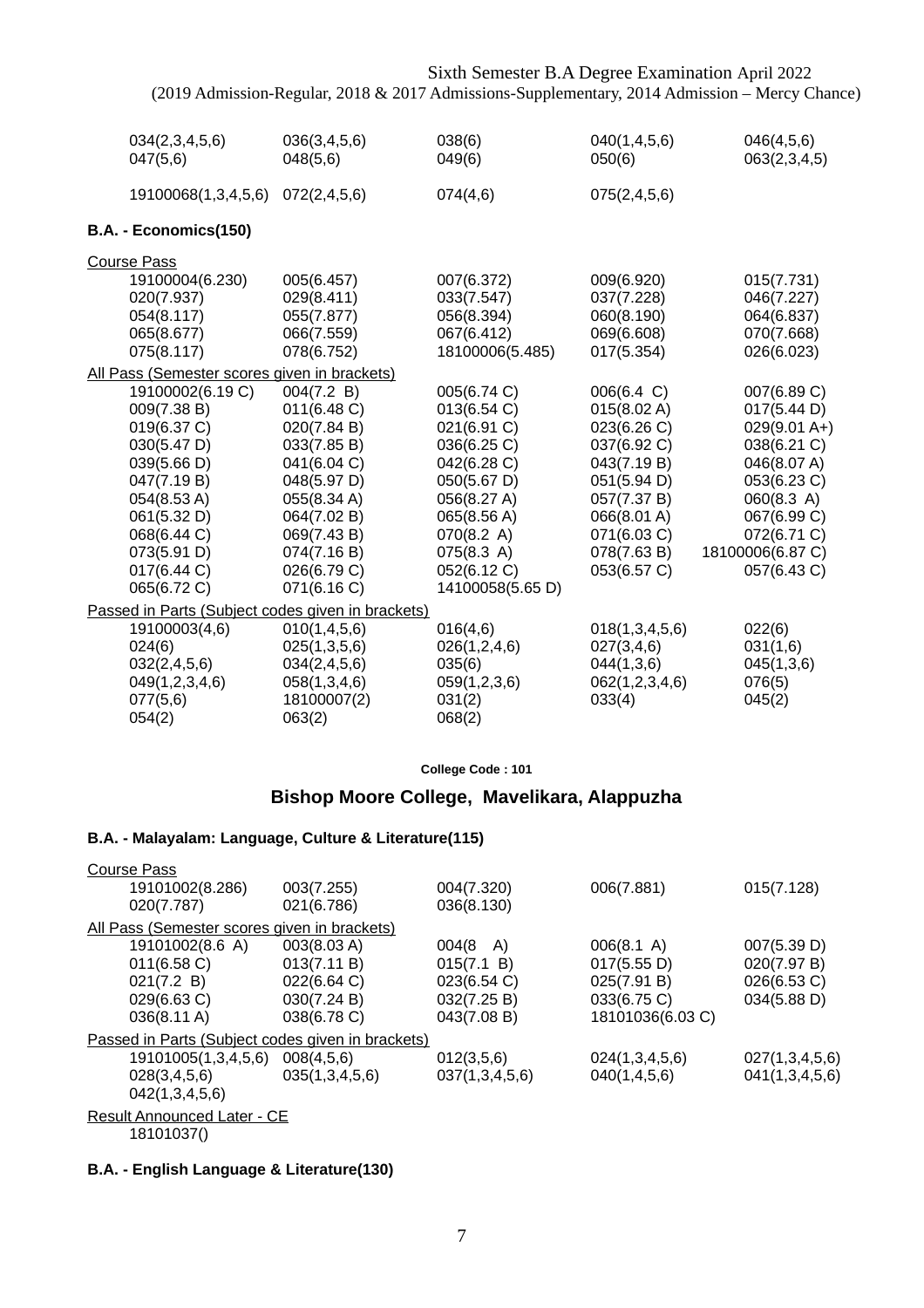| | | | | |
|---|---|---|---|---|
| 034(2,3,4,5,6) | 036(3,4,5,6) | 038(6) | 040(1,4,5,6) | 046(4,5,6) |
| 047(5,6) | 048(5,6) | 049(6) | 050(6) | 063(2,3,4,5) |
| 19100068(1,3,4,5,6) | 072(2,4,5,6) | 074(4,6) | 075(2,4,5,6) | |

### B.A. - Economics(150)

Course Pass

| | | | | |
|---|---|---|---|---|
| 19100004(6.230) | 005(6.457) | 007(6.372) | 009(6.920) | 015(7.731) |
| 020(7.937) | 029(8.411) | 033(7.547) | 037(7.228) | 046(7.227) |
| 054(8.117) | 055(7.877) | 056(8.394) | 060(8.190) | 064(6.837) |
| 065(8.677) | 066(7.559) | 067(6.412) | 069(6.608) | 070(7.668) |
| 075(8.117) | 078(6.752) | 18100006(5.485) | 017(5.354) | 026(6.023) |

All Pass (Semester scores given in brackets)

| | | | | |
|---|---|---|---|---|
| 19100002(6.19 C) | 004(7.2 B) | 005(6.74 C) | 006(6.4 C) | 007(6.89 C) |
| 009(7.38 B) | 011(6.48 C) | 013(6.54 C) | 015(8.02 A) | 017(5.44 D) |
| 019(6.37 C) | 020(7.84 B) | 021(6.91 C) | 023(6.26 C) | 029(9.01 A+) |
| 030(5.47 D) | 033(7.85 B) | 036(6.25 C) | 037(6.92 C) | 038(6.21 C) |
| 039(5.66 D) | 041(6.04 C) | 042(6.28 C) | 043(7.19 B) | 046(8.07 A) |
| 047(7.19 B) | 048(5.97 D) | 050(5.67 D) | 051(5.94 D) | 053(6.23 C) |
| 054(8.53 A) | 055(8.34 A) | 056(8.27 A) | 057(7.37 B) | 060(8.3 A) |
| 061(5.32 D) | 064(7.02 B) | 065(8.56 A) | 066(8.01 A) | 067(6.99 C) |
| 068(6.44 C) | 069(7.43 B) | 070(8.2 A) | 071(6.03 C) | 072(6.71 C) |
| 073(5.91 D) | 074(7.16 B) | 075(8.3 A) | 078(7.63 B) | 18100006(6.87 C) |
| 017(6.44 C) | 026(6.79 C) | 052(6.12 C) | 053(6.57 C) | 057(6.43 C) |
| 065(6.72 C) | 071(6.16 C) | 14100058(5.65 D) | | |

Passed in Parts (Subject codes given in brackets)

| | | | | |
|---|---|---|---|---|
| 19100003(4,6) | 010(1,4,5,6) | 016(4,6) | 018(1,3,4,5,6) | 022(6) |
| 024(6) | 025(1,3,5,6) | 026(1,2,4,6) | 027(3,4,6) | 031(1,6) |
| 032(2,4,5,6) | 034(2,4,5,6) | 035(6) | 044(1,3,6) | 045(1,3,6) |
| 049(1,2,3,4,6) | 058(1,3,4,6) | 059(1,2,3,6) | 062(1,2,3,4,6) | 076(5) |
| 077(5,6) | 18100007(2) | 031(2) | 033(4) | 045(2) |
| 054(2) | 063(2) | 068(2) | | |

**College Code : 101**

## Bishop Moore College, Mavelikara, Alappuzha

### B.A. - Malayalam: Language, Culture & Literature(115)

Course Pass

| | | | | |
|---|---|---|---|---|
| 19101002(8.286) | 003(7.255) | 004(7.320) | 006(7.881) | 015(7.128) |
| 020(7.787) | 021(6.786) | 036(8.130) | | |

All Pass (Semester scores given in brackets)

| | | | | |
|---|---|---|---|---|
| 19101002(8.6 A) | 003(8.03 A) | 004(8 A) | 006(8.1 A) | 007(5.39 D) |
| 011(6.58 C) | 013(7.11 B) | 015(7.1 B) | 017(5.55 D) | 020(7.97 B) |
| 021(7.2 B) | 022(6.64 C) | 023(6.54 C) | 025(7.91 B) | 026(6.53 C) |
| 029(6.63 C) | 030(7.24 B) | 032(7.25 B) | 033(6.75 C) | 034(5.88 D) |
| 036(8.11 A) | 038(6.78 C) | 043(7.08 B) | 18101036(6.03 C) | |

Passed in Parts (Subject codes given in brackets)

| | | | | |
|---|---|---|---|---|
| 19101005(1,3,4,5,6) | 008(4,5,6) | 012(3,5,6) | 024(1,3,4,5,6) | 027(1,3,4,5,6) |
| 028(3,4,5,6) | 035(1,3,4,5,6) | 037(1,3,4,5,6) | 040(1,4,5,6) | 041(1,3,4,5,6) |
| 042(1,3,4,5,6) | | | | |

Result Announced Later - CE

18101037()

### B.A. - English Language & Literature(130)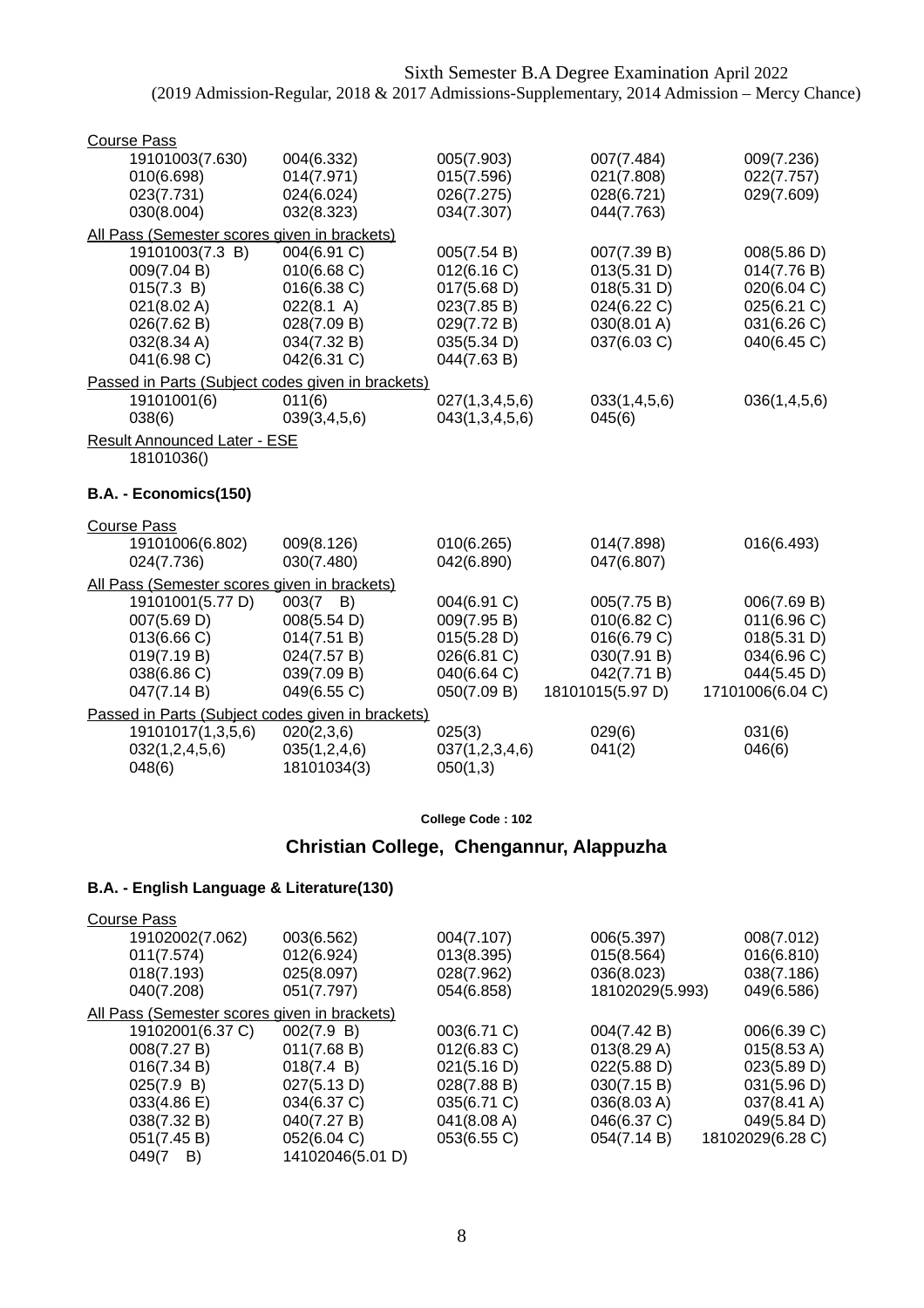Course Pass

| | | | | |
|---|---|---|---|---|
| 19101003(7.630) | 004(6.332) | 005(7.903) | 007(7.484) | 009(7.236) |
| 010(6.698) | 014(7.971) | 015(7.596) | 021(7.808) | 022(7.757) |
| 023(7.731) | 024(6.024) | 026(7.275) | 028(6.721) | 029(7.609) |
| 030(8.004) | 032(8.323) | 034(7.307) | 044(7.763) | |

All Pass (Semester scores given in brackets)

| | | | | |
|---|---|---|---|---|
| 19101003(7.3 B) | 004(6.91 C) | 005(7.54 B) | 007(7.39 B) | 008(5.86 D) |
| 009(7.04 B) | 010(6.68 C) | 012(6.16 C) | 013(5.31 D) | 014(7.76 B) |
| 015(7.3 B) | 016(6.38 C) | 017(5.68 D) | 018(5.31 D) | 020(6.04 C) |
| 021(8.02 A) | 022(8.1 A) | 023(7.85 B) | 024(6.22 C) | 025(6.21 C) |
| 026(7.62 B) | 028(7.09 B) | 029(7.72 B) | 030(8.01 A) | 031(6.26 C) |
| 032(8.34 A) | 034(7.32 B) | 035(5.34 D) | 037(6.03 C) | 040(6.45 C) |
| 041(6.98 C) | 042(6.31 C) | 044(7.63 B) | | |

Passed in Parts (Subject codes given in brackets)

| | | | | |
|---|---|---|---|---|
| 19101001(6) | 011(6) | 027(1,3,4,5,6) | 033(1,4,5,6) | 036(1,4,5,6) |
| 038(6) | 039(3,4,5,6) | 043(1,3,4,5,6) | 045(6) | |

Result Announced Later - ESE

18101036()

**B.A. - Economics(150)**

Course Pass

| | | | | |
|---|---|---|---|---|
| 19101006(6.802) | 009(8.126) | 010(6.265) | 014(7.898) | 016(6.493) |
| 024(7.736) | 030(7.480) | 042(6.890) | 047(6.807) | |

All Pass (Semester scores given in brackets)

| | | | | |
|---|---|---|---|---|
| 19101001(5.77 D) | 003(7 B) | 004(6.91 C) | 005(7.75 B) | 006(7.69 B) |
| 007(5.69 D) | 008(5.54 D) | 009(7.95 B) | 010(6.82 C) | 011(6.96 C) |
| 013(6.66 C) | 014(7.51 B) | 015(5.28 D) | 016(6.79 C) | 018(5.31 D) |
| 019(7.19 B) | 024(7.57 B) | 026(6.81 C) | 030(7.91 B) | 034(6.96 C) |
| 038(6.86 C) | 039(7.09 B) | 040(6.64 C) | 042(7.71 B) | 044(5.45 D) |
| 047(7.14 B) | 049(6.55 C) | 050(7.09 B) | 18101015(5.97 D) | 17101006(6.04 C) |

Passed in Parts (Subject codes given in brackets)

| | | | | |
|---|---|---|---|---|
| 19101017(1,3,5,6) | 020(2,3,6) | 025(3) | 029(6) | 031(6) |
| 032(1,2,4,5,6) | 035(1,2,4,6) | 037(1,2,3,4,6) | 041(2) | 046(6) |
| 048(6) | 18101034(3) | 050(1,3) | | |

**College Code : 102**

## Christian College, Chengannur, Alappuzha

**B.A. - English Language & Literature(130)**

Course Pass

| | | | | |
|---|---|---|---|---|
| 19102002(7.062) | 003(6.562) | 004(7.107) | 006(5.397) | 008(7.012) |
| 011(7.574) | 012(6.924) | 013(8.395) | 015(8.564) | 016(6.810) |
| 018(7.193) | 025(8.097) | 028(7.962) | 036(8.023) | 038(7.186) |
| 040(7.208) | 051(7.797) | 054(6.858) | 18102029(5.993) | 049(6.586) |

All Pass (Semester scores given in brackets)

| | | | | |
|---|---|---|---|---|
| 19102001(6.37 C) | 002(7.9 B) | 003(6.71 C) | 004(7.42 B) | 006(6.39 C) |
| 008(7.27 B) | 011(7.68 B) | 012(6.83 C) | 013(8.29 A) | 015(8.53 A) |
| 016(7.34 B) | 018(7.4 B) | 021(5.16 D) | 022(5.88 D) | 023(5.89 D) |
| 025(7.9 B) | 027(5.13 D) | 028(7.88 B) | 030(7.15 B) | 031(5.96 D) |
| 033(4.86 E) | 034(6.37 C) | 035(6.71 C) | 036(8.03 A) | 037(8.41 A) |
| 038(7.32 B) | 040(7.27 B) | 041(8.08 A) | 046(6.37 C) | 049(5.84 D) |
| 051(7.45 B) | 052(6.04 C) | 053(6.55 C) | 054(7.14 B) | 18102029(6.28 C) |
| 049(7 B) | 14102046(5.01 D) | | | |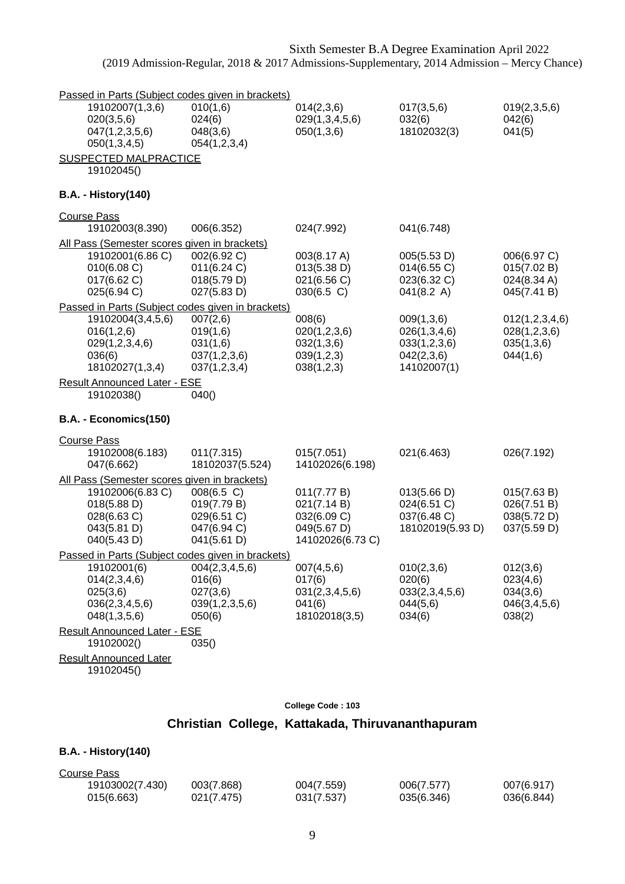Passed in Parts (Subject codes given in brackets)

| | | | | |
|---|---|---|---|---|
| 19102007(1,3,6) | 010(1,6) | 014(2,3,6) | 017(3,5,6) | 019(2,3,5,6) |
| 020(3,5,6) | 024(6) | 029(1,3,4,5,6) | 032(6) | 042(6) |
| 047(1,2,3,5,6) | 048(3,6) | 050(1,3,6) | 18102032(3) | 041(5) |
| 050(1,3,4,5) | 054(1,2,3,4) | | | |

SUSPECTED MALPRACTICE

19102045()

**B.A. - History(140)**

Course Pass

| | | | |
|---|---|---|---|
| 19102003(8.390) | 006(6.352) | 024(7.992) | 041(6.748) |

All Pass (Semester scores given in brackets)

| | | | | |
|---|---|---|---|---|
| 19102001(6.86 C) | 002(6.92 C) | 003(8.17 A) | 005(5.53 D) | 006(6.97 C) |
| 010(6.08 C) | 011(6.24 C) | 013(5.38 D) | 014(6.55 C) | 015(7.02 B) |
| 017(6.62 C) | 018(5.79 D) | 021(6.56 C) | 023(6.32 C) | 024(8.34 A) |
| 025(6.94 C) | 027(5.83 D) | 030(6.5 C) | 041(8.2 A) | 045(7.41 B) |

Passed in Parts (Subject codes given in brackets)

| | | | | |
|---|---|---|---|---|
| 19102004(3,4,5,6) | 007(2,6) | 008(6) | 009(1,3,6) | 012(1,2,3,4,6) |
| 016(1,2,6) | 019(1,6) | 020(1,2,3,6) | 026(1,3,4,6) | 028(1,2,3,6) |
| 029(1,2,3,4,6) | 031(1,6) | 032(1,3,6) | 033(1,2,3,6) | 035(1,3,6) |
| 036(6) | 037(1,2,3,6) | 039(1,2,3) | 042(2,3,6) | 044(1,6) |
| 18102027(1,3,4) | 037(1,2,3,4) | 038(1,2,3) | 14102007(1) | |

Result Announced Later - ESE

19102038() 040()

**B.A. - Economics(150)**

Course Pass

| | | | | |
|---|---|---|---|---|
| 19102008(6.183) | 011(7.315) | 015(7.051) | 021(6.463) | 026(7.192) |
| 047(6.662) | 18102037(5.524) | 14102026(6.198) | | |

All Pass (Semester scores given in brackets)

| | | | | |
|---|---|---|---|---|
| 19102006(6.83 C) | 008(6.5 C) | 011(7.77 B) | 013(5.66 D) | 015(7.63 B) |
| 018(5.88 D) | 019(7.79 B) | 021(7.14 B) | 024(6.51 C) | 026(7.51 B) |
| 028(6.63 C) | 029(6.51 C) | 032(6.09 C) | 037(6.48 C) | 038(5.72 D) |
| 043(5.81 D) | 047(6.94 C) | 049(5.67 D) | 18102019(5.93 D) | 037(5.59 D) |
| 040(5.43 D) | 041(5.61 D) | 14102026(6.73 C) | | |

Passed in Parts (Subject codes given in brackets)

| | | | | |
|---|---|---|---|---|
| 19102001(6) | 004(2,3,4,5,6) | 007(4,5,6) | 010(2,3,6) | 012(3,6) |
| 014(2,3,4,6) | 016(6) | 017(6) | 020(6) | 023(4,6) |
| 025(3,6) | 027(3,6) | 031(2,3,4,5,6) | 033(2,3,4,5,6) | 034(3,6) |
| 036(2,3,4,5,6) | 039(1,2,3,5,6) | 041(6) | 044(5,6) | 046(3,4,5,6) |
| 048(1,3,5,6) | 050(6) | 18102018(3,5) | 034(6) | 038(2) |

Result Announced Later - ESE

19102002() 035()

Result Announced Later

19102045()

College Code : 103

## Christian College, Kattakada, Thiruvananthapuram

**B.A. - History(140)**

Course Pass

| | | | | |
|---|---|---|---|---|
| 19103002(7.430) | 003(7.868) | 004(7.559) | 006(7.577) | 007(6.917) |
| 015(6.663) | 021(7.475) | 031(7.537) | 035(6.346) | 036(6.844) |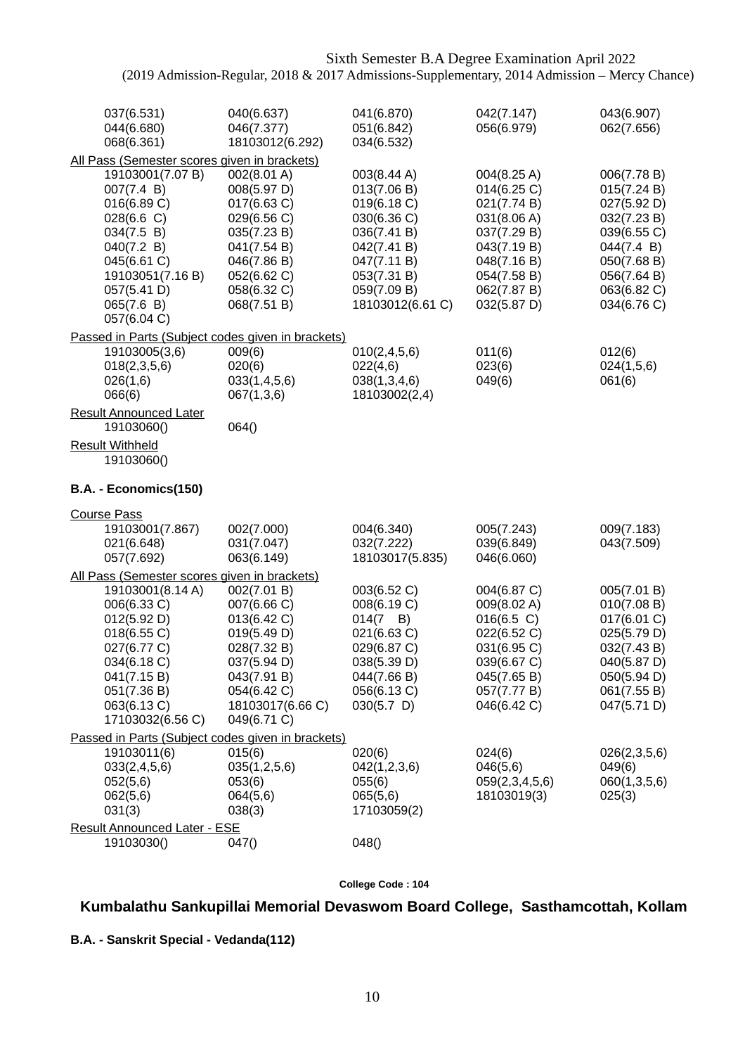| | | | | |
|---|---|---|---|---|
| 037(6.531) | 040(6.637) | 041(6.870) | 042(7.147) | 043(6.907) |
| 044(6.680) | 046(7.377) | 051(6.842) | 056(6.979) | 062(7.656) |
| 068(6.361) | 18103012(6.292) | 034(6.532) | | |

All Pass (Semester scores given in brackets)

| | | | | |
|---|---|---|---|---|
| 19103001(7.07 B) | 002(8.01 A) | 003(8.44 A) | 004(8.25 A) | 006(7.78 B) |
| 007(7.4 B) | 008(5.97 D) | 013(7.06 B) | 014(6.25 C) | 015(7.24 B) |
| 016(6.89 C) | 017(6.63 C) | 019(6.18 C) | 021(7.74 B) | 027(5.92 D) |
| 028(6.6 C) | 029(6.56 C) | 030(6.36 C) | 031(8.06 A) | 032(7.23 B) |
| 034(7.5 B) | 035(7.23 B) | 036(7.41 B) | 037(7.29 B) | 039(6.55 C) |
| 040(7.2 B) | 041(7.54 B) | 042(7.41 B) | 043(7.19 B) | 044(7.4 B) |
| 045(6.61 C) | 046(7.86 B) | 047(7.11 B) | 048(7.16 B) | 050(7.68 B) |
| 19103051(7.16 B) | 052(6.62 C) | 053(7.31 B) | 054(7.58 B) | 056(7.64 B) |
| 057(5.41 D) | 058(6.32 C) | 059(7.09 B) | 062(7.87 B) | 063(6.82 C) |
| 065(7.6 B) | 068(7.51 B) | 18103012(6.61 C) | 032(5.87 D) | 034(6.76 C) |
| 057(6.04 C) | | | | |

Passed in Parts (Subject codes given in brackets)

| | | | | |
|---|---|---|---|---|
| 19103005(3,6) | 009(6) | 010(2,4,5,6) | 011(6) | 012(6) |
| 018(2,3,5,6) | 020(6) | 022(4,6) | 023(6) | 024(1,5,6) |
| 026(1,6) | 033(1,4,5,6) | 038(1,3,4,6) | 049(6) | 061(6) |
| 066(6) | 067(1,3,6) | 18103002(2,4) | | |

Result Announced Later

19103060()    064()

Result Withheld

19103060()

**B.A. - Economics(150)**

Course Pass

| | | | | |
|---|---|---|---|---|
| 19103001(7.867) | 002(7.000) | 004(6.340) | 005(7.243) | 009(7.183) |
| 021(6.648) | 031(7.047) | 032(7.222) | 039(6.849) | 043(7.509) |
| 057(7.692) | 063(6.149) | 18103017(5.835) | 046(6.060) | |

All Pass (Semester scores given in brackets)

| | | | | |
|---|---|---|---|---|
| 19103001(8.14 A) | 002(7.01 B) | 003(6.52 C) | 004(6.87 C) | 005(7.01 B) |
| 006(6.33 C) | 007(6.66 C) | 008(6.19 C) | 009(8.02 A) | 010(7.08 B) |
| 012(5.92 D) | 013(6.42 C) | 014(7 B) | 016(6.5 C) | 017(6.01 C) |
| 018(6.55 C) | 019(5.49 D) | 021(6.63 C) | 022(6.52 C) | 025(5.79 D) |
| 027(6.77 C) | 028(7.32 B) | 029(6.87 C) | 031(6.95 C) | 032(7.43 B) |
| 034(6.18 C) | 037(5.94 D) | 038(5.39 D) | 039(6.67 C) | 040(5.87 D) |
| 041(7.15 B) | 043(7.91 B) | 044(7.66 B) | 045(7.65 B) | 050(5.94 D) |
| 051(7.36 B) | 054(6.42 C) | 056(6.13 C) | 057(7.77 B) | 061(7.55 B) |
| 063(6.13 C) | 18103017(6.66 C) | 030(5.7 D) | 046(6.42 C) | 047(5.71 D) |
| 17103032(6.56 C) | 049(6.71 C) | | | |

Passed in Parts (Subject codes given in brackets)

| | | | | |
|---|---|---|---|---|
| 19103011(6) | 015(6) | 020(6) | 024(6) | 026(2,3,5,6) |
| 033(2,4,5,6) | 035(1,2,5,6) | 042(1,2,3,6) | 046(5,6) | 049(6) |
| 052(5,6) | 053(6) | 055(6) | 059(2,3,4,5,6) | 060(1,3,5,6) |
| 062(5,6) | 064(5,6) | 065(5,6) | 18103019(3) | 025(3) |
| 031(3) | 038(3) | 17103059(2) | | |

Result Announced Later - ESE

19103030()    047()    048()

College Code : 104

## Kumbalathu Sankupillai Memorial Devaswom Board College, Sasthamcottah, Kollam

**B.A. - Sanskrit Special - Vedanda(112)**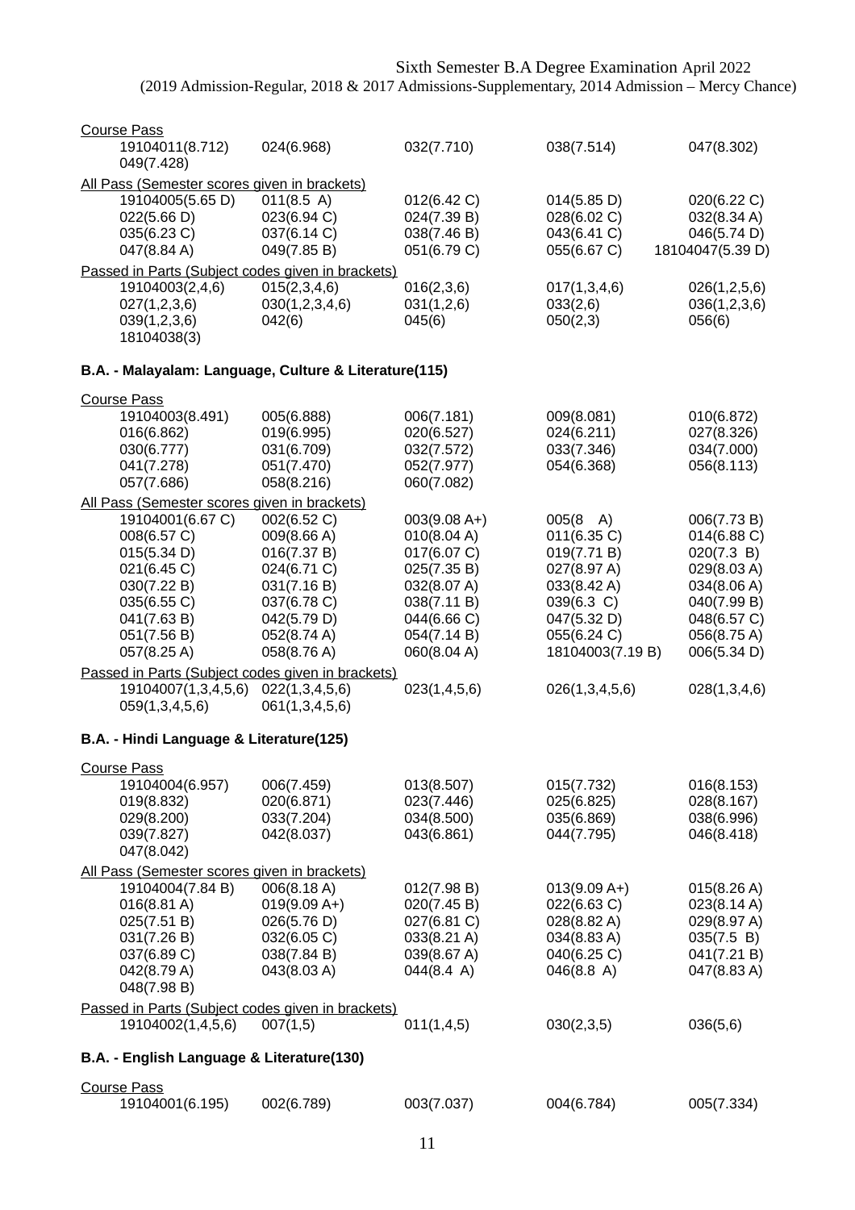Sixth Semester B.A Degree Examination April 2022
(2019 Admission-Regular, 2018 & 2017 Admissions-Supplementary, 2014 Admission – Mercy Chance)

Course Pass

19104011(8.712) 024(6.968) 032(7.710) 038(7.514) 047(8.302)
049(7.428)

All Pass (Semester scores given in brackets)

19104005(5.65 D) 011(8.5 A) 012(6.42 C) 014(5.85 D) 020(6.22 C)
022(5.66 D) 023(6.94 C) 024(7.39 B) 028(6.02 C) 032(8.34 A)
035(6.23 C) 037(6.14 C) 038(7.46 B) 043(6.41 C) 046(5.74 D)
047(8.84 A) 049(7.85 B) 051(6.79 C) 055(6.67 C) 18104047(5.39 D)

Passed in Parts (Subject codes given in brackets)

19104003(2,4,6) 015(2,3,4,6) 016(2,3,6) 017(1,3,4,6) 026(1,2,5,6)
027(1,2,3,6) 030(1,2,3,4,6) 031(1,2,6) 033(2,6) 036(1,2,3,6)
039(1,2,3,6) 042(6) 045(6) 050(2,3) 056(6)
18104038(3)

### B.A. - Malayalam: Language, Culture & Literature(115)

Course Pass

19104003(8.491) 005(6.888) 006(7.181) 009(8.081) 010(6.872)
016(6.862) 019(6.995) 020(6.527) 024(6.211) 027(8.326)
030(6.777) 031(6.709) 032(7.572) 033(7.346) 034(7.000)
041(7.278) 051(7.470) 052(7.977) 054(6.368) 056(8.113)
057(7.686) 058(8.216) 060(7.082)

All Pass (Semester scores given in brackets)

19104001(6.67 C) 002(6.52 C) 003(9.08 A+) 005(8 A) 006(7.73 B)
008(6.57 C) 009(8.66 A) 010(8.04 A) 011(6.35 C) 014(6.88 C)
015(5.34 D) 016(7.37 B) 017(6.07 C) 019(7.71 B) 020(7.3 B)
021(6.45 C) 024(6.71 C) 025(7.35 B) 027(8.97 A) 029(8.03 A)
030(7.22 B) 031(7.16 B) 032(8.07 A) 033(8.42 A) 034(8.06 A)
035(6.55 C) 037(6.78 C) 038(7.11 B) 039(6.3 C) 040(7.99 B)
041(7.63 B) 042(5.79 D) 044(6.66 C) 047(5.32 D) 048(6.57 C)
051(7.56 B) 052(8.74 A) 054(7.14 B) 055(6.24 C) 056(8.75 A)
057(8.25 A) 058(8.76 A) 060(8.04 A) 18104003(7.19 B) 006(5.34 D)

Passed in Parts (Subject codes given in brackets)

19104007(1,3,4,5,6) 022(1,3,4,5,6) 023(1,4,5,6) 026(1,3,4,5,6) 028(1,3,4,6)
059(1,3,4,5,6) 061(1,3,4,5,6)

### B.A. - Hindi Language & Literature(125)

Course Pass

19104004(6.957) 006(7.459) 013(8.507) 015(7.732) 016(8.153)
019(8.832) 020(6.871) 023(7.446) 025(6.825) 028(8.167)
029(8.200) 033(7.204) 034(8.500) 035(6.869) 038(6.996)
039(7.827) 042(8.037) 043(6.861) 044(7.795) 046(8.418)
047(8.042)

All Pass (Semester scores given in brackets)

19104004(7.84 B) 006(8.18 A) 012(7.98 B) 013(9.09 A+) 015(8.26 A)
016(8.81 A) 019(9.09 A+) 020(7.45 B) 022(6.63 C) 023(8.14 A)
025(7.51 B) 026(5.76 D) 027(6.81 C) 028(8.82 A) 029(8.97 A)
031(7.26 B) 032(6.05 C) 033(8.21 A) 034(8.83 A) 035(7.5 B)
037(6.89 C) 038(7.84 B) 039(8.67 A) 040(6.25 C) 041(7.21 B)
042(8.79 A) 043(8.03 A) 044(8.4 A) 046(8.8 A) 047(8.83 A)
048(7.98 B)

Passed in Parts (Subject codes given in brackets)

19104002(1,4,5,6) 007(1,5) 011(1,4,5) 030(2,3,5) 036(5,6)

### B.A. - English Language & Literature(130)

Course Pass

19104001(6.195) 002(6.789) 003(7.037) 004(6.784) 005(7.334)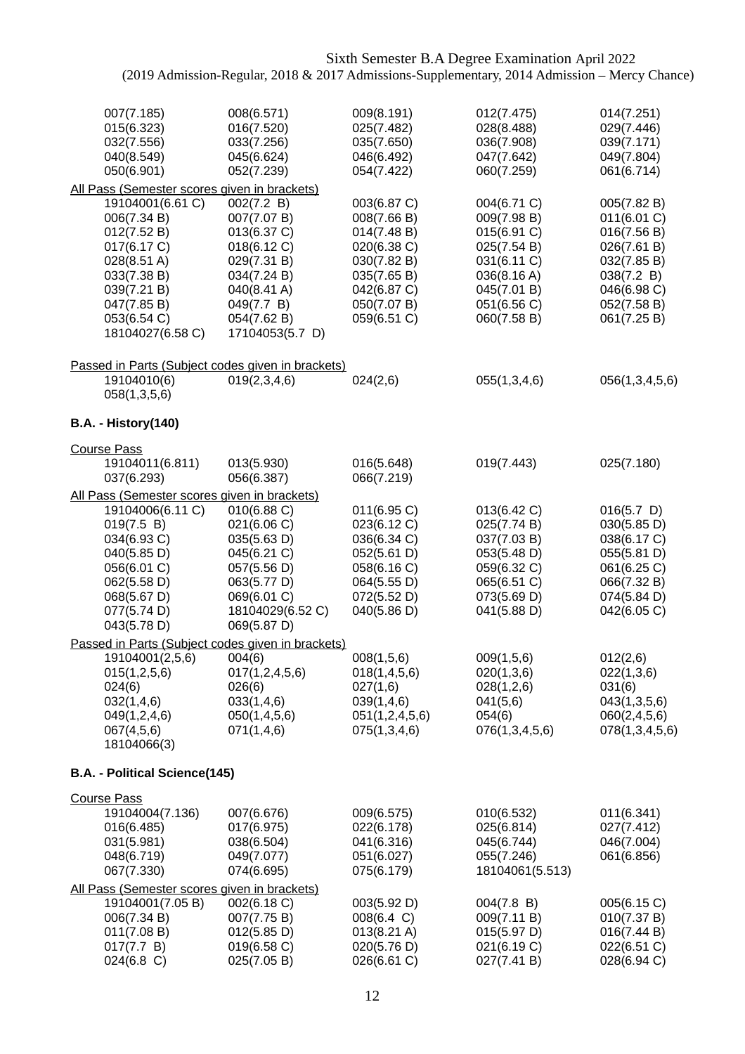Sixth Semester B.A Degree Examination April 2022
(2019 Admission-Regular, 2018 & 2017 Admissions-Supplementary, 2014 Admission – Mercy Chance)

| | | | | |
|---|---|---|---|---|
| 007(7.185) | 008(6.571) | 009(8.191) | 012(7.475) | 014(7.251) |
| 015(6.323) | 016(7.520) | 025(7.482) | 028(8.488) | 029(7.446) |
| 032(7.556) | 033(7.256) | 035(7.650) | 036(7.908) | 039(7.171) |
| 040(8.549) | 045(6.624) | 046(6.492) | 047(7.642) | 049(7.804) |
| 050(6.901) | 052(7.239) | 054(7.422) | 060(7.259) | 061(6.714) |

All Pass (Semester scores given in brackets)

| | | | | |
|---|---|---|---|---|
| 19104001(6.61 C) | 002(7.2 B) | 003(6.87 C) | 004(6.71 C) | 005(7.82 B) |
| 006(7.34 B) | 007(7.07 B) | 008(7.66 B) | 009(7.98 B) | 011(6.01 C) |
| 012(7.52 B) | 013(6.37 C) | 014(7.48 B) | 015(6.91 C) | 016(7.56 B) |
| 017(6.17 C) | 018(6.12 C) | 020(6.38 C) | 025(7.54 B) | 026(7.61 B) |
| 028(8.51 A) | 029(7.31 B) | 030(7.82 B) | 031(6.11 C) | 032(7.85 B) |
| 033(7.38 B) | 034(7.24 B) | 035(7.65 B) | 036(8.16 A) | 038(7.2 B) |
| 039(7.21 B) | 040(8.41 A) | 042(6.87 C) | 045(7.01 B) | 046(6.98 C) |
| 047(7.85 B) | 049(7.7 B) | 050(7.07 B) | 051(6.56 C) | 052(7.58 B) |
| 053(6.54 C) | 054(7.62 B) | 059(6.51 C) | 060(7.58 B) | 061(7.25 B) |
| 18104027(6.58 C) | 17104053(5.7 D) | | | |

Passed in Parts (Subject codes given in brackets)

| | | | | |
|---|---|---|---|---|
| 19104010(6) | 019(2,3,4,6) | 024(2,6) | 055(1,3,4,6) | 056(1,3,4,5,6) |
| 058(1,3,5,6) | | | | |

**B.A. - History(140)**

Course Pass

| | | | | |
|---|---|---|---|---|
| 19104011(6.811) | 013(5.930) | 016(5.648) | 019(7.443) | 025(7.180) |
| 037(6.293) | 056(6.387) | 066(7.219) | | |

All Pass (Semester scores given in brackets)

| | | | | |
|---|---|---|---|---|
| 19104006(6.11 C) | 010(6.88 C) | 011(6.95 C) | 013(6.42 C) | 016(5.7 D) |
| 019(7.5 B) | 021(6.06 C) | 023(6.12 C) | 025(7.74 B) | 030(5.85 D) |
| 034(6.93 C) | 035(5.63 D) | 036(6.34 C) | 037(7.03 B) | 038(6.17 C) |
| 040(5.85 D) | 045(6.21 C) | 052(5.61 D) | 053(5.48 D) | 055(5.81 D) |
| 056(6.01 C) | 057(5.56 D) | 058(6.16 C) | 059(6.32 C) | 061(6.25 C) |
| 062(5.58 D) | 063(5.77 D) | 064(5.55 D) | 065(6.51 C) | 066(7.32 B) |
| 068(5.67 D) | 069(6.01 C) | 072(5.52 D) | 073(5.69 D) | 074(5.84 D) |
| 077(5.74 D) | 18104029(6.52 C) | 040(5.86 D) | 041(5.88 D) | 042(6.05 C) |
| 043(5.78 D) | 069(5.87 D) | | | |

Passed in Parts (Subject codes given in brackets)

| | | | | |
|---|---|---|---|---|
| 19104001(2,5,6) | 004(6) | 008(1,5,6) | 009(1,5,6) | 012(2,6) |
| 015(1,2,5,6) | 017(1,2,4,5,6) | 018(1,4,5,6) | 020(1,3,6) | 022(1,3,6) |
| 024(6) | 026(6) | 027(1,6) | 028(1,2,6) | 031(6) |
| 032(1,4,6) | 033(1,4,6) | 039(1,4,6) | 041(5,6) | 043(1,3,5,6) |
| 049(1,2,4,6) | 050(1,4,5,6) | 051(1,2,4,5,6) | 054(6) | 060(2,4,5,6) |
| 067(4,5,6) | 071(1,4,6) | 075(1,3,4,6) | 076(1,3,4,5,6) | 078(1,3,4,5,6) |
| 18104066(3) | | | | |

**B.A. - Political Science(145)**

Course Pass

| | | | | |
|---|---|---|---|---|
| 19104004(7.136) | 007(6.676) | 009(6.575) | 010(6.532) | 011(6.341) |
| 016(6.485) | 017(6.975) | 022(6.178) | 025(6.814) | 027(7.412) |
| 031(5.981) | 038(6.504) | 041(6.316) | 045(6.744) | 046(7.004) |
| 048(6.719) | 049(7.077) | 051(6.027) | 055(7.246) | 061(6.856) |
| 067(7.330) | 074(6.695) | 075(6.179) | 18104061(5.513) | |

All Pass (Semester scores given in brackets)

| | | | | |
|---|---|---|---|---|
| 19104001(7.05 B) | 002(6.18 C) | 003(5.92 D) | 004(7.8 B) | 005(6.15 C) |
| 006(7.34 B) | 007(7.75 B) | 008(6.4 C) | 009(7.11 B) | 010(7.37 B) |
| 011(7.08 B) | 012(5.85 D) | 013(8.21 A) | 015(5.97 D) | 016(7.44 B) |
| 017(7.7 B) | 019(6.58 C) | 020(5.76 D) | 021(6.19 C) | 022(6.51 C) |
| 024(6.8 C) | 025(7.05 B) | 026(6.61 C) | 027(7.41 B) | 028(6.94 C) |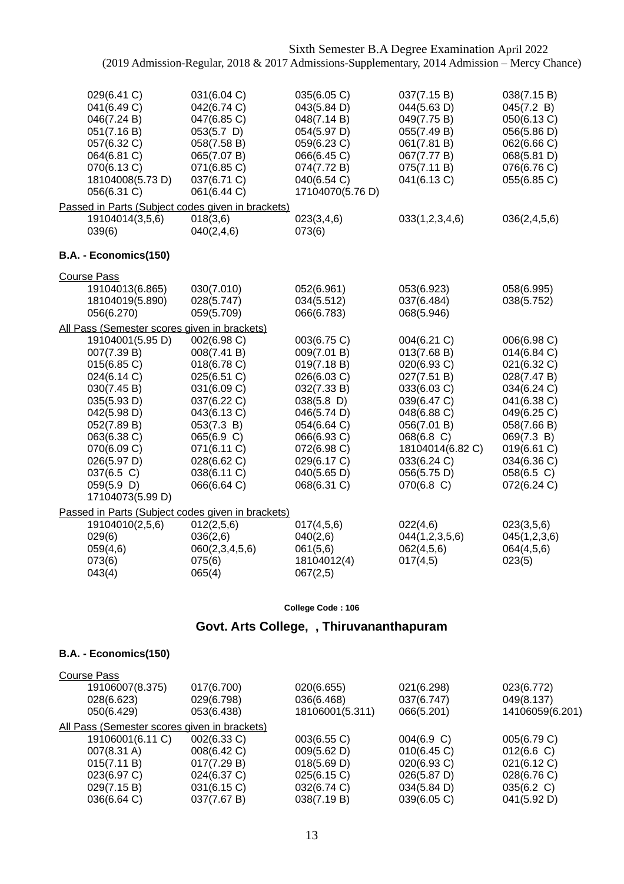Sixth Semester B.A Degree Examination April 2022
(2019 Admission-Regular, 2018 & 2017 Admissions-Supplementary, 2014 Admission – Mercy Chance)

| | | | | |
|---|---|---|---|---|
| 029(6.41 C) | 031(6.04 C) | 035(6.05 C) | 037(7.15 B) | 038(7.15 B) |
| 041(6.49 C) | 042(6.74 C) | 043(5.84 D) | 044(5.63 D) | 045(7.2 B) |
| 046(7.24 B) | 047(6.85 C) | 048(7.14 B) | 049(7.75 B) | 050(6.13 C) |
| 051(7.16 B) | 053(5.7 D) | 054(5.97 D) | 055(7.49 B) | 056(5.86 D) |
| 057(6.32 C) | 058(7.58 B) | 059(6.23 C) | 061(7.81 B) | 062(6.66 C) |
| 064(6.81 C) | 065(7.07 B) | 066(6.45 C) | 067(7.77 B) | 068(5.81 D) |
| 070(6.13 C) | 071(6.85 C) | 074(7.72 B) | 075(7.11 B) | 076(6.76 C) |
| 18104008(5.73 D) | 037(6.71 C) | 040(6.54 C) | 041(6.13 C) | 055(6.85 C) |
| 056(6.31 C) | 061(6.44 C) | 17104070(5.76 D) | | |

Passed in Parts (Subject codes given in brackets)

| | | | | |
|---|---|---|---|---|
| 19104014(3,5,6) | 018(3,6) | 023(3,4,6) | 033(1,2,3,4,6) | 036(2,4,5,6) |
| 039(6) | 040(2,4,6) | 073(6) | | |

**B.A. - Economics(150)**

Course Pass

| | | | | |
|---|---|---|---|---|
| 19104013(6.865) | 030(7.010) | 052(6.961) | 053(6.923) | 058(6.995) |
| 18104019(5.890) | 028(5.747) | 034(5.512) | 037(6.484) | 038(5.752) |
| 056(6.270) | 059(5.709) | 066(6.783) | 068(5.946) | |

All Pass (Semester scores given in brackets)

| | | | | |
|---|---|---|---|---|
| 19104001(5.95 D) | 002(6.98 C) | 003(6.75 C) | 004(6.21 C) | 006(6.98 C) |
| 007(7.39 B) | 008(7.41 B) | 009(7.01 B) | 013(7.68 B) | 014(6.84 C) |
| 015(6.85 C) | 018(6.78 C) | 019(7.18 B) | 020(6.93 C) | 021(6.32 C) |
| 024(6.14 C) | 025(6.51 C) | 026(6.03 C) | 027(7.51 B) | 028(7.47 B) |
| 030(7.45 B) | 031(6.09 C) | 032(7.33 B) | 033(6.03 C) | 034(6.24 C) |
| 035(5.93 D) | 037(6.22 C) | 038(5.8 D) | 039(6.47 C) | 041(6.38 C) |
| 042(5.98 D) | 043(6.13 C) | 046(5.74 D) | 048(6.88 C) | 049(6.25 C) |
| 052(7.89 B) | 053(7.3 B) | 054(6.64 C) | 056(7.01 B) | 058(7.66 B) |
| 063(6.38 C) | 065(6.9 C) | 066(6.93 C) | 068(6.8 C) | 069(7.3 B) |
| 070(6.09 C) | 071(6.11 C) | 072(6.98 C) | 18104014(6.82 C) | 019(6.61 C) |
| 026(5.97 D) | 028(6.62 C) | 029(6.17 C) | 033(6.24 C) | 034(6.36 C) |
| 037(6.5 C) | 038(6.11 C) | 040(5.65 D) | 056(5.75 D) | 058(6.5 C) |
| 059(5.9 D) | 066(6.64 C) | 068(6.31 C) | 070(6.8 C) | 072(6.24 C) |
| 17104073(5.99 D) | | | | |

Passed in Parts (Subject codes given in brackets)

| | | | | |
|---|---|---|---|---|
| 19104010(2,5,6) | 012(2,5,6) | 017(4,5,6) | 022(4,6) | 023(3,5,6) |
| 029(6) | 036(2,6) | 040(2,6) | 044(1,2,3,5,6) | 045(1,2,3,6) |
| 059(4,6) | 060(2,3,4,5,6) | 061(5,6) | 062(4,5,6) | 064(4,5,6) |
| 073(6) | 075(6) | 18104012(4) | 017(4,5) | 023(5) |
| 043(4) | 065(4) | 067(2,5) | | |

**College Code : 106**

## Govt. Arts College, , Thiruvananthapuram

**B.A. - Economics(150)**

Course Pass

| | | | | |
|---|---|---|---|---|
| 19106007(8.375) | 017(6.700) | 020(6.655) | 021(6.298) | 023(6.772) |
| 028(6.623) | 029(6.798) | 036(6.468) | 037(6.747) | 049(8.137) |
| 050(6.429) | 053(6.438) | 18106001(5.311) | 066(5.201) | 14106059(6.201) |

All Pass (Semester scores given in brackets)

| | | | | |
|---|---|---|---|---|
| 19106001(6.11 C) | 002(6.33 C) | 003(6.55 C) | 004(6.9 C) | 005(6.79 C) |
| 007(8.31 A) | 008(6.42 C) | 009(5.62 D) | 010(6.45 C) | 012(6.6 C) |
| 015(7.11 B) | 017(7.29 B) | 018(5.69 D) | 020(6.93 C) | 021(6.12 C) |
| 023(6.97 C) | 024(6.37 C) | 025(6.15 C) | 026(5.87 D) | 028(6.76 C) |
| 029(7.15 B) | 031(6.15 C) | 032(6.74 C) | 034(5.84 D) | 035(6.2 C) |
| 036(6.64 C) | 037(7.67 B) | 038(7.19 B) | 039(6.05 C) | 041(5.92 D) |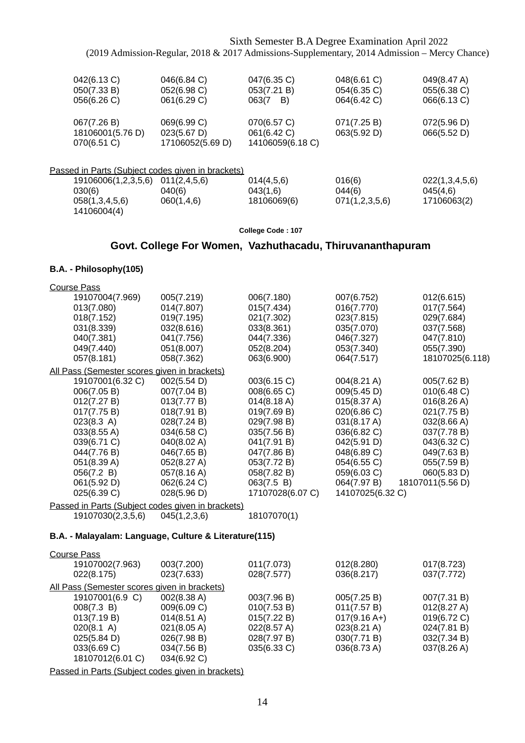Sixth Semester B.A Degree Examination April 2022
(2019 Admission-Regular, 2018 & 2017 Admissions-Supplementary, 2014 Admission – Mercy Chance)

| | | | | |
|---|---|---|---|---|
| 042(6.13 C) | 046(6.84 C) | 047(6.35 C) | 048(6.61 C) | 049(8.47 A) |
| 050(7.33 B) | 052(6.98 C) | 053(7.21 B) | 054(6.35 C) | 055(6.38 C) |
| 056(6.26 C) | 061(6.29 C) | 063(7 B) | 064(6.42 C) | 066(6.13 C) |
| 067(7.26 B) | 069(6.99 C) | 070(6.57 C) | 071(7.25 B) | 072(5.96 D) |
| 18106001(5.76 D) | 023(5.67 D) | 061(6.42 C) | 063(5.92 D) | 066(5.52 D) |
| 070(6.51 C) | 17106052(5.69 D) | 14106059(6.18 C) | | |

Passed in Parts (Subject codes given in brackets)

| | | | | |
|---|---|---|---|---|
| 19106006(1,2,3,5,6) | 011(2,4,5,6) | 014(4,5,6) | 016(6) | 022(1,3,4,5,6) |
| 030(6) | 040(6) | 043(1,6) | 044(6) | 045(4,6) |
| 058(1,3,4,5,6) | 060(1,4,6) | 18106069(6) | 071(1,2,3,5,6) | 17106063(2) |
| 14106004(4) | | | | |

**College Code : 107**

## Govt. College For Women, Vazhuthacadu, Thiruvananthapuram

### B.A. - Philosophy(105)

Course Pass

| | | | | |
|---|---|---|---|---|
| 19107004(7.969) | 005(7.219) | 006(7.180) | 007(6.752) | 012(6.615) |
| 013(7.080) | 014(7.807) | 015(7.434) | 016(7.770) | 017(7.564) |
| 018(7.152) | 019(7.195) | 021(7.302) | 023(7.815) | 029(7.684) |
| 031(8.339) | 032(8.616) | 033(8.361) | 035(7.070) | 037(7.568) |
| 040(7.381) | 041(7.756) | 044(7.336) | 046(7.327) | 047(7.810) |
| 049(7.440) | 051(8.007) | 052(8.204) | 053(7.340) | 055(7.390) |
| 057(8.181) | 058(7.362) | 063(6.900) | 064(7.517) | 18107025(6.118) |

All Pass (Semester scores given in brackets)

| | | | | |
|---|---|---|---|---|
| 19107001(6.32 C) | 002(5.54 D) | 003(6.15 C) | 004(8.21 A) | 005(7.62 B) |
| 006(7.05 B) | 007(7.04 B) | 008(6.65 C) | 009(5.45 D) | 010(6.48 C) |
| 012(7.27 B) | 013(7.77 B) | 014(8.18 A) | 015(8.37 A) | 016(8.26 A) |
| 017(7.75 B) | 018(7.91 B) | 019(7.69 B) | 020(6.86 C) | 021(7.75 B) |
| 023(8.3 A) | 028(7.24 B) | 029(7.98 B) | 031(8.17 A) | 032(8.66 A) |
| 033(8.55 A) | 034(6.58 C) | 035(7.56 B) | 036(6.82 C) | 037(7.78 B) |
| 039(6.71 C) | 040(8.02 A) | 041(7.91 B) | 042(5.91 D) | 043(6.32 C) |
| 044(7.76 B) | 046(7.65 B) | 047(7.86 B) | 048(6.89 C) | 049(7.63 B) |
| 051(8.39 A) | 052(8.27 A) | 053(7.72 B) | 054(6.55 C) | 055(7.59 B) |
| 056(7.2 B) | 057(8.16 A) | 058(7.82 B) | 059(6.03 C) | 060(5.83 D) |
| 061(5.92 D) | 062(6.24 C) | 063(7.5 B) | 064(7.97 B) | 18107011(5.56 D) |
| 025(6.39 C) | 028(5.96 D) | 17107028(6.07 C) | 14107025(6.32 C) | |

Passed in Parts (Subject codes given in brackets)

| | | |
|---|---|---|
| 19107030(2,3,5,6) | 045(1,2,3,6) | 18107070(1) |

### B.A. - Malayalam: Language, Culture & Literature(115)

Course Pass

| | | | | |
|---|---|---|---|---|
| 19107002(7.963) | 003(7.200) | 011(7.073) | 012(8.280) | 017(8.723) |
| 022(8.175) | 023(7.633) | 028(7.577) | 036(8.217) | 037(7.772) |

All Pass (Semester scores given in brackets)

| | | | | |
|---|---|---|---|---|
| 19107001(6.9 C) | 002(8.38 A) | 003(7.96 B) | 005(7.25 B) | 007(7.31 B) |
| 008(7.3 B) | 009(6.09 C) | 010(7.53 B) | 011(7.57 B) | 012(8.27 A) |
| 013(7.19 B) | 014(8.51 A) | 015(7.22 B) | 017(9.16 A+) | 019(6.72 C) |
| 020(8.1 A) | 021(8.05 A) | 022(8.57 A) | 023(8.21 A) | 024(7.81 B) |
| 025(5.84 D) | 026(7.98 B) | 028(7.97 B) | 030(7.71 B) | 032(7.34 B) |
| 033(6.69 C) | 034(7.56 B) | 035(6.33 C) | 036(8.73 A) | 037(8.26 A) |
| 18107012(6.01 C) | 034(6.92 C) | | | |

Passed in Parts (Subject codes given in brackets)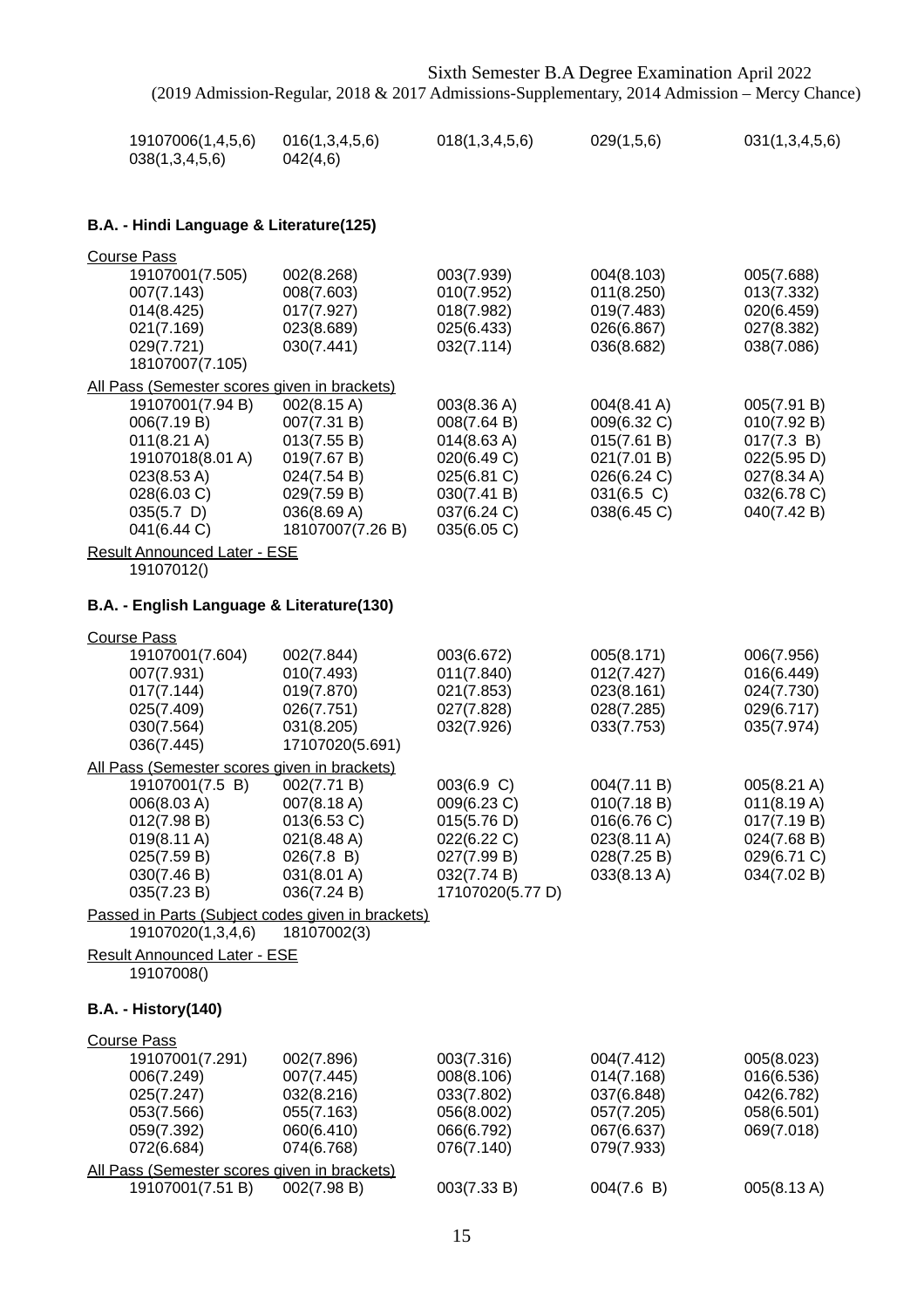19107006(1,4,5,6) 016(1,3,4,5,6) 018(1,3,4,5,6) 029(1,5,6) 031(1,3,4,5,6)
038(1,3,4,5,6) 042(4,6)

**B.A. - Hindi Language & Literature(125)**

Course Pass

19107001(7.505) 002(8.268) 003(7.939) 004(8.103) 005(7.688)
007(7.143) 008(7.603) 010(7.952) 011(8.250) 013(7.332)
014(8.425) 017(7.927) 018(7.982) 019(7.483) 020(6.459)
021(7.169) 023(8.689) 025(6.433) 026(6.867) 027(8.382)
029(7.721) 030(7.441) 032(7.114) 036(8.682) 038(7.086)
18107007(7.105)

All Pass (Semester scores given in brackets)

19107001(7.94 B) 002(8.15 A) 003(8.36 A) 004(8.41 A) 005(7.91 B)
006(7.19 B) 007(7.31 B) 008(7.64 B) 009(6.32 C) 010(7.92 B)
011(8.21 A) 013(7.55 B) 014(8.63 A) 015(7.61 B) 017(7.3 B)
19107018(8.01 A) 019(7.67 B) 020(6.49 C) 021(7.01 B) 022(5.95 D)
023(8.53 A) 024(7.54 B) 025(6.81 C) 026(6.24 C) 027(8.34 A)
028(6.03 C) 029(7.59 B) 030(7.41 B) 031(6.5 C) 032(6.78 C)
035(5.7 D) 036(8.69 A) 037(6.24 C) 038(6.45 C) 040(7.42 B)
041(6.44 C) 18107007(7.26 B) 035(6.05 C)

Result Announced Later - ESE

19107012()

**B.A. - English Language & Literature(130)**

Course Pass

19107001(7.604) 002(7.844) 003(6.672) 005(8.171) 006(7.956)
007(7.931) 010(7.493) 011(7.840) 012(7.427) 016(6.449)
017(7.144) 019(7.870) 021(7.853) 023(8.161) 024(7.730)
025(7.409) 026(7.751) 027(7.828) 028(7.285) 029(6.717)
030(7.564) 031(8.205) 032(7.926) 033(7.753) 035(7.974)
036(7.445) 17107020(5.691)

All Pass (Semester scores given in brackets)

19107001(7.5 B) 002(7.71 B) 003(6.9 C) 004(7.11 B) 005(8.21 A)
006(8.03 A) 007(8.18 A) 009(6.23 C) 010(7.18 B) 011(8.19 A)
012(7.98 B) 013(6.53 C) 015(5.76 D) 016(6.76 C) 017(7.19 B)
019(8.11 A) 021(8.48 A) 022(6.22 C) 023(8.11 A) 024(7.68 B)
025(7.59 B) 026(7.8 B) 027(7.99 B) 028(7.25 B) 029(6.71 C)
030(7.46 B) 031(8.01 A) 032(7.74 B) 033(8.13 A) 034(7.02 B)
035(7.23 B) 036(7.24 B) 17107020(5.77 D)

Passed in Parts (Subject codes given in brackets)

19107020(1,3,4,6) 18107002(3)

Result Announced Later - ESE

19107008()

**B.A. - History(140)**

Course Pass

19107001(7.291) 002(7.896) 003(7.316) 004(7.412) 005(8.023)
006(7.249) 007(7.445) 008(8.106) 014(7.168) 016(6.536)
025(7.247) 032(8.216) 033(7.802) 037(6.848) 042(6.782)
053(7.566) 055(7.163) 056(8.002) 057(7.205) 058(6.501)
059(7.392) 060(6.410) 066(6.792) 067(6.637) 069(7.018)
072(6.684) 074(6.768) 076(7.140) 079(7.933)

All Pass (Semester scores given in brackets)

19107001(7.51 B) 002(7.98 B) 003(7.33 B) 004(7.6 B) 005(8.13 A)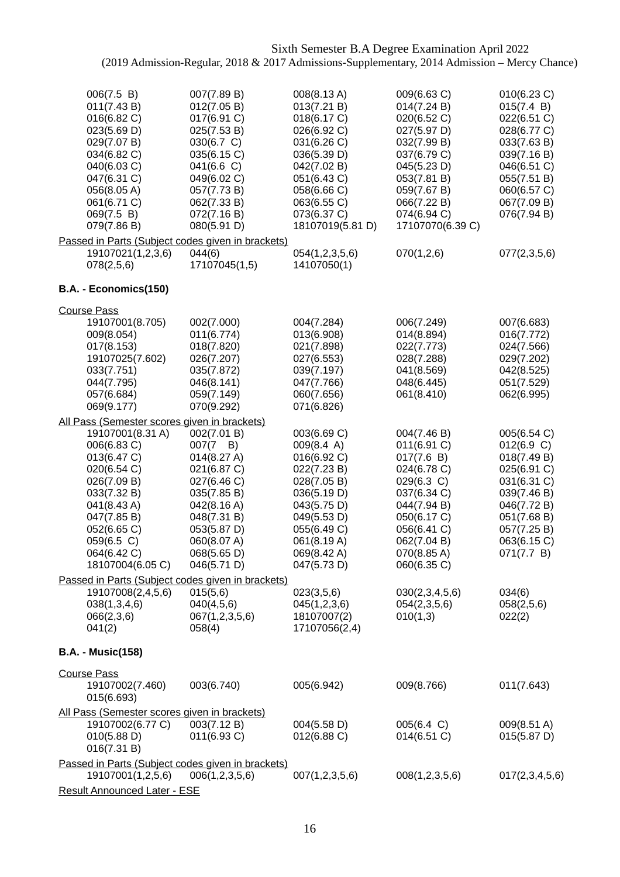Sixth Semester B.A Degree Examination April 2022
(2019 Admission-Regular, 2018 & 2017 Admissions-Supplementary, 2014 Admission – Mercy Chance)

| | | | | |
|---|---|---|---|---|
| 006(7.5 B) | 007(7.89 B) | 008(8.13 A) | 009(6.63 C) | 010(6.23 C) |
| 011(7.43 B) | 012(7.05 B) | 013(7.21 B) | 014(7.24 B) | 015(7.4 B) |
| 016(6.82 C) | 017(6.91 C) | 018(6.17 C) | 020(6.52 C) | 022(6.51 C) |
| 023(5.69 D) | 025(7.53 B) | 026(6.92 C) | 027(5.97 D) | 028(6.77 C) |
| 029(7.07 B) | 030(6.7 C) | 031(6.26 C) | 032(7.99 B) | 033(7.63 B) |
| 034(6.82 C) | 035(6.15 C) | 036(5.39 D) | 037(6.79 C) | 039(7.16 B) |
| 040(6.03 C) | 041(6.6 C) | 042(7.02 B) | 045(5.23 D) | 046(6.51 C) |
| 047(6.31 C) | 049(6.02 C) | 051(6.43 C) | 053(7.81 B) | 055(7.51 B) |
| 056(8.05 A) | 057(7.73 B) | 058(6.66 C) | 059(7.67 B) | 060(6.57 C) |
| 061(6.71 C) | 062(7.33 B) | 063(6.55 C) | 066(7.22 B) | 067(7.09 B) |
| 069(7.5 B) | 072(7.16 B) | 073(6.37 C) | 074(6.94 C) | 076(7.94 B) |
| 079(7.86 B) | 080(5.91 D) | 18107019(5.81 D) | 17107070(6.39 C) | |

Passed in Parts (Subject codes given in brackets)

| | | | | |
|---|---|---|---|---|
| 19107021(1,2,3,6) | 044(6) | 054(1,2,3,5,6) | 070(1,2,6) | 077(2,3,5,6) |
| 078(2,5,6) | 17107045(1,5) | 14107050(1) | | |

**B.A. - Economics(150)**

Course Pass

| | | | | |
|---|---|---|---|---|
| 19107001(8.705) | 002(7.000) | 004(7.284) | 006(7.249) | 007(6.683) |
| 009(8.054) | 011(6.774) | 013(6.908) | 014(8.894) | 016(7.772) |
| 017(8.153) | 018(7.820) | 021(7.898) | 022(7.773) | 024(7.566) |
| 19107025(7.602) | 026(7.207) | 027(6.553) | 028(7.288) | 029(7.202) |
| 033(7.751) | 035(7.872) | 039(7.197) | 041(8.569) | 042(8.525) |
| 044(7.795) | 046(8.141) | 047(7.766) | 048(6.445) | 051(7.529) |
| 057(6.684) | 059(7.149) | 060(7.656) | 061(8.410) | 062(6.995) |
| 069(9.177) | 070(9.292) | 071(6.826) | | |

All Pass (Semester scores given in brackets)

| | | | | |
|---|---|---|---|---|
| 19107001(8.31 A) | 002(7.01 B) | 003(6.69 C) | 004(7.46 B) | 005(6.54 C) |
| 006(6.83 C) | 007(7 B) | 009(8.4 A) | 011(6.91 C) | 012(6.9 C) |
| 013(6.47 C) | 014(8.27 A) | 016(6.92 C) | 017(7.6 B) | 018(7.49 B) |
| 020(6.54 C) | 021(6.87 C) | 022(7.23 B) | 024(6.78 C) | 025(6.91 C) |
| 026(7.09 B) | 027(6.46 C) | 028(7.05 B) | 029(6.3 C) | 031(6.31 C) |
| 033(7.32 B) | 035(7.85 B) | 036(5.19 D) | 037(6.34 C) | 039(7.46 B) |
| 041(8.43 A) | 042(8.16 A) | 043(5.75 D) | 044(7.94 B) | 046(7.72 B) |
| 047(7.85 B) | 048(7.31 B) | 049(5.53 D) | 050(6.17 C) | 051(7.68 B) |
| 052(6.65 C) | 053(5.87 D) | 055(6.49 C) | 056(6.41 C) | 057(7.25 B) |
| 059(6.5 C) | 060(8.07 A) | 061(8.19 A) | 062(7.04 B) | 063(6.15 C) |
| 064(6.42 C) | 068(5.65 D) | 069(8.42 A) | 070(8.85 A) | 071(7.7 B) |
| 18107004(6.05 C) | 046(5.71 D) | 047(5.73 D) | 060(6.35 C) | |

Passed in Parts (Subject codes given in brackets)

| | | | | |
|---|---|---|---|---|
| 19107008(2,4,5,6) | 015(5,6) | 023(3,5,6) | 030(2,3,4,5,6) | 034(6) |
| 038(1,3,4,6) | 040(4,5,6) | 045(1,2,3,6) | 054(2,3,5,6) | 058(2,5,6) |
| 066(2,3,6) | 067(1,2,3,5,6) | 18107007(2) | 010(1,3) | 022(2) |
| 041(2) | 058(4) | 17107056(2,4) | | |

**B.A. - Music(158)**

Course Pass

| | | | | |
|---|---|---|---|---|
| 19107002(7.460) | 003(6.740) | 005(6.942) | 009(8.766) | 011(7.643) |
| 015(6.693) | | | | |

All Pass (Semester scores given in brackets)

| | | | | |
|---|---|---|---|---|
| 19107002(6.77 C) | 003(7.12 B) | 004(5.58 D) | 005(6.4 C) | 009(8.51 A) |
| 010(5.88 D) | 011(6.93 C) | 012(6.88 C) | 014(6.51 C) | 015(5.87 D) |
| 016(7.31 B) | | | | |

Passed in Parts (Subject codes given in brackets)

| | | | | |
|---|---|---|---|---|
| 19107001(1,2,5,6) | 006(1,2,3,5,6) | 007(1,2,3,5,6) | 008(1,2,3,5,6) | 017(2,3,4,5,6) |

Result Announced Later - ESE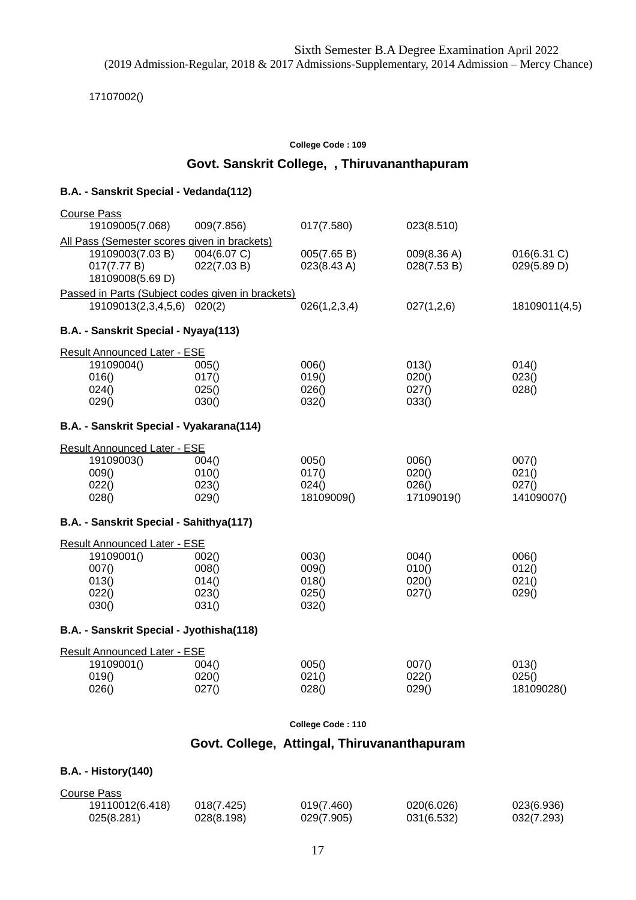17107002()

**College Code : 109**

## Govt. Sanskrit College, , Thiruvananthapuram

### B.A. - Sanskrit Special - Vedanda(112)

Course Pass

| | | | | |
|---|---|---|---|---|
| 19109005(7.068) | 009(7.856) | 017(7.580) | 023(8.510) | |

All Pass (Semester scores given in brackets)

| | | | | |
|---|---|---|---|---|
| 19109003(7.03 B) | 004(6.07 C) | 005(7.65 B) | 009(8.36 A) | 016(6.31 C) |
| 017(7.77 B) | 022(7.03 B) | 023(8.43 A) | 028(7.53 B) | 029(5.89 D) |
| 18109008(5.69 D) | | | | |

Passed in Parts (Subject codes given in brackets)

| | | | | |
|---|---|---|---|---|
| 19109013(2,3,4,5,6) | 020(2) | 026(1,2,3,4) | 027(1,2,6) | 18109011(4,5) |

### B.A. - Sanskrit Special - Nyaya(113)

Result Announced Later - ESE

| | | | | |
|---|---|---|---|---|
| 19109004() | 005() | 006() | 013() | 014() |
| 016() | 017() | 019() | 020() | 023() |
| 024() | 025() | 026() | 027() | 028() |
| 029() | 030() | 032() | 033() | |

### B.A. - Sanskrit Special - Vyakarana(114)

Result Announced Later - ESE

| | | | | |
|---|---|---|---|---|
| 19109003() | 004() | 005() | 006() | 007() |
| 009() | 010() | 017() | 020() | 021() |
| 022() | 023() | 024() | 026() | 027() |
| 028() | 029() | 18109009() | 17109019() | 14109007() |

### B.A. - Sanskrit Special - Sahithya(117)

Result Announced Later - ESE

| | | | | |
|---|---|---|---|---|
| 19109001() | 002() | 003() | 004() | 006() |
| 007() | 008() | 009() | 010() | 012() |
| 013() | 014() | 018() | 020() | 021() |
| 022() | 023() | 025() | 027() | 029() |
| 030() | 031() | 032() | | |

### B.A. - Sanskrit Special - Jyothisha(118)

Result Announced Later - ESE

| | | | | |
|---|---|---|---|---|
| 19109001() | 004() | 005() | 007() | 013() |
| 019() | 020() | 021() | 022() | 025() |
| 026() | 027() | 028() | 029() | 18109028() |

**College Code : 110**

## Govt. College, Attingal, Thiruvananthapuram

### B.A. - History(140)

Course Pass

| | | | | |
|---|---|---|---|---|
| 19110012(6.418) | 018(7.425) | 019(7.460) | 020(6.026) | 023(6.936) |
| 025(8.281) | 028(8.198) | 029(7.905) | 031(6.532) | 032(7.293) |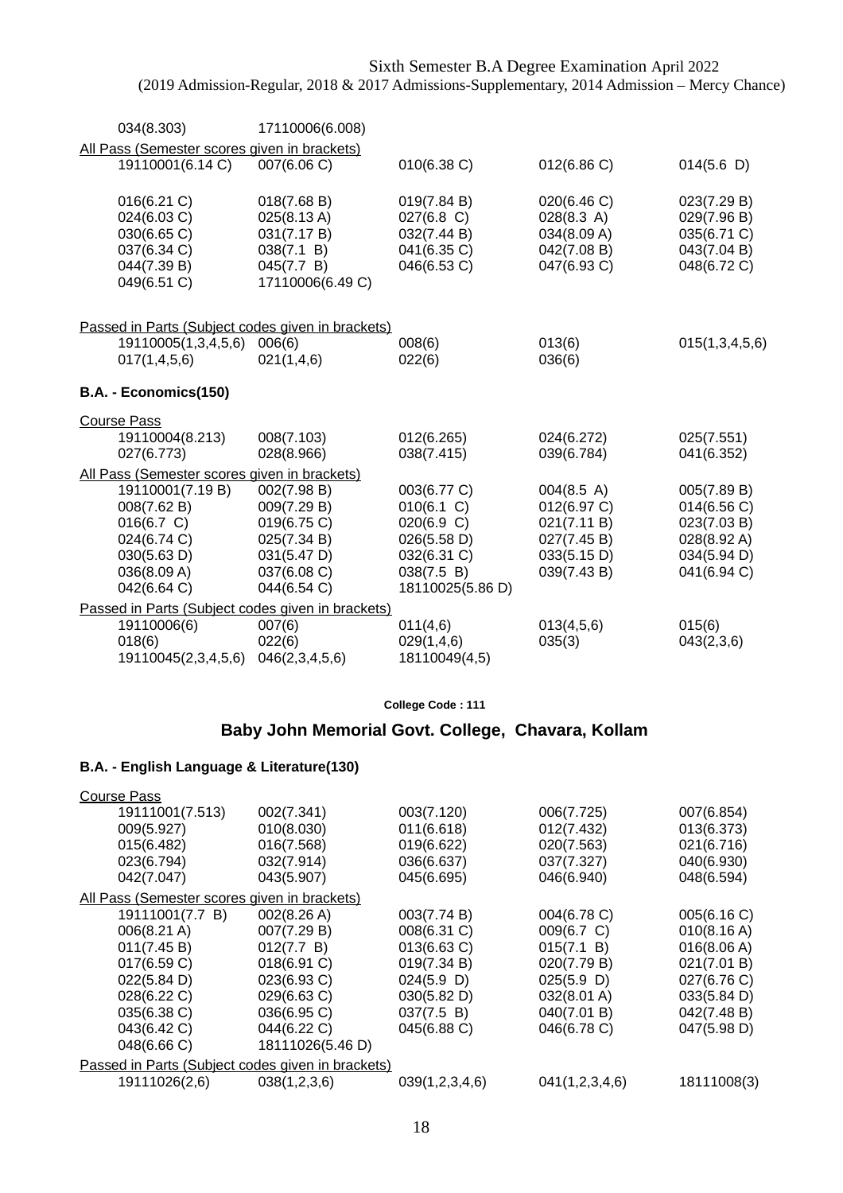Sixth Semester B.A Degree Examination April 2022
(2019 Admission-Regular, 2018 & 2017 Admissions-Supplementary, 2014 Admission – Mercy Chance)

| | | | | |
|---|---|---|---|---|
| 034(8.303) | 17110006(6.008) | | | |

All Pass (Semester scores given in brackets)

| | | | | |
|---|---|---|---|---|
| 19110001(6.14 C) | 007(6.06 C) | 010(6.38 C) | 012(6.86 C) | 014(5.6 D) |
| 016(6.21 C) | 018(7.68 B) | 019(7.84 B) | 020(6.46 C) | 023(7.29 B) |
| 024(6.03 C) | 025(8.13 A) | 027(6.8 C) | 028(8.3 A) | 029(7.96 B) |
| 030(6.65 C) | 031(7.17 B) | 032(7.44 B) | 034(8.09 A) | 035(6.71 C) |
| 037(6.34 C) | 038(7.1 B) | 041(6.35 C) | 042(7.08 B) | 043(7.04 B) |
| 044(7.39 B) | 045(7.7 B) | 046(6.53 C) | 047(6.93 C) | 048(6.72 C) |
| 049(6.51 C) | 17110006(6.49 C) | | | |

Passed in Parts (Subject codes given in brackets)

| | | | | |
|---|---|---|---|---|
| 19110005(1,3,4,5,6) | 006(6) | 008(6) | 013(6) | 015(1,3,4,5,6) |
| 017(1,4,5,6) | 021(1,4,6) | 022(6) | 036(6) | |

**B.A. - Economics(150)**

Course Pass

| | | | | |
|---|---|---|---|---|
| 19110004(8.213) | 008(7.103) | 012(6.265) | 024(6.272) | 025(7.551) |
| 027(6.773) | 028(8.966) | 038(7.415) | 039(6.784) | 041(6.352) |

All Pass (Semester scores given in brackets)

| | | | | |
|---|---|---|---|---|
| 19110001(7.19 B) | 002(7.98 B) | 003(6.77 C) | 004(8.5 A) | 005(7.89 B) |
| 008(7.62 B) | 009(7.29 B) | 010(6.1 C) | 012(6.97 C) | 014(6.56 C) |
| 016(6.7 C) | 019(6.75 C) | 020(6.9 C) | 021(7.11 B) | 023(7.03 B) |
| 024(6.74 C) | 025(7.34 B) | 026(5.58 D) | 027(7.45 B) | 028(8.92 A) |
| 030(5.63 D) | 031(5.47 D) | 032(6.31 C) | 033(5.15 D) | 034(5.94 D) |
| 036(8.09 A) | 037(6.08 C) | 038(7.5 B) | 039(7.43 B) | 041(6.94 C) |
| 042(6.64 C) | 044(6.54 C) | 18110025(5.86 D) | | |

Passed in Parts (Subject codes given in brackets)

| | | | | |
|---|---|---|---|---|
| 19110006(6) | 007(6) | 011(4,6) | 013(4,5,6) | 015(6) |
| 018(6) | 022(6) | 029(1,4,6) | 035(3) | 043(2,3,6) |
| 19110045(2,3,4,5,6) | 046(2,3,4,5,6) | 18110049(4,5) | | |

**College Code : 111**

## Baby John Memorial Govt. College, Chavara, Kollam

**B.A. - English Language & Literature(130)**

Course Pass

| | | | | |
|---|---|---|---|---|
| 19111001(7.513) | 002(7.341) | 003(7.120) | 006(7.725) | 007(6.854) |
| 009(5.927) | 010(8.030) | 011(6.618) | 012(7.432) | 013(6.373) |
| 015(6.482) | 016(7.568) | 019(6.622) | 020(7.563) | 021(6.716) |
| 023(6.794) | 032(7.914) | 036(6.637) | 037(7.327) | 040(6.930) |
| 042(7.047) | 043(5.907) | 045(6.695) | 046(6.940) | 048(6.594) |

All Pass (Semester scores given in brackets)

| | | | | |
|---|---|---|---|---|
| 19111001(7.7 B) | 002(8.26 A) | 003(7.74 B) | 004(6.78 C) | 005(6.16 C) |
| 006(8.21 A) | 007(7.29 B) | 008(6.31 C) | 009(6.7 C) | 010(8.16 A) |
| 011(7.45 B) | 012(7.7 B) | 013(6.63 C) | 015(7.1 B) | 016(8.06 A) |
| 017(6.59 C) | 018(6.91 C) | 019(7.34 B) | 020(7.79 B) | 021(7.01 B) |
| 022(5.84 D) | 023(6.93 C) | 024(5.9 D) | 025(5.9 D) | 027(6.76 C) |
| 028(6.22 C) | 029(6.63 C) | 030(5.82 D) | 032(8.01 A) | 033(5.84 D) |
| 035(6.38 C) | 036(6.95 C) | 037(7.5 B) | 040(7.01 B) | 042(7.48 B) |
| 043(6.42 C) | 044(6.22 C) | 045(6.88 C) | 046(6.78 C) | 047(5.98 D) |
| 048(6.66 C) | 18111026(5.46 D) | | | |

Passed in Parts (Subject codes given in brackets)

| | | | | |
|---|---|---|---|---|
| 19111026(2,6) | 038(1,2,3,6) | 039(1,2,3,4,6) | 041(1,2,3,4,6) | 18111008(3) |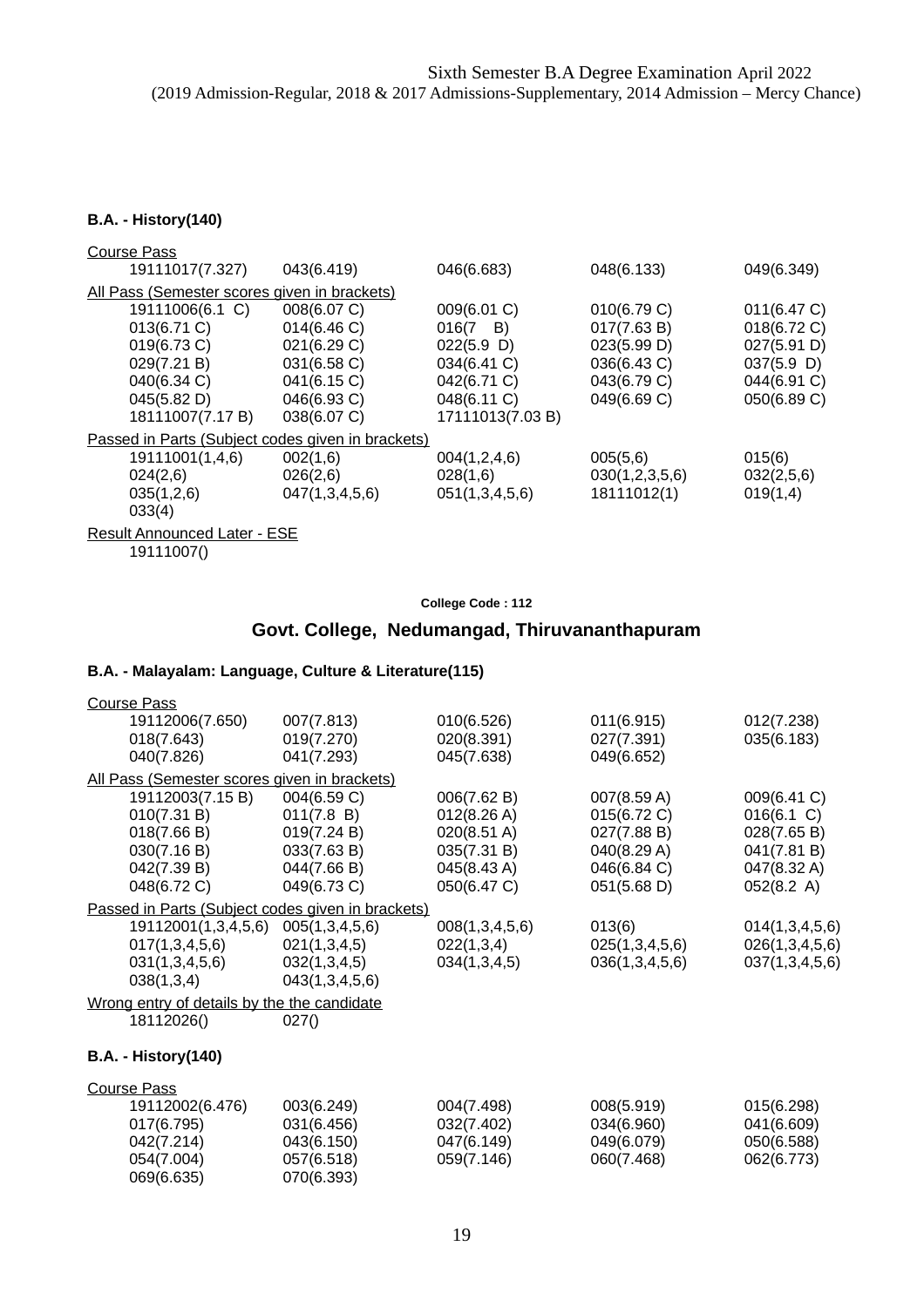Sixth Semester B.A Degree Examination April 2022
(2019 Admission-Regular, 2018 & 2017 Admissions-Supplementary, 2014 Admission – Mercy Chance)

**B.A. - History(140)**

Course Pass

| | | | | |
|---|---|---|---|---|
| 19111017(7.327) | 043(6.419) | 046(6.683) | 048(6.133) | 049(6.349) |

All Pass (Semester scores given in brackets)

| | | | | |
|---|---|---|---|---|
| 19111006(6.1 C) | 008(6.07 C) | 009(6.01 C) | 010(6.79 C) | 011(6.47 C) |
| 013(6.71 C) | 014(6.46 C) | 016(7 B) | 017(7.63 B) | 018(6.72 C) |
| 019(6.73 C) | 021(6.29 C) | 022(5.9 D) | 023(5.99 D) | 027(5.91 D) |
| 029(7.21 B) | 031(6.58 C) | 034(6.41 C) | 036(6.43 C) | 037(5.9 D) |
| 040(6.34 C) | 041(6.15 C) | 042(6.71 C) | 043(6.79 C) | 044(6.91 C) |
| 045(5.82 D) | 046(6.93 C) | 048(6.11 C) | 049(6.69 C) | 050(6.89 C) |
| 18111007(7.17 B) | 038(6.07 C) | 17111013(7.03 B) | | |

Passed in Parts (Subject codes given in brackets)

| | | | | |
|---|---|---|---|---|
| 19111001(1,4,6) | 002(1,6) | 004(1,2,4,6) | 005(5,6) | 015(6) |
| 024(2,6) | 026(2,6) | 028(1,6) | 030(1,2,3,5,6) | 032(2,5,6) |
| 035(1,2,6) | 047(1,3,4,5,6) | 051(1,3,4,5,6) | 18111012(1) | 019(1,4) |
| 033(4) | | | | |

Result Announced Later - ESE

19111007()

**College Code : 112**

## Govt. College, Nedumangad, Thiruvananthapuram

**B.A. - Malayalam: Language, Culture & Literature(115)**

Course Pass

| | | | | |
|---|---|---|---|---|
| 19112006(7.650) | 007(7.813) | 010(6.526) | 011(6.915) | 012(7.238) |
| 018(7.643) | 019(7.270) | 020(8.391) | 027(7.391) | 035(6.183) |
| 040(7.826) | 041(7.293) | 045(7.638) | 049(6.652) | |

All Pass (Semester scores given in brackets)

| | | | | |
|---|---|---|---|---|
| 19112003(7.15 B) | 004(6.59 C) | 006(7.62 B) | 007(8.59 A) | 009(6.41 C) |
| 010(7.31 B) | 011(7.8 B) | 012(8.26 A) | 015(6.72 C) | 016(6.1 C) |
| 018(7.66 B) | 019(7.24 B) | 020(8.51 A) | 027(7.88 B) | 028(7.65 B) |
| 030(7.16 B) | 033(7.63 B) | 035(7.31 B) | 040(8.29 A) | 041(7.81 B) |
| 042(7.39 B) | 044(7.66 B) | 045(8.43 A) | 046(6.84 C) | 047(8.32 A) |
| 048(6.72 C) | 049(6.73 C) | 050(6.47 C) | 051(5.68 D) | 052(8.2 A) |

Passed in Parts (Subject codes given in brackets)

| | | | | |
|---|---|---|---|---|
| 19112001(1,3,4,5,6) | 005(1,3,4,5,6) | 008(1,3,4,5,6) | 013(6) | 014(1,3,4,5,6) |
| 017(1,3,4,5,6) | 021(1,3,4,5) | 022(1,3,4) | 025(1,3,4,5,6) | 026(1,3,4,5,6) |
| 031(1,3,4,5,6) | 032(1,3,4,5) | 034(1,3,4,5) | 036(1,3,4,5,6) | 037(1,3,4,5,6) |
| 038(1,3,4) | 043(1,3,4,5,6) | | | |

Wrong entry of details by the the candidate

| | |
|---|---|
| 18112026() | 027() |

**B.A. - History(140)**

Course Pass

| | | | | |
|---|---|---|---|---|
| 19112002(6.476) | 003(6.249) | 004(7.498) | 008(5.919) | 015(6.298) |
| 017(6.795) | 031(6.456) | 032(7.402) | 034(6.960) | 041(6.609) |
| 042(7.214) | 043(6.150) | 047(6.149) | 049(6.079) | 050(6.588) |
| 054(7.004) | 057(6.518) | 059(7.146) | 060(7.468) | 062(6.773) |
| 069(6.635) | 070(6.393) | | | |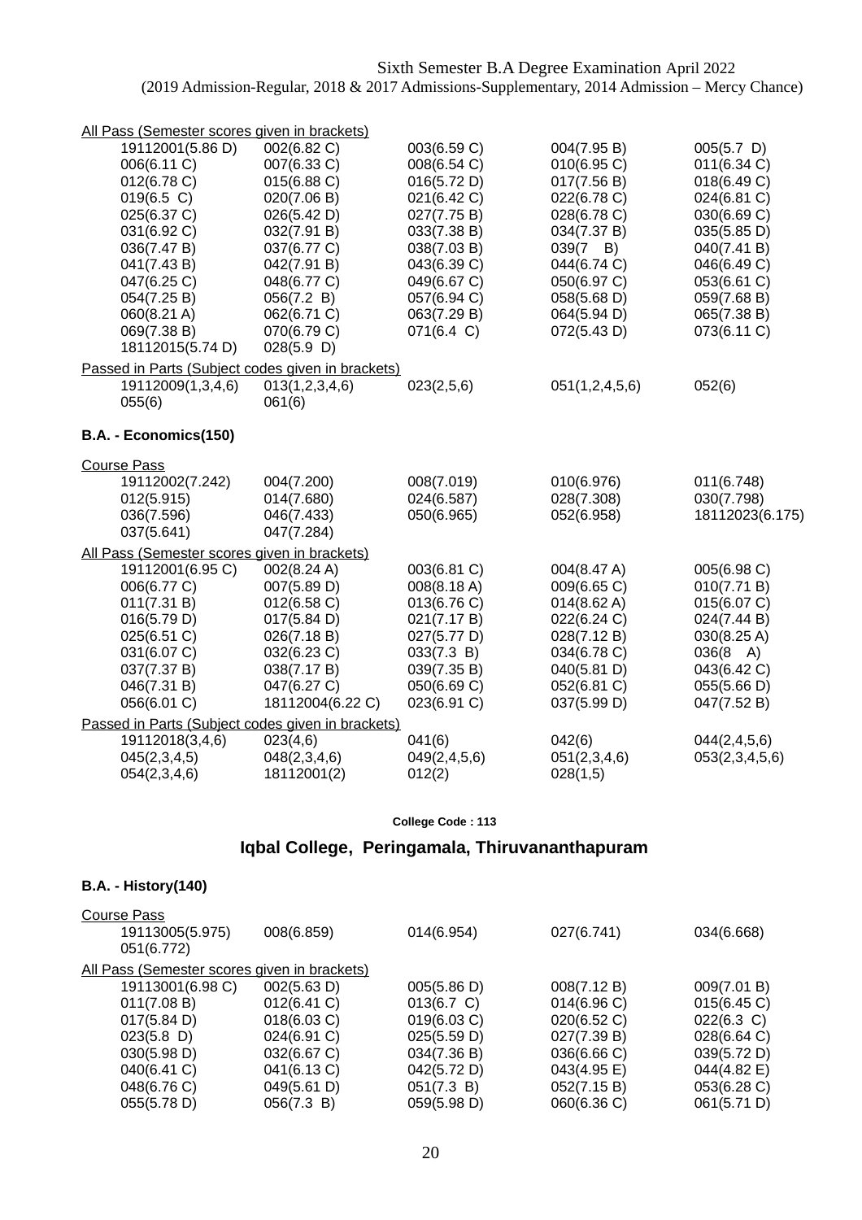Sixth Semester B.A Degree Examination April 2022
(2019 Admission-Regular, 2018 & 2017 Admissions-Supplementary, 2014 Admission – Mercy Chance)

All Pass (Semester scores given in brackets)

| | | | | |
|---|---|---|---|---|
| 19112001(5.86 D) | 002(6.82 C) | 003(6.59 C) | 004(7.95 B) | 005(5.7 D) |
| 006(6.11 C) | 007(6.33 C) | 008(6.54 C) | 010(6.95 C) | 011(6.34 C) |
| 012(6.78 C) | 015(6.88 C) | 016(5.72 D) | 017(7.56 B) | 018(6.49 C) |
| 019(6.5 C) | 020(7.06 B) | 021(6.42 C) | 022(6.78 C) | 024(6.81 C) |
| 025(6.37 C) | 026(5.42 D) | 027(7.75 B) | 028(6.78 C) | 030(6.69 C) |
| 031(6.92 C) | 032(7.91 B) | 033(7.38 B) | 034(7.37 B) | 035(5.85 D) |
| 036(7.47 B) | 037(6.77 C) | 038(7.03 B) | 039(7 B) | 040(7.41 B) |
| 041(7.43 B) | 042(7.91 B) | 043(6.39 C) | 044(6.74 C) | 046(6.49 C) |
| 047(6.25 C) | 048(6.77 C) | 049(6.67 C) | 050(6.97 C) | 053(6.61 C) |
| 054(7.25 B) | 056(7.2 B) | 057(6.94 C) | 058(5.68 D) | 059(7.68 B) |
| 060(8.21 A) | 062(6.71 C) | 063(7.29 B) | 064(5.94 D) | 065(7.38 B) |
| 069(7.38 B) | 070(6.79 C) | 071(6.4 C) | 072(5.43 D) | 073(6.11 C) |
| 18112015(5.74 D) | 028(5.9 D) | | | |

Passed in Parts (Subject codes given in brackets)

| | | | | |
|---|---|---|---|---|
| 19112009(1,3,4,6) | 013(1,2,3,4,6) | 023(2,5,6) | 051(1,2,4,5,6) | 052(6) |
| 055(6) | 061(6) | | | |

**B.A. - Economics(150)**

Course Pass

| | | | | |
|---|---|---|---|---|
| 19112002(7.242) | 004(7.200) | 008(7.019) | 010(6.976) | 011(6.748) |
| 012(5.915) | 014(7.680) | 024(6.587) | 028(7.308) | 030(7.798) |
| 036(7.596) | 046(7.433) | 050(6.965) | 052(6.958) | 18112023(6.175) |
| 037(5.641) | 047(7.284) | | | |

All Pass (Semester scores given in brackets)

| | | | | |
|---|---|---|---|---|
| 19112001(6.95 C) | 002(8.24 A) | 003(6.81 C) | 004(8.47 A) | 005(6.98 C) |
| 006(6.77 C) | 007(5.89 D) | 008(8.18 A) | 009(6.65 C) | 010(7.71 B) |
| 011(7.31 B) | 012(6.58 C) | 013(6.76 C) | 014(8.62 A) | 015(6.07 C) |
| 016(5.79 D) | 017(5.84 D) | 021(7.17 B) | 022(6.24 C) | 024(7.44 B) |
| 025(6.51 C) | 026(7.18 B) | 027(5.77 D) | 028(7.12 B) | 030(8.25 A) |
| 031(6.07 C) | 032(6.23 C) | 033(7.3 B) | 034(6.78 C) | 036(8 A) |
| 037(7.37 B) | 038(7.17 B) | 039(7.35 B) | 040(5.81 D) | 043(6.42 C) |
| 046(7.31 B) | 047(6.27 C) | 050(6.69 C) | 052(6.81 C) | 055(5.66 D) |
| 056(6.01 C) | 18112004(6.22 C) | 023(6.91 C) | 037(5.99 D) | 047(7.52 B) |

Passed in Parts (Subject codes given in brackets)

| | | | | |
|---|---|---|---|---|
| 19112018(3,4,6) | 023(4,6) | 041(6) | 042(6) | 044(2,4,5,6) |
| 045(2,3,4,5) | 048(2,3,4,6) | 049(2,4,5,6) | 051(2,3,4,6) | 053(2,3,4,5,6) |
| 054(2,3,4,6) | 18112001(2) | 012(2) | 028(1,5) | |

**College Code : 113**

## Iqbal College, Peringamala, Thiruvananthapuram

**B.A. - History(140)**

Course Pass

| | | | | |
|---|---|---|---|---|
| 19113005(5.975) | 008(6.859) | 014(6.954) | 027(6.741) | 034(6.668) |
| 051(6.772) | | | | |

All Pass (Semester scores given in brackets)

| | | | | |
|---|---|---|---|---|
| 19113001(6.98 C) | 002(5.63 D) | 005(5.86 D) | 008(7.12 B) | 009(7.01 B) |
| 011(7.08 B) | 012(6.41 C) | 013(6.7 C) | 014(6.96 C) | 015(6.45 C) |
| 017(5.84 D) | 018(6.03 C) | 019(6.03 C) | 020(6.52 C) | 022(6.3 C) |
| 023(5.8 D) | 024(6.91 C) | 025(5.59 D) | 027(7.39 B) | 028(6.64 C) |
| 030(5.98 D) | 032(6.67 C) | 034(7.36 B) | 036(6.66 C) | 039(5.72 D) |
| 040(6.41 C) | 041(6.13 C) | 042(5.72 D) | 043(4.95 E) | 044(4.82 E) |
| 048(6.76 C) | 049(5.61 D) | 051(7.3 B) | 052(7.15 B) | 053(6.28 C) |
| 055(5.78 D) | 056(7.3 B) | 059(5.98 D) | 060(6.36 C) | 061(5.71 D) |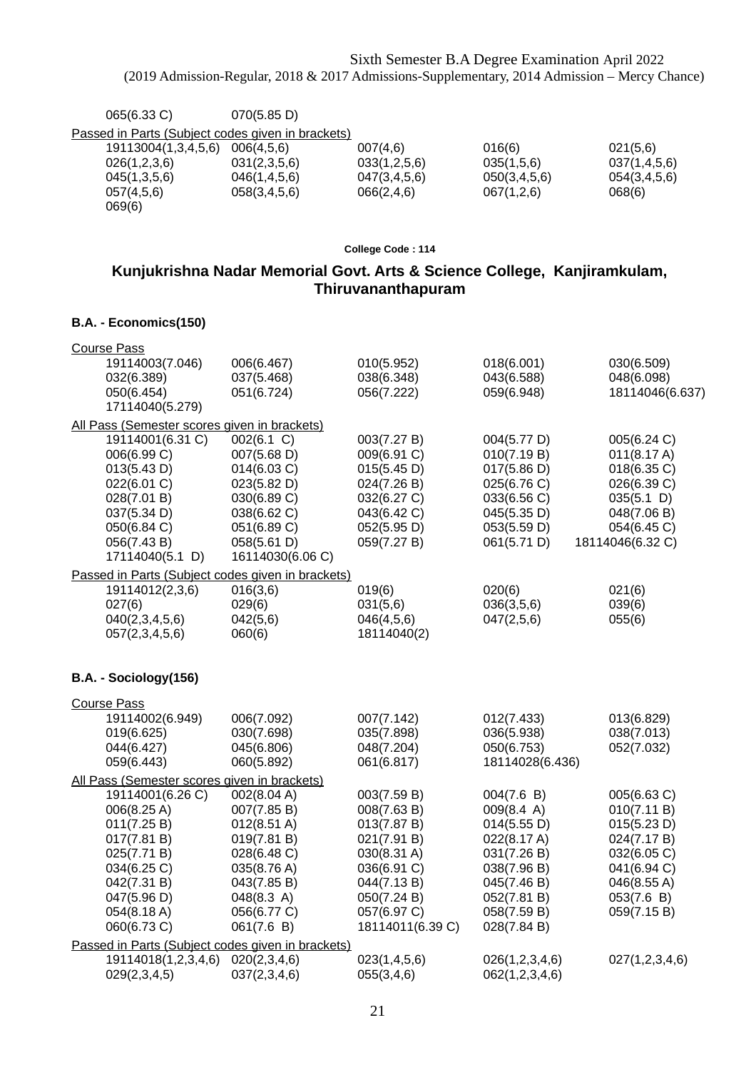| 065(6.33 C) | 070(5.85 D) | | | |
|---|---|---|---|---|

Passed in Parts (Subject codes given in brackets)

| 19113004(1,3,4,5,6) | 006(4,5,6) | 007(4,6) | 016(6) | 021(5,6) |
|---|---|---|---|---|
| 026(1,2,3,6) | 031(2,3,5,6) | 033(1,2,5,6) | 035(1,5,6) | 037(1,4,5,6) |
| 045(1,3,5,6) | 046(1,4,5,6) | 047(3,4,5,6) | 050(3,4,5,6) | 054(3,4,5,6) |
| 057(4,5,6) | 058(3,4,5,6) | 066(2,4,6) | 067(1,2,6) | 068(6) |
| 069(6) | | | | |

College Code : 114

## Kunjukrishna Nadar Memorial Govt. Arts & Science College, Kanjiramkulam, Thiruvananthapuram

### B.A. - Economics(150)

Course Pass

| 19114003(7.046) | 006(6.467) | 010(5.952) | 018(6.001) | 030(6.509) |
|---|---|---|---|---|
| 032(6.389) | 037(5.468) | 038(6.348) | 043(6.588) | 048(6.098) |
| 050(6.454) | 051(6.724) | 056(7.222) | 059(6.948) | 18114046(6.637) |
| 17114040(5.279) | | | | |

All Pass (Semester scores given in brackets)

| 19114001(6.31 C) | 002(6.1 C) | 003(7.27 B) | 004(5.77 D) | 005(6.24 C) |
|---|---|---|---|---|
| 006(6.99 C) | 007(5.68 D) | 009(6.91 C) | 010(7.19 B) | 011(8.17 A) |
| 013(5.43 D) | 014(6.03 C) | 015(5.45 D) | 017(5.86 D) | 018(6.35 C) |
| 022(6.01 C) | 023(5.82 D) | 024(7.26 B) | 025(6.76 C) | 026(6.39 C) |
| 028(7.01 B) | 030(6.89 C) | 032(6.27 C) | 033(6.56 C) | 035(5.1 D) |
| 037(5.34 D) | 038(6.62 C) | 043(6.42 C) | 045(5.35 D) | 048(7.06 B) |
| 050(6.84 C) | 051(6.89 C) | 052(5.95 D) | 053(5.59 D) | 054(6.45 C) |
| 056(7.43 B) | 058(5.61 D) | 059(7.27 B) | 061(5.71 D) | 18114046(6.32 C) |
| 17114040(5.1 D) | 16114030(6.06 C) | | | |

Passed in Parts (Subject codes given in brackets)

| 19114012(2,3,6) | 016(3,6) | 019(6) | 020(6) | 021(6) |
|---|---|---|---|---|
| 027(6) | 029(6) | 031(5,6) | 036(3,5,6) | 039(6) |
| 040(2,3,4,5,6) | 042(5,6) | 046(4,5,6) | 047(2,5,6) | 055(6) |
| 057(2,3,4,5,6) | 060(6) | 18114040(2) | | |

### B.A. - Sociology(156)

Course Pass

| 19114002(6.949) | 006(7.092) | 007(7.142) | 012(7.433) | 013(6.829) |
|---|---|---|---|---|
| 019(6.625) | 030(7.698) | 035(7.898) | 036(5.938) | 038(7.013) |
| 044(6.427) | 045(6.806) | 048(7.204) | 050(6.753) | 052(7.032) |
| 059(6.443) | 060(5.892) | 061(6.817) | 18114028(6.436) | |

All Pass (Semester scores given in brackets)

| 19114001(6.26 C) | 002(8.04 A) | 003(7.59 B) | 004(7.6 B) | 005(6.63 C) |
|---|---|---|---|---|
| 006(8.25 A) | 007(7.85 B) | 008(7.63 B) | 009(8.4 A) | 010(7.11 B) |
| 011(7.25 B) | 012(8.51 A) | 013(7.87 B) | 014(5.55 D) | 015(5.23 D) |
| 017(7.81 B) | 019(7.81 B) | 021(7.91 B) | 022(8.17 A) | 024(7.17 B) |
| 025(7.71 B) | 028(6.48 C) | 030(8.31 A) | 031(7.26 B) | 032(6.05 C) |
| 034(6.25 C) | 035(8.76 A) | 036(6.91 C) | 038(7.96 B) | 041(6.94 C) |
| 042(7.31 B) | 043(7.85 B) | 044(7.13 B) | 045(7.46 B) | 046(8.55 A) |
| 047(5.96 D) | 048(8.3 A) | 050(7.24 B) | 052(7.81 B) | 053(7.6 B) |
| 054(8.18 A) | 056(6.77 C) | 057(6.97 C) | 058(7.59 B) | 059(7.15 B) |
| 060(6.73 C) | 061(7.6 B) | 18114011(6.39 C) | 028(7.84 B) | |

Passed in Parts (Subject codes given in brackets)

| 19114018(1,2,3,4,6) | 020(2,3,4,6) | 023(1,4,5,6) | 026(1,2,3,4,6) | 027(1,2,3,4,6) |
|---|---|---|---|---|
| 029(2,3,4,5) | 037(2,3,4,6) | 055(3,4,6) | 062(1,2,3,4,6) | |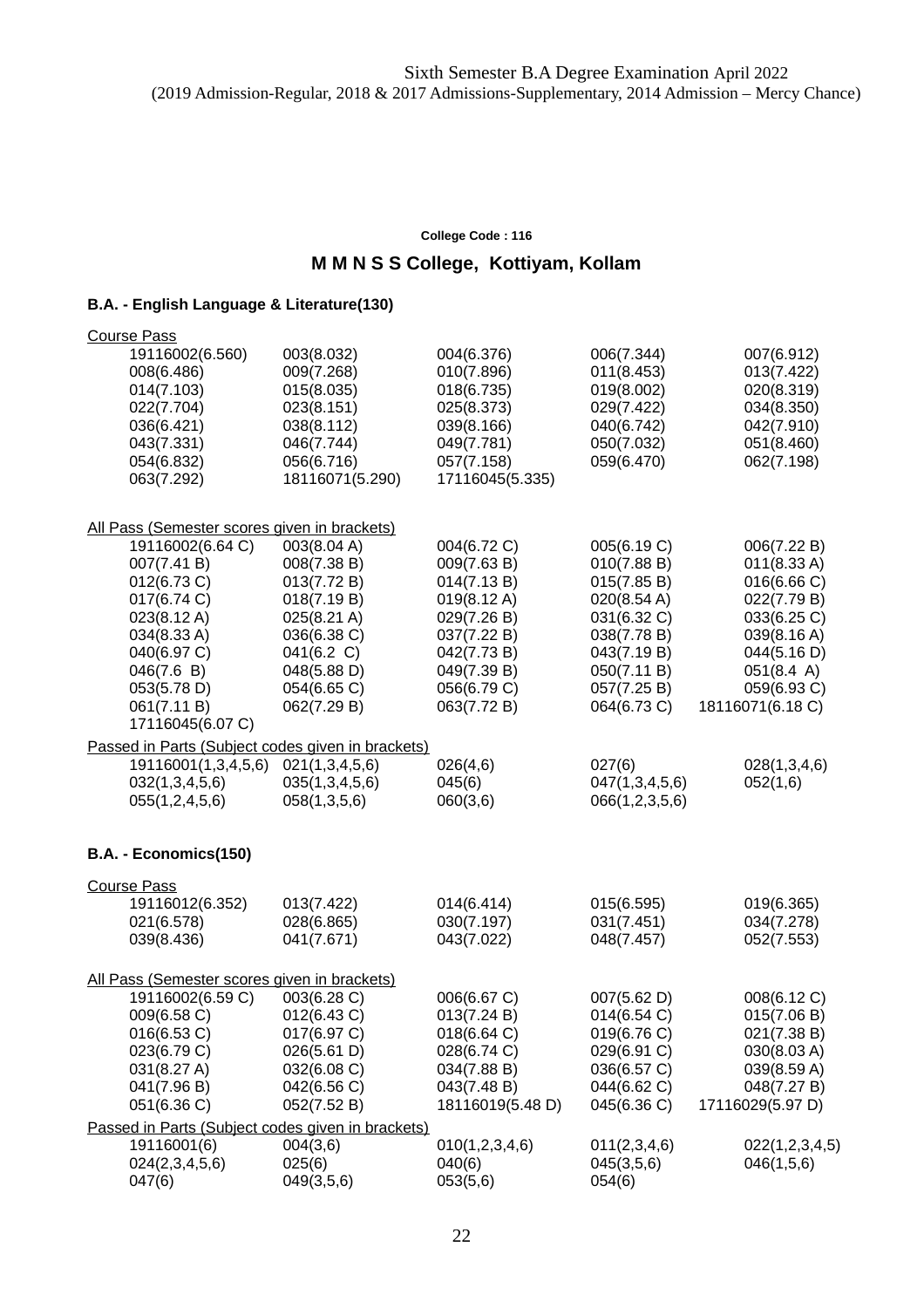Sixth Semester B.A Degree Examination April 2022
(2019 Admission-Regular, 2018 & 2017 Admissions-Supplementary, 2014 Admission – Mercy Chance)

**College Code : 116**

## M M N S S College, Kottiyam, Kollam

### B.A. - English Language & Literature(130)

Course Pass

| | | | | |
|---|---|---|---|---|
| 19116002(6.560) | 003(8.032) | 004(6.376) | 006(7.344) | 007(6.912) |
| 008(6.486) | 009(7.268) | 010(7.896) | 011(8.453) | 013(7.422) |
| 014(7.103) | 015(8.035) | 018(6.735) | 019(8.002) | 020(8.319) |
| 022(7.704) | 023(8.151) | 025(8.373) | 029(7.422) | 034(8.350) |
| 036(6.421) | 038(8.112) | 039(8.166) | 040(6.742) | 042(7.910) |
| 043(7.331) | 046(7.744) | 049(7.781) | 050(7.032) | 051(8.460) |
| 054(6.832) | 056(6.716) | 057(7.158) | 059(6.470) | 062(7.198) |
| 063(7.292) | 18116071(5.290) | 17116045(5.335) | | |

All Pass (Semester scores given in brackets)

| | | | | |
|---|---|---|---|---|
| 19116002(6.64 C) | 003(8.04 A) | 004(6.72 C) | 005(6.19 C) | 006(7.22 B) |
| 007(7.41 B) | 008(7.38 B) | 009(7.63 B) | 010(7.88 B) | 011(8.33 A) |
| 012(6.73 C) | 013(7.72 B) | 014(7.13 B) | 015(7.85 B) | 016(6.66 C) |
| 017(6.74 C) | 018(7.19 B) | 019(8.12 A) | 020(8.54 A) | 022(7.79 B) |
| 023(8.12 A) | 025(8.21 A) | 029(7.26 B) | 031(6.32 C) | 033(6.25 C) |
| 034(8.33 A) | 036(6.38 C) | 037(7.22 B) | 038(7.78 B) | 039(8.16 A) |
| 040(6.97 C) | 041(6.2 C) | 042(7.73 B) | 043(7.19 B) | 044(5.16 D) |
| 046(7.6 B) | 048(5.88 D) | 049(7.39 B) | 050(7.11 B) | 051(8.4 A) |
| 053(5.78 D) | 054(6.65 C) | 056(6.79 C) | 057(7.25 B) | 059(6.93 C) |
| 061(7.11 B) | 062(7.29 B) | 063(7.72 B) | 064(6.73 C) | 18116071(6.18 C) |
| 17116045(6.07 C) | | | | |

Passed in Parts (Subject codes given in brackets)

| | | | | |
|---|---|---|---|---|
| 19116001(1,3,4,5,6) | 021(1,3,4,5,6) | 026(4,6) | 027(6) | 028(1,3,4,6) |
| 032(1,3,4,5,6) | 035(1,3,4,5,6) | 045(6) | 047(1,3,4,5,6) | 052(1,6) |
| 055(1,2,4,5,6) | 058(1,3,5,6) | 060(3,6) | 066(1,2,3,5,6) | |

### B.A. - Economics(150)

Course Pass

| | | | | |
|---|---|---|---|---|
| 19116012(6.352) | 013(7.422) | 014(6.414) | 015(6.595) | 019(6.365) |
| 021(6.578) | 028(6.865) | 030(7.197) | 031(7.451) | 034(7.278) |
| 039(8.436) | 041(7.671) | 043(7.022) | 048(7.457) | 052(7.553) |

All Pass (Semester scores given in brackets)

| | | | | |
|---|---|---|---|---|
| 19116002(6.59 C) | 003(6.28 C) | 006(6.67 C) | 007(5.62 D) | 008(6.12 C) |
| 009(6.58 C) | 012(6.43 C) | 013(7.24 B) | 014(6.54 C) | 015(7.06 B) |
| 016(6.53 C) | 017(6.97 C) | 018(6.64 C) | 019(6.76 C) | 021(7.38 B) |
| 023(6.79 C) | 026(5.61 D) | 028(6.74 C) | 029(6.91 C) | 030(8.03 A) |
| 031(8.27 A) | 032(6.08 C) | 034(7.88 B) | 036(6.57 C) | 039(8.59 A) |
| 041(7.96 B) | 042(6.56 C) | 043(7.48 B) | 044(6.62 C) | 048(7.27 B) |
| 051(6.36 C) | 052(7.52 B) | 18116019(5.48 D) | 045(6.36 C) | 17116029(5.97 D) |

Passed in Parts (Subject codes given in brackets)

| | | | | |
|---|---|---|---|---|
| 19116001(6) | 004(3,6) | 010(1,2,3,4,6) | 011(2,3,4,6) | 022(1,2,3,4,5) |
| 024(2,3,4,5,6) | 025(6) | 040(6) | 045(3,5,6) | 046(1,5,6) |
| 047(6) | 049(3,5,6) | 053(5,6) | 054(6) | |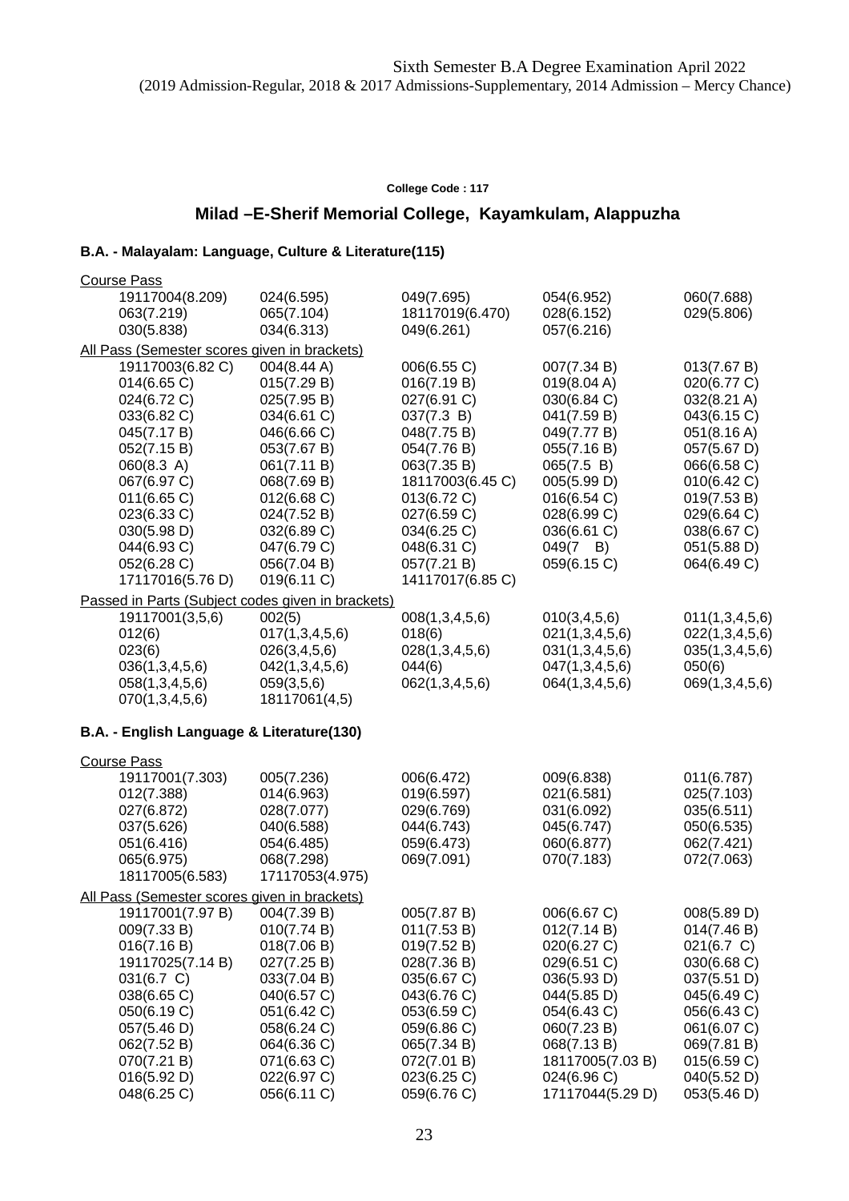Sixth Semester B.A Degree Examination April 2022
(2019 Admission-Regular, 2018 & 2017 Admissions-Supplementary, 2014 Admission – Mercy Chance)

**College Code : 117**

## Milad –E-Sherif Memorial College, Kayamkulam, Alappuzha

### B.A. - Malayalam: Language, Culture & Literature(115)

Course Pass

| | | | | |
|---|---|---|---|---|
| 19117004(8.209) | 024(6.595) | 049(7.695) | 054(6.952) | 060(7.688) |
| 063(7.219) | 065(7.104) | 18117019(6.470) | 028(6.152) | 029(5.806) |
| 030(5.838) | 034(6.313) | 049(6.261) | 057(6.216) | |

All Pass (Semester scores given in brackets)

| | | | | |
|---|---|---|---|---|
| 19117003(6.82 C) | 004(8.44 A) | 006(6.55 C) | 007(7.34 B) | 013(7.67 B) |
| 014(6.65 C) | 015(7.29 B) | 016(7.19 B) | 019(8.04 A) | 020(6.77 C) |
| 024(6.72 C) | 025(7.95 B) | 027(6.91 C) | 030(6.84 C) | 032(8.21 A) |
| 033(6.82 C) | 034(6.61 C) | 037(7.3 B) | 041(7.59 B) | 043(6.15 C) |
| 045(7.17 B) | 046(6.66 C) | 048(7.75 B) | 049(7.77 B) | 051(8.16 A) |
| 052(7.15 B) | 053(7.67 B) | 054(7.76 B) | 055(7.16 B) | 057(5.67 D) |
| 060(8.3 A) | 061(7.11 B) | 063(7.35 B) | 065(7.5 B) | 066(6.58 C) |
| 067(6.97 C) | 068(7.69 B) | 18117003(6.45 C) | 005(5.99 D) | 010(6.42 C) |
| 011(6.65 C) | 012(6.68 C) | 013(6.72 C) | 016(6.54 C) | 019(7.53 B) |
| 023(6.33 C) | 024(7.52 B) | 027(6.59 C) | 028(6.99 C) | 029(6.64 C) |
| 030(5.98 D) | 032(6.89 C) | 034(6.25 C) | 036(6.61 C) | 038(6.67 C) |
| 044(6.93 C) | 047(6.79 C) | 048(6.31 C) | 049(7 B) | 051(5.88 D) |
| 052(6.28 C) | 056(7.04 B) | 057(7.21 B) | 059(6.15 C) | 064(6.49 C) |
| 17117016(5.76 D) | 019(6.11 C) | 14117017(6.85 C) | | |

Passed in Parts (Subject codes given in brackets)

| | | | | |
|---|---|---|---|---|
| 19117001(3,5,6) | 002(5) | 008(1,3,4,5,6) | 010(3,4,5,6) | 011(1,3,4,5,6) |
| 012(6) | 017(1,3,4,5,6) | 018(6) | 021(1,3,4,5,6) | 022(1,3,4,5,6) |
| 023(6) | 026(3,4,5,6) | 028(1,3,4,5,6) | 031(1,3,4,5,6) | 035(1,3,4,5,6) |
| 036(1,3,4,5,6) | 042(1,3,4,5,6) | 044(6) | 047(1,3,4,5,6) | 050(6) |
| 058(1,3,4,5,6) | 059(3,5,6) | 062(1,3,4,5,6) | 064(1,3,4,5,6) | 069(1,3,4,5,6) |
| 070(1,3,4,5,6) | 18117061(4,5) | | | |

### B.A. - English Language & Literature(130)

Course Pass

| | | | | |
|---|---|---|---|---|
| 19117001(7.303) | 005(7.236) | 006(6.472) | 009(6.838) | 011(6.787) |
| 012(7.388) | 014(6.963) | 019(6.597) | 021(6.581) | 025(7.103) |
| 027(6.872) | 028(7.077) | 029(6.769) | 031(6.092) | 035(6.511) |
| 037(5.626) | 040(6.588) | 044(6.743) | 045(6.747) | 050(6.535) |
| 051(6.416) | 054(6.485) | 059(6.473) | 060(6.877) | 062(7.421) |
| 065(6.975) | 068(7.298) | 069(7.091) | 070(7.183) | 072(7.063) |
| 18117005(6.583) | 17117053(4.975) | | | |

All Pass (Semester scores given in brackets)

| | | | | |
|---|---|---|---|---|
| 19117001(7.97 B) | 004(7.39 B) | 005(7.87 B) | 006(6.67 C) | 008(5.89 D) |
| 009(7.33 B) | 010(7.74 B) | 011(7.53 B) | 012(7.14 B) | 014(7.46 B) |
| 016(7.16 B) | 018(7.06 B) | 019(7.52 B) | 020(6.27 C) | 021(6.7 C) |
| 19117025(7.14 B) | 027(7.25 B) | 028(7.36 B) | 029(6.51 C) | 030(6.68 C) |
| 031(6.7 C) | 033(7.04 B) | 035(6.67 C) | 036(5.93 D) | 037(5.51 D) |
| 038(6.65 C) | 040(6.57 C) | 043(6.76 C) | 044(5.85 D) | 045(6.49 C) |
| 050(6.19 C) | 051(6.42 C) | 053(6.59 C) | 054(6.43 C) | 056(6.43 C) |
| 057(5.46 D) | 058(6.24 C) | 059(6.86 C) | 060(7.23 B) | 061(6.07 C) |
| 062(7.52 B) | 064(6.36 C) | 065(7.34 B) | 068(7.13 B) | 069(7.81 B) |
| 070(7.21 B) | 071(6.63 C) | 072(7.01 B) | 18117005(7.03 B) | 015(6.59 C) |
| 016(5.92 D) | 022(6.97 C) | 023(6.25 C) | 024(6.96 C) | 040(5.52 D) |
| 048(6.25 C) | 056(6.11 C) | 059(6.76 C) | 17117044(5.29 D) | 053(5.46 D) |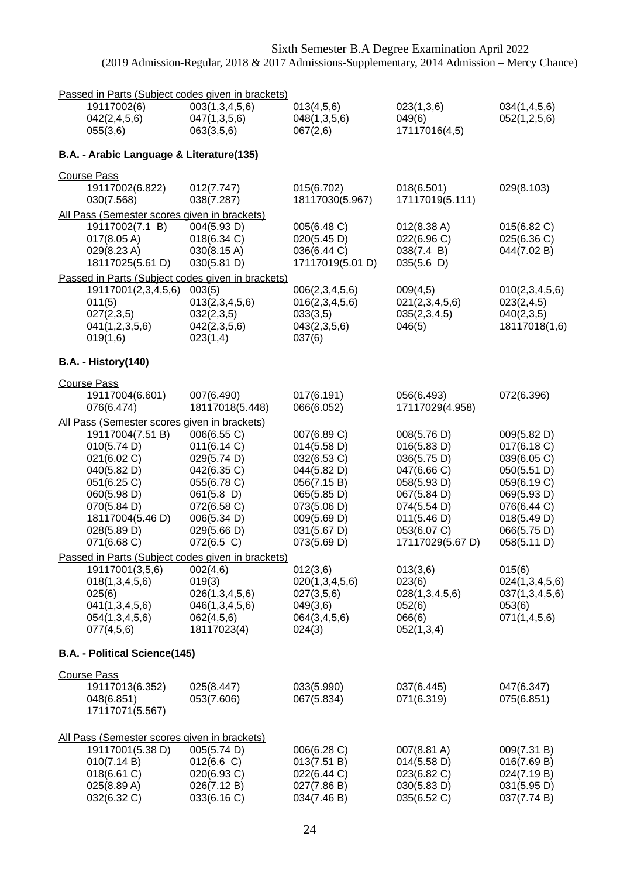Sixth Semester B.A Degree Examination April 2022
(2019 Admission-Regular, 2018 & 2017 Admissions-Supplementary, 2014 Admission – Mercy Chance)

Passed in Parts (Subject codes given in brackets)

| | | | | |
|---|---|---|---|---|
| 19117002(6) | 003(1,3,4,5,6) | 013(4,5,6) | 023(1,3,6) | 034(1,4,5,6) |
| 042(2,4,5,6) | 047(1,3,5,6) | 048(1,3,5,6) | 049(6) | 052(1,2,5,6) |
| 055(3,6) | 063(3,5,6) | 067(2,6) | 17117016(4,5) | |

**B.A. - Arabic Language & Literature(135)**

Course Pass

| | | | | |
|---|---|---|---|---|
| 19117002(6.822) | 012(7.747) | 015(6.702) | 018(6.501) | 029(8.103) |
| 030(7.568) | 038(7.287) | 18117030(5.967) | 17117019(5.111) | |

All Pass (Semester scores given in brackets)

| | | | | |
|---|---|---|---|---|
| 19117002(7.1 B) | 004(5.93 D) | 005(6.48 C) | 012(8.38 A) | 015(6.82 C) |
| 017(8.05 A) | 018(6.34 C) | 020(5.45 D) | 022(6.96 C) | 025(6.36 C) |
| 029(8.23 A) | 030(8.15 A) | 036(6.44 C) | 038(7.4 B) | 044(7.02 B) |
| 18117025(5.61 D) | 030(5.81 D) | 17117019(5.01 D) | 035(5.6 D) | |

Passed in Parts (Subject codes given in brackets)

| | | | | |
|---|---|---|---|---|
| 19117001(2,3,4,5,6) | 003(5) | 006(2,3,4,5,6) | 009(4,5) | 010(2,3,4,5,6) |
| 011(5) | 013(2,3,4,5,6) | 016(2,3,4,5,6) | 021(2,3,4,5,6) | 023(2,4,5) |
| 027(2,3,5) | 032(2,3,5) | 033(3,5) | 035(2,3,4,5) | 040(2,3,5) |
| 041(1,2,3,5,6) | 042(2,3,5,6) | 043(2,3,5,6) | 046(5) | 18117018(1,6) |
| 019(1,6) | 023(1,4) | 037(6) | | |

**B.A. - History(140)**

Course Pass

| | | | | |
|---|---|---|---|---|
| 19117004(6.601) | 007(6.490) | 017(6.191) | 056(6.493) | 072(6.396) |
| 076(6.474) | 18117018(5.448) | 066(6.052) | 17117029(4.958) | |

All Pass (Semester scores given in brackets)

| | | | | |
|---|---|---|---|---|
| 19117004(7.51 B) | 006(6.55 C) | 007(6.89 C) | 008(5.76 D) | 009(5.82 D) |
| 010(5.74 D) | 011(6.14 C) | 014(5.58 D) | 016(5.83 D) | 017(6.18 C) |
| 021(6.02 C) | 029(5.74 D) | 032(6.53 C) | 036(5.75 D) | 039(6.05 C) |
| 040(5.82 D) | 042(6.35 C) | 044(5.82 D) | 047(6.66 C) | 050(5.51 D) |
| 051(6.25 C) | 055(6.78 C) | 056(7.15 B) | 058(5.93 D) | 059(6.19 C) |
| 060(5.98 D) | 061(5.8 D) | 065(5.85 D) | 067(5.84 D) | 069(5.93 D) |
| 070(5.84 D) | 072(6.58 C) | 073(5.06 D) | 074(5.54 D) | 076(6.44 C) |
| 18117004(5.46 D) | 006(5.34 D) | 009(5.69 D) | 011(5.46 D) | 018(5.49 D) |
| 028(5.89 D) | 029(5.66 D) | 031(5.67 D) | 053(6.07 C) | 066(5.75 D) |
| 071(6.68 C) | 072(6.5 C) | 073(5.69 D) | 17117029(5.67 D) | 058(5.11 D) |

Passed in Parts (Subject codes given in brackets)

| | | | | |
|---|---|---|---|---|
| 19117001(3,5,6) | 002(4,6) | 012(3,6) | 013(3,6) | 015(6) |
| 018(1,3,4,5,6) | 019(3) | 020(1,3,4,5,6) | 023(6) | 024(1,3,4,5,6) |
| 025(6) | 026(1,3,4,5,6) | 027(3,5,6) | 028(1,3,4,5,6) | 037(1,3,4,5,6) |
| 041(1,3,4,5,6) | 046(1,3,4,5,6) | 049(3,6) | 052(6) | 053(6) |
| 054(1,3,4,5,6) | 062(4,5,6) | 064(3,4,5,6) | 066(6) | 071(1,4,5,6) |
| 077(4,5,6) | 18117023(4) | 024(3) | 052(1,3,4) | |

**B.A. - Political Science(145)**

Course Pass

| | | | | |
|---|---|---|---|---|
| 19117013(6.352) | 025(8.447) | 033(5.990) | 037(6.445) | 047(6.347) |
| 048(6.851) | 053(7.606) | 067(5.834) | 071(6.319) | 075(6.851) |
| 17117071(5.567) | | | | |

All Pass (Semester scores given in brackets)

| | | | | |
|---|---|---|---|---|
| 19117001(5.38 D) | 005(5.74 D) | 006(6.28 C) | 007(8.81 A) | 009(7.31 B) |
| 010(7.14 B) | 012(6.6 C) | 013(7.51 B) | 014(5.58 D) | 016(7.69 B) |
| 018(6.61 C) | 020(6.93 C) | 022(6.44 C) | 023(6.82 C) | 024(7.19 B) |
| 025(8.89 A) | 026(7.12 B) | 027(7.86 B) | 030(5.83 D) | 031(5.95 D) |
| 032(6.32 C) | 033(6.16 C) | 034(7.46 B) | 035(6.52 C) | 037(7.74 B) |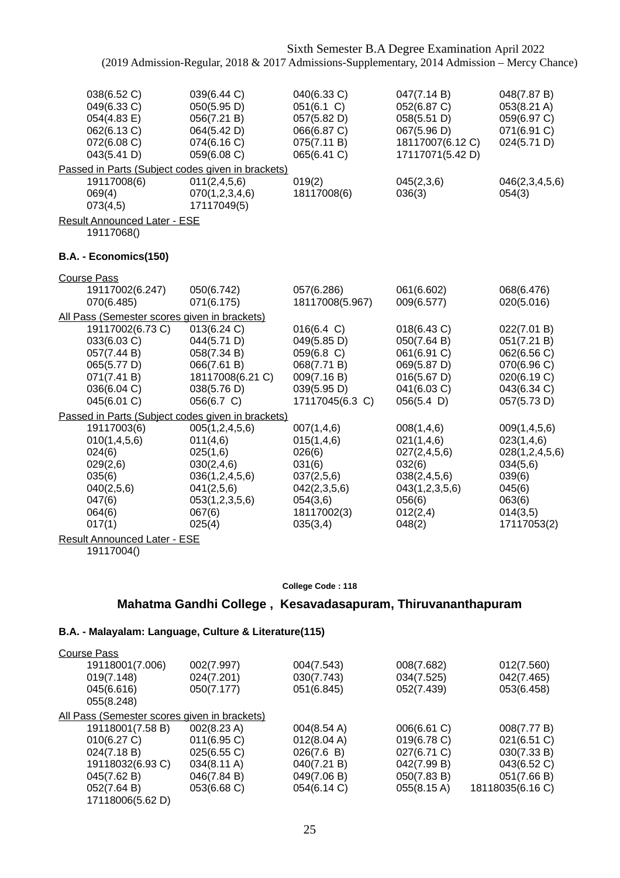| | | | | |
|---|---|---|---|---|
| 038(6.52 C) | 039(6.44 C) | 040(6.33 C) | 047(7.14 B) | 048(7.87 B) |
| 049(6.33 C) | 050(5.95 D) | 051(6.1 C) | 052(6.87 C) | 053(8.21 A) |
| 054(4.83 E) | 056(7.21 B) | 057(5.82 D) | 058(5.51 D) | 059(6.97 C) |
| 062(6.13 C) | 064(5.42 D) | 066(6.87 C) | 067(5.96 D) | 071(6.91 C) |
| 072(6.08 C) | 074(6.16 C) | 075(7.11 B) | 18117007(6.12 C) | 024(5.71 D) |
| 043(5.41 D) | 059(6.08 C) | 065(6.41 C) | 17117071(5.42 D) | |

Passed in Parts (Subject codes given in brackets)

| | | | | |
|---|---|---|---|---|
| 19117008(6) | 011(2,4,5,6) | 019(2) | 045(2,3,6) | 046(2,3,4,5,6) |
| 069(4) | 070(1,2,3,4,6) | 18117008(6) | 036(3) | 054(3) |
| 073(4,5) | 17117049(5) | | | |

Result Announced Later - ESE

19117068()

**B.A. - Economics(150)**

Course Pass

| | | | | |
|---|---|---|---|---|
| 19117002(6.247) | 050(6.742) | 057(6.286) | 061(6.602) | 068(6.476) |
| 070(6.485) | 071(6.175) | 18117008(5.967) | 009(6.577) | 020(5.016) |

All Pass (Semester scores given in brackets)

| | | | | |
|---|---|---|---|---|
| 19117002(6.73 C) | 013(6.24 C) | 016(6.4 C) | 018(6.43 C) | 022(7.01 B) |
| 033(6.03 C) | 044(5.71 D) | 049(5.85 D) | 050(7.64 B) | 051(7.21 B) |
| 057(7.44 B) | 058(7.34 B) | 059(6.8 C) | 061(6.91 C) | 062(6.56 C) |
| 065(5.77 D) | 066(7.61 B) | 068(7.71 B) | 069(5.87 D) | 070(6.96 C) |
| 071(7.41 B) | 18117008(6.21 C) | 009(7.16 B) | 016(5.67 D) | 020(6.19 C) |
| 036(6.04 C) | 038(5.76 D) | 039(5.95 D) | 041(6.03 C) | 043(6.34 C) |
| 045(6.01 C) | 056(6.7 C) | 17117045(6.3 C) | 056(5.4 D) | 057(5.73 D) |

Passed in Parts (Subject codes given in brackets)

| | | | | |
|---|---|---|---|---|
| 19117003(6) | 005(1,2,4,5,6) | 007(1,4,6) | 008(1,4,6) | 009(1,4,5,6) |
| 010(1,4,5,6) | 011(4,6) | 015(1,4,6) | 021(1,4,6) | 023(1,4,6) |
| 024(6) | 025(1,6) | 026(6) | 027(2,4,5,6) | 028(1,2,4,5,6) |
| 029(2,6) | 030(2,4,6) | 031(6) | 032(6) | 034(5,6) |
| 035(6) | 036(1,2,4,5,6) | 037(2,5,6) | 038(2,4,5,6) | 039(6) |
| 040(2,5,6) | 041(2,5,6) | 042(2,3,5,6) | 043(1,2,3,5,6) | 045(6) |
| 047(6) | 053(1,2,3,5,6) | 054(3,6) | 056(6) | 063(6) |
| 064(6) | 067(6) | 18117002(3) | 012(2,4) | 014(3,5) |
| 017(1) | 025(4) | 035(3,4) | 048(2) | 17117053(2) |

Result Announced Later - ESE

19117004()

**College Code : 118**

## Mahatma Gandhi College , Kesavadasapuram, Thiruvananthapuram

**B.A. - Malayalam: Language, Culture & Literature(115)**

Course Pass

| | | | | |
|---|---|---|---|---|
| 19118001(7.006) | 002(7.997) | 004(7.543) | 008(7.682) | 012(7.560) |
| 019(7.148) | 024(7.201) | 030(7.743) | 034(7.525) | 042(7.465) |
| 045(6.616) | 050(7.177) | 051(6.845) | 052(7.439) | 053(6.458) |
| 055(8.248) | | | | |

All Pass (Semester scores given in brackets)

| | | | | |
|---|---|---|---|---|
| 19118001(7.58 B) | 002(8.23 A) | 004(8.54 A) | 006(6.61 C) | 008(7.77 B) |
| 010(6.27 C) | 011(6.95 C) | 012(8.04 A) | 019(6.78 C) | 021(6.51 C) |
| 024(7.18 B) | 025(6.55 C) | 026(7.6 B) | 027(6.71 C) | 030(7.33 B) |
| 19118032(6.93 C) | 034(8.11 A) | 040(7.21 B) | 042(7.99 B) | 043(6.52 C) |
| 045(7.62 B) | 046(7.84 B) | 049(7.06 B) | 050(7.83 B) | 051(7.66 B) |
| 052(7.64 B) | 053(6.68 C) | 054(6.14 C) | 055(8.15 A) | 18118035(6.16 C) |
| 17118006(5.62 D) | | | | |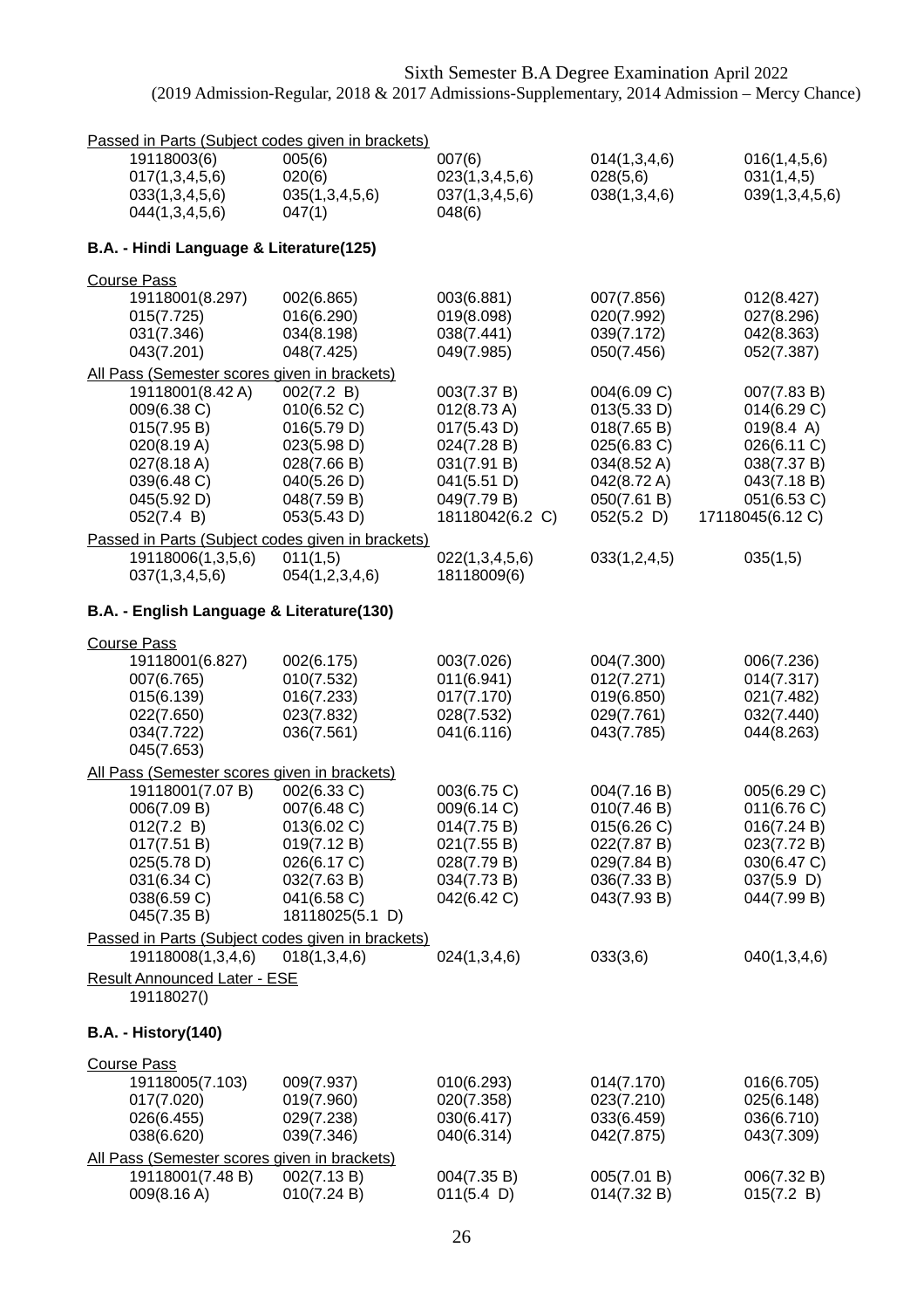Sixth Semester B.A Degree Examination April 2022
(2019 Admission-Regular, 2018 & 2017 Admissions-Supplementary, 2014 Admission – Mercy Chance)

Passed in Parts (Subject codes given in brackets)

| | | | | |
|---|---|---|---|---|
| 19118003(6) | 005(6) | 007(6) | 014(1,3,4,6) | 016(1,4,5,6) |
| 017(1,3,4,5,6) | 020(6) | 023(1,3,4,5,6) | 028(5,6) | 031(1,4,5) |
| 033(1,3,4,5,6) | 035(1,3,4,5,6) | 037(1,3,4,5,6) | 038(1,3,4,6) | 039(1,3,4,5,6) |
| 044(1,3,4,5,6) | 047(1) | 048(6) | | |

**B.A. - Hindi Language & Literature(125)**

Course Pass

| | | | | |
|---|---|---|---|---|
| 19118001(8.297) | 002(6.865) | 003(6.881) | 007(7.856) | 012(8.427) |
| 015(7.725) | 016(6.290) | 019(8.098) | 020(7.992) | 027(8.296) |
| 031(7.346) | 034(8.198) | 038(7.441) | 039(7.172) | 042(8.363) |
| 043(7.201) | 048(7.425) | 049(7.985) | 050(7.456) | 052(7.387) |

All Pass (Semester scores given in brackets)

| | | | | |
|---|---|---|---|---|
| 19118001(8.42 A) | 002(7.2 B) | 003(7.37 B) | 004(6.09 C) | 007(7.83 B) |
| 009(6.38 C) | 010(6.52 C) | 012(8.73 A) | 013(5.33 D) | 014(6.29 C) |
| 015(7.95 B) | 016(5.79 D) | 017(5.43 D) | 018(7.65 B) | 019(8.4 A) |
| 020(8.19 A) | 023(5.98 D) | 024(7.28 B) | 025(6.83 C) | 026(6.11 C) |
| 027(8.18 A) | 028(7.66 B) | 031(7.91 B) | 034(8.52 A) | 038(7.37 B) |
| 039(6.48 C) | 040(5.26 D) | 041(5.51 D) | 042(8.72 A) | 043(7.18 B) |
| 045(5.92 D) | 048(7.59 B) | 049(7.79 B) | 050(7.61 B) | 051(6.53 C) |
| 052(7.4 B) | 053(5.43 D) | 18118042(6.2 C) | 052(5.2 D) | 17118045(6.12 C) |

Passed in Parts (Subject codes given in brackets)

| | | | | |
|---|---|---|---|---|
| 19118006(1,3,5,6) | 011(1,5) | 022(1,3,4,5,6) | 033(1,2,4,5) | 035(1,5) |
| 037(1,3,4,5,6) | 054(1,2,3,4,6) | 18118009(6) | | |

**B.A. - English Language & Literature(130)**

Course Pass

| | | | | |
|---|---|---|---|---|
| 19118001(6.827) | 002(6.175) | 003(7.026) | 004(7.300) | 006(7.236) |
| 007(6.765) | 010(7.532) | 011(6.941) | 012(7.271) | 014(7.317) |
| 015(6.139) | 016(7.233) | 017(7.170) | 019(6.850) | 021(7.482) |
| 022(7.650) | 023(7.832) | 028(7.532) | 029(7.761) | 032(7.440) |
| 034(7.722) | 036(7.561) | 041(6.116) | 043(7.785) | 044(8.263) |
| 045(7.653) | | | | |

All Pass (Semester scores given in brackets)

| | | | | |
|---|---|---|---|---|
| 19118001(7.07 B) | 002(6.33 C) | 003(6.75 C) | 004(7.16 B) | 005(6.29 C) |
| 006(7.09 B) | 007(6.48 C) | 009(6.14 C) | 010(7.46 B) | 011(6.76 C) |
| 012(7.2 B) | 013(6.02 C) | 014(7.75 B) | 015(6.26 C) | 016(7.24 B) |
| 017(7.51 B) | 019(7.12 B) | 021(7.55 B) | 022(7.87 B) | 023(7.72 B) |
| 025(5.78 D) | 026(6.17 C) | 028(7.79 B) | 029(7.84 B) | 030(6.47 C) |
| 031(6.34 C) | 032(7.63 B) | 034(7.73 B) | 036(7.33 B) | 037(5.9 D) |
| 038(6.59 C) | 041(6.58 C) | 042(6.42 C) | 043(7.93 B) | 044(7.99 B) |
| 045(7.35 B) | 18118025(5.1 D) | | | |

Passed in Parts (Subject codes given in brackets)

| | | | | |
|---|---|---|---|---|
| 19118008(1,3,4,6) | 018(1,3,4,6) | 024(1,3,4,6) | 033(3,6) | 040(1,3,4,6) |

Result Announced Later - ESE

19118027()

**B.A. - History(140)**

Course Pass

| | | | | |
|---|---|---|---|---|
| 19118005(7.103) | 009(7.937) | 010(6.293) | 014(7.170) | 016(6.705) |
| 017(7.020) | 019(7.960) | 020(7.358) | 023(7.210) | 025(6.148) |
| 026(6.455) | 029(7.238) | 030(6.417) | 033(6.459) | 036(6.710) |
| 038(6.620) | 039(7.346) | 040(6.314) | 042(7.875) | 043(7.309) |

All Pass (Semester scores given in brackets)

| | | | | |
|---|---|---|---|---|
| 19118001(7.48 B) | 002(7.13 B) | 004(7.35 B) | 005(7.01 B) | 006(7.32 B) |
| 009(8.16 A) | 010(7.24 B) | 011(5.4 D) | 014(7.32 B) | 015(7.2 B) |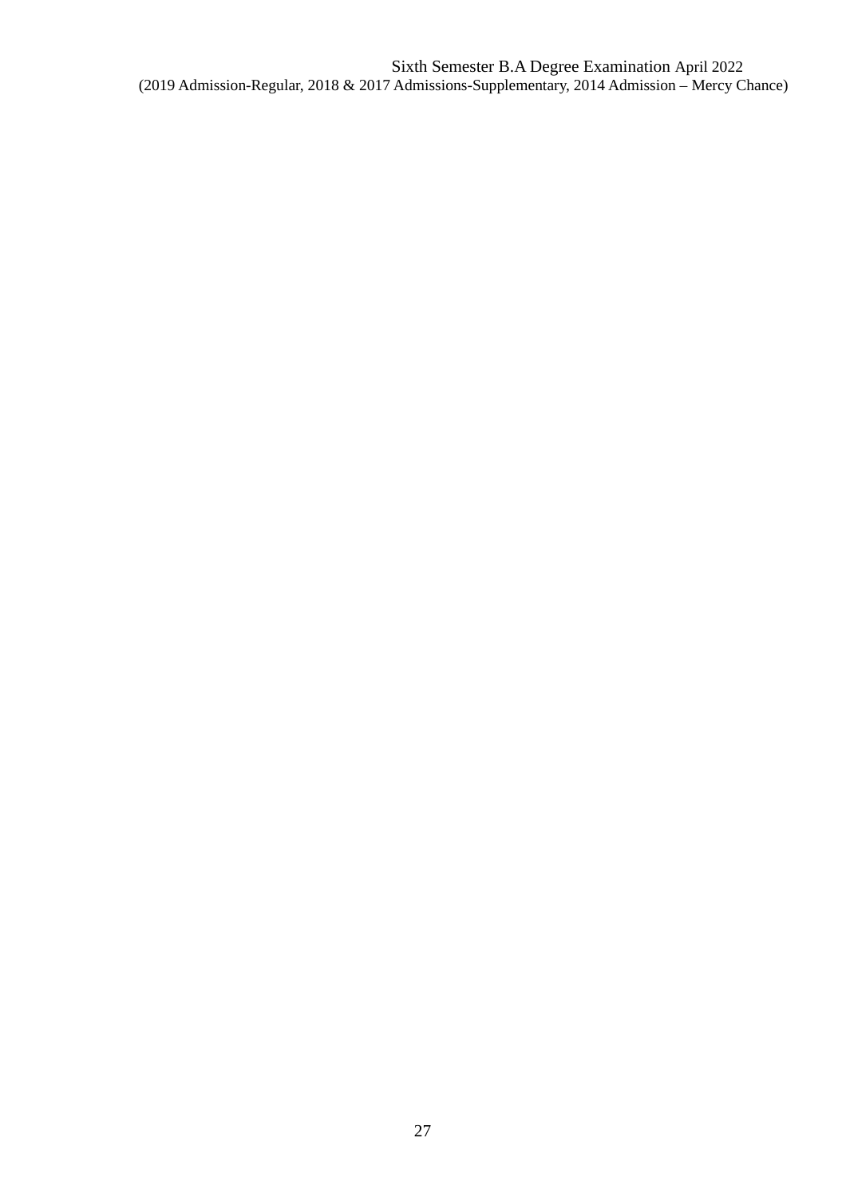Sixth Semester B.A Degree Examination April 2022
(2019 Admission-Regular, 2018 & 2017 Admissions-Supplementary, 2014 Admission – Mercy Chance)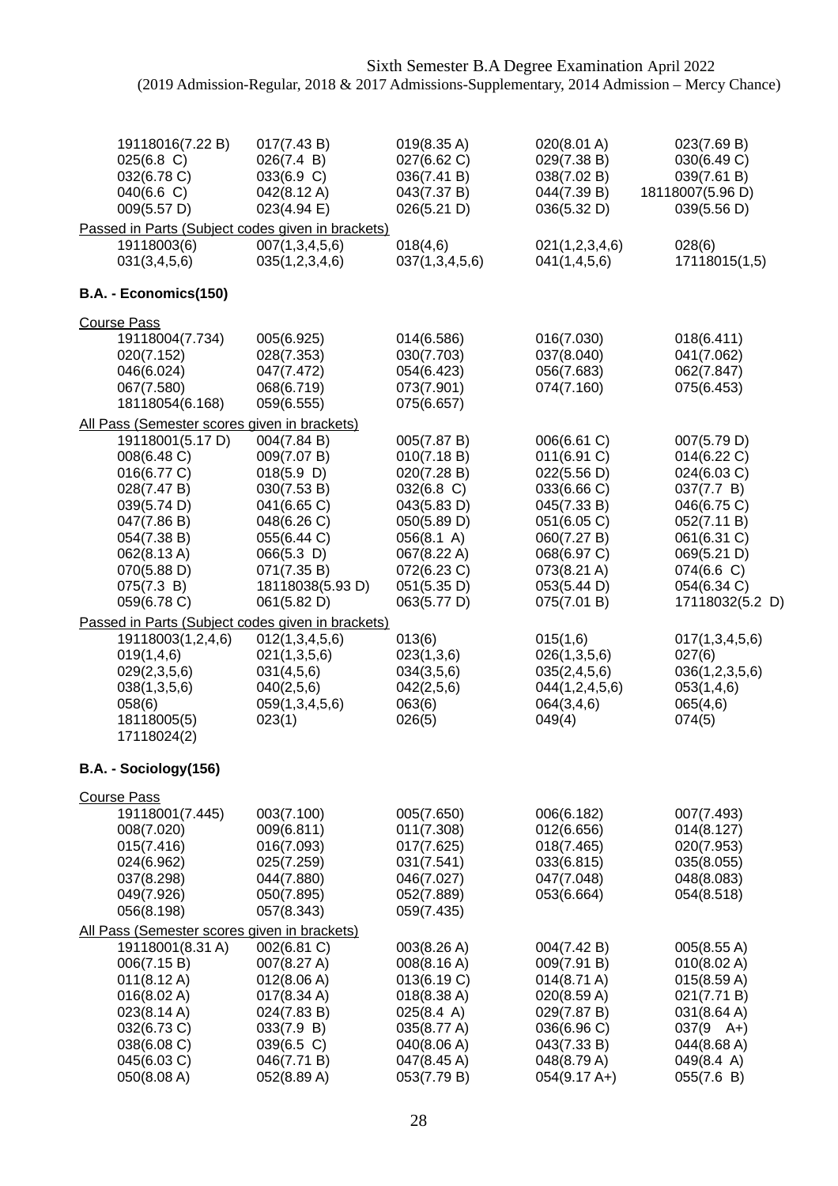Sixth Semester B.A Degree Examination April 2022
(2019 Admission-Regular, 2018 & 2017 Admissions-Supplementary, 2014 Admission – Mercy Chance)

| | | | | |
|---|---|---|---|---|
| 19118016(7.22 B) | 017(7.43 B) | 019(8.35 A) | 020(8.01 A) | 023(7.69 B) |
| 025(6.8 C) | 026(7.4 B) | 027(6.62 C) | 029(7.38 B) | 030(6.49 C) |
| 032(6.78 C) | 033(6.9 C) | 036(7.41 B) | 038(7.02 B) | 039(7.61 B) |
| 040(6.6 C) | 042(8.12 A) | 043(7.37 B) | 044(7.39 B) | 18118007(5.96 D) |
| 009(5.57 D) | 023(4.94 E) | 026(5.21 D) | 036(5.32 D) | 039(5.56 D) |

Passed in Parts (Subject codes given in brackets)

| | | | | |
|---|---|---|---|---|
| 19118003(6) | 007(1,3,4,5,6) | 018(4,6) | 021(1,2,3,4,6) | 028(6) |
| 031(3,4,5,6) | 035(1,2,3,4,6) | 037(1,3,4,5,6) | 041(1,4,5,6) | 17118015(1,5) |

**B.A. - Economics(150)**

Course Pass

| | | | | |
|---|---|---|---|---|
| 19118004(7.734) | 005(6.925) | 014(6.586) | 016(7.030) | 018(6.411) |
| 020(7.152) | 028(7.353) | 030(7.703) | 037(8.040) | 041(7.062) |
| 046(6.024) | 047(7.472) | 054(6.423) | 056(7.683) | 062(7.847) |
| 067(7.580) | 068(6.719) | 073(7.901) | 074(7.160) | 075(6.453) |
| 18118054(6.168) | 059(6.555) | 075(6.657) | | |

All Pass (Semester scores given in brackets)

| | | | | |
|---|---|---|---|---|
| 19118001(5.17 D) | 004(7.84 B) | 005(7.87 B) | 006(6.61 C) | 007(5.79 D) |
| 008(6.48 C) | 009(7.07 B) | 010(7.18 B) | 011(6.91 C) | 014(6.22 C) |
| 016(6.77 C) | 018(5.9 D) | 020(7.28 B) | 022(5.56 D) | 024(6.03 C) |
| 028(7.47 B) | 030(7.53 B) | 032(6.8 C) | 033(6.66 C) | 037(7.7 B) |
| 039(5.74 D) | 041(6.65 C) | 043(5.83 D) | 045(7.33 B) | 046(6.75 C) |
| 047(7.86 B) | 048(6.26 C) | 050(5.89 D) | 051(6.05 C) | 052(7.11 B) |
| 054(7.38 B) | 055(6.44 C) | 056(8.1 A) | 060(7.27 B) | 061(6.31 C) |
| 062(8.13 A) | 066(5.3 D) | 067(8.22 A) | 068(6.97 C) | 069(5.21 D) |
| 070(5.88 D) | 071(7.35 B) | 072(6.23 C) | 073(8.21 A) | 074(6.6 C) |
| 075(7.3 B) | 18118038(5.93 D) | 051(5.35 D) | 053(5.44 D) | 054(6.34 C) |
| 059(6.78 C) | 061(5.82 D) | 063(5.77 D) | 075(7.01 B) | 17118032(5.2 D) |

Passed in Parts (Subject codes given in brackets)

| | | | | |
|---|---|---|---|---|
| 19118003(1,2,4,6) | 012(1,3,4,5,6) | 013(6) | 015(1,6) | 017(1,3,4,5,6) |
| 019(1,4,6) | 021(1,3,5,6) | 023(1,3,6) | 026(1,3,5,6) | 027(6) |
| 029(2,3,5,6) | 031(4,5,6) | 034(3,5,6) | 035(2,4,5,6) | 036(1,2,3,5,6) |
| 038(1,3,5,6) | 040(2,5,6) | 042(2,5,6) | 044(1,2,4,5,6) | 053(1,4,6) |
| 058(6) | 059(1,3,4,5,6) | 063(6) | 064(3,4,6) | 065(4,6) |
| 18118005(5) | 023(1) | 026(5) | 049(4) | 074(5) |
| 17118024(2) | | | | |

**B.A. - Sociology(156)**

Course Pass

| | | | | |
|---|---|---|---|---|
| 19118001(7.445) | 003(7.100) | 005(7.650) | 006(6.182) | 007(7.493) |
| 008(7.020) | 009(6.811) | 011(7.308) | 012(6.656) | 014(8.127) |
| 015(7.416) | 016(7.093) | 017(7.625) | 018(7.465) | 020(7.953) |
| 024(6.962) | 025(7.259) | 031(7.541) | 033(6.815) | 035(8.055) |
| 037(8.298) | 044(7.880) | 046(7.027) | 047(7.048) | 048(8.083) |
| 049(7.926) | 050(7.895) | 052(7.889) | 053(6.664) | 054(8.518) |
| 056(8.198) | 057(8.343) | 059(7.435) | | |

All Pass (Semester scores given in brackets)

| | | | | |
|---|---|---|---|---|
| 19118001(8.31 A) | 002(6.81 C) | 003(8.26 A) | 004(7.42 B) | 005(8.55 A) |
| 006(7.15 B) | 007(8.27 A) | 008(8.16 A) | 009(7.91 B) | 010(8.02 A) |
| 011(8.12 A) | 012(8.06 A) | 013(6.19 C) | 014(8.71 A) | 015(8.59 A) |
| 016(8.02 A) | 017(8.34 A) | 018(8.38 A) | 020(8.59 A) | 021(7.71 B) |
| 023(8.14 A) | 024(7.83 B) | 025(8.4 A) | 029(7.87 B) | 031(8.64 A) |
| 032(6.73 C) | 033(7.9 B) | 035(8.77 A) | 036(6.96 C) | 037(9 A+) |
| 038(6.08 C) | 039(6.5 C) | 040(8.06 A) | 043(7.33 B) | 044(8.68 A) |
| 045(6.03 C) | 046(7.71 B) | 047(8.45 A) | 048(8.79 A) | 049(8.4 A) |
| 050(8.08 A) | 052(8.89 A) | 053(7.79 B) | 054(9.17 A+) | 055(7.6 B) |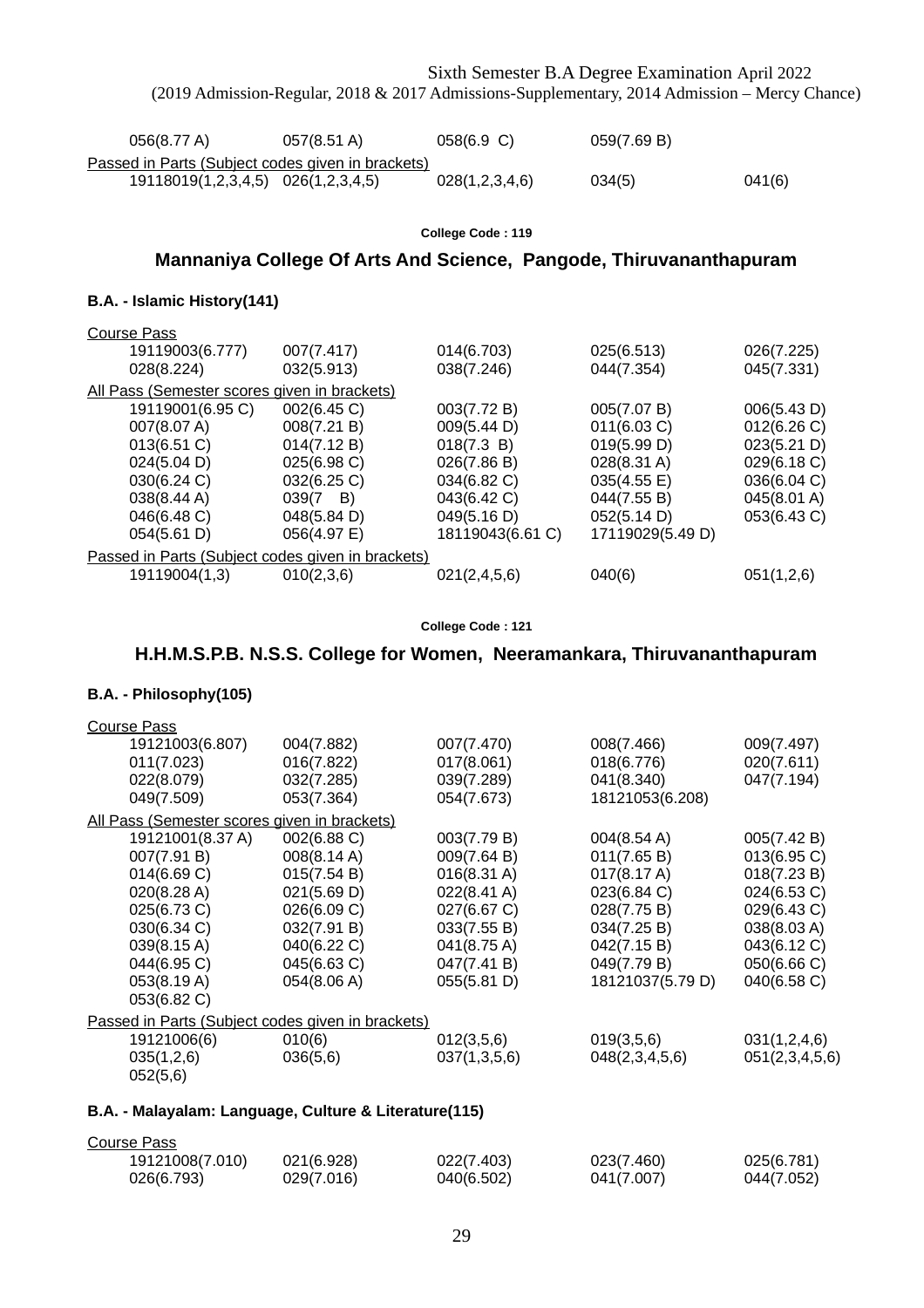056(8.77 A) 057(8.51 A) 058(6.9 C) 059(7.69 B)

Passed in Parts (Subject codes given in brackets)

19118019(1,2,3,4,5) 026(1,2,3,4,5) 028(1,2,3,4,6) 034(5) 041(6)

College Code : 119

## Mannaniya College Of Arts And Science, Pangode, Thiruvananthapuram

### B.A. - Islamic History(141)

Course Pass

19119003(6.777) 007(7.417) 014(6.703) 025(6.513) 026(7.225)
028(8.224) 032(5.913) 038(7.246) 044(7.354) 045(7.331)

All Pass (Semester scores given in brackets)

19119001(6.95 C) 002(6.45 C) 003(7.72 B) 005(7.07 B) 006(5.43 D)
007(8.07 A) 008(7.21 B) 009(5.44 D) 011(6.03 C) 012(6.26 C)
013(6.51 C) 014(7.12 B) 018(7.3 B) 019(5.99 D) 023(5.21 D)
024(5.04 D) 025(6.98 C) 026(7.86 B) 028(8.31 A) 029(6.18 C)
030(6.24 C) 032(6.25 C) 034(6.82 C) 035(4.55 E) 036(6.04 C)
038(8.44 A) 039(7 B) 043(6.42 C) 044(7.55 B) 045(8.01 A)
046(6.48 C) 048(5.84 D) 049(5.16 D) 052(5.14 D) 053(6.43 C)
054(5.61 D) 056(4.97 E) 18119043(6.61 C) 17119029(5.49 D)

Passed in Parts (Subject codes given in brackets)

19119004(1,3) 010(2,3,6) 021(2,4,5,6) 040(6) 051(1,2,6)

College Code : 121

## H.H.M.S.P.B. N.S.S. College for Women, Neeramankara, Thiruvananthapuram

### B.A. - Philosophy(105)

Course Pass

19121003(6.807) 004(7.882) 007(7.470) 008(7.466) 009(7.497)
011(7.023) 016(7.822) 017(8.061) 018(6.776) 020(7.611)
022(8.079) 032(7.285) 039(7.289) 041(8.340) 047(7.194)
049(7.509) 053(7.364) 054(7.673) 18121053(6.208)

All Pass (Semester scores given in brackets)

19121001(8.37 A) 002(6.88 C) 003(7.79 B) 004(8.54 A) 005(7.42 B)
007(7.91 B) 008(8.14 A) 009(7.64 B) 011(7.65 B) 013(6.95 C)
014(6.69 C) 015(7.54 B) 016(8.31 A) 017(8.17 A) 018(7.23 B)
020(8.28 A) 021(5.69 D) 022(8.41 A) 023(6.84 C) 024(6.53 C)
025(6.73 C) 026(6.09 C) 027(6.67 C) 028(7.75 B) 029(6.43 C)
030(6.34 C) 032(7.91 B) 033(7.55 B) 034(7.25 B) 038(8.03 A)
039(8.15 A) 040(6.22 C) 041(8.75 A) 042(7.15 B) 043(6.12 C)
044(6.95 C) 045(6.63 C) 047(7.41 B) 049(7.79 B) 050(6.66 C)
053(8.19 A) 054(8.06 A) 055(5.81 D) 18121037(5.79 D) 040(6.58 C)
053(6.82 C)

Passed in Parts (Subject codes given in brackets)

19121006(6) 010(6) 012(3,5,6) 019(3,5,6) 031(1,2,4,6)
035(1,2,6) 036(5,6) 037(1,3,5,6) 048(2,3,4,5,6) 051(2,3,4,5,6)
052(5,6)

### B.A. - Malayalam: Language, Culture & Literature(115)

Course Pass

19121008(7.010) 021(6.928) 022(7.403) 023(7.460) 025(6.781)
026(6.793) 029(7.016) 040(6.502) 041(7.007) 044(7.052)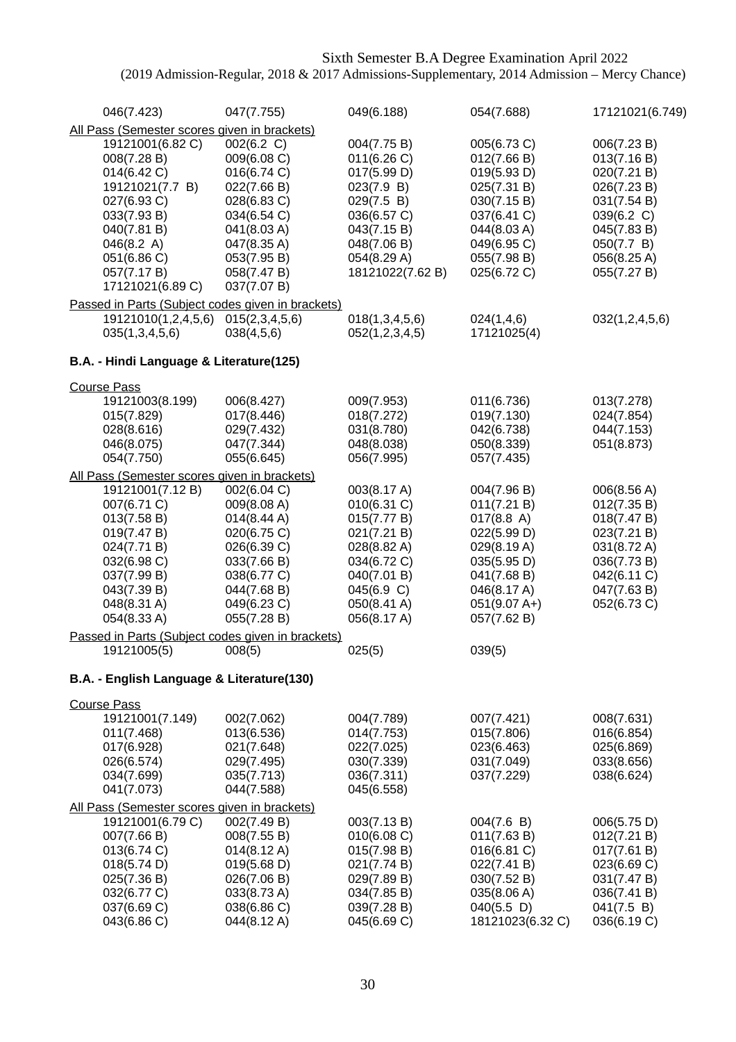Sixth Semester B.A Degree Examination April 2022
(2019 Admission-Regular, 2018 & 2017 Admissions-Supplementary, 2014 Admission – Mercy Chance)

| | | | | |
|---|---|---|---|---|
| 046(7.423) | 047(7.755) | 049(6.188) | 054(7.688) | 17121021(6.749) |

All Pass (Semester scores given in brackets)

| | | | | |
|---|---|---|---|---|
| 19121001(6.82 C) | 002(6.2 C) | 004(7.75 B) | 005(6.73 C) | 006(7.23 B) |
| 008(7.28 B) | 009(6.08 C) | 011(6.26 C) | 012(7.66 B) | 013(7.16 B) |
| 014(6.42 C) | 016(6.74 C) | 017(5.99 D) | 019(5.93 D) | 020(7.21 B) |
| 19121021(7.7 B) | 022(7.66 B) | 023(7.9 B) | 025(7.31 B) | 026(7.23 B) |
| 027(6.93 C) | 028(6.83 C) | 029(7.5 B) | 030(7.15 B) | 031(7.54 B) |
| 033(7.93 B) | 034(6.54 C) | 036(6.57 C) | 037(6.41 C) | 039(6.2 C) |
| 040(7.81 B) | 041(8.03 A) | 043(7.15 B) | 044(8.03 A) | 045(7.83 B) |
| 046(8.2 A) | 047(8.35 A) | 048(7.06 B) | 049(6.95 C) | 050(7.7 B) |
| 051(6.86 C) | 053(7.95 B) | 054(8.29 A) | 055(7.98 B) | 056(8.25 A) |
| 057(7.17 B) | 058(7.47 B) | 18121022(7.62 B) | 025(6.72 C) | 055(7.27 B) |
| 17121021(6.89 C) | 037(7.07 B) | | | |

Passed in Parts (Subject codes given in brackets)

| | | | | |
|---|---|---|---|---|
| 19121010(1,2,4,5,6) | 015(2,3,4,5,6) | 018(1,3,4,5,6) | 024(1,4,6) | 032(1,2,4,5,6) |
| 035(1,3,4,5,6) | 038(4,5,6) | 052(1,2,3,4,5) | 17121025(4) | |

**B.A. - Hindi Language & Literature(125)**

Course Pass

| | | | | |
|---|---|---|---|---|
| 19121003(8.199) | 006(8.427) | 009(7.953) | 011(6.736) | 013(7.278) |
| 015(7.829) | 017(8.446) | 018(7.272) | 019(7.130) | 024(7.854) |
| 028(8.616) | 029(7.432) | 031(8.780) | 042(6.738) | 044(7.153) |
| 046(8.075) | 047(7.344) | 048(8.038) | 050(8.339) | 051(8.873) |
| 054(7.750) | 055(6.645) | 056(7.995) | 057(7.435) | |

All Pass (Semester scores given in brackets)

| | | | | |
|---|---|---|---|---|
| 19121001(7.12 B) | 002(6.04 C) | 003(8.17 A) | 004(7.96 B) | 006(8.56 A) |
| 007(6.71 C) | 009(8.08 A) | 010(6.31 C) | 011(7.21 B) | 012(7.35 B) |
| 013(7.58 B) | 014(8.44 A) | 015(7.77 B) | 017(8.8 A) | 018(7.47 B) |
| 019(7.47 B) | 020(6.75 C) | 021(7.21 B) | 022(5.99 D) | 023(7.21 B) |
| 024(7.71 B) | 026(6.39 C) | 028(8.82 A) | 029(8.19 A) | 031(8.72 A) |
| 032(6.98 C) | 033(7.66 B) | 034(6.72 C) | 035(5.95 D) | 036(7.73 B) |
| 037(7.99 B) | 038(6.77 C) | 040(7.01 B) | 041(7.68 B) | 042(6.11 C) |
| 043(7.39 B) | 044(7.68 B) | 045(6.9 C) | 046(8.17 A) | 047(7.63 B) |
| 048(8.31 A) | 049(6.23 C) | 050(8.41 A) | 051(9.07 A+) | 052(6.73 C) |
| 054(8.33 A) | 055(7.28 B) | 056(8.17 A) | 057(7.62 B) | |

Passed in Parts (Subject codes given in brackets)

| | | | |
|---|---|---|---|
| 19121005(5) | 008(5) | 025(5) | 039(5) |

**B.A. - English Language & Literature(130)**

Course Pass

| | | | | |
|---|---|---|---|---|
| 19121001(7.149) | 002(7.062) | 004(7.789) | 007(7.421) | 008(7.631) |
| 011(7.468) | 013(6.536) | 014(7.753) | 015(7.806) | 016(6.854) |
| 017(6.928) | 021(7.648) | 022(7.025) | 023(6.463) | 025(6.869) |
| 026(6.574) | 029(7.495) | 030(7.339) | 031(7.049) | 033(8.656) |
| 034(7.699) | 035(7.713) | 036(7.311) | 037(7.229) | 038(6.624) |
| 041(7.073) | 044(7.588) | 045(6.558) | | |

All Pass (Semester scores given in brackets)

| | | | | |
|---|---|---|---|---|
| 19121001(6.79 C) | 002(7.49 B) | 003(7.13 B) | 004(7.6 B) | 006(5.75 D) |
| 007(7.66 B) | 008(7.55 B) | 010(6.08 C) | 011(7.63 B) | 012(7.21 B) |
| 013(6.74 C) | 014(8.12 A) | 015(7.98 B) | 016(6.81 C) | 017(7.61 B) |
| 018(5.74 D) | 019(5.68 D) | 021(7.74 B) | 022(7.41 B) | 023(6.69 C) |
| 025(7.36 B) | 026(7.06 B) | 029(7.89 B) | 030(7.52 B) | 031(7.47 B) |
| 032(6.77 C) | 033(8.73 A) | 034(7.85 B) | 035(8.06 A) | 036(7.41 B) |
| 037(6.69 C) | 038(6.86 C) | 039(7.28 B) | 040(5.5 D) | 041(7.5 B) |
| 043(6.86 C) | 044(8.12 A) | 045(6.69 C) | 18121023(6.32 C) | 036(6.19 C) |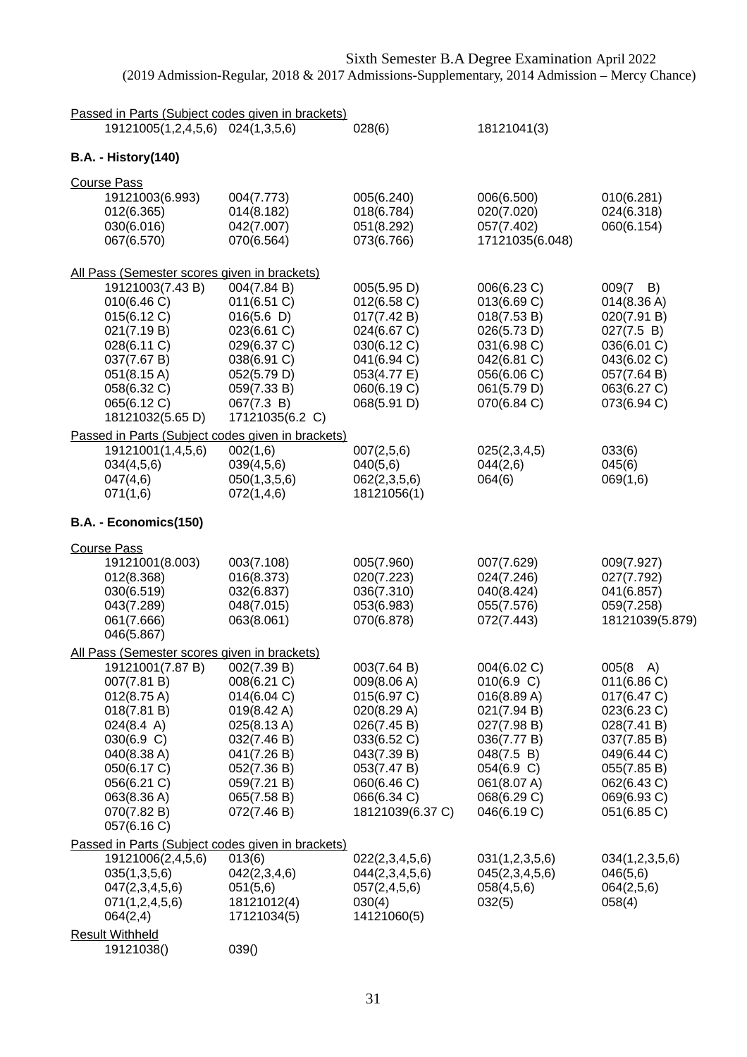Sixth Semester B.A Degree Examination April 2022
(2019 Admission-Regular, 2018 & 2017 Admissions-Supplementary, 2014 Admission – Mercy Chance)

Passed in Parts (Subject codes given in brackets)

| | | | | |
|---|---|---|---|---|
| 19121005(1,2,4,5,6) | 024(1,3,5,6) | 028(6) | 18121041(3) | |

**B.A. - History(140)**

Course Pass

| | | | | |
|---|---|---|---|---|
| 19121003(6.993) | 004(7.773) | 005(6.240) | 006(6.500) | 010(6.281) |
| 012(6.365) | 014(8.182) | 018(6.784) | 020(7.020) | 024(6.318) |
| 030(6.016) | 042(7.007) | 051(8.292) | 057(7.402) | 060(6.154) |
| 067(6.570) | 070(6.564) | 073(6.766) | 17121035(6.048) | |

All Pass (Semester scores given in brackets)

| | | | | |
|---|---|---|---|---|
| 19121003(7.43 B) | 004(7.84 B) | 005(5.95 D) | 006(6.23 C) | 009(7 B) |
| 010(6.46 C) | 011(6.51 C) | 012(6.58 C) | 013(6.69 C) | 014(8.36 A) |
| 015(6.12 C) | 016(5.6 D) | 017(7.42 B) | 018(7.53 B) | 020(7.91 B) |
| 021(7.19 B) | 023(6.61 C) | 024(6.67 C) | 026(5.73 D) | 027(7.5 B) |
| 028(6.11 C) | 029(6.37 C) | 030(6.12 C) | 031(6.98 C) | 036(6.01 C) |
| 037(7.67 B) | 038(6.91 C) | 041(6.94 C) | 042(6.81 C) | 043(6.02 C) |
| 051(8.15 A) | 052(5.79 D) | 053(4.77 E) | 056(6.06 C) | 057(7.64 B) |
| 058(6.32 C) | 059(7.33 B) | 060(6.19 C) | 061(5.79 D) | 063(6.27 C) |
| 065(6.12 C) | 067(7.3 B) | 068(5.91 D) | 070(6.84 C) | 073(6.94 C) |
| 18121032(5.65 D) | 17121035(6.2 C) | | | |

Passed in Parts (Subject codes given in brackets)

| | | | | |
|---|---|---|---|---|
| 19121001(1,4,5,6) | 002(1,6) | 007(2,5,6) | 025(2,3,4,5) | 033(6) |
| 034(4,5,6) | 039(4,5,6) | 040(5,6) | 044(2,6) | 045(6) |
| 047(4,6) | 050(1,3,5,6) | 062(2,3,5,6) | 064(6) | 069(1,6) |
| 071(1,6) | 072(1,4,6) | 18121056(1) | | |

**B.A. - Economics(150)**

Course Pass

| | | | | |
|---|---|---|---|---|
| 19121001(8.003) | 003(7.108) | 005(7.960) | 007(7.629) | 009(7.927) |
| 012(8.368) | 016(8.373) | 020(7.223) | 024(7.246) | 027(7.792) |
| 030(6.519) | 032(6.837) | 036(7.310) | 040(8.424) | 041(6.857) |
| 043(7.289) | 048(7.015) | 053(6.983) | 055(7.576) | 059(7.258) |
| 061(7.666) | 063(8.061) | 070(6.878) | 072(7.443) | 18121039(5.879) |
| 046(5.867) | | | | |

All Pass (Semester scores given in brackets)

| | | | | |
|---|---|---|---|---|
| 19121001(7.87 B) | 002(7.39 B) | 003(7.64 B) | 004(6.02 C) | 005(8 A) |
| 007(7.81 B) | 008(6.21 C) | 009(8.06 A) | 010(6.9 C) | 011(6.86 C) |
| 012(8.75 A) | 014(6.04 C) | 015(6.97 C) | 016(8.89 A) | 017(6.47 C) |
| 018(7.81 B) | 019(8.42 A) | 020(8.29 A) | 021(7.94 B) | 023(6.23 C) |
| 024(8.4 A) | 025(8.13 A) | 026(7.45 B) | 027(7.98 B) | 028(7.41 B) |
| 030(6.9 C) | 032(7.46 B) | 033(6.52 C) | 036(7.77 B) | 037(7.85 B) |
| 040(8.38 A) | 041(7.26 B) | 043(7.39 B) | 048(7.5 B) | 049(6.44 C) |
| 050(6.17 C) | 052(7.36 B) | 053(7.47 B) | 054(6.9 C) | 055(7.85 B) |
| 056(6.21 C) | 059(7.21 B) | 060(6.46 C) | 061(8.07 A) | 062(6.43 C) |
| 063(8.36 A) | 065(7.58 B) | 066(6.34 C) | 068(6.29 C) | 069(6.93 C) |
| 070(7.82 B) | 072(7.46 B) | 18121039(6.37 C) | 046(6.19 C) | 051(6.85 C) |
| 057(6.16 C) | | | | |

Passed in Parts (Subject codes given in brackets)

| | | | | |
|---|---|---|---|---|
| 19121006(2,4,5,6) | 013(6) | 022(2,3,4,5,6) | 031(1,2,3,5,6) | 034(1,2,3,5,6) |
| 035(1,3,5,6) | 042(2,3,4,6) | 044(2,3,4,5,6) | 045(2,3,4,5,6) | 046(5,6) |
| 047(2,3,4,5,6) | 051(5,6) | 057(2,4,5,6) | 058(4,5,6) | 064(2,5,6) |
| 071(1,2,4,5,6) | 18121012(4) | 030(4) | 032(5) | 058(4) |
| 064(2,4) | 17121034(5) | 14121060(5) | | |

Result Withheld

| | | | | |
|---|---|---|---|---|
| 19121038() | 039() | | | |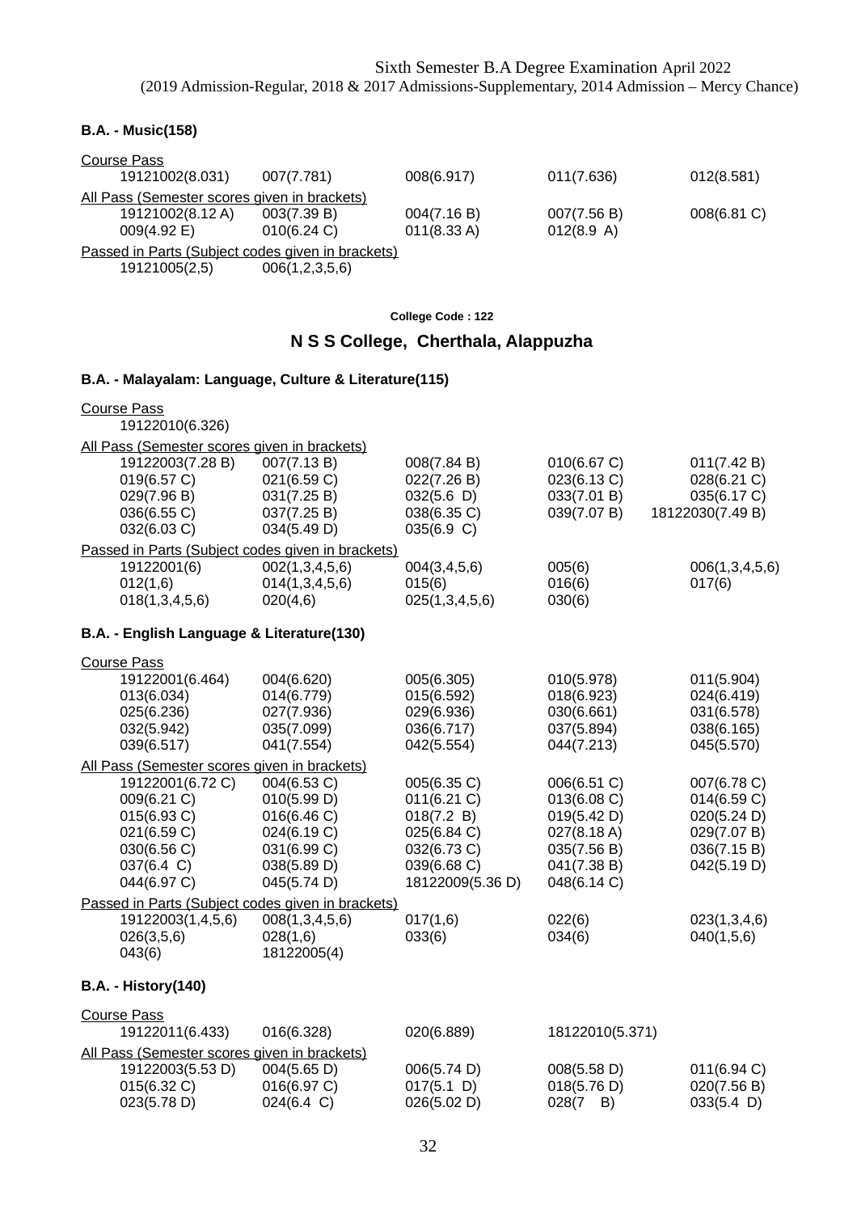Sixth Semester B.A Degree Examination April 2022
(2019 Admission-Regular, 2018 & 2017 Admissions-Supplementary, 2014 Admission – Mercy Chance)

**B.A. - Music(158)**

Course Pass

| | | | | |
|---|---|---|---|---|
| 19121002(8.031) | 007(7.781) | 008(6.917) | 011(7.636) | 012(8.581) |

All Pass (Semester scores given in brackets)

| | | | | |
|---|---|---|---|---|
| 19121002(8.12 A) | 003(7.39 B) | 004(7.16 B) | 007(7.56 B) | 008(6.81 C) |
| 009(4.92 E) | 010(6.24 C) | 011(8.33 A) | 012(8.9 A) | |

Passed in Parts (Subject codes given in brackets)

| | |
|---|---|
| 19121005(2,5) | 006(1,2,3,5,6) |

College Code : 122

## N S S College, Cherthala, Alappuzha

**B.A. - Malayalam: Language, Culture & Literature(115)**

Course Pass

19122010(6.326)

All Pass (Semester scores given in brackets)

| | | | | |
|---|---|---|---|---|
| 19122003(7.28 B) | 007(7.13 B) | 008(7.84 B) | 010(6.67 C) | 011(7.42 B) |
| 019(6.57 C) | 021(6.59 C) | 022(7.26 B) | 023(6.13 C) | 028(6.21 C) |
| 029(7.96 B) | 031(7.25 B) | 032(5.6 D) | 033(7.01 B) | 035(6.17 C) |
| 036(6.55 C) | 037(7.25 B) | 038(6.35 C) | 039(7.07 B) | 18122030(7.49 B) |
| 032(6.03 C) | 034(5.49 D) | 035(6.9 C) | | |

Passed in Parts (Subject codes given in brackets)

| | | | | |
|---|---|---|---|---|
| 19122001(6) | 002(1,3,4,5,6) | 004(3,4,5,6) | 005(6) | 006(1,3,4,5,6) |
| 012(1,6) | 014(1,3,4,5,6) | 015(6) | 016(6) | 017(6) |
| 018(1,3,4,5,6) | 020(4,6) | 025(1,3,4,5,6) | 030(6) | |

**B.A. - English Language & Literature(130)**

Course Pass

| | | | | |
|---|---|---|---|---|
| 19122001(6.464) | 004(6.620) | 005(6.305) | 010(5.978) | 011(5.904) |
| 013(6.034) | 014(6.779) | 015(6.592) | 018(6.923) | 024(6.419) |
| 025(6.236) | 027(7.936) | 029(6.936) | 030(6.661) | 031(6.578) |
| 032(5.942) | 035(7.099) | 036(6.717) | 037(5.894) | 038(6.165) |
| 039(6.517) | 041(7.554) | 042(5.554) | 044(7.213) | 045(5.570) |

All Pass (Semester scores given in brackets)

| | | | | |
|---|---|---|---|---|
| 19122001(6.72 C) | 004(6.53 C) | 005(6.35 C) | 006(6.51 C) | 007(6.78 C) |
| 009(6.21 C) | 010(5.99 D) | 011(6.21 C) | 013(6.08 C) | 014(6.59 C) |
| 015(6.93 C) | 016(6.46 C) | 018(7.2 B) | 019(5.42 D) | 020(5.24 D) |
| 021(6.59 C) | 024(6.19 C) | 025(6.84 C) | 027(8.18 A) | 029(7.07 B) |
| 030(6.56 C) | 031(6.99 C) | 032(6.73 C) | 035(7.56 B) | 036(7.15 B) |
| 037(6.4 C) | 038(5.89 D) | 039(6.68 C) | 041(7.38 B) | 042(5.19 D) |
| 044(6.97 C) | 045(5.74 D) | 18122009(5.36 D) | 048(6.14 C) | |

Passed in Parts (Subject codes given in brackets)

| | | | | |
|---|---|---|---|---|
| 19122003(1,4,5,6) | 008(1,3,4,5,6) | 017(1,6) | 022(6) | 023(1,3,4,6) |
| 026(3,5,6) | 028(1,6) | 033(6) | 034(6) | 040(1,5,6) |
| 043(6) | 18122005(4) | | | |

**B.A. - History(140)**

Course Pass

| | | | |
|---|---|---|---|
| 19122011(6.433) | 016(6.328) | 020(6.889) | 18122010(5.371) |

All Pass (Semester scores given in brackets)

| | | | | |
|---|---|---|---|---|
| 19122003(5.53 D) | 004(5.65 D) | 006(5.74 D) | 008(5.58 D) | 011(6.94 C) |
| 015(6.32 C) | 016(6.97 C) | 017(5.1 D) | 018(5.76 D) | 020(7.56 B) |
| 023(5.78 D) | 024(6.4 C) | 026(5.02 D) | 028(7 B) | 033(5.4 D) |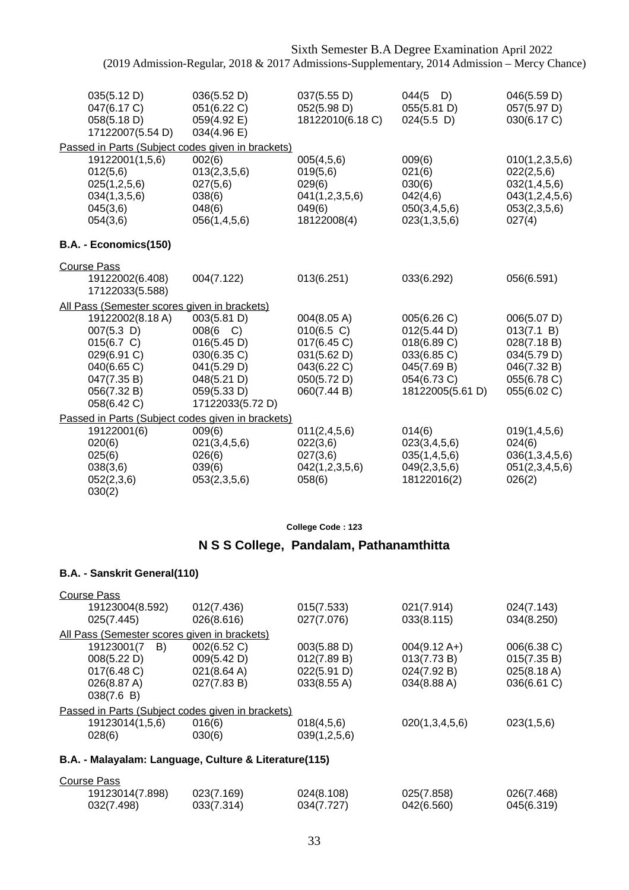| | | | | |
|---|---|---|---|---|
| 035(5.12 D) | 036(5.52 D) | 037(5.55 D) | 044(5 D) | 046(5.59 D) |
| 047(6.17 C) | 051(6.22 C) | 052(5.98 D) | 055(5.81 D) | 057(5.97 D) |
| 058(5.18 D) | 059(4.92 E) | 18122010(6.18 C) | 024(5.5 D) | 030(6.17 C) |
| 17122007(5.54 D) | 034(4.96 E) | | | |

Passed in Parts (Subject codes given in brackets)

| | | | | |
|---|---|---|---|---|
| 19122001(1,5,6) | 002(6) | 005(4,5,6) | 009(6) | 010(1,2,3,5,6) |
| 012(5,6) | 013(2,3,5,6) | 019(5,6) | 021(6) | 022(2,5,6) |
| 025(1,2,5,6) | 027(5,6) | 029(6) | 030(6) | 032(1,4,5,6) |
| 034(1,3,5,6) | 038(6) | 041(1,2,3,5,6) | 042(4,6) | 043(1,2,4,5,6) |
| 045(3,6) | 048(6) | 049(6) | 050(3,4,5,6) | 053(2,3,5,6) |
| 054(3,6) | 056(1,4,5,6) | 18122008(4) | 023(1,3,5,6) | 027(4) |

**B.A. - Economics(150)**

Course Pass

| | | | | |
|---|---|---|---|---|
| 19122002(6.408) | 004(7.122) | 013(6.251) | 033(6.292) | 056(6.591) |
| 17122033(5.588) | | | | |

All Pass (Semester scores given in brackets)

| | | | | |
|---|---|---|---|---|
| 19122002(8.18 A) | 003(5.81 D) | 004(8.05 A) | 005(6.26 C) | 006(5.07 D) |
| 007(5.3 D) | 008(6 C) | 010(6.5 C) | 012(5.44 D) | 013(7.1 B) |
| 015(6.7 C) | 016(5.45 D) | 017(6.45 C) | 018(6.89 C) | 028(7.18 B) |
| 029(6.91 C) | 030(6.35 C) | 031(5.62 D) | 033(6.85 C) | 034(5.79 D) |
| 040(6.65 C) | 041(5.29 D) | 043(6.22 C) | 045(7.69 B) | 046(7.32 B) |
| 047(7.35 B) | 048(5.21 D) | 050(5.72 D) | 054(6.73 C) | 055(6.78 C) |
| 056(7.32 B) | 059(5.33 D) | 060(7.44 B) | 18122005(5.61 D) | 055(6.02 C) |
| 058(6.42 C) | 17122033(5.72 D) | | | |

Passed in Parts (Subject codes given in brackets)

| | | | | |
|---|---|---|---|---|
| 19122001(6) | 009(6) | 011(2,4,5,6) | 014(6) | 019(1,4,5,6) |
| 020(6) | 021(3,4,5,6) | 022(3,6) | 023(3,4,5,6) | 024(6) |
| 025(6) | 026(6) | 027(3,6) | 035(1,4,5,6) | 036(1,3,4,5,6) |
| 038(3,6) | 039(6) | 042(1,2,3,5,6) | 049(2,3,5,6) | 051(2,3,4,5,6) |
| 052(2,3,6) | 053(2,3,5,6) | 058(6) | 18122016(2) | 026(2) |
| 030(2) | | | | |

**College Code : 123**

## N S S College, Pandalam, Pathanamthitta

**B.A. - Sanskrit General(110)**

Course Pass

| | | | | |
|---|---|---|---|---|
| 19123004(8.592) | 012(7.436) | 015(7.533) | 021(7.914) | 024(7.143) |
| 025(7.445) | 026(8.616) | 027(7.076) | 033(8.115) | 034(8.250) |

All Pass (Semester scores given in brackets)

| | | | | |
|---|---|---|---|---|
| 19123001(7 B) | 002(6.52 C) | 003(5.88 D) | 004(9.12 A+) | 006(6.38 C) |
| 008(5.22 D) | 009(5.42 D) | 012(7.89 B) | 013(7.73 B) | 015(7.35 B) |
| 017(6.48 C) | 021(8.64 A) | 022(5.91 D) | 024(7.92 B) | 025(8.18 A) |
| 026(8.87 A) | 027(7.83 B) | 033(8.55 A) | 034(8.88 A) | 036(6.61 C) |
| 038(7.6 B) | | | | |

Passed in Parts (Subject codes given in brackets)

| | | | | |
|---|---|---|---|---|
| 19123014(1,5,6) | 016(6) | 018(4,5,6) | 020(1,3,4,5,6) | 023(1,5,6) |
| 028(6) | 030(6) | 039(1,2,5,6) | | |

**B.A. - Malayalam: Language, Culture & Literature(115)**

Course Pass

| | | | | |
|---|---|---|---|---|
| 19123014(7.898) | 023(7.169) | 024(8.108) | 025(7.858) | 026(7.468) |
| 032(7.498) | 033(7.314) | 034(7.727) | 042(6.560) | 045(6.319) |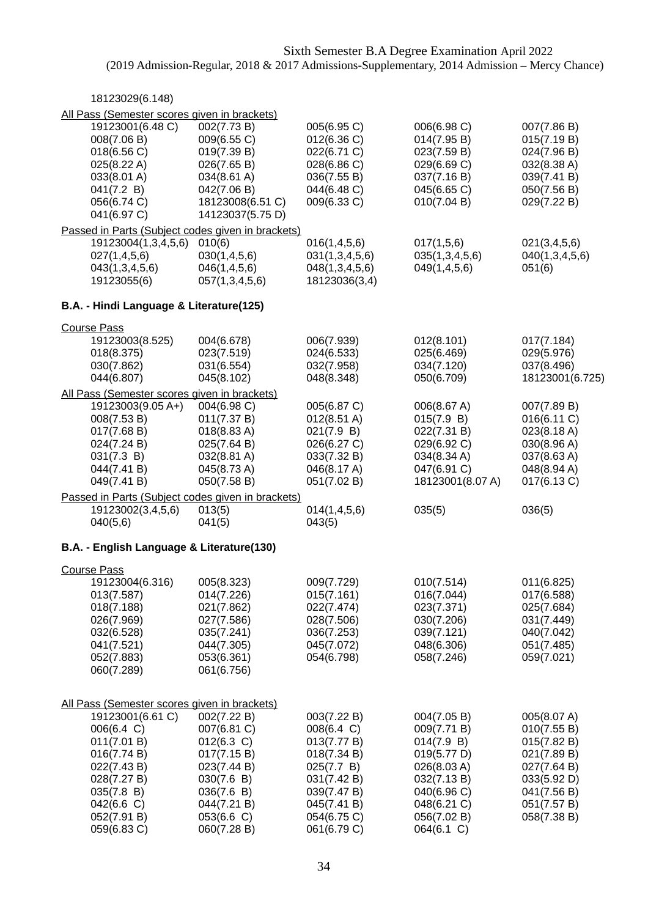Sixth Semester B.A Degree Examination April 2022
(2019 Admission-Regular, 2018 & 2017 Admissions-Supplementary, 2014 Admission – Mercy Chance)

18123029(6.148)

All Pass (Semester scores given in brackets)

| | | | | |
|---|---|---|---|---|
| 19123001(6.48 C) | 002(7.73 B) | 005(6.95 C) | 006(6.98 C) | 007(7.86 B) |
| 008(7.06 B) | 009(6.55 C) | 012(6.36 C) | 014(7.95 B) | 015(7.19 B) |
| 018(6.56 C) | 019(7.39 B) | 022(6.71 C) | 023(7.59 B) | 024(7.96 B) |
| 025(8.22 A) | 026(7.65 B) | 028(6.86 C) | 029(6.69 C) | 032(8.38 A) |
| 033(8.01 A) | 034(8.61 A) | 036(7.55 B) | 037(7.16 B) | 039(7.41 B) |
| 041(7.2 B) | 042(7.06 B) | 044(6.48 C) | 045(6.65 C) | 050(7.56 B) |
| 056(6.74 C) | 18123008(6.51 C) | 009(6.33 C) | 010(7.04 B) | 029(7.22 B) |
| 041(6.97 C) | 14123037(5.75 D) | | | |

Passed in Parts (Subject codes given in brackets)

| | | | | |
|---|---|---|---|---|
| 19123004(1,3,4,5,6) | 010(6) | 016(1,4,5,6) | 017(1,5,6) | 021(3,4,5,6) |
| 027(1,4,5,6) | 030(1,4,5,6) | 031(1,3,4,5,6) | 035(1,3,4,5,6) | 040(1,3,4,5,6) |
| 043(1,3,4,5,6) | 046(1,4,5,6) | 048(1,3,4,5,6) | 049(1,4,5,6) | 051(6) |
| 19123055(6) | 057(1,3,4,5,6) | 18123036(3,4) | | |

**B.A. - Hindi Language & Literature(125)**

Course Pass

| | | | | |
|---|---|---|---|---|
| 19123003(8.525) | 004(6.678) | 006(7.939) | 012(8.101) | 017(7.184) |
| 018(8.375) | 023(7.519) | 024(6.533) | 025(6.469) | 029(5.976) |
| 030(7.862) | 031(6.554) | 032(7.958) | 034(7.120) | 037(8.496) |
| 044(6.807) | 045(8.102) | 048(8.348) | 050(6.709) | 18123001(6.725) |

All Pass (Semester scores given in brackets)

| | | | | |
|---|---|---|---|---|
| 19123003(9.05 A+) | 004(6.98 C) | 005(6.87 C) | 006(8.67 A) | 007(7.89 B) |
| 008(7.53 B) | 011(7.37 B) | 012(8.51 A) | 015(7.9 B) | 016(6.11 C) |
| 017(7.68 B) | 018(8.83 A) | 021(7.9 B) | 022(7.31 B) | 023(8.18 A) |
| 024(7.24 B) | 025(7.64 B) | 026(6.27 C) | 029(6.92 C) | 030(8.96 A) |
| 031(7.3 B) | 032(8.81 A) | 033(7.32 B) | 034(8.34 A) | 037(8.63 A) |
| 044(7.41 B) | 045(8.73 A) | 046(8.17 A) | 047(6.91 C) | 048(8.94 A) |
| 049(7.41 B) | 050(7.58 B) | 051(7.02 B) | 18123001(8.07 A) | 017(6.13 C) |

Passed in Parts (Subject codes given in brackets)

| | | | | |
|---|---|---|---|---|
| 19123002(3,4,5,6) | 013(5) | 014(1,4,5,6) | 035(5) | 036(5) |
| 040(5,6) | 041(5) | 043(5) | | |

**B.A. - English Language & Literature(130)**

Course Pass

| | | | | |
|---|---|---|---|---|
| 19123004(6.316) | 005(8.323) | 009(7.729) | 010(7.514) | 011(6.825) |
| 013(7.587) | 014(7.226) | 015(7.161) | 016(7.044) | 017(6.588) |
| 018(7.188) | 021(7.862) | 022(7.474) | 023(7.371) | 025(7.684) |
| 026(7.969) | 027(7.586) | 028(7.506) | 030(7.206) | 031(7.449) |
| 032(6.528) | 035(7.241) | 036(7.253) | 039(7.121) | 040(7.042) |
| 041(7.521) | 044(7.305) | 045(7.072) | 048(6.306) | 051(7.485) |
| 052(7.883) | 053(6.361) | 054(6.798) | 058(7.246) | 059(7.021) |
| 060(7.289) | 061(6.756) | | | |

All Pass (Semester scores given in brackets)

| | | | | |
|---|---|---|---|---|
| 19123001(6.61 C) | 002(7.22 B) | 003(7.22 B) | 004(7.05 B) | 005(8.07 A) |
| 006(6.4 C) | 007(6.81 C) | 008(6.4 C) | 009(7.71 B) | 010(7.55 B) |
| 011(7.01 B) | 012(6.3 C) | 013(7.77 B) | 014(7.9 B) | 015(7.82 B) |
| 016(7.74 B) | 017(7.15 B) | 018(7.34 B) | 019(5.77 D) | 021(7.89 B) |
| 022(7.43 B) | 023(7.44 B) | 025(7.7 B) | 026(8.03 A) | 027(7.64 B) |
| 028(7.27 B) | 030(7.6 B) | 031(7.42 B) | 032(7.13 B) | 033(5.92 D) |
| 035(7.8 B) | 036(7.6 B) | 039(7.47 B) | 040(6.96 C) | 041(7.56 B) |
| 042(6.6 C) | 044(7.21 B) | 045(7.41 B) | 048(6.21 C) | 051(7.57 B) |
| 052(7.91 B) | 053(6.6 C) | 054(6.75 C) | 056(7.02 B) | 058(7.38 B) |
| 059(6.83 C) | 060(7.28 B) | 061(6.79 C) | 064(6.1 C) | |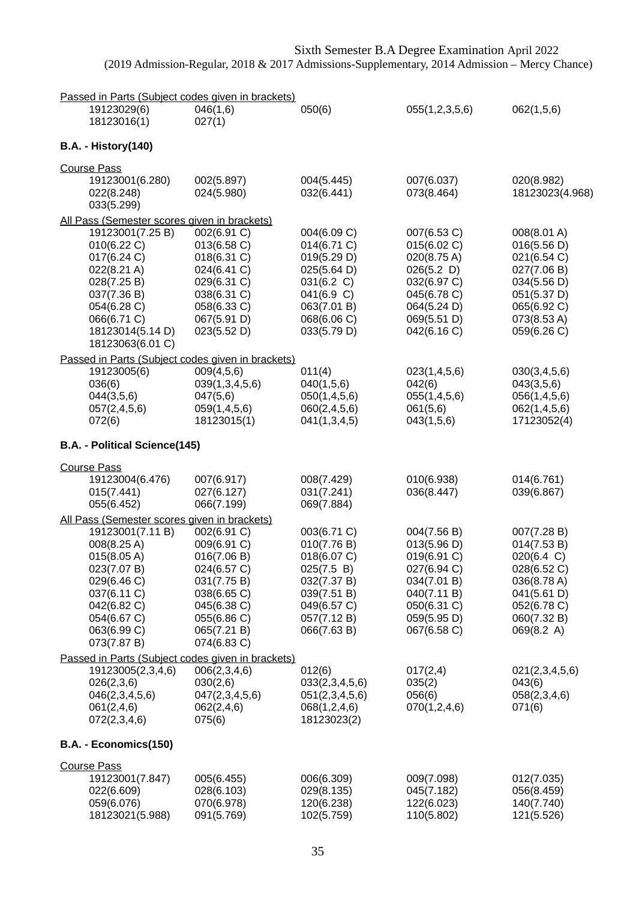Sixth Semester B.A Degree Examination April 2022
(2019 Admission-Regular, 2018 & 2017 Admissions-Supplementary, 2014 Admission – Mercy Chance)

Passed in Parts (Subject codes given in brackets)

19123029(6) 046(1,6) 050(6) 055(1,2,3,5,6) 062(1,5,6)
18123016(1) 027(1)

**B.A. - History(140)**

Course Pass

19123001(6.280) 002(5.897) 004(5.445) 007(6.037) 020(8.982)
022(8.248) 024(5.980) 032(6.441) 073(8.464) 18123023(4.968)
033(5.299)

All Pass (Semester scores given in brackets)

19123001(7.25 B) 002(6.91 C) 004(6.09 C) 007(6.53 C) 008(8.01 A)
010(6.22 C) 013(6.58 C) 014(6.71 C) 015(6.02 C) 016(5.56 D)
017(6.24 C) 018(6.31 C) 019(5.29 D) 020(8.75 A) 021(6.54 C)
022(8.21 A) 024(6.41 C) 025(5.64 D) 026(5.2 D) 027(7.06 B)
028(7.25 B) 029(6.31 C) 031(6.2 C) 032(6.97 C) 034(5.56 D)
037(7.36 B) 038(6.31 C) 041(6.9 C) 045(6.78 C) 051(5.37 D)
054(6.28 C) 058(6.33 C) 063(7.01 B) 064(5.24 D) 065(6.92 C)
066(6.71 C) 067(5.91 D) 068(6.06 C) 069(5.51 D) 073(8.53 A)
18123014(5.14 D) 023(5.52 D) 033(5.79 D) 042(6.16 C) 059(6.26 C)
18123063(6.01 C)

Passed in Parts (Subject codes given in brackets)

19123005(6) 009(4,5,6) 011(4) 023(1,4,5,6) 030(3,4,5,6)
036(6) 039(1,3,4,5,6) 040(1,5,6) 042(6) 043(3,5,6)
044(3,5,6) 047(5,6) 050(1,4,5,6) 055(1,4,5,6) 056(1,4,5,6)
057(2,4,5,6) 059(1,4,5,6) 060(2,4,5,6) 061(5,6) 062(1,4,5,6)
072(6) 18123015(1) 041(1,3,4,5) 043(1,5,6) 17123052(4)

**B.A. - Political Science(145)**

Course Pass

19123004(6.476) 007(6.917) 008(7.429) 010(6.938) 014(6.761)
015(7.441) 027(6.127) 031(7.241) 036(8.447) 039(6.867)
055(6.452) 066(7.199) 069(7.884)

All Pass (Semester scores given in brackets)

19123001(7.11 B) 002(6.91 C) 003(6.71 C) 004(7.56 B) 007(7.28 B)
008(8.25 A) 009(6.91 C) 010(7.76 B) 013(5.96 D) 014(7.53 B)
015(8.05 A) 016(7.06 B) 018(6.07 C) 019(6.91 C) 020(6.4 C)
023(7.07 B) 024(6.57 C) 025(7.5 B) 027(6.94 C) 028(6.52 C)
029(6.46 C) 031(7.75 B) 032(7.37 B) 034(7.01 B) 036(8.78 A)
037(6.11 C) 038(6.65 C) 039(7.51 B) 040(7.11 B) 041(5.61 D)
042(6.82 C) 045(6.38 C) 049(6.57 C) 050(6.31 C) 052(6.78 C)
054(6.67 C) 055(6.86 C) 057(7.12 B) 059(5.95 D) 060(7.32 B)
063(6.99 C) 065(7.21 B) 066(7.63 B) 067(6.58 C) 069(8.2 A)
073(7.87 B) 074(6.83 C)

Passed in Parts (Subject codes given in brackets)

19123005(2,3,4,6) 006(2,3,4,6) 012(6) 017(2,4) 021(2,3,4,5,6)
026(2,3,6) 030(2,6) 033(2,3,4,5,6) 035(2) 043(6)
046(2,3,4,5,6) 047(2,3,4,5,6) 051(2,3,4,5,6) 056(6) 058(2,3,4,6)
061(2,4,6) 062(2,4,6) 068(1,2,4,6) 070(1,2,4,6) 071(6)
072(2,3,4,6) 075(6) 18123023(2)

**B.A. - Economics(150)**

Course Pass

19123001(7.847) 005(6.455) 006(6.309) 009(7.098) 012(7.035)
022(6.609) 028(6.103) 029(8.135) 045(7.182) 056(8.459)
059(6.076) 070(6.978) 120(6.238) 122(6.023) 140(7.740)
18123021(5.988) 091(5.769) 102(5.759) 110(5.802) 121(5.526)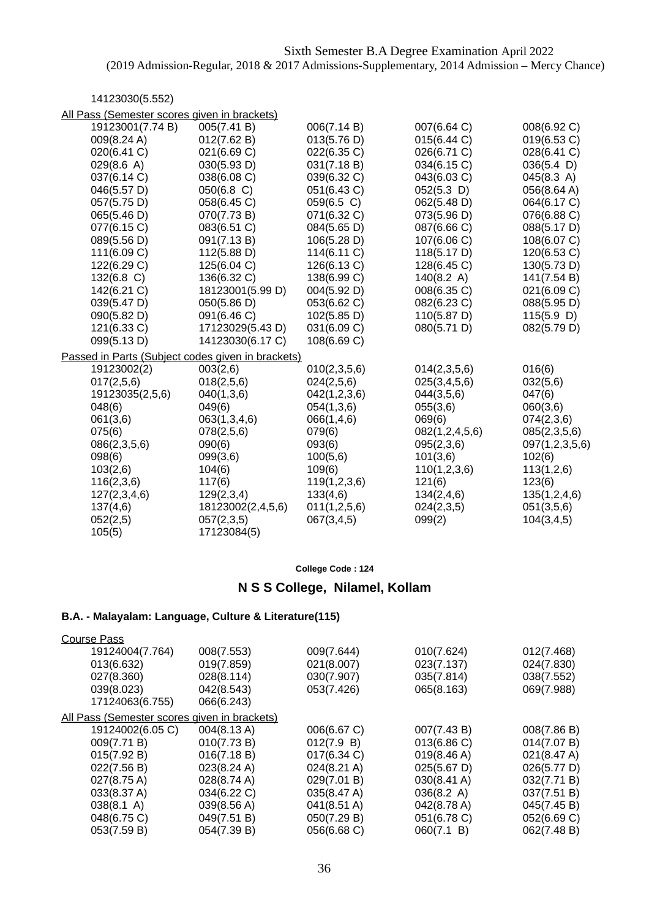Sixth Semester B.A Degree Examination April 2022
(2019 Admission-Regular, 2018 & 2017 Admissions-Supplementary, 2014 Admission – Mercy Chance)

14123030(5.552)

All Pass (Semester scores given in brackets)

| | | | | |
|---|---|---|---|---|
| 19123001(7.74 B) | 005(7.41 B) | 006(7.14 B) | 007(6.64 C) | 008(6.92 C) |
| 009(8.24 A) | 012(7.62 B) | 013(5.76 D) | 015(6.44 C) | 019(6.53 C) |
| 020(6.41 C) | 021(6.69 C) | 022(6.35 C) | 026(6.71 C) | 028(6.41 C) |
| 029(8.6 A) | 030(5.93 D) | 031(7.18 B) | 034(6.15 C) | 036(5.4 D) |
| 037(6.14 C) | 038(6.08 C) | 039(6.32 C) | 043(6.03 C) | 045(8.3 A) |
| 046(5.57 D) | 050(6.8 C) | 051(6.43 C) | 052(5.3 D) | 056(8.64 A) |
| 057(5.75 D) | 058(6.45 C) | 059(6.5 C) | 062(5.48 D) | 064(6.17 C) |
| 065(5.46 D) | 070(7.73 B) | 071(6.32 C) | 073(5.96 D) | 076(6.88 C) |
| 077(6.15 C) | 083(6.51 C) | 084(5.65 D) | 087(6.66 C) | 088(5.17 D) |
| 089(5.56 D) | 091(7.13 B) | 106(5.28 D) | 107(6.06 C) | 108(6.07 C) |
| 111(6.09 C) | 112(5.88 D) | 114(6.11 C) | 118(5.17 D) | 120(6.53 C) |
| 122(6.29 C) | 125(6.04 C) | 126(6.13 C) | 128(6.45 C) | 130(5.73 D) |
| 132(6.8 C) | 136(6.32 C) | 138(6.99 C) | 140(8.2 A) | 141(7.54 B) |
| 142(6.21 C) | 18123001(5.99 D) | 004(5.92 D) | 008(6.35 C) | 021(6.09 C) |
| 039(5.47 D) | 050(5.86 D) | 053(6.62 C) | 082(6.23 C) | 088(5.95 D) |
| 090(5.82 D) | 091(6.46 C) | 102(5.85 D) | 110(5.87 D) | 115(5.9 D) |
| 121(6.33 C) | 17123029(5.43 D) | 031(6.09 C) | 080(5.71 D) | 082(5.79 D) |
| 099(5.13 D) | 14123030(6.17 C) | 108(6.69 C) | | |

Passed in Parts (Subject codes given in brackets)

| | | | | |
|---|---|---|---|---|
| 19123002(2) | 003(2,6) | 010(2,3,5,6) | 014(2,3,5,6) | 016(6) |
| 017(2,5,6) | 018(2,5,6) | 024(2,5,6) | 025(3,4,5,6) | 032(5,6) |
| 19123035(2,5,6) | 040(1,3,6) | 042(1,2,3,6) | 044(3,5,6) | 047(6) |
| 048(6) | 049(6) | 054(1,3,6) | 055(3,6) | 060(3,6) |
| 061(3,6) | 063(1,3,4,6) | 066(1,4,6) | 069(6) | 074(2,3,6) |
| 075(6) | 078(2,5,6) | 079(6) | 082(1,2,4,5,6) | 085(2,3,5,6) |
| 086(2,3,5,6) | 090(6) | 093(6) | 095(2,3,6) | 097(1,2,3,5,6) |
| 098(6) | 099(3,6) | 100(5,6) | 101(3,6) | 102(6) |
| 103(2,6) | 104(6) | 109(6) | 110(1,2,3,6) | 113(1,2,6) |
| 116(2,3,6) | 117(6) | 119(1,2,3,6) | 121(6) | 123(6) |
| 127(2,3,4,6) | 129(2,3,4) | 133(4,6) | 134(2,4,6) | 135(1,2,4,6) |
| 137(4,6) | 18123002(2,4,5,6) | 011(1,2,5,6) | 024(2,3,5) | 051(3,5,6) |
| 052(2,5) | 057(2,3,5) | 067(3,4,5) | 099(2) | 104(3,4,5) |
| 105(5) | 17123084(5) | | | |

**College Code : 124**

## N S S College, Nilamel, Kollam

### B.A. - Malayalam: Language, Culture & Literature(115)

Course Pass

| | | | | |
|---|---|---|---|---|
| 19124004(7.764) | 008(7.553) | 009(7.644) | 010(7.624) | 012(7.468) |
| 013(6.632) | 019(7.859) | 021(8.007) | 023(7.137) | 024(7.830) |
| 027(8.360) | 028(8.114) | 030(7.907) | 035(7.814) | 038(7.552) |
| 039(8.023) | 042(8.543) | 053(7.426) | 065(8.163) | 069(7.988) |
| 17124063(6.755) | 066(6.243) | | | |

All Pass (Semester scores given in brackets)

| | | | | |
|---|---|---|---|---|
| 19124002(6.05 C) | 004(8.13 A) | 006(6.67 C) | 007(7.43 B) | 008(7.86 B) |
| 009(7.71 B) | 010(7.73 B) | 012(7.9 B) | 013(6.86 C) | 014(7.07 B) |
| 015(7.92 B) | 016(7.18 B) | 017(6.34 C) | 019(8.46 A) | 021(8.47 A) |
| 022(7.56 B) | 023(8.24 A) | 024(8.21 A) | 025(5.67 D) | 026(5.77 D) |
| 027(8.75 A) | 028(8.74 A) | 029(7.01 B) | 030(8.41 A) | 032(7.71 B) |
| 033(8.37 A) | 034(6.22 C) | 035(8.47 A) | 036(8.2 A) | 037(7.51 B) |
| 038(8.1 A) | 039(8.56 A) | 041(8.51 A) | 042(8.78 A) | 045(7.45 B) |
| 048(6.75 C) | 049(7.51 B) | 050(7.29 B) | 051(6.78 C) | 052(6.69 C) |
| 053(7.59 B) | 054(7.39 B) | 056(6.68 C) | 060(7.1 B) | 062(7.48 B) |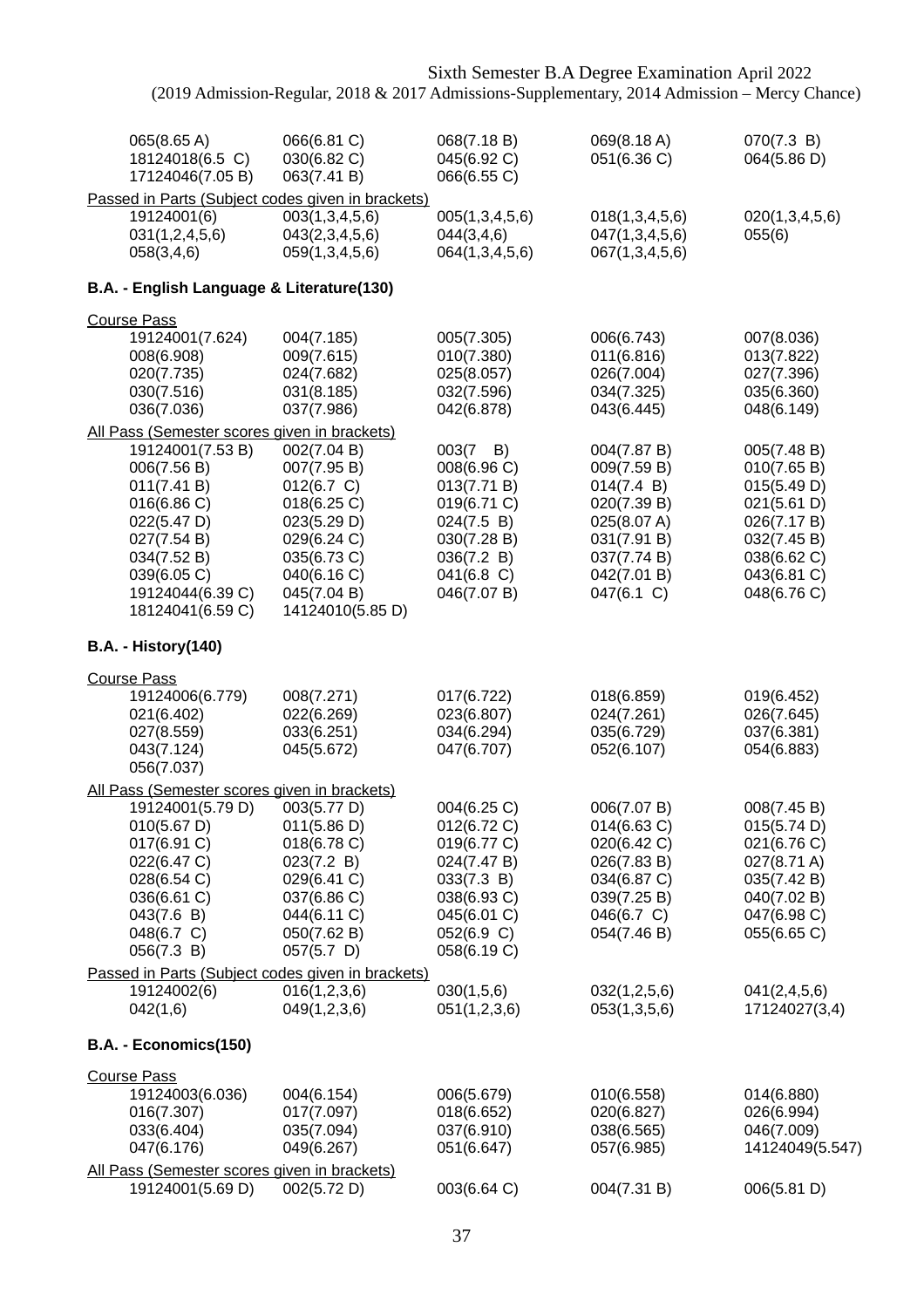| | | | | |
|---|---|---|---|---|
| 065(8.65 A) | 066(6.81 C) | 068(7.18 B) | 069(8.18 A) | 070(7.3 B) |
| 18124018(6.5 C) | 030(6.82 C) | 045(6.92 C) | 051(6.36 C) | 064(5.86 D) |
| 17124046(7.05 B) | 063(7.41 B) | 066(6.55 C) | | |

Passed in Parts (Subject codes given in brackets)

| | | | | |
|---|---|---|---|---|
| 19124001(6) | 003(1,3,4,5,6) | 005(1,3,4,5,6) | 018(1,3,4,5,6) | 020(1,3,4,5,6) |
| 031(1,2,4,5,6) | 043(2,3,4,5,6) | 044(3,4,6) | 047(1,3,4,5,6) | 055(6) |
| 058(3,4,6) | 059(1,3,4,5,6) | 064(1,3,4,5,6) | 067(1,3,4,5,6) | |

**B.A. - English Language & Literature(130)**

Course Pass

| | | | | |
|---|---|---|---|---|
| 19124001(7.624) | 004(7.185) | 005(7.305) | 006(6.743) | 007(8.036) |
| 008(6.908) | 009(7.615) | 010(7.380) | 011(6.816) | 013(7.822) |
| 020(7.735) | 024(7.682) | 025(8.057) | 026(7.004) | 027(7.396) |
| 030(7.516) | 031(8.185) | 032(7.596) | 034(7.325) | 035(6.360) |
| 036(7.036) | 037(7.986) | 042(6.878) | 043(6.445) | 048(6.149) |

All Pass (Semester scores given in brackets)

| | | | | |
|---|---|---|---|---|
| 19124001(7.53 B) | 002(7.04 B) | 003(7 B) | 004(7.87 B) | 005(7.48 B) |
| 006(7.56 B) | 007(7.95 B) | 008(6.96 C) | 009(7.59 B) | 010(7.65 B) |
| 011(7.41 B) | 012(6.7 C) | 013(7.71 B) | 014(7.4 B) | 015(5.49 D) |
| 016(6.86 C) | 018(6.25 C) | 019(6.71 C) | 020(7.39 B) | 021(5.61 D) |
| 022(5.47 D) | 023(5.29 D) | 024(7.5 B) | 025(8.07 A) | 026(7.17 B) |
| 027(7.54 B) | 029(6.24 C) | 030(7.28 B) | 031(7.91 B) | 032(7.45 B) |
| 034(7.52 B) | 035(6.73 C) | 036(7.2 B) | 037(7.74 B) | 038(6.62 C) |
| 039(6.05 C) | 040(6.16 C) | 041(6.8 C) | 042(7.01 B) | 043(6.81 C) |
| 19124044(6.39 C) | 045(7.04 B) | 046(7.07 B) | 047(6.1 C) | 048(6.76 C) |
| 18124041(6.59 C) | 14124010(5.85 D) | | | |

**B.A. - History(140)**

Course Pass

| | | | | |
|---|---|---|---|---|
| 19124006(6.779) | 008(7.271) | 017(6.722) | 018(6.859) | 019(6.452) |
| 021(6.402) | 022(6.269) | 023(6.807) | 024(7.261) | 026(7.645) |
| 027(8.559) | 033(6.251) | 034(6.294) | 035(6.729) | 037(6.381) |
| 043(7.124) | 045(5.672) | 047(6.707) | 052(6.107) | 054(6.883) |
| 056(7.037) | | | | |

All Pass (Semester scores given in brackets)

| | | | | |
|---|---|---|---|---|
| 19124001(5.79 D) | 003(5.77 D) | 004(6.25 C) | 006(7.07 B) | 008(7.45 B) |
| 010(5.67 D) | 011(5.86 D) | 012(6.72 C) | 014(6.63 C) | 015(5.74 D) |
| 017(6.91 C) | 018(6.78 C) | 019(6.77 C) | 020(6.42 C) | 021(6.76 C) |
| 022(6.47 C) | 023(7.2 B) | 024(7.47 B) | 026(7.83 B) | 027(8.71 A) |
| 028(6.54 C) | 029(6.41 C) | 033(7.3 B) | 034(6.87 C) | 035(7.42 B) |
| 036(6.61 C) | 037(6.86 C) | 038(6.93 C) | 039(7.25 B) | 040(7.02 B) |
| 043(7.6 B) | 044(6.11 C) | 045(6.01 C) | 046(6.7 C) | 047(6.98 C) |
| 048(6.7 C) | 050(7.62 B) | 052(6.9 C) | 054(7.46 B) | 055(6.65 C) |
| 056(7.3 B) | 057(5.7 D) | 058(6.19 C) | | |

Passed in Parts (Subject codes given in brackets)

| | | | | |
|---|---|---|---|---|
| 19124002(6) | 016(1,2,3,6) | 030(1,5,6) | 032(1,2,5,6) | 041(2,4,5,6) |
| 042(1,6) | 049(1,2,3,6) | 051(1,2,3,6) | 053(1,3,5,6) | 17124027(3,4) |

**B.A. - Economics(150)**

Course Pass

| | | | | |
|---|---|---|---|---|
| 19124003(6.036) | 004(6.154) | 006(5.679) | 010(6.558) | 014(6.880) |
| 016(7.307) | 017(7.097) | 018(6.652) | 020(6.827) | 026(6.994) |
| 033(6.404) | 035(7.094) | 037(6.910) | 038(6.565) | 046(7.009) |
| 047(6.176) | 049(6.267) | 051(6.647) | 057(6.985) | 14124049(5.547) |

All Pass (Semester scores given in brackets)

| | | | | |
|---|---|---|---|---|
| 19124001(5.69 D) | 002(5.72 D) | 003(6.64 C) | 004(7.31 B) | 006(5.81 D) |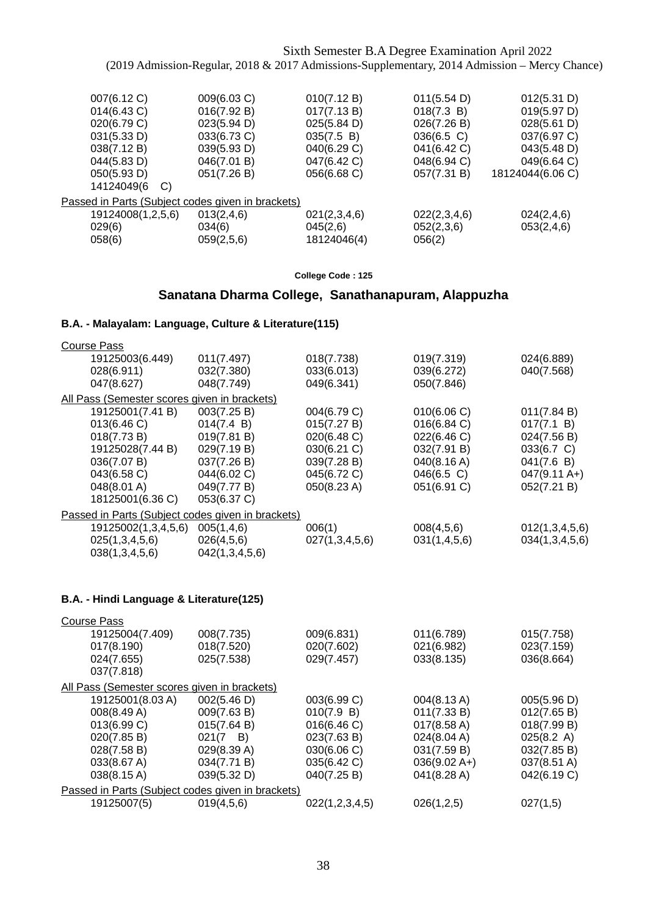Sixth Semester B.A Degree Examination April 2022
(2019 Admission-Regular, 2018 & 2017 Admissions-Supplementary, 2014 Admission – Mercy Chance)

| | | | | |
|---|---|---|---|---|
| 007(6.12 C) | 009(6.03 C) | 010(7.12 B) | 011(5.54 D) | 012(5.31 D) |
| 014(6.43 C) | 016(7.92 B) | 017(7.13 B) | 018(7.3 B) | 019(5.97 D) |
| 020(6.79 C) | 023(5.94 D) | 025(5.84 D) | 026(7.26 B) | 028(5.61 D) |
| 031(5.33 D) | 033(6.73 C) | 035(7.5 B) | 036(6.5 C) | 037(6.97 C) |
| 038(7.12 B) | 039(5.93 D) | 040(6.29 C) | 041(6.42 C) | 043(5.48 D) |
| 044(5.83 D) | 046(7.01 B) | 047(6.42 C) | 048(6.94 C) | 049(6.64 C) |
| 050(5.93 D) | 051(7.26 B) | 056(6.68 C) | 057(7.31 B) | 18124044(6.06 C) |
| 14124049(6 C) | | | | |

Passed in Parts (Subject codes given in brackets)

| | | | | |
|---|---|---|---|---|
| 19124008(1,2,5,6) | 013(2,4,6) | 021(2,3,4,6) | 022(2,3,4,6) | 024(2,4,6) |
| 029(6) | 034(6) | 045(2,6) | 052(2,3,6) | 053(2,4,6) |
| 058(6) | 059(2,5,6) | 18124046(4) | 056(2) | |

**College Code : 125**

## Sanatana Dharma College, Sanathanapuram, Alappuzha

### B.A. - Malayalam: Language, Culture & Literature(115)

Course Pass

| | | | | |
|---|---|---|---|---|
| 19125003(6.449) | 011(7.497) | 018(7.738) | 019(7.319) | 024(6.889) |
| 028(6.911) | 032(7.380) | 033(6.013) | 039(6.272) | 040(7.568) |
| 047(8.627) | 048(7.749) | 049(6.341) | 050(7.846) | |

All Pass (Semester scores given in brackets)

| | | | | |
|---|---|---|---|---|
| 19125001(7.41 B) | 003(7.25 B) | 004(6.79 C) | 010(6.06 C) | 011(7.84 B) |
| 013(6.46 C) | 014(7.4 B) | 015(7.27 B) | 016(6.84 C) | 017(7.1 B) |
| 018(7.73 B) | 019(7.81 B) | 020(6.48 C) | 022(6.46 C) | 024(7.56 B) |
| 19125028(7.44 B) | 029(7.19 B) | 030(6.21 C) | 032(7.91 B) | 033(6.7 C) |
| 036(7.07 B) | 037(7.26 B) | 039(7.28 B) | 040(8.16 A) | 041(7.6 B) |
| 043(6.58 C) | 044(6.02 C) | 045(6.72 C) | 046(6.5 C) | 047(9.11 A+) |
| 048(8.01 A) | 049(7.77 B) | 050(8.23 A) | 051(6.91 C) | 052(7.21 B) |
| 18125001(6.36 C) | 053(6.37 C) | | | |

Passed in Parts (Subject codes given in brackets)

| | | | | |
|---|---|---|---|---|
| 19125002(1,3,4,5,6) | 005(1,4,6) | 006(1) | 008(4,5,6) | 012(1,3,4,5,6) |
| 025(1,3,4,5,6) | 026(4,5,6) | 027(1,3,4,5,6) | 031(1,4,5,6) | 034(1,3,4,5,6) |
| 038(1,3,4,5,6) | 042(1,3,4,5,6) | | | |

### B.A. - Hindi Language & Literature(125)

Course Pass

| | | | | |
|---|---|---|---|---|
| 19125004(7.409) | 008(7.735) | 009(6.831) | 011(6.789) | 015(7.758) |
| 017(8.190) | 018(7.520) | 020(7.602) | 021(6.982) | 023(7.159) |
| 024(7.655) | 025(7.538) | 029(7.457) | 033(8.135) | 036(8.664) |
| 037(7.818) | | | | |

All Pass (Semester scores given in brackets)

| | | | | |
|---|---|---|---|---|
| 19125001(8.03 A) | 002(5.46 D) | 003(6.99 C) | 004(8.13 A) | 005(5.96 D) |
| 008(8.49 A) | 009(7.63 B) | 010(7.9 B) | 011(7.33 B) | 012(7.65 B) |
| 013(6.99 C) | 015(7.64 B) | 016(6.46 C) | 017(8.58 A) | 018(7.99 B) |
| 020(7.85 B) | 021(7 B) | 023(7.63 B) | 024(8.04 A) | 025(8.2 A) |
| 028(7.58 B) | 029(8.39 A) | 030(6.06 C) | 031(7.59 B) | 032(7.85 B) |
| 033(8.67 A) | 034(7.71 B) | 035(6.42 C) | 036(9.02 A+) | 037(8.51 A) |
| 038(8.15 A) | 039(5.32 D) | 040(7.25 B) | 041(8.28 A) | 042(6.19 C) |

Passed in Parts (Subject codes given in brackets)

| | | | | |
|---|---|---|---|---|
| 19125007(5) | 019(4,5,6) | 022(1,2,3,4,5) | 026(1,2,5) | 027(1,5) |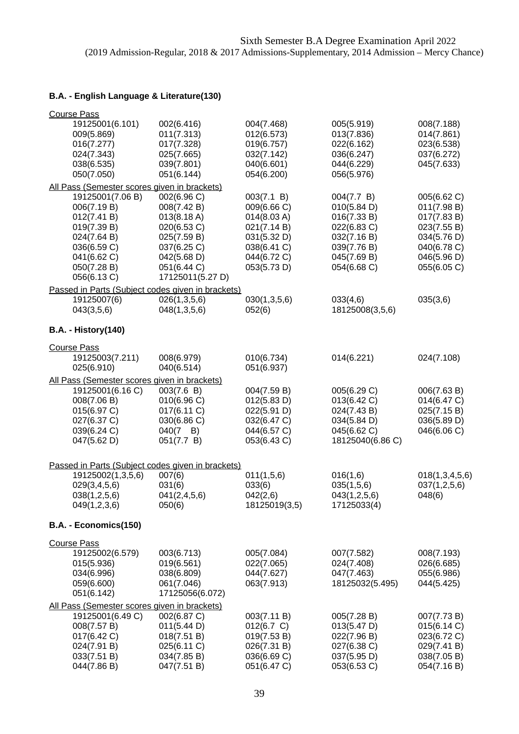Sixth Semester B.A Degree Examination April 2022
(2019 Admission-Regular, 2018 & 2017 Admissions-Supplementary, 2014 Admission – Mercy Chance)

**B.A. - English Language & Literature(130)**

Course Pass

| | | | | |
|---|---|---|---|---|
| 19125001(6.101) | 002(6.416) | 004(7.468) | 005(5.919) | 008(7.188) |
| 009(5.869) | 011(7.313) | 012(6.573) | 013(7.836) | 014(7.861) |
| 016(7.277) | 017(7.328) | 019(6.757) | 022(6.162) | 023(6.538) |
| 024(7.343) | 025(7.665) | 032(7.142) | 036(6.247) | 037(6.272) |
| 038(6.535) | 039(7.801) | 040(6.601) | 044(6.229) | 045(7.633) |
| 050(7.050) | 051(6.144) | 054(6.200) | 056(5.976) | |

All Pass (Semester scores given in brackets)

| | | | | |
|---|---|---|---|---|
| 19125001(7.06 B) | 002(6.96 C) | 003(7.1 B) | 004(7.7 B) | 005(6.62 C) |
| 006(7.19 B) | 008(7.42 B) | 009(6.66 C) | 010(5.84 D) | 011(7.98 B) |
| 012(7.41 B) | 013(8.18 A) | 014(8.03 A) | 016(7.33 B) | 017(7.83 B) |
| 019(7.39 B) | 020(6.53 C) | 021(7.14 B) | 022(6.83 C) | 023(7.55 B) |
| 024(7.64 B) | 025(7.59 B) | 031(5.32 D) | 032(7.16 B) | 034(5.76 D) |
| 036(6.59 C) | 037(6.25 C) | 038(6.41 C) | 039(7.76 B) | 040(6.78 C) |
| 041(6.62 C) | 042(5.68 D) | 044(6.72 C) | 045(7.69 B) | 046(5.96 D) |
| 050(7.28 B) | 051(6.44 C) | 053(5.73 D) | 054(6.68 C) | 055(6.05 C) |
| 056(6.13 C) | 17125011(5.27 D) | | | |

Passed in Parts (Subject codes given in brackets)

| | | | | |
|---|---|---|---|---|
| 19125007(6) | 026(1,3,5,6) | 030(1,3,5,6) | 033(4,6) | 035(3,6) |
| 043(3,5,6) | 048(1,3,5,6) | 052(6) | 18125008(3,5,6) | |

**B.A. - History(140)**

Course Pass

| | | | | |
|---|---|---|---|---|
| 19125003(7.211) | 008(6.979) | 010(6.734) | 014(6.221) | 024(7.108) |
| 025(6.910) | 040(6.514) | 051(6.937) | | |

All Pass (Semester scores given in brackets)

| | | | | |
|---|---|---|---|---|
| 19125001(6.16 C) | 003(7.6 B) | 004(7.59 B) | 005(6.29 C) | 006(7.63 B) |
| 008(7.06 B) | 010(6.96 C) | 012(5.83 D) | 013(6.42 C) | 014(6.47 C) |
| 015(6.97 C) | 017(6.11 C) | 022(5.91 D) | 024(7.43 B) | 025(7.15 B) |
| 027(6.37 C) | 030(6.86 C) | 032(6.47 C) | 034(5.84 D) | 036(5.89 D) |
| 039(6.24 C) | 040(7 B) | 044(6.57 C) | 045(6.62 C) | 046(6.06 C) |
| 047(5.62 D) | 051(7.7 B) | 053(6.43 C) | 18125040(6.86 C) | |

Passed in Parts (Subject codes given in brackets)

| | | | | |
|---|---|---|---|---|
| 19125002(1,3,5,6) | 007(6) | 011(1,5,6) | 016(1,6) | 018(1,3,4,5,6) |
| 029(3,4,5,6) | 031(6) | 033(6) | 035(1,5,6) | 037(1,2,5,6) |
| 038(1,2,5,6) | 041(2,4,5,6) | 042(2,6) | 043(1,2,5,6) | 048(6) |
| 049(1,2,3,6) | 050(6) | 18125019(3,5) | 17125033(4) | |

**B.A. - Economics(150)**

Course Pass

| | | | | |
|---|---|---|---|---|
| 19125002(6.579) | 003(6.713) | 005(7.084) | 007(7.582) | 008(7.193) |
| 015(5.936) | 019(6.561) | 022(7.065) | 024(7.408) | 026(6.685) |
| 034(6.996) | 038(6.809) | 044(7.627) | 047(7.463) | 055(6.986) |
| 059(6.600) | 061(7.046) | 063(7.913) | 18125032(5.495) | 044(5.425) |
| 051(6.142) | 17125056(6.072) | | | |

All Pass (Semester scores given in brackets)

| | | | | |
|---|---|---|---|---|
| 19125001(6.49 C) | 002(6.87 C) | 003(7.11 B) | 005(7.28 B) | 007(7.73 B) |
| 008(7.57 B) | 011(5.44 D) | 012(6.7 C) | 013(5.47 D) | 015(6.14 C) |
| 017(6.42 C) | 018(7.51 B) | 019(7.53 B) | 022(7.96 B) | 023(6.72 C) |
| 024(7.91 B) | 025(6.11 C) | 026(7.31 B) | 027(6.38 C) | 029(7.41 B) |
| 033(7.51 B) | 034(7.85 B) | 036(6.69 C) | 037(5.95 D) | 038(7.05 B) |
| 044(7.86 B) | 047(7.51 B) | 051(6.47 C) | 053(6.53 C) | 054(7.16 B) |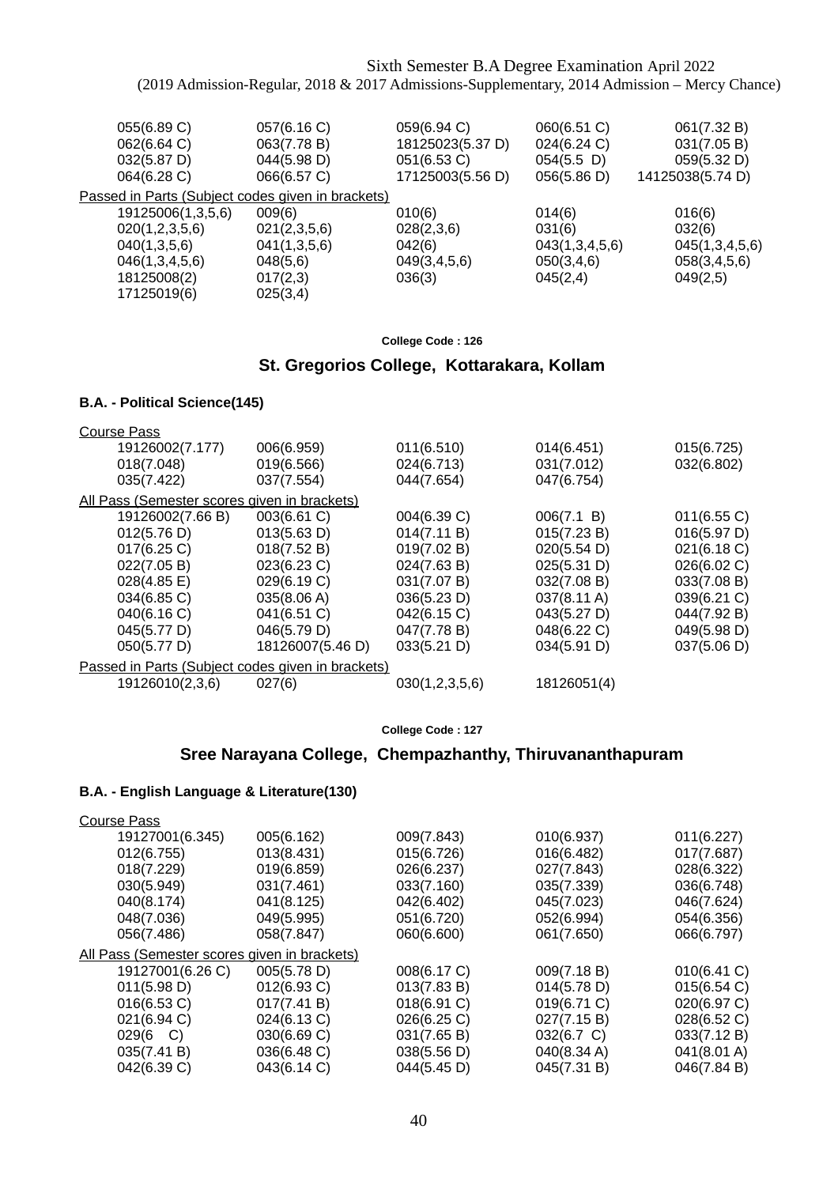Sixth Semester B.A Degree Examination April 2022
(2019 Admission-Regular, 2018 & 2017 Admissions-Supplementary, 2014 Admission – Mercy Chance)

| | | | | |
|---|---|---|---|---|
| 055(6.89 C) | 057(6.16 C) | 059(6.94 C) | 060(6.51 C) | 061(7.32 B) |
| 062(6.64 C) | 063(7.78 B) | 18125023(5.37 D) | 024(6.24 C) | 031(7.05 B) |
| 032(5.87 D) | 044(5.98 D) | 051(6.53 C) | 054(5.5 D) | 059(5.32 D) |
| 064(6.28 C) | 066(6.57 C) | 17125003(5.56 D) | 056(5.86 D) | 14125038(5.74 D) |

Passed in Parts (Subject codes given in brackets)

| | | | | |
|---|---|---|---|---|
| 19125006(1,3,5,6) | 009(6) | 010(6) | 014(6) | 016(6) |
| 020(1,2,3,5,6) | 021(2,3,5,6) | 028(2,3,6) | 031(6) | 032(6) |
| 040(1,3,5,6) | 041(1,3,5,6) | 042(6) | 043(1,3,4,5,6) | 045(1,3,4,5,6) |
| 046(1,3,4,5,6) | 048(5,6) | 049(3,4,5,6) | 050(3,4,6) | 058(3,4,5,6) |
| 18125008(2) | 017(2,3) | 036(3) | 045(2,4) | 049(2,5) |
| 17125019(6) | 025(3,4) | | | |

**College Code : 126**

## St. Gregorios College, Kottarakara, Kollam

### B.A. - Political Science(145)

Course Pass

| | | | | |
|---|---|---|---|---|
| 19126002(7.177) | 006(6.959) | 011(6.510) | 014(6.451) | 015(6.725) |
| 018(7.048) | 019(6.566) | 024(6.713) | 031(7.012) | 032(6.802) |
| 035(7.422) | 037(7.554) | 044(7.654) | 047(6.754) | |

All Pass (Semester scores given in brackets)

| | | | | |
|---|---|---|---|---|
| 19126002(7.66 B) | 003(6.61 C) | 004(6.39 C) | 006(7.1 B) | 011(6.55 C) |
| 012(5.76 D) | 013(5.63 D) | 014(7.11 B) | 015(7.23 B) | 016(5.97 D) |
| 017(6.25 C) | 018(7.52 B) | 019(7.02 B) | 020(5.54 D) | 021(6.18 C) |
| 022(7.05 B) | 023(6.23 C) | 024(7.63 B) | 025(5.31 D) | 026(6.02 C) |
| 028(4.85 E) | 029(6.19 C) | 031(7.07 B) | 032(7.08 B) | 033(7.08 B) |
| 034(6.85 C) | 035(8.06 A) | 036(5.23 D) | 037(8.11 A) | 039(6.21 C) |
| 040(6.16 C) | 041(6.51 C) | 042(6.15 C) | 043(5.27 D) | 044(7.92 B) |
| 045(5.77 D) | 046(5.79 D) | 047(7.78 B) | 048(6.22 C) | 049(5.98 D) |
| 050(5.77 D) | 18126007(5.46 D) | 033(5.21 D) | 034(5.91 D) | 037(5.06 D) |

Passed in Parts (Subject codes given in brackets)

| | | | |
|---|---|---|---|
| 19126010(2,3,6) | 027(6) | 030(1,2,3,5,6) | 18126051(4) |

**College Code : 127**

## Sree Narayana College, Chempazhanthy, Thiruvananthapuram

### B.A. - English Language & Literature(130)

Course Pass

| | | | | |
|---|---|---|---|---|
| 19127001(6.345) | 005(6.162) | 009(7.843) | 010(6.937) | 011(6.227) |
| 012(6.755) | 013(8.431) | 015(6.726) | 016(6.482) | 017(7.687) |
| 018(7.229) | 019(6.859) | 026(6.237) | 027(7.843) | 028(6.322) |
| 030(5.949) | 031(7.461) | 033(7.160) | 035(7.339) | 036(6.748) |
| 040(8.174) | 041(8.125) | 042(6.402) | 045(7.023) | 046(7.624) |
| 048(7.036) | 049(5.995) | 051(6.720) | 052(6.994) | 054(6.356) |
| 056(7.486) | 058(7.847) | 060(6.600) | 061(7.650) | 066(6.797) |

All Pass (Semester scores given in brackets)

| | | | | |
|---|---|---|---|---|
| 19127001(6.26 C) | 005(5.78 D) | 008(6.17 C) | 009(7.18 B) | 010(6.41 C) |
| 011(5.98 D) | 012(6.93 C) | 013(7.83 B) | 014(5.78 D) | 015(6.54 C) |
| 016(6.53 C) | 017(7.41 B) | 018(6.91 C) | 019(6.71 C) | 020(6.97 C) |
| 021(6.94 C) | 024(6.13 C) | 026(6.25 C) | 027(7.15 B) | 028(6.52 C) |
| 029(6 C) | 030(6.69 C) | 031(7.65 B) | 032(6.7 C) | 033(7.12 B) |
| 035(7.41 B) | 036(6.48 C) | 038(5.56 D) | 040(8.34 A) | 041(8.01 A) |
| 042(6.39 C) | 043(6.14 C) | 044(5.45 D) | 045(7.31 B) | 046(7.84 B) |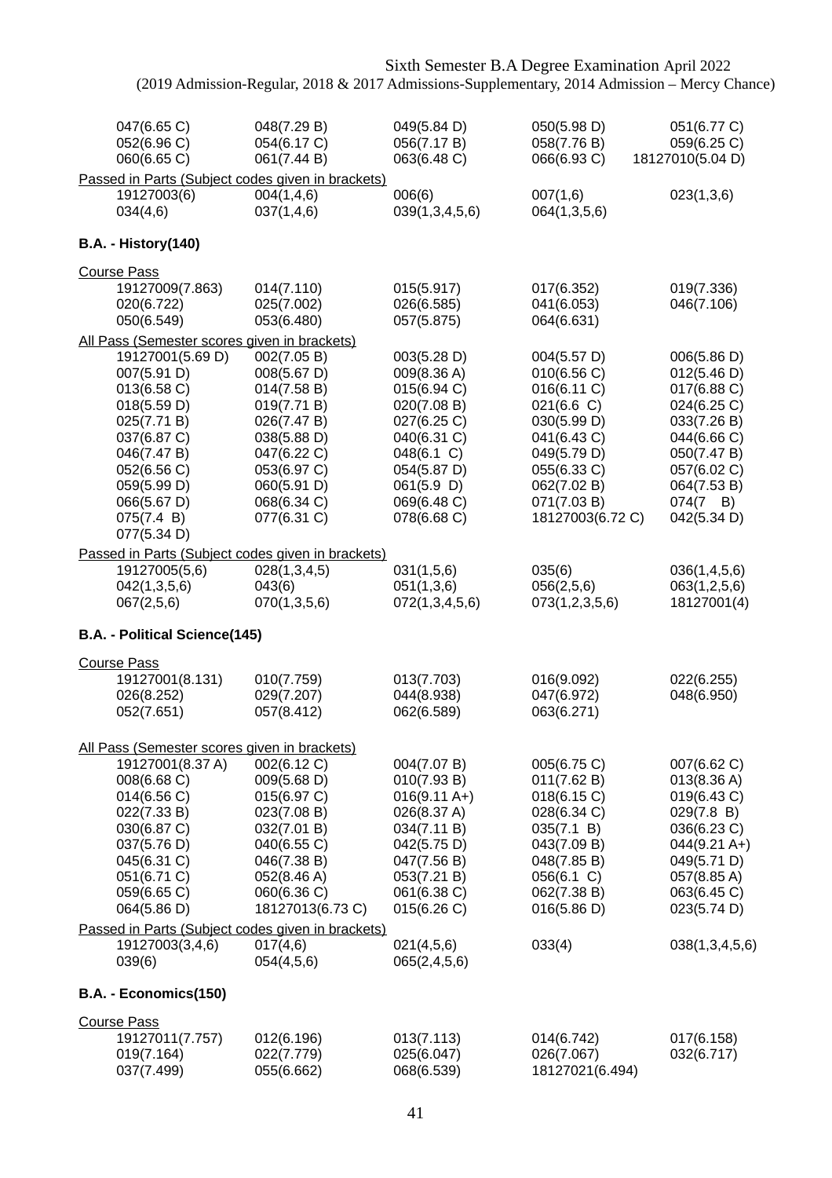Sixth Semester B.A Degree Examination April 2022
(2019 Admission-Regular, 2018 & 2017 Admissions-Supplementary, 2014 Admission – Mercy Chance)

| | | | | |
|---|---|---|---|---|
| 047(6.65 C) | 048(7.29 B) | 049(5.84 D) | 050(5.98 D) | 051(6.77 C) |
| 052(6.96 C) | 054(6.17 C) | 056(7.17 B) | 058(7.76 B) | 059(6.25 C) |
| 060(6.65 C) | 061(7.44 B) | 063(6.48 C) | 066(6.93 C) | 18127010(5.04 D) |

Passed in Parts (Subject codes given in brackets)

| | | | | |
|---|---|---|---|---|
| 19127003(6) | 004(1,4,6) | 006(6) | 007(1,6) | 023(1,3,6) |
| 034(4,6) | 037(1,4,6) | 039(1,3,4,5,6) | 064(1,3,5,6) | |

**B.A. - History(140)**

Course Pass

| | | | | |
|---|---|---|---|---|
| 19127009(7.863) | 014(7.110) | 015(5.917) | 017(6.352) | 019(7.336) |
| 020(6.722) | 025(7.002) | 026(6.585) | 041(6.053) | 046(7.106) |
| 050(6.549) | 053(6.480) | 057(5.875) | 064(6.631) | |

All Pass (Semester scores given in brackets)

| | | | | |
|---|---|---|---|---|
| 19127001(5.69 D) | 002(7.05 B) | 003(5.28 D) | 004(5.57 D) | 006(5.86 D) |
| 007(5.91 D) | 008(5.67 D) | 009(8.36 A) | 010(6.56 C) | 012(5.46 D) |
| 013(6.58 C) | 014(7.58 B) | 015(6.94 C) | 016(6.11 C) | 017(6.88 C) |
| 018(5.59 D) | 019(7.71 B) | 020(7.08 B) | 021(6.6 C) | 024(6.25 C) |
| 025(7.71 B) | 026(7.47 B) | 027(6.25 C) | 030(5.99 D) | 033(7.26 B) |
| 037(6.87 C) | 038(5.88 D) | 040(6.31 C) | 041(6.43 C) | 044(6.66 C) |
| 046(7.47 B) | 047(6.22 C) | 048(6.1 C) | 049(5.79 D) | 050(7.47 B) |
| 052(6.56 C) | 053(6.97 C) | 054(5.87 D) | 055(6.33 C) | 057(6.02 C) |
| 059(5.99 D) | 060(5.91 D) | 061(5.9 D) | 062(7.02 B) | 064(7.53 B) |
| 066(5.67 D) | 068(6.34 C) | 069(6.48 C) | 071(7.03 B) | 074(7 B) |
| 075(7.4 B) | 077(6.31 C) | 078(6.68 C) | 18127003(6.72 C) | 042(5.34 D) |
| 077(5.34 D) | | | | |

Passed in Parts (Subject codes given in brackets)

| | | | | |
|---|---|---|---|---|
| 19127005(5,6) | 028(1,3,4,5) | 031(1,5,6) | 035(6) | 036(1,4,5,6) |
| 042(1,3,5,6) | 043(6) | 051(1,3,6) | 056(2,5,6) | 063(1,2,5,6) |
| 067(2,5,6) | 070(1,3,5,6) | 072(1,3,4,5,6) | 073(1,2,3,5,6) | 18127001(4) |

**B.A. - Political Science(145)**

Course Pass

| | | | | |
|---|---|---|---|---|
| 19127001(8.131) | 010(7.759) | 013(7.703) | 016(9.092) | 022(6.255) |
| 026(8.252) | 029(7.207) | 044(8.938) | 047(6.972) | 048(6.950) |
| 052(7.651) | 057(8.412) | 062(6.589) | 063(6.271) | |

All Pass (Semester scores given in brackets)

| | | | | |
|---|---|---|---|---|
| 19127001(8.37 A) | 002(6.12 C) | 004(7.07 B) | 005(6.75 C) | 007(6.62 C) |
| 008(6.68 C) | 009(5.68 D) | 010(7.93 B) | 011(7.62 B) | 013(8.36 A) |
| 014(6.56 C) | 015(6.97 C) | 016(9.11 A+) | 018(6.15 C) | 019(6.43 C) |
| 022(7.33 B) | 023(7.08 B) | 026(8.37 A) | 028(6.34 C) | 029(7.8 B) |
| 030(6.87 C) | 032(7.01 B) | 034(7.11 B) | 035(7.1 B) | 036(6.23 C) |
| 037(5.76 D) | 040(6.55 C) | 042(5.75 D) | 043(7.09 B) | 044(9.21 A+) |
| 045(6.31 C) | 046(7.38 B) | 047(7.56 B) | 048(7.85 B) | 049(5.71 D) |
| 051(6.71 C) | 052(8.46 A) | 053(7.21 B) | 056(6.1 C) | 057(8.85 A) |
| 059(6.65 C) | 060(6.36 C) | 061(6.38 C) | 062(7.38 B) | 063(6.45 C) |
| 064(5.86 D) | 18127013(6.73 C) | 015(6.26 C) | 016(5.86 D) | 023(5.74 D) |

Passed in Parts (Subject codes given in brackets)

| | | | | |
|---|---|---|---|---|
| 19127003(3,4,6) | 017(4,6) | 021(4,5,6) | 033(4) | 038(1,3,4,5,6) |
| 039(6) | 054(4,5,6) | 065(2,4,5,6) | | |

**B.A. - Economics(150)**

Course Pass

| | | | | |
|---|---|---|---|---|
| 19127011(7.757) | 012(6.196) | 013(7.113) | 014(6.742) | 017(6.158) |
| 019(7.164) | 022(7.779) | 025(6.047) | 026(7.067) | 032(6.717) |
| 037(7.499) | 055(6.662) | 068(6.539) | 18127021(6.494) | |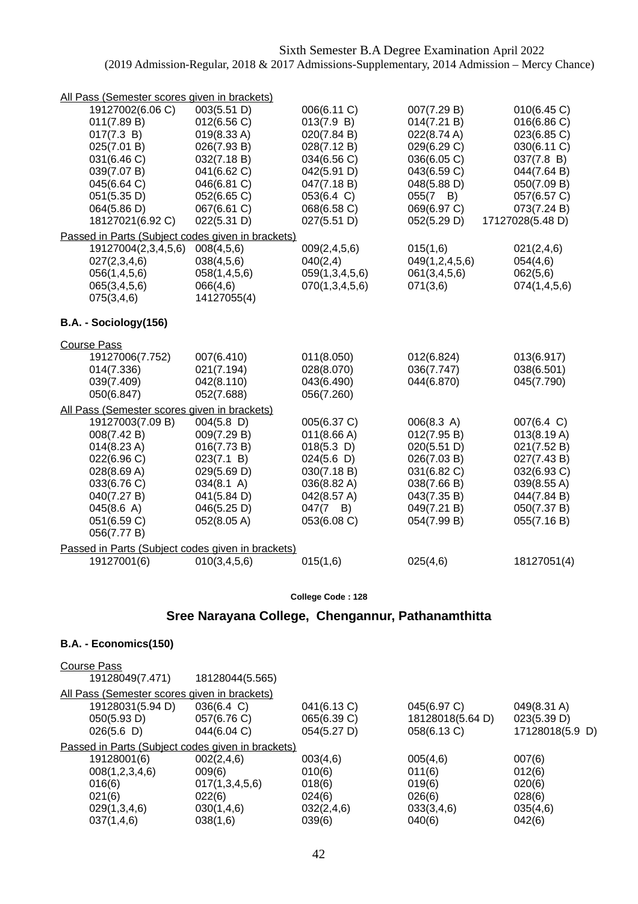Sixth Semester B.A Degree Examination April 2022
(2019 Admission-Regular, 2018 & 2017 Admissions-Supplementary, 2014 Admission – Mercy Chance)

All Pass (Semester scores given in brackets)

| | | | | |
|---|---|---|---|---|
| 19127002(6.06 C) | 003(5.51 D) | 006(6.11 C) | 007(7.29 B) | 010(6.45 C) |
| 011(7.89 B) | 012(6.56 C) | 013(7.9 B) | 014(7.21 B) | 016(6.86 C) |
| 017(7.3 B) | 019(8.33 A) | 020(7.84 B) | 022(8.74 A) | 023(6.85 C) |
| 025(7.01 B) | 026(7.93 B) | 028(7.12 B) | 029(6.29 C) | 030(6.11 C) |
| 031(6.46 C) | 032(7.18 B) | 034(6.56 C) | 036(6.05 C) | 037(7.8 B) |
| 039(7.07 B) | 041(6.62 C) | 042(5.91 D) | 043(6.59 C) | 044(7.64 B) |
| 045(6.64 C) | 046(6.81 C) | 047(7.18 B) | 048(5.88 D) | 050(7.09 B) |
| 051(5.35 D) | 052(6.65 C) | 053(6.4 C) | 055(7 B) | 057(6.57 C) |
| 064(5.86 D) | 067(6.61 C) | 068(6.58 C) | 069(6.97 C) | 073(7.24 B) |
| 18127021(6.92 C) | 022(5.31 D) | 027(5.51 D) | 052(5.29 D) | 17127028(5.48 D) |

Passed in Parts (Subject codes given in brackets)

| | | | | |
|---|---|---|---|---|
| 19127004(2,3,4,5,6) | 008(4,5,6) | 009(2,4,5,6) | 015(1,6) | 021(2,4,6) |
| 027(2,3,4,6) | 038(4,5,6) | 040(2,4) | 049(1,2,4,5,6) | 054(4,6) |
| 056(1,4,5,6) | 058(1,4,5,6) | 059(1,3,4,5,6) | 061(3,4,5,6) | 062(5,6) |
| 065(3,4,5,6) | 066(4,6) | 070(1,3,4,5,6) | 071(3,6) | 074(1,4,5,6) |
| 075(3,4,6) | 14127055(4) | | | |

**B.A. - Sociology(156)**

Course Pass

| | | | | |
|---|---|---|---|---|
| 19127006(7.752) | 007(6.410) | 011(8.050) | 012(6.824) | 013(6.917) |
| 014(7.336) | 021(7.194) | 028(8.070) | 036(7.747) | 038(6.501) |
| 039(7.409) | 042(8.110) | 043(6.490) | 044(6.870) | 045(7.790) |
| 050(6.847) | 052(7.688) | 056(7.260) | | |

All Pass (Semester scores given in brackets)

| | | | | |
|---|---|---|---|---|
| 19127003(7.09 B) | 004(5.8 D) | 005(6.37 C) | 006(8.3 A) | 007(6.4 C) |
| 008(7.42 B) | 009(7.29 B) | 011(8.66 A) | 012(7.95 B) | 013(8.19 A) |
| 014(8.23 A) | 016(7.73 B) | 018(5.3 D) | 020(5.51 D) | 021(7.52 B) |
| 022(6.96 C) | 023(7.1 B) | 024(5.6 D) | 026(7.03 B) | 027(7.43 B) |
| 028(8.69 A) | 029(5.69 D) | 030(7.18 B) | 031(6.82 C) | 032(6.93 C) |
| 033(6.76 C) | 034(8.1 A) | 036(8.82 A) | 038(7.66 B) | 039(8.55 A) |
| 040(7.27 B) | 041(5.84 D) | 042(8.57 A) | 043(7.35 B) | 044(7.84 B) |
| 045(8.6 A) | 046(5.25 D) | 047(7 B) | 049(7.21 B) | 050(7.37 B) |
| 051(6.59 C) | 052(8.05 A) | 053(6.08 C) | 054(7.99 B) | 055(7.16 B) |
| 056(7.77 B) | | | | |

Passed in Parts (Subject codes given in brackets)

| | | | | |
|---|---|---|---|---|
| 19127001(6) | 010(3,4,5,6) | 015(1,6) | 025(4,6) | 18127051(4) |

**College Code : 128**

## Sree Narayana College, Chengannur, Pathanamthitta

**B.A. - Economics(150)**

Course Pass

| | |
|---|---|
| 19128049(7.471) | 18128044(5.565) |

All Pass (Semester scores given in brackets)

| | | | | |
|---|---|---|---|---|
| 19128031(5.94 D) | 036(6.4 C) | 041(6.13 C) | 045(6.97 C) | 049(8.31 A) |
| 050(5.93 D) | 057(6.76 C) | 065(6.39 C) | 18128018(5.64 D) | 023(5.39 D) |
| 026(5.6 D) | 044(6.04 C) | 054(5.27 D) | 058(6.13 C) | 17128018(5.9 D) |

Passed in Parts (Subject codes given in brackets)

| | | | | |
|---|---|---|---|---|
| 19128001(6) | 002(2,4,6) | 003(4,6) | 005(4,6) | 007(6) |
| 008(1,2,3,4,6) | 009(6) | 010(6) | 011(6) | 012(6) |
| 016(6) | 017(1,3,4,5,6) | 018(6) | 019(6) | 020(6) |
| 021(6) | 022(6) | 024(6) | 026(6) | 028(6) |
| 029(1,3,4,6) | 030(1,4,6) | 032(2,4,6) | 033(3,4,6) | 035(4,6) |
| 037(1,4,6) | 038(1,6) | 039(6) | 040(6) | 042(6) |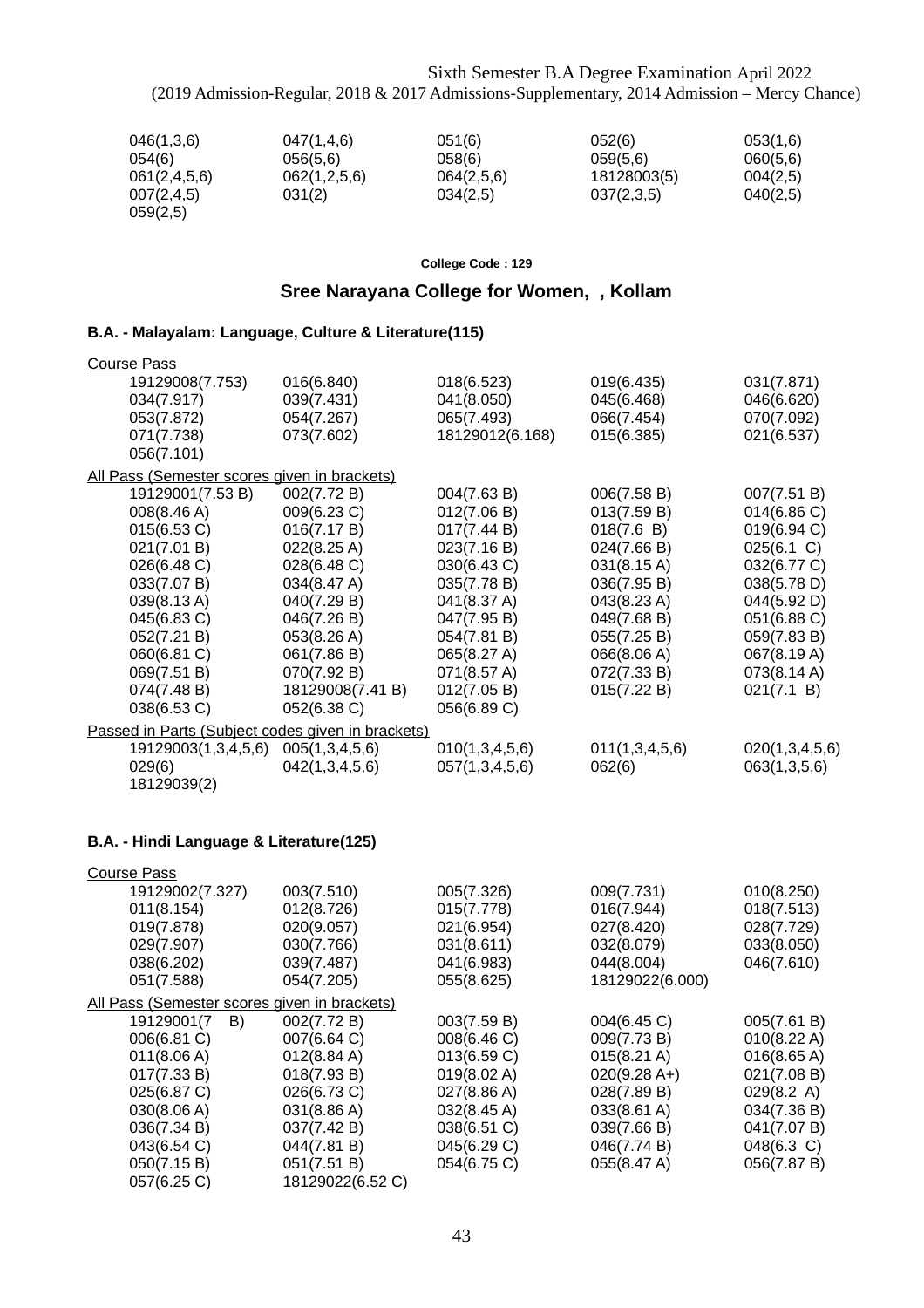Sixth Semester B.A Degree Examination April 2022
(2019 Admission-Regular, 2018 & 2017 Admissions-Supplementary, 2014 Admission – Mercy Chance)

| | | | | |
|---|---|---|---|---|
| 046(1,3,6) | 047(1,4,6) | 051(6) | 052(6) | 053(1,6) |
| 054(6) | 056(5,6) | 058(6) | 059(5,6) | 060(5,6) |
| 061(2,4,5,6) | 062(1,2,5,6) | 064(2,5,6) | 18128003(5) | 004(2,5) |
| 007(2,4,5) | 031(2) | 034(2,5) | 037(2,3,5) | 040(2,5) |
| 059(2,5) | | | | |

**College Code : 129**

## Sree Narayana College for Women, , Kollam

### B.A. - Malayalam: Language, Culture & Literature(115)

Course Pass

| | | | | |
|---|---|---|---|---|
| 19129008(7.753) | 016(6.840) | 018(6.523) | 019(6.435) | 031(7.871) |
| 034(7.917) | 039(7.431) | 041(8.050) | 045(6.468) | 046(6.620) |
| 053(7.872) | 054(7.267) | 065(7.493) | 066(7.454) | 070(7.092) |
| 071(7.738) | 073(7.602) | 18129012(6.168) | 015(6.385) | 021(6.537) |
| 056(7.101) | | | | |

All Pass (Semester scores given in brackets)

| | | | | |
|---|---|---|---|---|
| 19129001(7.53 B) | 002(7.72 B) | 004(7.63 B) | 006(7.58 B) | 007(7.51 B) |
| 008(8.46 A) | 009(6.23 C) | 012(7.06 B) | 013(7.59 B) | 014(6.86 C) |
| 015(6.53 C) | 016(7.17 B) | 017(7.44 B) | 018(7.6 B) | 019(6.94 C) |
| 021(7.01 B) | 022(8.25 A) | 023(7.16 B) | 024(7.66 B) | 025(6.1 C) |
| 026(6.48 C) | 028(6.48 C) | 030(6.43 C) | 031(8.15 A) | 032(6.77 C) |
| 033(7.07 B) | 034(8.47 A) | 035(7.78 B) | 036(7.95 B) | 038(5.78 D) |
| 039(8.13 A) | 040(7.29 B) | 041(8.37 A) | 043(8.23 A) | 044(5.92 D) |
| 045(6.83 C) | 046(7.26 B) | 047(7.95 B) | 049(7.68 B) | 051(6.88 C) |
| 052(7.21 B) | 053(8.26 A) | 054(7.81 B) | 055(7.25 B) | 059(7.83 B) |
| 060(6.81 C) | 061(7.86 B) | 065(8.27 A) | 066(8.06 A) | 067(8.19 A) |
| 069(7.51 B) | 070(7.92 B) | 071(8.57 A) | 072(7.33 B) | 073(8.14 A) |
| 074(7.48 B) | 18129008(7.41 B) | 012(7.05 B) | 015(7.22 B) | 021(7.1 B) |
| 038(6.53 C) | 052(6.38 C) | 056(6.89 C) | | |

Passed in Parts (Subject codes given in brackets)

| | | | | |
|---|---|---|---|---|
| 19129003(1,3,4,5,6) | 005(1,3,4,5,6) | 010(1,3,4,5,6) | 011(1,3,4,5,6) | 020(1,3,4,5,6) |
| 029(6) | 042(1,3,4,5,6) | 057(1,3,4,5,6) | 062(6) | 063(1,3,5,6) |
| 18129039(2) | | | | |

### B.A. - Hindi Language & Literature(125)

Course Pass

| | | | | |
|---|---|---|---|---|
| 19129002(7.327) | 003(7.510) | 005(7.326) | 009(7.731) | 010(8.250) |
| 011(8.154) | 012(8.726) | 015(7.778) | 016(7.944) | 018(7.513) |
| 019(7.878) | 020(9.057) | 021(6.954) | 027(8.420) | 028(7.729) |
| 029(7.907) | 030(7.766) | 031(8.611) | 032(8.079) | 033(8.050) |
| 038(6.202) | 039(7.487) | 041(6.983) | 044(8.004) | 046(7.610) |
| 051(7.588) | 054(7.205) | 055(8.625) | 18129022(6.000) | |

All Pass (Semester scores given in brackets)

| | | | | |
|---|---|---|---|---|
| 19129001(7 B) | 002(7.72 B) | 003(7.59 B) | 004(6.45 C) | 005(7.61 B) |
| 006(6.81 C) | 007(6.64 C) | 008(6.46 C) | 009(7.73 B) | 010(8.22 A) |
| 011(8.06 A) | 012(8.84 A) | 013(6.59 C) | 015(8.21 A) | 016(8.65 A) |
| 017(7.33 B) | 018(7.93 B) | 019(8.02 A) | 020(9.28 A+) | 021(7.08 B) |
| 025(6.87 C) | 026(6.73 C) | 027(8.86 A) | 028(7.89 B) | 029(8.2 A) |
| 030(8.06 A) | 031(8.86 A) | 032(8.45 A) | 033(8.61 A) | 034(7.36 B) |
| 036(7.34 B) | 037(7.42 B) | 038(6.51 C) | 039(7.66 B) | 041(7.07 B) |
| 043(6.54 C) | 044(7.81 B) | 045(6.29 C) | 046(7.74 B) | 048(6.3 C) |
| 050(7.15 B) | 051(7.51 B) | 054(6.75 C) | 055(8.47 A) | 056(7.87 B) |
| 057(6.25 C) | 18129022(6.52 C) | | | |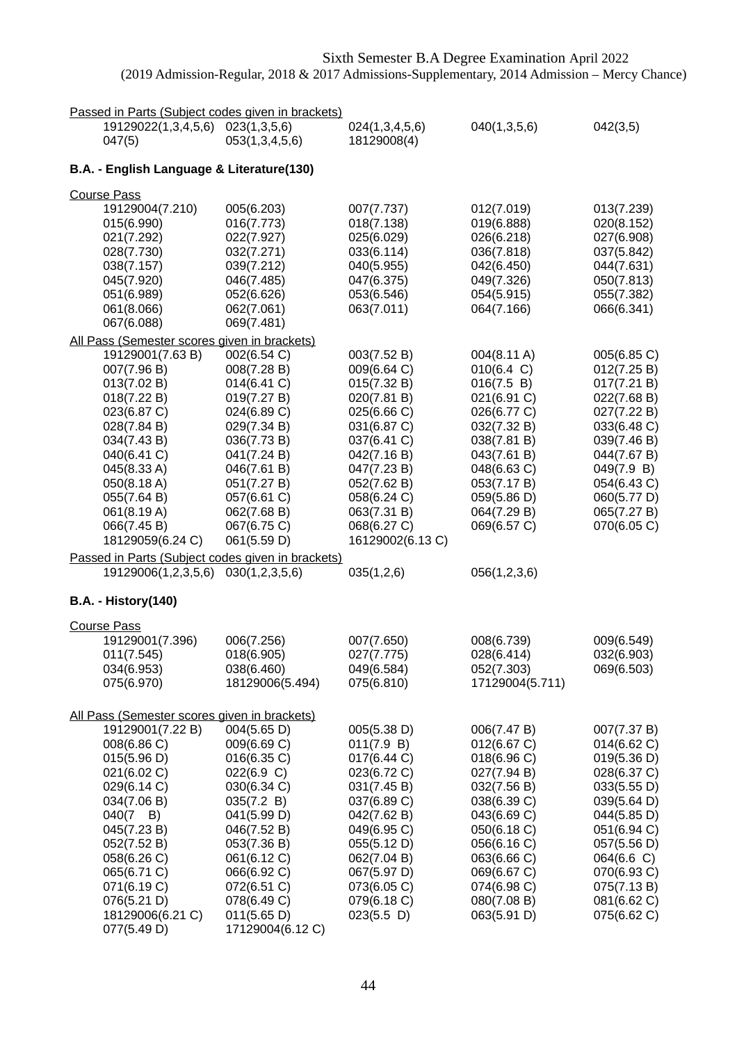Sixth Semester B.A Degree Examination April 2022
(2019 Admission-Regular, 2018 & 2017 Admissions-Supplementary, 2014 Admission – Mercy Chance)

Passed in Parts (Subject codes given in brackets)

| | | | | |
|---|---|---|---|---|
| 19129022(1,3,4,5,6) | 023(1,3,5,6) | 024(1,3,4,5,6) | 040(1,3,5,6) | 042(3,5) |
| 047(5) | 053(1,3,4,5,6) | 18129008(4) | | |

**B.A. - English Language & Literature(130)**

Course Pass

| | | | | |
|---|---|---|---|---|
| 19129004(7.210) | 005(6.203) | 007(7.737) | 012(7.019) | 013(7.239) |
| 015(6.990) | 016(7.773) | 018(7.138) | 019(6.888) | 020(8.152) |
| 021(7.292) | 022(7.927) | 025(6.029) | 026(6.218) | 027(6.908) |
| 028(7.730) | 032(7.271) | 033(6.114) | 036(7.818) | 037(5.842) |
| 038(7.157) | 039(7.212) | 040(5.955) | 042(6.450) | 044(7.631) |
| 045(7.920) | 046(7.485) | 047(6.375) | 049(7.326) | 050(7.813) |
| 051(6.989) | 052(6.626) | 053(6.546) | 054(5.915) | 055(7.382) |
| 061(8.066) | 062(7.061) | 063(7.011) | 064(7.166) | 066(6.341) |
| 067(6.088) | 069(7.481) | | | |

All Pass (Semester scores given in brackets)

| | | | | |
|---|---|---|---|---|
| 19129001(7.63 B) | 002(6.54 C) | 003(7.52 B) | 004(8.11 A) | 005(6.85 C) |
| 007(7.96 B) | 008(7.28 B) | 009(6.64 C) | 010(6.4 C) | 012(7.25 B) |
| 013(7.02 B) | 014(6.41 C) | 015(7.32 B) | 016(7.5 B) | 017(7.21 B) |
| 018(7.22 B) | 019(7.27 B) | 020(7.81 B) | 021(6.91 C) | 022(7.68 B) |
| 023(6.87 C) | 024(6.89 C) | 025(6.66 C) | 026(6.77 C) | 027(7.22 B) |
| 028(7.84 B) | 029(7.34 B) | 031(6.87 C) | 032(7.32 B) | 033(6.48 C) |
| 034(7.43 B) | 036(7.73 B) | 037(6.41 C) | 038(7.81 B) | 039(7.46 B) |
| 040(6.41 C) | 041(7.24 B) | 042(7.16 B) | 043(7.61 B) | 044(7.67 B) |
| 045(8.33 A) | 046(7.61 B) | 047(7.23 B) | 048(6.63 C) | 049(7.9 B) |
| 050(8.18 A) | 051(7.27 B) | 052(7.62 B) | 053(7.17 B) | 054(6.43 C) |
| 055(7.64 B) | 057(6.61 C) | 058(6.24 C) | 059(5.86 D) | 060(5.77 D) |
| 061(8.19 A) | 062(7.68 B) | 063(7.31 B) | 064(7.29 B) | 065(7.27 B) |
| 066(7.45 B) | 067(6.75 C) | 068(6.27 C) | 069(6.57 C) | 070(6.05 C) |
| 18129059(6.24 C) | 061(5.59 D) | 16129002(6.13 C) | | |

Passed in Parts (Subject codes given in brackets)

| | | | |
|---|---|---|---|
| 19129006(1,2,3,5,6) | 030(1,2,3,5,6) | 035(1,2,6) | 056(1,2,3,6) |

**B.A. - History(140)**

Course Pass

| | | | | |
|---|---|---|---|---|
| 19129001(7.396) | 006(7.256) | 007(7.650) | 008(6.739) | 009(6.549) |
| 011(7.545) | 018(6.905) | 027(7.775) | 028(6.414) | 032(6.903) |
| 034(6.953) | 038(6.460) | 049(6.584) | 052(7.303) | 069(6.503) |
| 075(6.970) | 18129006(5.494) | 075(6.810) | 17129004(5.711) | |

All Pass (Semester scores given in brackets)

| | | | | |
|---|---|---|---|---|
| 19129001(7.22 B) | 004(5.65 D) | 005(5.38 D) | 006(7.47 B) | 007(7.37 B) |
| 008(6.86 C) | 009(6.69 C) | 011(7.9 B) | 012(6.67 C) | 014(6.62 C) |
| 015(5.96 D) | 016(6.35 C) | 017(6.44 C) | 018(6.96 C) | 019(5.36 D) |
| 021(6.02 C) | 022(6.9 C) | 023(6.72 C) | 027(7.94 B) | 028(6.37 C) |
| 029(6.14 C) | 030(6.34 C) | 031(7.45 B) | 032(7.56 B) | 033(5.55 D) |
| 034(7.06 B) | 035(7.2 B) | 037(6.89 C) | 038(6.39 C) | 039(5.64 D) |
| 040(7 B) | 041(5.99 D) | 042(7.62 B) | 043(6.69 C) | 044(5.85 D) |
| 045(7.23 B) | 046(7.52 B) | 049(6.95 C) | 050(6.18 C) | 051(6.94 C) |
| 052(7.52 B) | 053(7.36 B) | 055(5.12 D) | 056(6.16 C) | 057(5.56 D) |
| 058(6.26 C) | 061(6.12 C) | 062(7.04 B) | 063(6.66 C) | 064(6.6 C) |
| 065(6.71 C) | 066(6.92 C) | 067(5.97 D) | 069(6.67 C) | 070(6.93 C) |
| 071(6.19 C) | 072(6.51 C) | 073(6.05 C) | 074(6.98 C) | 075(7.13 B) |
| 076(5.21 D) | 078(6.49 C) | 079(6.18 C) | 080(7.08 B) | 081(6.62 C) |
| 18129006(6.21 C) | 011(5.65 D) | 023(5.5 D) | 063(5.91 D) | 075(6.62 C) |
| 077(5.49 D) | 17129004(6.12 C) | | | |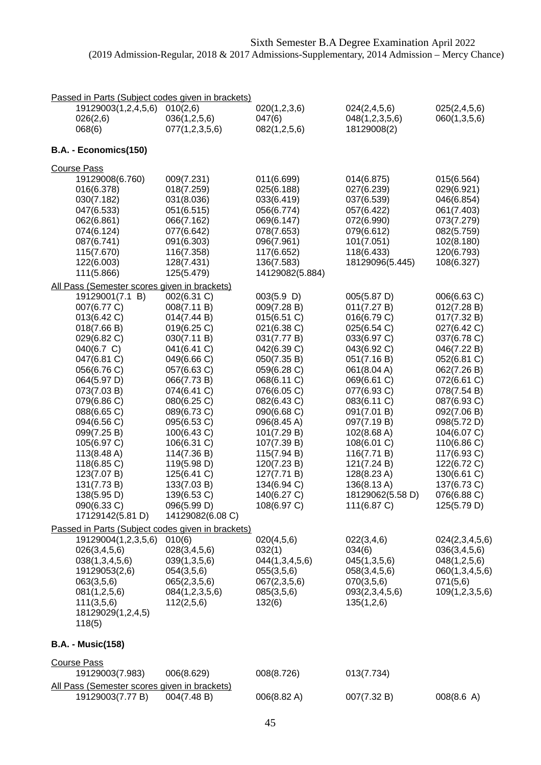Sixth Semester B.A Degree Examination April 2022
(2019 Admission-Regular, 2018 & 2017 Admissions-Supplementary, 2014 Admission – Mercy Chance)

Passed in Parts (Subject codes given in brackets)

| | | | | |
|---|---|---|---|---|
| 19129003(1,2,4,5,6) | 010(2,6) | 020(1,2,3,6) | 024(2,4,5,6) | 025(2,4,5,6) |
| 026(2,6) | 036(1,2,5,6) | 047(6) | 048(1,2,3,5,6) | 060(1,3,5,6) |
| 068(6) | 077(1,2,3,5,6) | 082(1,2,5,6) | 18129008(2) | |

**B.A. - Economics(150)**

Course Pass

| | | | | |
|---|---|---|---|---|
| 19129008(6.760) | 009(7.231) | 011(6.699) | 014(6.875) | 015(6.564) |
| 016(6.378) | 018(7.259) | 025(6.188) | 027(6.239) | 029(6.921) |
| 030(7.182) | 031(8.036) | 033(6.419) | 037(6.539) | 046(6.854) |
| 047(6.533) | 051(6.515) | 056(6.774) | 057(6.422) | 061(7.403) |
| 062(6.861) | 066(7.162) | 069(6.147) | 072(6.990) | 073(7.279) |
| 074(6.124) | 077(6.642) | 078(7.653) | 079(6.612) | 082(5.759) |
| 087(6.741) | 091(6.303) | 096(7.961) | 101(7.051) | 102(8.180) |
| 115(7.670) | 116(7.358) | 117(6.652) | 118(6.433) | 120(6.793) |
| 122(6.003) | 128(7.431) | 136(7.583) | 18129096(5.445) | 108(6.327) |
| 111(5.866) | 125(5.479) | 14129082(5.884) | | |

All Pass (Semester scores given in brackets)

| | | | | |
|---|---|---|---|---|
| 19129001(7.1 B) | 002(6.31 C) | 003(5.9 D) | 005(5.87 D) | 006(6.63 C) |
| 007(6.77 C) | 008(7.11 B) | 009(7.28 B) | 011(7.27 B) | 012(7.28 B) |
| 013(6.42 C) | 014(7.44 B) | 015(6.51 C) | 016(6.79 C) | 017(7.32 B) |
| 018(7.66 B) | 019(6.25 C) | 021(6.38 C) | 025(6.54 C) | 027(6.42 C) |
| 029(6.82 C) | 030(7.11 B) | 031(7.77 B) | 033(6.97 C) | 037(6.78 C) |
| 040(6.7 C) | 041(6.41 C) | 042(6.39 C) | 043(6.92 C) | 046(7.22 B) |
| 047(6.81 C) | 049(6.66 C) | 050(7.35 B) | 051(7.16 B) | 052(6.81 C) |
| 056(6.76 C) | 057(6.63 C) | 059(6.28 C) | 061(8.04 A) | 062(7.26 B) |
| 064(5.97 D) | 066(7.73 B) | 068(6.11 C) | 069(6.61 C) | 072(6.61 C) |
| 073(7.03 B) | 074(6.41 C) | 076(6.05 C) | 077(6.93 C) | 078(7.54 B) |
| 079(6.86 C) | 080(6.25 C) | 082(6.43 C) | 083(6.11 C) | 087(6.93 C) |
| 088(6.65 C) | 089(6.73 C) | 090(6.68 C) | 091(7.01 B) | 092(7.06 B) |
| 094(6.56 C) | 095(6.53 C) | 096(8.45 A) | 097(7.19 B) | 098(5.72 D) |
| 099(7.25 B) | 100(6.43 C) | 101(7.29 B) | 102(8.68 A) | 104(6.07 C) |
| 105(6.97 C) | 106(6.31 C) | 107(7.39 B) | 108(6.01 C) | 110(6.86 C) |
| 113(8.48 A) | 114(7.36 B) | 115(7.94 B) | 116(7.71 B) | 117(6.93 C) |
| 118(6.85 C) | 119(5.98 D) | 120(7.23 B) | 121(7.24 B) | 122(6.72 C) |
| 123(7.07 B) | 125(6.41 C) | 127(7.71 B) | 128(8.23 A) | 130(6.61 C) |
| 131(7.73 B) | 133(7.03 B) | 134(6.94 C) | 136(8.13 A) | 137(6.73 C) |
| 138(5.95 D) | 139(6.53 C) | 140(6.27 C) | 18129062(5.58 D) | 076(6.88 C) |
| 090(6.33 C) | 096(5.99 D) | 108(6.97 C) | 111(6.87 C) | 125(5.79 D) |
| 17129142(5.81 D) | 14129082(6.08 C) | | | |

Passed in Parts (Subject codes given in brackets)

| | | | | |
|---|---|---|---|---|
| 19129004(1,2,3,5,6) | 010(6) | 020(4,5,6) | 022(3,4,6) | 024(2,3,4,5,6) |
| 026(3,4,5,6) | 028(3,4,5,6) | 032(1) | 034(6) | 036(3,4,5,6) |
| 038(1,3,4,5,6) | 039(1,3,5,6) | 044(1,3,4,5,6) | 045(1,3,5,6) | 048(1,2,5,6) |
| 19129053(2,6) | 054(3,5,6) | 055(3,5,6) | 058(3,4,5,6) | 060(1,3,4,5,6) |
| 063(3,5,6) | 065(2,3,5,6) | 067(2,3,5,6) | 070(3,5,6) | 071(5,6) |
| 081(1,2,5,6) | 084(1,2,3,5,6) | 085(3,5,6) | 093(2,3,4,5,6) | 109(1,2,3,5,6) |
| 111(3,5,6) | 112(2,5,6) | 132(6) | 135(1,2,6) | |
| 18129029(1,2,4,5) | | | | |
| 118(5) | | | | |

**B.A. - Music(158)**

Course Pass

| | | | |
|---|---|---|---|
| 19129003(7.983) | 006(8.629) | 008(8.726) | 013(7.734) |

All Pass (Semester scores given in brackets)

| | | | | |
|---|---|---|---|---|
| 19129003(7.77 B) | 004(7.48 B) | 006(8.82 A) | 007(7.32 B) | 008(8.6 A) |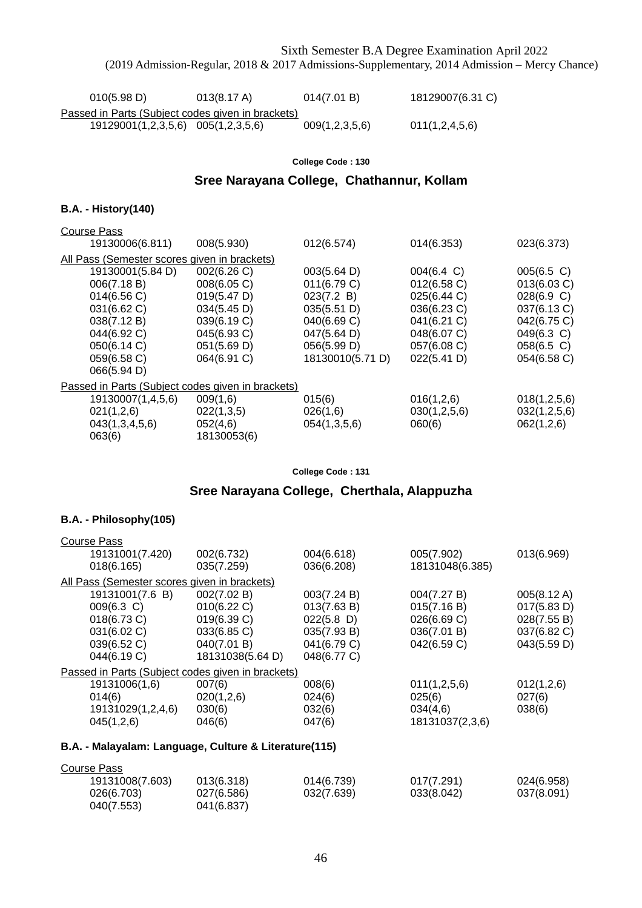| 010(5.98 D) | 013(8.17 A) | 014(7.01 B) | 18129007(6.31 C) |
|---|---|---|---|

Passed in Parts (Subject codes given in brackets)

| 19129001(1,2,3,5,6) | 005(1,2,3,5,6) | 009(1,2,3,5,6) | 011(1,2,4,5,6) |
|---|---|---|---|

**College Code : 130**

## Sree Narayana College, Chathannur, Kollam

### B.A. - History(140)

Course Pass

| 19130006(6.811) | 008(5.930) | 012(6.574) | 014(6.353) | 023(6.373) |
|---|---|---|---|---|

All Pass (Semester scores given in brackets)

| 19130001(5.84 D) | 002(6.26 C) | 003(5.64 D) | 004(6.4 C) | 005(6.5 C) |
|---|---|---|---|---|
| 006(7.18 B) | 008(6.05 C) | 011(6.79 C) | 012(6.58 C) | 013(6.03 C) |
| 014(6.56 C) | 019(5.47 D) | 023(7.2 B) | 025(6.44 C) | 028(6.9 C) |
| 031(6.62 C) | 034(5.45 D) | 035(5.51 D) | 036(6.23 C) | 037(6.13 C) |
| 038(7.12 B) | 039(6.19 C) | 040(6.69 C) | 041(6.21 C) | 042(6.75 C) |
| 044(6.92 C) | 045(6.93 C) | 047(5.64 D) | 048(6.07 C) | 049(6.3 C) |
| 050(6.14 C) | 051(5.69 D) | 056(5.99 D) | 057(6.08 C) | 058(6.5 C) |
| 059(6.58 C) | 064(6.91 C) | 18130010(5.71 D) | 022(5.41 D) | 054(6.58 C) |
| 066(5.94 D) | | | | |

Passed in Parts (Subject codes given in brackets)

| 19130007(1,4,5,6) | 009(1,6) | 015(6) | 016(1,2,6) | 018(1,2,5,6) |
|---|---|---|---|---|
| 021(1,2,6) | 022(1,3,5) | 026(1,6) | 030(1,2,5,6) | 032(1,2,5,6) |
| 043(1,3,4,5,6) | 052(4,6) | 054(1,3,5,6) | 060(6) | 062(1,2,6) |
| 063(6) | 18130053(6) | | | |

**College Code : 131**

## Sree Narayana College, Cherthala, Alappuzha

### B.A. - Philosophy(105)

Course Pass

| 19131001(7.420) | 002(6.732) | 004(6.618) | 005(7.902) | 013(6.969) |
|---|---|---|---|---|
| 018(6.165) | 035(7.259) | 036(6.208) | 18131048(6.385) | |

All Pass (Semester scores given in brackets)

| 19131001(7.6 B) | 002(7.02 B) | 003(7.24 B) | 004(7.27 B) | 005(8.12 A) |
|---|---|---|---|---|
| 009(6.3 C) | 010(6.22 C) | 013(7.63 B) | 015(7.16 B) | 017(5.83 D) |
| 018(6.73 C) | 019(6.39 C) | 022(5.8 D) | 026(6.69 C) | 028(7.55 B) |
| 031(6.02 C) | 033(6.85 C) | 035(7.93 B) | 036(7.01 B) | 037(6.82 C) |
| 039(6.52 C) | 040(7.01 B) | 041(6.79 C) | 042(6.59 C) | 043(5.59 D) |
| 044(6.19 C) | 18131038(5.64 D) | 048(6.77 C) | | |

Passed in Parts (Subject codes given in brackets)

| 19131006(1,6) | 007(6) | 008(6) | 011(1,2,5,6) | 012(1,2,6) |
|---|---|---|---|---|
| 014(6) | 020(1,2,6) | 024(6) | 025(6) | 027(6) |
| 19131029(1,2,4,6) | 030(6) | 032(6) | 034(4,6) | 038(6) |
| 045(1,2,6) | 046(6) | 047(6) | 18131037(2,3,6) | |

### B.A. - Malayalam: Language, Culture & Literature(115)

Course Pass

| 19131008(7.603) | 013(6.318) | 014(6.739) | 017(7.291) | 024(6.958) |
|---|---|---|---|---|
| 026(6.703) | 027(6.586) | 032(7.639) | 033(8.042) | 037(8.091) |
| 040(7.553) | 041(6.837) | | | |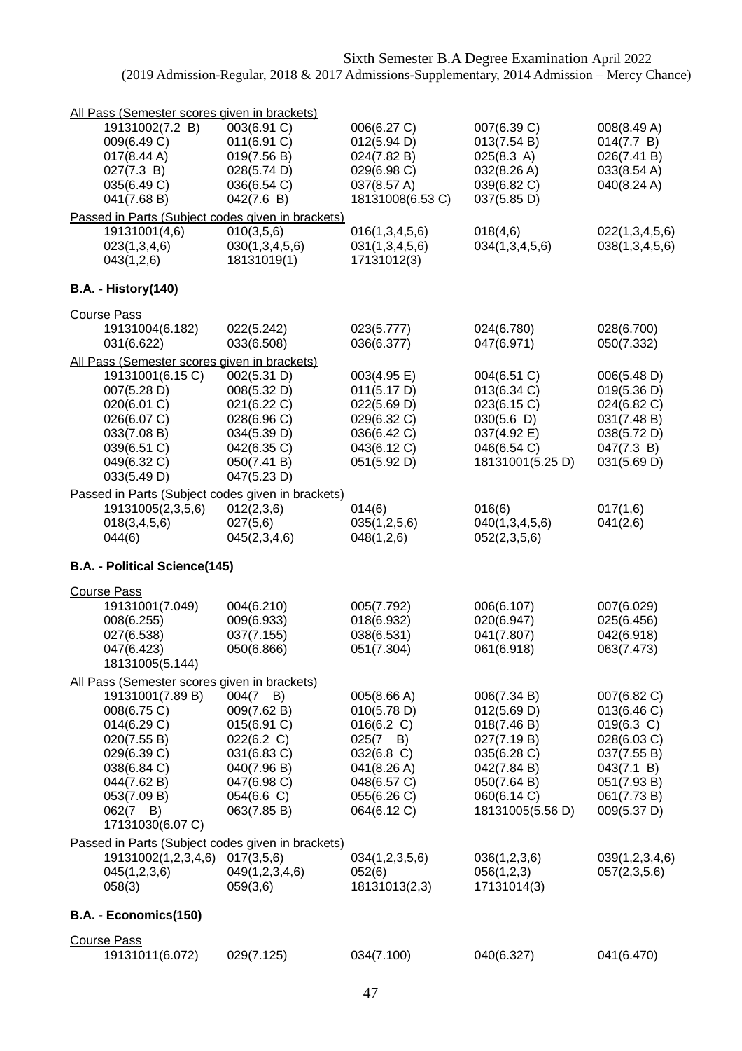Sixth Semester B.A Degree Examination April 2022
(2019 Admission-Regular, 2018 & 2017 Admissions-Supplementary, 2014 Admission – Mercy Chance)

All Pass (Semester scores given in brackets)

| | | | | |
|---|---|---|---|---|
| 19131002(7.2 B) | 003(6.91 C) | 006(6.27 C) | 007(6.39 C) | 008(8.49 A) |
| 009(6.49 C) | 011(6.91 C) | 012(5.94 D) | 013(7.54 B) | 014(7.7 B) |
| 017(8.44 A) | 019(7.56 B) | 024(7.82 B) | 025(8.3 A) | 026(7.41 B) |
| 027(7.3 B) | 028(5.74 D) | 029(6.98 C) | 032(8.26 A) | 033(8.54 A) |
| 035(6.49 C) | 036(6.54 C) | 037(8.57 A) | 039(6.82 C) | 040(8.24 A) |
| 041(7.68 B) | 042(7.6 B) | 18131008(6.53 C) | 037(5.85 D) | |

Passed in Parts (Subject codes given in brackets)

| | | | | |
|---|---|---|---|---|
| 19131001(4,6) | 010(3,5,6) | 016(1,3,4,5,6) | 018(4,6) | 022(1,3,4,5,6) |
| 023(1,3,4,6) | 030(1,3,4,5,6) | 031(1,3,4,5,6) | 034(1,3,4,5,6) | 038(1,3,4,5,6) |
| 043(1,2,6) | 18131019(1) | 17131012(3) | | |

**B.A. - History(140)**

Course Pass

| | | | | |
|---|---|---|---|---|
| 19131004(6.182) | 022(5.242) | 023(5.777) | 024(6.780) | 028(6.700) |
| 031(6.622) | 033(6.508) | 036(6.377) | 047(6.971) | 050(7.332) |

All Pass (Semester scores given in brackets)

| | | | | |
|---|---|---|---|---|
| 19131001(6.15 C) | 002(5.31 D) | 003(4.95 E) | 004(6.51 C) | 006(5.48 D) |
| 007(5.28 D) | 008(5.32 D) | 011(5.17 D) | 013(6.34 C) | 019(5.36 D) |
| 020(6.01 C) | 021(6.22 C) | 022(5.69 D) | 023(6.15 C) | 024(6.82 C) |
| 026(6.07 C) | 028(6.96 C) | 029(6.32 C) | 030(5.6 D) | 031(7.48 B) |
| 033(7.08 B) | 034(5.39 D) | 036(6.42 C) | 037(4.92 E) | 038(5.72 D) |
| 039(6.51 C) | 042(6.35 C) | 043(6.12 C) | 046(6.54 C) | 047(7.3 B) |
| 049(6.32 C) | 050(7.41 B) | 051(5.92 D) | 18131001(5.25 D) | 031(5.69 D) |
| 033(5.49 D) | 047(5.23 D) | | | |

Passed in Parts (Subject codes given in brackets)

| | | | | |
|---|---|---|---|---|
| 19131005(2,3,5,6) | 012(2,3,6) | 014(6) | 016(6) | 017(1,6) |
| 018(3,4,5,6) | 027(5,6) | 035(1,2,5,6) | 040(1,3,4,5,6) | 041(2,6) |
| 044(6) | 045(2,3,4,6) | 048(1,2,6) | 052(2,3,5,6) | |

**B.A. - Political Science(145)**

Course Pass

| | | | | |
|---|---|---|---|---|
| 19131001(7.049) | 004(6.210) | 005(7.792) | 006(6.107) | 007(6.029) |
| 008(6.255) | 009(6.933) | 018(6.932) | 020(6.947) | 025(6.456) |
| 027(6.538) | 037(7.155) | 038(6.531) | 041(7.807) | 042(6.918) |
| 047(6.423) | 050(6.866) | 051(7.304) | 061(6.918) | 063(7.473) |
| 18131005(5.144) | | | | |

All Pass (Semester scores given in brackets)

| | | | | |
|---|---|---|---|---|
| 19131001(7.89 B) | 004(7 B) | 005(8.66 A) | 006(7.34 B) | 007(6.82 C) |
| 008(6.75 C) | 009(7.62 B) | 010(5.78 D) | 012(5.69 D) | 013(6.46 C) |
| 014(6.29 C) | 015(6.91 C) | 016(6.2 C) | 018(7.46 B) | 019(6.3 C) |
| 020(7.55 B) | 022(6.2 C) | 025(7 B) | 027(7.19 B) | 028(6.03 C) |
| 029(6.39 C) | 031(6.83 C) | 032(6.8 C) | 035(6.28 C) | 037(7.55 B) |
| 038(6.84 C) | 040(7.96 B) | 041(8.26 A) | 042(7.84 B) | 043(7.1 B) |
| 044(7.62 B) | 047(6.98 C) | 048(6.57 C) | 050(7.64 B) | 051(7.93 B) |
| 053(7.09 B) | 054(6.6 C) | 055(6.26 C) | 060(6.14 C) | 061(7.73 B) |
| 062(7 B) | 063(7.85 B) | 064(6.12 C) | 18131005(5.56 D) | 009(5.37 D) |
| 17131030(6.07 C) | | | | |

Passed in Parts (Subject codes given in brackets)

| | | | | |
|---|---|---|---|---|
| 19131002(1,2,3,4,6) | 017(3,5,6) | 034(1,2,3,5,6) | 036(1,2,3,6) | 039(1,2,3,4,6) |
| 045(1,2,3,6) | 049(1,2,3,4,6) | 052(6) | 056(1,2,3) | 057(2,3,5,6) |
| 058(3) | 059(3,6) | 18131013(2,3) | 17131014(3) | |

**B.A. - Economics(150)**

Course Pass

| | | | | |
|---|---|---|---|---|
| 19131011(6.072) | 029(7.125) | 034(7.100) | 040(6.327) | 041(6.470) |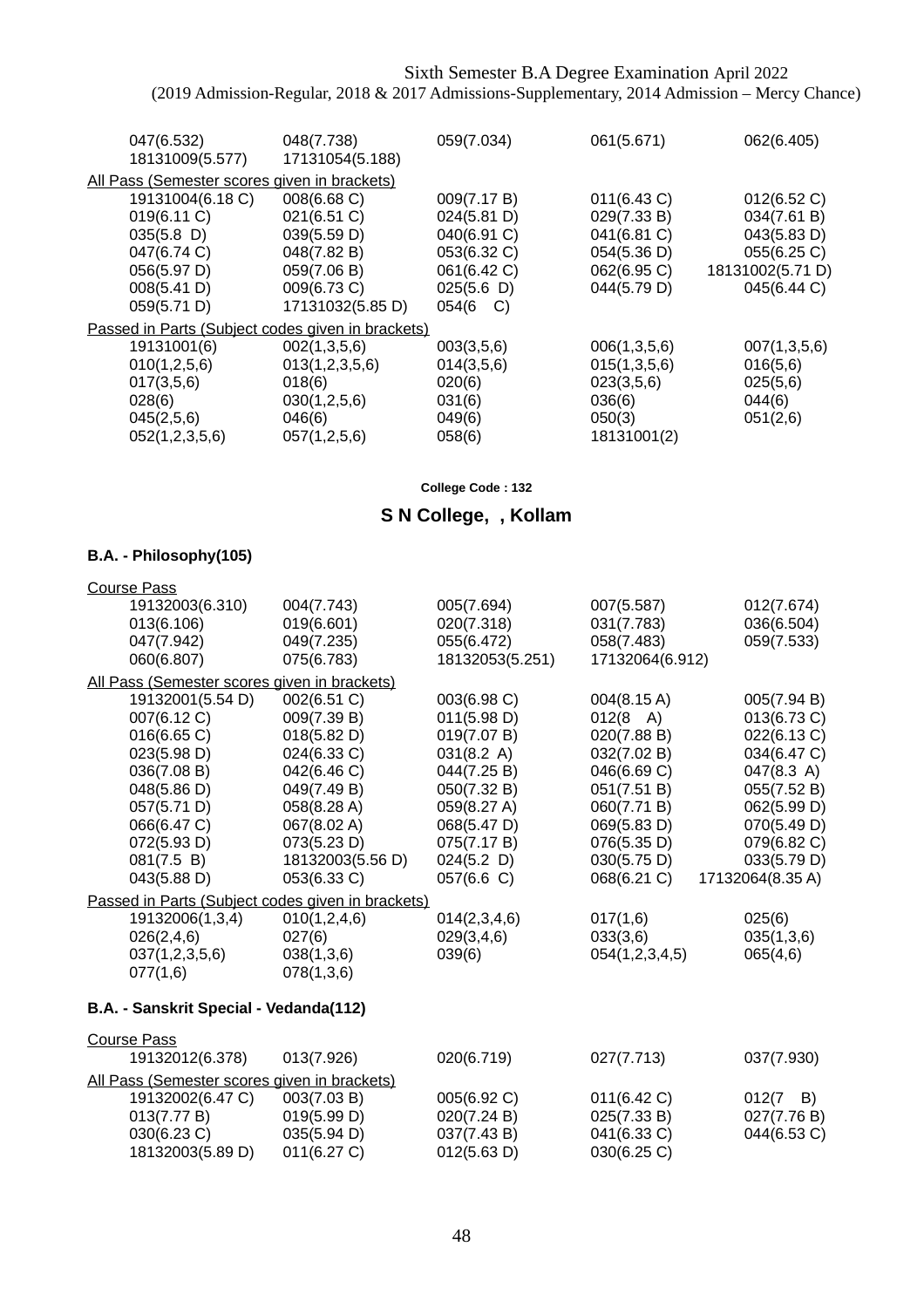Sixth Semester B.A Degree Examination April 2022
(2019 Admission-Regular, 2018 & 2017 Admissions-Supplementary, 2014 Admission – Mercy Chance)

| | | | | |
|---|---|---|---|---|
| 047(6.532) | 048(7.738) | 059(7.034) | 061(5.671) | 062(6.405) |
| 18131009(5.577) | 17131054(5.188) | | | |

All Pass (Semester scores given in brackets)

| | | | | |
|---|---|---|---|---|
| 19131004(6.18 C) | 008(6.68 C) | 009(7.17 B) | 011(6.43 C) | 012(6.52 C) |
| 019(6.11 C) | 021(6.51 C) | 024(5.81 D) | 029(7.33 B) | 034(7.61 B) |
| 035(5.8 D) | 039(5.59 D) | 040(6.91 C) | 041(6.81 C) | 043(5.83 D) |
| 047(6.74 C) | 048(7.82 B) | 053(6.32 C) | 054(5.36 D) | 055(6.25 C) |
| 056(5.97 D) | 059(7.06 B) | 061(6.42 C) | 062(6.95 C) | 18131002(5.71 D) |
| 008(5.41 D) | 009(6.73 C) | 025(5.6 D) | 044(5.79 D) | 045(6.44 C) |
| 059(5.71 D) | 17131032(5.85 D) | 054(6 C) | | |

Passed in Parts (Subject codes given in brackets)

| | | | | |
|---|---|---|---|---|
| 19131001(6) | 002(1,3,5,6) | 003(3,5,6) | 006(1,3,5,6) | 007(1,3,5,6) |
| 010(1,2,5,6) | 013(1,2,3,5,6) | 014(3,5,6) | 015(1,3,5,6) | 016(5,6) |
| 017(3,5,6) | 018(6) | 020(6) | 023(3,5,6) | 025(5,6) |
| 028(6) | 030(1,2,5,6) | 031(6) | 036(6) | 044(6) |
| 045(2,5,6) | 046(6) | 049(6) | 050(3) | 051(2,6) |
| 052(1,2,3,5,6) | 057(1,2,5,6) | 058(6) | 18131001(2) | |

**College Code : 132**

## S N College, , Kollam

### B.A. - Philosophy(105)

Course Pass

| | | | | |
|---|---|---|---|---|
| 19132003(6.310) | 004(7.743) | 005(7.694) | 007(5.587) | 012(7.674) |
| 013(6.106) | 019(6.601) | 020(7.318) | 031(7.783) | 036(6.504) |
| 047(7.942) | 049(7.235) | 055(6.472) | 058(7.483) | 059(7.533) |
| 060(6.807) | 075(6.783) | 18132053(5.251) | 17132064(6.912) | |

All Pass (Semester scores given in brackets)

| | | | | |
|---|---|---|---|---|
| 19132001(5.54 D) | 002(6.51 C) | 003(6.98 C) | 004(8.15 A) | 005(7.94 B) |
| 007(6.12 C) | 009(7.39 B) | 011(5.98 D) | 012(8 A) | 013(6.73 C) |
| 016(6.65 C) | 018(5.82 D) | 019(7.07 B) | 020(7.88 B) | 022(6.13 C) |
| 023(5.98 D) | 024(6.33 C) | 031(8.2 A) | 032(7.02 B) | 034(6.47 C) |
| 036(7.08 B) | 042(6.46 C) | 044(7.25 B) | 046(6.69 C) | 047(8.3 A) |
| 048(5.86 D) | 049(7.49 B) | 050(7.32 B) | 051(7.51 B) | 055(7.52 B) |
| 057(5.71 D) | 058(8.28 A) | 059(8.27 A) | 060(7.71 B) | 062(5.99 D) |
| 066(6.47 C) | 067(8.02 A) | 068(5.47 D) | 069(5.83 D) | 070(5.49 D) |
| 072(5.93 D) | 073(5.23 D) | 075(7.17 B) | 076(5.35 D) | 079(6.82 C) |
| 081(7.5 B) | 18132003(5.56 D) | 024(5.2 D) | 030(5.75 D) | 033(5.79 D) |
| 043(5.88 D) | 053(6.33 C) | 057(6.6 C) | 068(6.21 C) | 17132064(8.35 A) |

Passed in Parts (Subject codes given in brackets)

| | | | | |
|---|---|---|---|---|
| 19132006(1,3,4) | 010(1,2,4,6) | 014(2,3,4,6) | 017(1,6) | 025(6) |
| 026(2,4,6) | 027(6) | 029(3,4,6) | 033(3,6) | 035(1,3,6) |
| 037(1,2,3,5,6) | 038(1,3,6) | 039(6) | 054(1,2,3,4,5) | 065(4,6) |
| 077(1,6) | 078(1,3,6) | | | |

### B.A. - Sanskrit Special - Vedanda(112)

Course Pass

| | | | | |
|---|---|---|---|---|
| 19132012(6.378) | 013(7.926) | 020(6.719) | 027(7.713) | 037(7.930) |

All Pass (Semester scores given in brackets)

| | | | | |
|---|---|---|---|---|
| 19132002(6.47 C) | 003(7.03 B) | 005(6.92 C) | 011(6.42 C) | 012(7 B) |
| 013(7.77 B) | 019(5.99 D) | 020(7.24 B) | 025(7.33 B) | 027(7.76 B) |
| 030(6.23 C) | 035(5.94 D) | 037(7.43 B) | 041(6.33 C) | 044(6.53 C) |
| 18132003(5.89 D) | 011(6.27 C) | 012(5.63 D) | 030(6.25 C) | |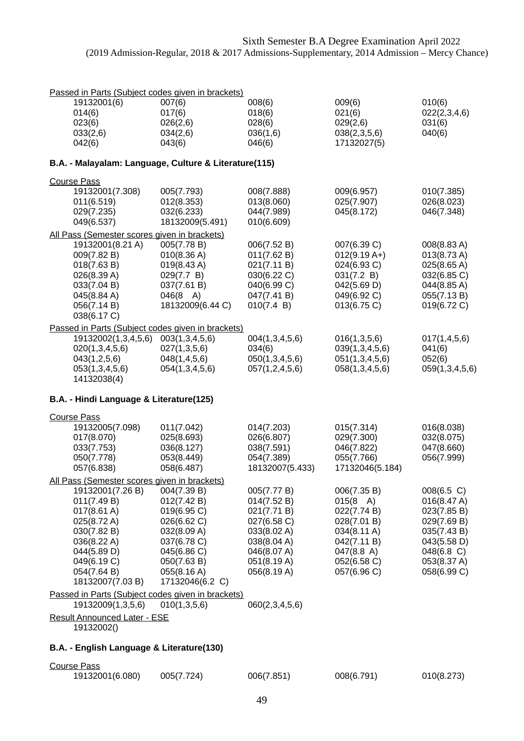Sixth Semester B.A Degree Examination April 2022
(2019 Admission-Regular, 2018 & 2017 Admissions-Supplementary, 2014 Admission – Mercy Chance)

Passed in Parts (Subject codes given in brackets)

| | | | | |
|---|---|---|---|---|
| 19132001(6) | 007(6) | 008(6) | 009(6) | 010(6) |
| 014(6) | 017(6) | 018(6) | 021(6) | 022(2,3,4,6) |
| 023(6) | 026(2,6) | 028(6) | 029(2,6) | 031(6) |
| 033(2,6) | 034(2,6) | 036(1,6) | 038(2,3,5,6) | 040(6) |
| 042(6) | 043(6) | 046(6) | 17132027(5) | |

### B.A. - Malayalam: Language, Culture & Literature(115)

Course Pass

| | | | | |
|---|---|---|---|---|
| 19132001(7.308) | 005(7.793) | 008(7.888) | 009(6.957) | 010(7.385) |
| 011(6.519) | 012(8.353) | 013(8.060) | 025(7.907) | 026(8.023) |
| 029(7.235) | 032(6.233) | 044(7.989) | 045(8.172) | 046(7.348) |
| 049(6.537) | 18132009(5.491) | 010(6.609) | | |

All Pass (Semester scores given in brackets)

| | | | | |
|---|---|---|---|---|
| 19132001(8.21 A) | 005(7.78 B) | 006(7.52 B) | 007(6.39 C) | 008(8.83 A) |
| 009(7.82 B) | 010(8.36 A) | 011(7.62 B) | 012(9.19 A+) | 013(8.73 A) |
| 018(7.63 B) | 019(8.43 A) | 021(7.11 B) | 024(6.93 C) | 025(8.65 A) |
| 026(8.39 A) | 029(7.7 B) | 030(6.22 C) | 031(7.2 B) | 032(6.85 C) |
| 033(7.04 B) | 037(7.61 B) | 040(6.99 C) | 042(5.69 D) | 044(8.85 A) |
| 045(8.84 A) | 046(8 A) | 047(7.41 B) | 049(6.92 C) | 055(7.13 B) |
| 056(7.14 B) | 18132009(6.44 C) | 010(7.4 B) | 013(6.75 C) | 019(6.72 C) |
| 038(6.17 C) | | | | |

Passed in Parts (Subject codes given in brackets)

| | | | | |
|---|---|---|---|---|
| 19132002(1,3,4,5,6) | 003(1,3,4,5,6) | 004(1,3,4,5,6) | 016(1,3,5,6) | 017(1,4,5,6) |
| 020(1,3,4,5,6) | 027(1,3,5,6) | 034(6) | 039(1,3,4,5,6) | 041(6) |
| 043(1,2,5,6) | 048(1,4,5,6) | 050(1,3,4,5,6) | 051(1,3,4,5,6) | 052(6) |
| 053(1,3,4,5,6) | 054(1,3,4,5,6) | 057(1,2,4,5,6) | 058(1,3,4,5,6) | 059(1,3,4,5,6) |
| 14132038(4) | | | | |

### B.A. - Hindi Language & Literature(125)

Course Pass

| | | | | |
|---|---|---|---|---|
| 19132005(7.098) | 011(7.042) | 014(7.203) | 015(7.314) | 016(8.038) |
| 017(8.070) | 025(8.693) | 026(6.807) | 029(7.300) | 032(8.075) |
| 033(7.753) | 036(8.127) | 038(7.591) | 046(7.822) | 047(8.660) |
| 050(7.778) | 053(8.449) | 054(7.389) | 055(7.766) | 056(7.999) |
| 057(6.838) | 058(6.487) | 18132007(5.433) | 17132046(5.184) | |

All Pass (Semester scores given in brackets)

| | | | | |
|---|---|---|---|---|
| 19132001(7.26 B) | 004(7.39 B) | 005(7.77 B) | 006(7.35 B) | 008(6.5 C) |
| 011(7.49 B) | 012(7.42 B) | 014(7.52 B) | 015(8 A) | 016(8.47 A) |
| 017(8.61 A) | 019(6.95 C) | 021(7.71 B) | 022(7.74 B) | 023(7.85 B) |
| 025(8.72 A) | 026(6.62 C) | 027(6.58 C) | 028(7.01 B) | 029(7.69 B) |
| 030(7.82 B) | 032(8.09 A) | 033(8.02 A) | 034(8.11 A) | 035(7.43 B) |
| 036(8.22 A) | 037(6.78 C) | 038(8.04 A) | 042(7.11 B) | 043(5.58 D) |
| 044(5.89 D) | 045(6.86 C) | 046(8.07 A) | 047(8.8 A) | 048(6.8 C) |
| 049(6.19 C) | 050(7.63 B) | 051(8.19 A) | 052(6.58 C) | 053(8.37 A) |
| 054(7.64 B) | 055(8.16 A) | 056(8.19 A) | 057(6.96 C) | 058(6.99 C) |
| 18132007(7.03 B) | 17132046(6.2 C) | | | |

Passed in Parts (Subject codes given in brackets)

| | | |
|---|---|---|
| 19132009(1,3,5,6) | 010(1,3,5,6) | 060(2,3,4,5,6) |

Result Announced Later - ESE

19132002()

### B.A. - English Language & Literature(130)

Course Pass

| | | | | |
|---|---|---|---|---|
| 19132001(6.080) | 005(7.724) | 006(7.851) | 008(6.791) | 010(8.273) |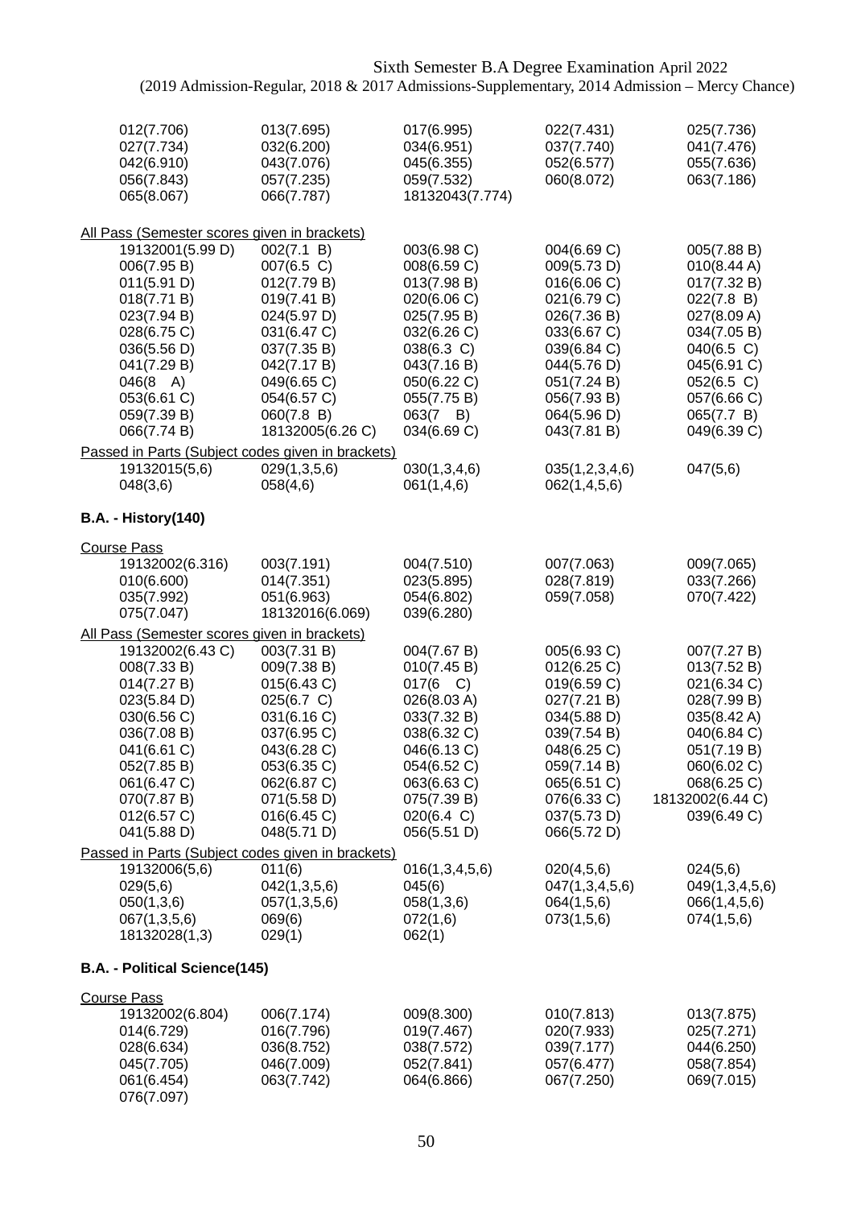Sixth Semester B.A Degree Examination April 2022
(2019 Admission-Regular, 2018 & 2017 Admissions-Supplementary, 2014 Admission – Mercy Chance)

| | | | | |
|---|---|---|---|---|
| 012(7.706) | 013(7.695) | 017(6.995) | 022(7.431) | 025(7.736) |
| 027(7.734) | 032(6.200) | 034(6.951) | 037(7.740) | 041(7.476) |
| 042(6.910) | 043(7.076) | 045(6.355) | 052(6.577) | 055(7.636) |
| 056(7.843) | 057(7.235) | 059(7.532) | 060(8.072) | 063(7.186) |
| 065(8.067) | 066(7.787) | 18132043(7.774) | | |

All Pass (Semester scores given in brackets)

| | | | | |
|---|---|---|---|---|
| 19132001(5.99 D) | 002(7.1 B) | 003(6.98 C) | 004(6.69 C) | 005(7.88 B) |
| 006(7.95 B) | 007(6.5 C) | 008(6.59 C) | 009(5.73 D) | 010(8.44 A) |
| 011(5.91 D) | 012(7.79 B) | 013(7.98 B) | 016(6.06 C) | 017(7.32 B) |
| 018(7.71 B) | 019(7.41 B) | 020(6.06 C) | 021(6.79 C) | 022(7.8 B) |
| 023(7.94 B) | 024(5.97 D) | 025(7.95 B) | 026(7.36 B) | 027(8.09 A) |
| 028(6.75 C) | 031(6.47 C) | 032(6.26 C) | 033(6.67 C) | 034(7.05 B) |
| 036(5.56 D) | 037(7.35 B) | 038(6.3 C) | 039(6.84 C) | 040(6.5 C) |
| 041(7.29 B) | 042(7.17 B) | 043(7.16 B) | 044(5.76 D) | 045(6.91 C) |
| 046(8 A) | 049(6.65 C) | 050(6.22 C) | 051(7.24 B) | 052(6.5 C) |
| 053(6.61 C) | 054(6.57 C) | 055(7.75 B) | 056(7.93 B) | 057(6.66 C) |
| 059(7.39 B) | 060(7.8 B) | 063(7 B) | 064(5.96 D) | 065(7.7 B) |
| 066(7.74 B) | 18132005(6.26 C) | 034(6.69 C) | 043(7.81 B) | 049(6.39 C) |

Passed in Parts (Subject codes given in brackets)

| | | | | |
|---|---|---|---|---|
| 19132015(5,6) | 029(1,3,5,6) | 030(1,3,4,6) | 035(1,2,3,4,6) | 047(5,6) |
| 048(3,6) | 058(4,6) | 061(1,4,6) | 062(1,4,5,6) | |

**B.A. - History(140)**

Course Pass

| | | | | |
|---|---|---|---|---|
| 19132002(6.316) | 003(7.191) | 004(7.510) | 007(7.063) | 009(7.065) |
| 010(6.600) | 014(7.351) | 023(5.895) | 028(7.819) | 033(7.266) |
| 035(7.992) | 051(6.963) | 054(6.802) | 059(7.058) | 070(7.422) |
| 075(7.047) | 18132016(6.069) | 039(6.280) | | |

All Pass (Semester scores given in brackets)

| | | | | |
|---|---|---|---|---|
| 19132002(6.43 C) | 003(7.31 B) | 004(7.67 B) | 005(6.93 C) | 007(7.27 B) |
| 008(7.33 B) | 009(7.38 B) | 010(7.45 B) | 012(6.25 C) | 013(7.52 B) |
| 014(7.27 B) | 015(6.43 C) | 017(6 C) | 019(6.59 C) | 021(6.34 C) |
| 023(5.84 D) | 025(6.7 C) | 026(8.03 A) | 027(7.21 B) | 028(7.99 B) |
| 030(6.56 C) | 031(6.16 C) | 033(7.32 B) | 034(5.88 D) | 035(8.42 A) |
| 036(7.08 B) | 037(6.95 C) | 038(6.32 C) | 039(7.54 B) | 040(6.84 C) |
| 041(6.61 C) | 043(6.28 C) | 046(6.13 C) | 048(6.25 C) | 051(7.19 B) |
| 052(7.85 B) | 053(6.35 C) | 054(6.52 C) | 059(7.14 B) | 060(6.02 C) |
| 061(6.47 C) | 062(6.87 C) | 063(6.63 C) | 065(6.51 C) | 068(6.25 C) |
| 070(7.87 B) | 071(5.58 D) | 075(7.39 B) | 076(6.33 C) | 18132002(6.44 C) |
| 012(6.57 C) | 016(6.45 C) | 020(6.4 C) | 037(5.73 D) | 039(6.49 C) |
| 041(5.88 D) | 048(5.71 D) | 056(5.51 D) | 066(5.72 D) | |

Passed in Parts (Subject codes given in brackets)

| | | | | |
|---|---|---|---|---|
| 19132006(5,6) | 011(6) | 016(1,3,4,5,6) | 020(4,5,6) | 024(5,6) |
| 029(5,6) | 042(1,3,5,6) | 045(6) | 047(1,3,4,5,6) | 049(1,3,4,5,6) |
| 050(1,3,6) | 057(1,3,5,6) | 058(1,3,6) | 064(1,5,6) | 066(1,4,5,6) |
| 067(1,3,5,6) | 069(6) | 072(1,6) | 073(1,5,6) | 074(1,5,6) |
| 18132028(1,3) | 029(1) | 062(1) | | |

**B.A. - Political Science(145)**

Course Pass

| | | | | |
|---|---|---|---|---|
| 19132002(6.804) | 006(7.174) | 009(8.300) | 010(7.813) | 013(7.875) |
| 014(6.729) | 016(7.796) | 019(7.467) | 020(7.933) | 025(7.271) |
| 028(6.634) | 036(8.752) | 038(7.572) | 039(7.177) | 044(6.250) |
| 045(7.705) | 046(7.009) | 052(7.841) | 057(6.477) | 058(7.854) |
| 061(6.454) | 063(7.742) | 064(6.866) | 067(7.250) | 069(7.015) |
| 076(7.097) | | | | |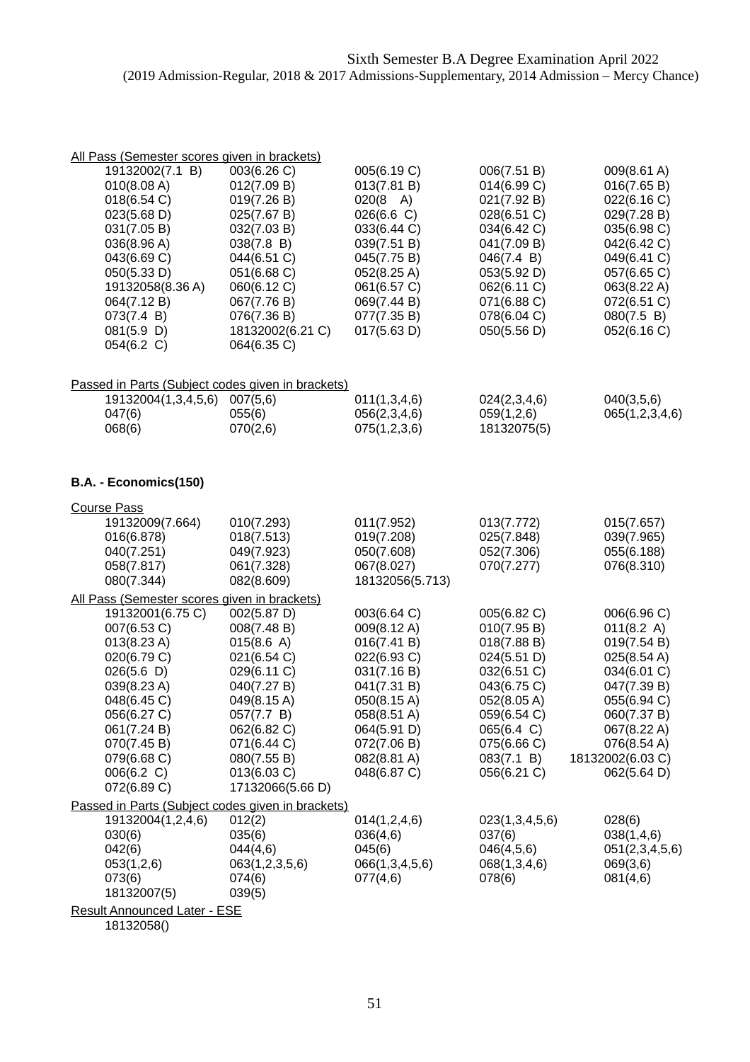Sixth Semester B.A Degree Examination April 2022
(2019 Admission-Regular, 2018 & 2017 Admissions-Supplementary, 2014 Admission – Mercy Chance)

All Pass (Semester scores given in brackets)

| | | | | |
|---|---|---|---|---|
| 19132002(7.1 B) | 003(6.26 C) | 005(6.19 C) | 006(7.51 B) | 009(8.61 A) |
| 010(8.08 A) | 012(7.09 B) | 013(7.81 B) | 014(6.99 C) | 016(7.65 B) |
| 018(6.54 C) | 019(7.26 B) | 020(8 A) | 021(7.92 B) | 022(6.16 C) |
| 023(5.68 D) | 025(7.67 B) | 026(6.6 C) | 028(6.51 C) | 029(7.28 B) |
| 031(7.05 B) | 032(7.03 B) | 033(6.44 C) | 034(6.42 C) | 035(6.98 C) |
| 036(8.96 A) | 038(7.8 B) | 039(7.51 B) | 041(7.09 B) | 042(6.42 C) |
| 043(6.69 C) | 044(6.51 C) | 045(7.75 B) | 046(7.4 B) | 049(6.41 C) |
| 050(5.33 D) | 051(6.68 C) | 052(8.25 A) | 053(5.92 D) | 057(6.65 C) |
| 19132058(8.36 A) | 060(6.12 C) | 061(6.57 C) | 062(6.11 C) | 063(8.22 A) |
| 064(7.12 B) | 067(7.76 B) | 069(7.44 B) | 071(6.88 C) | 072(6.51 C) |
| 073(7.4 B) | 076(7.36 B) | 077(7.35 B) | 078(6.04 C) | 080(7.5 B) |
| 081(5.9 D) | 18132002(6.21 C) | 017(5.63 D) | 050(5.56 D) | 052(6.16 C) |
| 054(6.2 C) | 064(6.35 C) | | | |

Passed in Parts (Subject codes given in brackets)

| | | | | |
|---|---|---|---|---|
| 19132004(1,3,4,5,6) | 007(5,6) | 011(1,3,4,6) | 024(2,3,4,6) | 040(3,5,6) |
| 047(6) | 055(6) | 056(2,3,4,6) | 059(1,2,6) | 065(1,2,3,4,6) |
| 068(6) | 070(2,6) | 075(1,2,3,6) | 18132075(5) | |

**B.A. - Economics(150)**

Course Pass

| | | | | |
|---|---|---|---|---|
| 19132009(7.664) | 010(7.293) | 011(7.952) | 013(7.772) | 015(7.657) |
| 016(6.878) | 018(7.513) | 019(7.208) | 025(7.848) | 039(7.965) |
| 040(7.251) | 049(7.923) | 050(7.608) | 052(7.306) | 055(6.188) |
| 058(7.817) | 061(7.328) | 067(8.027) | 070(7.277) | 076(8.310) |
| 080(7.344) | 082(8.609) | 18132056(5.713) | | |

All Pass (Semester scores given in brackets)

| | | | | |
|---|---|---|---|---|
| 19132001(6.75 C) | 002(5.87 D) | 003(6.64 C) | 005(6.82 C) | 006(6.96 C) |
| 007(6.53 C) | 008(7.48 B) | 009(8.12 A) | 010(7.95 B) | 011(8.2 A) |
| 013(8.23 A) | 015(8.6 A) | 016(7.41 B) | 018(7.88 B) | 019(7.54 B) |
| 020(6.79 C) | 021(6.54 C) | 022(6.93 C) | 024(5.51 D) | 025(8.54 A) |
| 026(5.6 D) | 029(6.11 C) | 031(7.16 B) | 032(6.51 C) | 034(6.01 C) |
| 039(8.23 A) | 040(7.27 B) | 041(7.31 B) | 043(6.75 C) | 047(7.39 B) |
| 048(6.45 C) | 049(8.15 A) | 050(8.15 A) | 052(8.05 A) | 055(6.94 C) |
| 056(6.27 C) | 057(7.7 B) | 058(8.51 A) | 059(6.54 C) | 060(7.37 B) |
| 061(7.24 B) | 062(6.82 C) | 064(5.91 D) | 065(6.4 C) | 067(8.22 A) |
| 070(7.45 B) | 071(6.44 C) | 072(7.06 B) | 075(6.66 C) | 076(8.54 A) |
| 079(6.68 C) | 080(7.55 B) | 082(8.81 A) | 083(7.1 B) | 18132002(6.03 C) |
| 006(6.2 C) | 013(6.03 C) | 048(6.87 C) | 056(6.21 C) | 062(5.64 D) |
| 072(6.89 C) | 17132066(5.66 D) | | | |

Passed in Parts (Subject codes given in brackets)

| | | | | |
|---|---|---|---|---|
| 19132004(1,2,4,6) | 012(2) | 014(1,2,4,6) | 023(1,3,4,5,6) | 028(6) |
| 030(6) | 035(6) | 036(4,6) | 037(6) | 038(1,4,6) |
| 042(6) | 044(4,6) | 045(6) | 046(4,5,6) | 051(2,3,4,5,6) |
| 053(1,2,6) | 063(1,2,3,5,6) | 066(1,3,4,5,6) | 068(1,3,4,6) | 069(3,6) |
| 073(6) | 074(6) | 077(4,6) | 078(6) | 081(4,6) |
| 18132007(5) | 039(5) | | | |

Result Announced Later - ESE

18132058()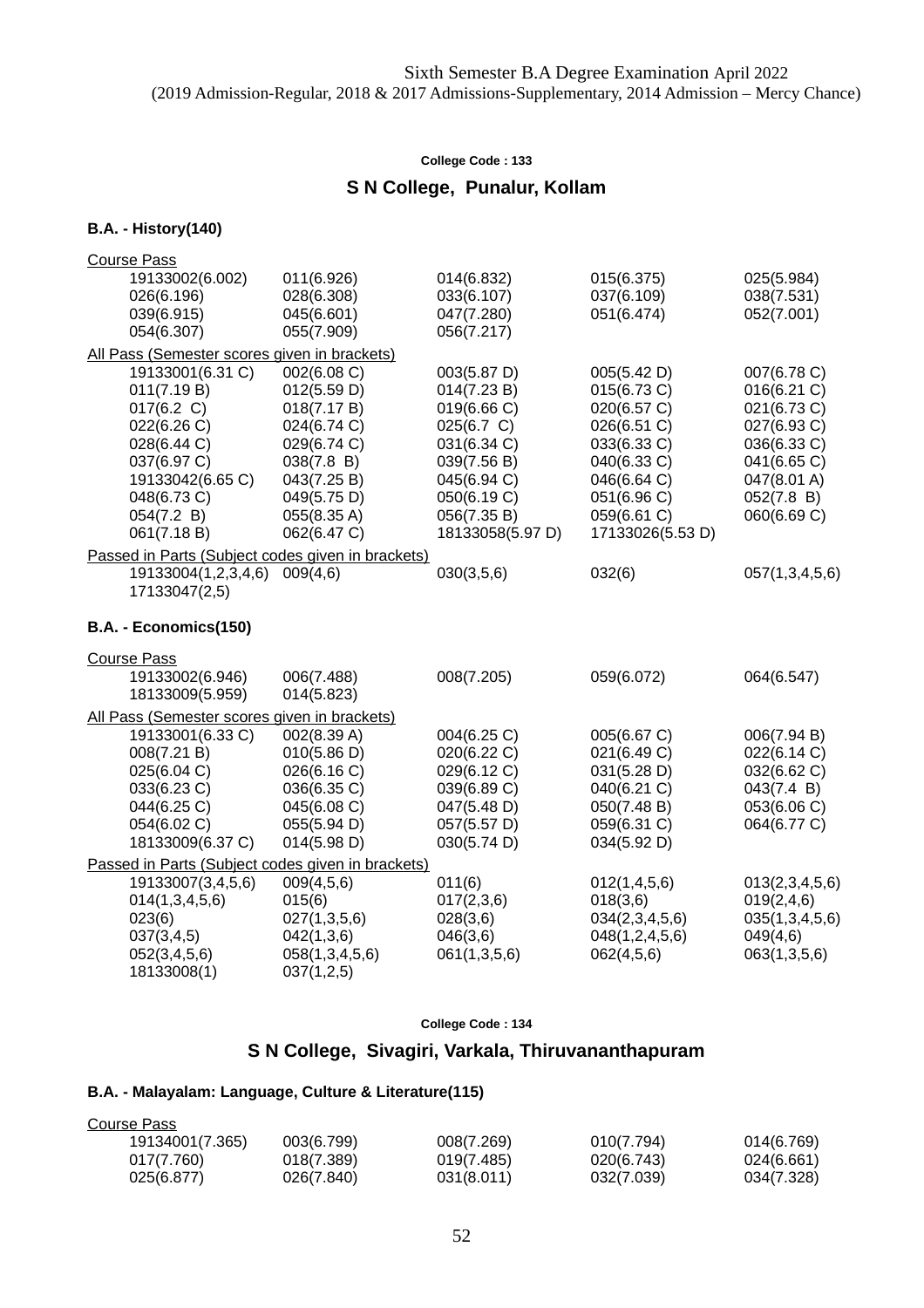Sixth Semester B.A Degree Examination April 2022
(2019 Admission-Regular, 2018 & 2017 Admissions-Supplementary, 2014 Admission – Mercy Chance)

**College Code : 133**

## S N College, Punalur, Kollam

### B.A. - History(140)

Course Pass

| | | | | |
|---|---|---|---|---|
| 19133002(6.002) | 011(6.926) | 014(6.832) | 015(6.375) | 025(5.984) |
| 026(6.196) | 028(6.308) | 033(6.107) | 037(6.109) | 038(7.531) |
| 039(6.915) | 045(6.601) | 047(7.280) | 051(6.474) | 052(7.001) |
| 054(6.307) | 055(7.909) | 056(7.217) | | |

All Pass (Semester scores given in brackets)

| | | | | |
|---|---|---|---|---|
| 19133001(6.31 C) | 002(6.08 C) | 003(5.87 D) | 005(5.42 D) | 007(6.78 C) |
| 011(7.19 B) | 012(5.59 D) | 014(7.23 B) | 015(6.73 C) | 016(6.21 C) |
| 017(6.2 C) | 018(7.17 B) | 019(6.66 C) | 020(6.57 C) | 021(6.73 C) |
| 022(6.26 C) | 024(6.74 C) | 025(6.7 C) | 026(6.51 C) | 027(6.93 C) |
| 028(6.44 C) | 029(6.74 C) | 031(6.34 C) | 033(6.33 C) | 036(6.33 C) |
| 037(6.97 C) | 038(7.8 B) | 039(7.56 B) | 040(6.33 C) | 041(6.65 C) |
| 19133042(6.65 C) | 043(7.25 B) | 045(6.94 C) | 046(6.64 C) | 047(8.01 A) |
| 048(6.73 C) | 049(5.75 D) | 050(6.19 C) | 051(6.96 C) | 052(7.8 B) |
| 054(7.2 B) | 055(8.35 A) | 056(7.35 B) | 059(6.61 C) | 060(6.69 C) |
| 061(7.18 B) | 062(6.47 C) | 18133058(5.97 D) | 17133026(5.53 D) | |

Passed in Parts (Subject codes given in brackets)

| | | | | |
|---|---|---|---|---|
| 19133004(1,2,3,4,6) | 009(4,6) | 030(3,5,6) | 032(6) | 057(1,3,4,5,6) |
| 17133047(2,5) | | | | |

### B.A. - Economics(150)

Course Pass

| | | | | |
|---|---|---|---|---|
| 19133002(6.946) | 006(7.488) | 008(7.205) | 059(6.072) | 064(6.547) |
| 18133009(5.959) | 014(5.823) | | | |

All Pass (Semester scores given in brackets)

| | | | | |
|---|---|---|---|---|
| 19133001(6.33 C) | 002(8.39 A) | 004(6.25 C) | 005(6.67 C) | 006(7.94 B) |
| 008(7.21 B) | 010(5.86 D) | 020(6.22 C) | 021(6.49 C) | 022(6.14 C) |
| 025(6.04 C) | 026(6.16 C) | 029(6.12 C) | 031(5.28 D) | 032(6.62 C) |
| 033(6.23 C) | 036(6.35 C) | 039(6.89 C) | 040(6.21 C) | 043(7.4 B) |
| 044(6.25 C) | 045(6.08 C) | 047(5.48 D) | 050(7.48 B) | 053(6.06 C) |
| 054(6.02 C) | 055(5.94 D) | 057(5.57 D) | 059(6.31 C) | 064(6.77 C) |
| 18133009(6.37 C) | 014(5.98 D) | 030(5.74 D) | 034(5.92 D) | |

Passed in Parts (Subject codes given in brackets)

| | | | | |
|---|---|---|---|---|
| 19133007(3,4,5,6) | 009(4,5,6) | 011(6) | 012(1,4,5,6) | 013(2,3,4,5,6) |
| 014(1,3,4,5,6) | 015(6) | 017(2,3,6) | 018(3,6) | 019(2,4,6) |
| 023(6) | 027(1,3,5,6) | 028(3,6) | 034(2,3,4,5,6) | 035(1,3,4,5,6) |
| 037(3,4,5) | 042(1,3,6) | 046(3,6) | 048(1,2,4,5,6) | 049(4,6) |
| 052(3,4,5,6) | 058(1,3,4,5,6) | 061(1,3,5,6) | 062(4,5,6) | 063(1,3,5,6) |
| 18133008(1) | 037(1,2,5) | | | |

**College Code : 134**

## S N College, Sivagiri, Varkala, Thiruvananthapuram

### B.A. - Malayalam: Language, Culture & Literature(115)

Course Pass

| | | | | |
|---|---|---|---|---|
| 19134001(7.365) | 003(6.799) | 008(7.269) | 010(7.794) | 014(6.769) |
| 017(7.760) | 018(7.389) | 019(7.485) | 020(6.743) | 024(6.661) |
| 025(6.877) | 026(7.840) | 031(8.011) | 032(7.039) | 034(7.328) |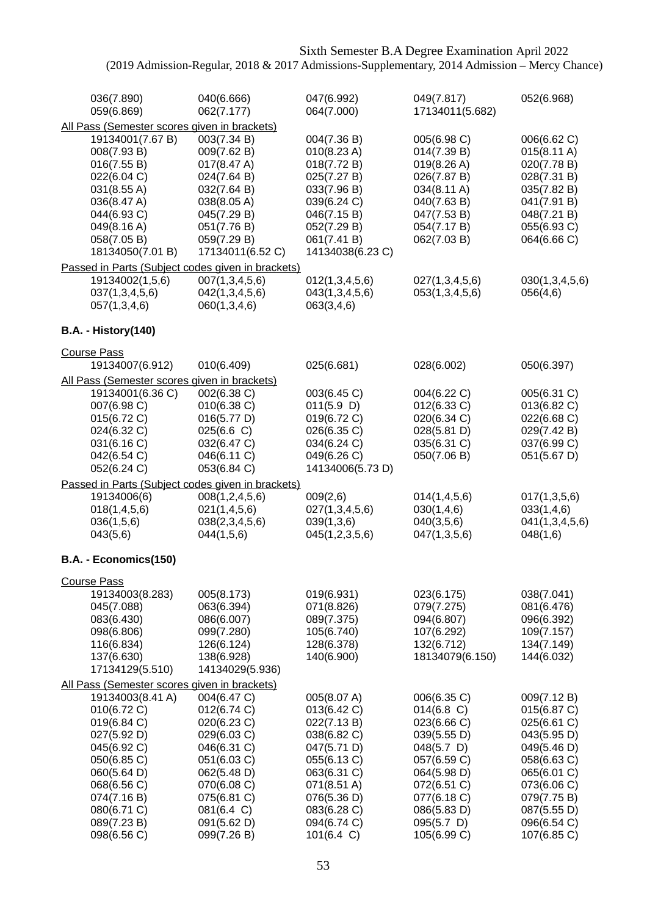Sixth Semester B.A Degree Examination April 2022
(2019 Admission-Regular, 2018 & 2017 Admissions-Supplementary, 2014 Admission – Mercy Chance)

| | | | | |
|---|---|---|---|---|
| 036(7.890) | 040(6.666) | 047(6.992) | 049(7.817) | 052(6.968) |
| 059(6.869) | 062(7.177) | 064(7.000) | 17134011(5.682) | |

All Pass (Semester scores given in brackets)

| | | | | |
|---|---|---|---|---|
| 19134001(7.67 B) | 003(7.34 B) | 004(7.36 B) | 005(6.98 C) | 006(6.62 C) |
| 008(7.93 B) | 009(7.62 B) | 010(8.23 A) | 014(7.39 B) | 015(8.11 A) |
| 016(7.55 B) | 017(8.47 A) | 018(7.72 B) | 019(8.26 A) | 020(7.78 B) |
| 022(6.04 C) | 024(7.64 B) | 025(7.27 B) | 026(7.87 B) | 028(7.31 B) |
| 031(8.55 A) | 032(7.64 B) | 033(7.96 B) | 034(8.11 A) | 035(7.82 B) |
| 036(8.47 A) | 038(8.05 A) | 039(6.24 C) | 040(7.63 B) | 041(7.91 B) |
| 044(6.93 C) | 045(7.29 B) | 046(7.15 B) | 047(7.53 B) | 048(7.21 B) |
| 049(8.16 A) | 051(7.76 B) | 052(7.29 B) | 054(7.17 B) | 055(6.93 C) |
| 058(7.05 B) | 059(7.29 B) | 061(7.41 B) | 062(7.03 B) | 064(6.66 C) |
| 18134050(7.01 B) | 17134011(6.52 C) | 14134038(6.23 C) | | |

Passed in Parts (Subject codes given in brackets)

| | | | | |
|---|---|---|---|---|
| 19134002(1,5,6) | 007(1,3,4,5,6) | 012(1,3,4,5,6) | 027(1,3,4,5,6) | 030(1,3,4,5,6) |
| 037(1,3,4,5,6) | 042(1,3,4,5,6) | 043(1,3,4,5,6) | 053(1,3,4,5,6) | 056(4,6) |
| 057(1,3,4,6) | 060(1,3,4,6) | 063(3,4,6) | | |

**B.A. - History(140)**

Course Pass

| | | | | |
|---|---|---|---|---|
| 19134007(6.912) | 010(6.409) | 025(6.681) | 028(6.002) | 050(6.397) |

All Pass (Semester scores given in brackets)

| | | | | |
|---|---|---|---|---|
| 19134001(6.36 C) | 002(6.38 C) | 003(6.45 C) | 004(6.22 C) | 005(6.31 C) |
| 007(6.98 C) | 010(6.38 C) | 011(5.9 D) | 012(6.33 C) | 013(6.82 C) |
| 015(6.72 C) | 016(5.77 D) | 019(6.72 C) | 020(6.34 C) | 022(6.68 C) |
| 024(6.32 C) | 025(6.6 C) | 026(6.35 C) | 028(5.81 D) | 029(7.42 B) |
| 031(6.16 C) | 032(6.47 C) | 034(6.24 C) | 035(6.31 C) | 037(6.99 C) |
| 042(6.54 C) | 046(6.11 C) | 049(6.26 C) | 050(7.06 B) | 051(5.67 D) |
| 052(6.24 C) | 053(6.84 C) | 14134006(5.73 D) | | |

Passed in Parts (Subject codes given in brackets)

| | | | | |
|---|---|---|---|---|
| 19134006(6) | 008(1,2,4,5,6) | 009(2,6) | 014(1,4,5,6) | 017(1,3,5,6) |
| 018(1,4,5,6) | 021(1,4,5,6) | 027(1,3,4,5,6) | 030(1,4,6) | 033(1,4,6) |
| 036(1,5,6) | 038(2,3,4,5,6) | 039(1,3,6) | 040(3,5,6) | 041(1,3,4,5,6) |
| 043(5,6) | 044(1,5,6) | 045(1,2,3,5,6) | 047(1,3,5,6) | 048(1,6) |

**B.A. - Economics(150)**

Course Pass

| | | | | |
|---|---|---|---|---|
| 19134003(8.283) | 005(8.173) | 019(6.931) | 023(6.175) | 038(7.041) |
| 045(7.088) | 063(6.394) | 071(8.826) | 079(7.275) | 081(6.476) |
| 083(6.430) | 086(6.007) | 089(7.375) | 094(6.807) | 096(6.392) |
| 098(6.806) | 099(7.280) | 105(6.740) | 107(6.292) | 109(7.157) |
| 116(6.834) | 126(6.124) | 128(6.378) | 132(6.712) | 134(7.149) |
| 137(6.630) | 138(6.928) | 140(6.900) | 18134079(6.150) | 144(6.032) |
| 17134129(5.510) | 14134029(5.936) | | | |

All Pass (Semester scores given in brackets)

| | | | | |
|---|---|---|---|---|
| 19134003(8.41 A) | 004(6.47 C) | 005(8.07 A) | 006(6.35 C) | 009(7.12 B) |
| 010(6.72 C) | 012(6.74 C) | 013(6.42 C) | 014(6.8 C) | 015(6.87 C) |
| 019(6.84 C) | 020(6.23 C) | 022(7.13 B) | 023(6.66 C) | 025(6.61 C) |
| 027(5.92 D) | 029(6.03 C) | 038(6.82 C) | 039(5.55 D) | 043(5.95 D) |
| 045(6.92 C) | 046(6.31 C) | 047(5.71 D) | 048(5.7 D) | 049(5.46 D) |
| 050(6.85 C) | 051(6.03 C) | 055(6.13 C) | 057(6.59 C) | 058(6.63 C) |
| 060(5.64 D) | 062(5.48 D) | 063(6.31 C) | 064(5.98 D) | 065(6.01 C) |
| 068(6.56 C) | 070(6.08 C) | 071(8.51 A) | 072(6.51 C) | 073(6.06 C) |
| 074(7.16 B) | 075(6.81 C) | 076(5.36 D) | 077(6.18 C) | 079(7.75 B) |
| 080(6.71 C) | 081(6.4 C) | 083(6.28 C) | 086(5.83 D) | 087(5.55 D) |
| 089(7.23 B) | 091(5.62 D) | 094(6.74 C) | 095(5.7 D) | 096(6.54 C) |
| 098(6.56 C) | 099(7.26 B) | 101(6.4 C) | 105(6.99 C) | 107(6.85 C) |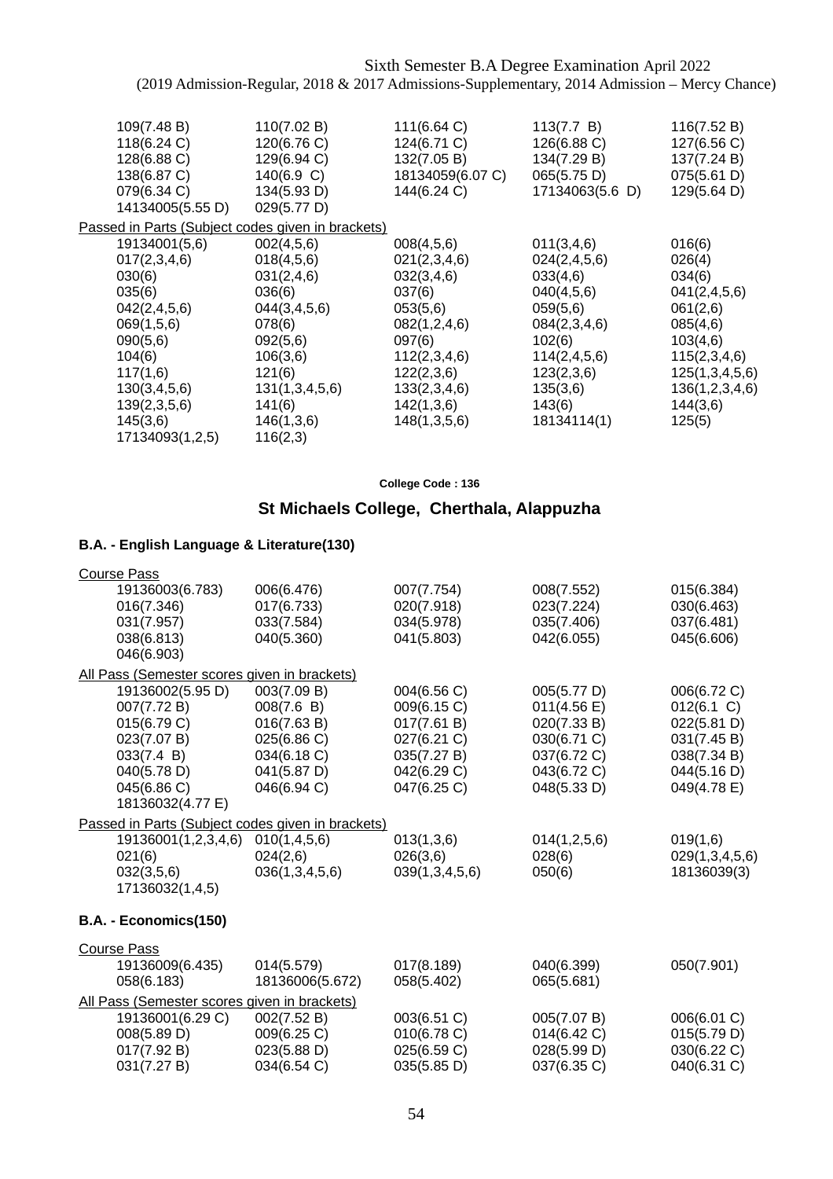Sixth Semester B.A Degree Examination April 2022
(2019 Admission-Regular, 2018 & 2017 Admissions-Supplementary, 2014 Admission – Mercy Chance)

| | | | | |
|---|---|---|---|---|
| 109(7.48 B) | 110(7.02 B) | 111(6.64 C) | 113(7.7  B) | 116(7.52 B) |
| 118(6.24 C) | 120(6.76 C) | 124(6.71 C) | 126(6.88 C) | 127(6.56 C) |
| 128(6.88 C) | 129(6.94 C) | 132(7.05 B) | 134(7.29 B) | 137(7.24 B) |
| 138(6.87 C) | 140(6.9  C) | 18134059(6.07 C) | 065(5.75 D) | 075(5.61 D) |
| 079(6.34 C) | 134(5.93 D) | 144(6.24 C) | 17134063(5.6  D) | 129(5.64 D) |
| 14134005(5.55 D) | 029(5.77 D) | | | |

Passed in Parts (Subject codes given in brackets)

| | | | | |
|---|---|---|---|---|
| 19134001(5,6) | 002(4,5,6) | 008(4,5,6) | 011(3,4,6) | 016(6) |
| 017(2,3,4,6) | 018(4,5,6) | 021(2,3,4,6) | 024(2,4,5,6) | 026(4) |
| 030(6) | 031(2,4,6) | 032(3,4,6) | 033(4,6) | 034(6) |
| 035(6) | 036(6) | 037(6) | 040(4,5,6) | 041(2,4,5,6) |
| 042(2,4,5,6) | 044(3,4,5,6) | 053(5,6) | 059(5,6) | 061(2,6) |
| 069(1,5,6) | 078(6) | 082(1,2,4,6) | 084(2,3,4,6) | 085(4,6) |
| 090(5,6) | 092(5,6) | 097(6) | 102(6) | 103(4,6) |
| 104(6) | 106(3,6) | 112(2,3,4,6) | 114(2,4,5,6) | 115(2,3,4,6) |
| 117(1,6) | 121(6) | 122(2,3,6) | 123(2,3,6) | 125(1,3,4,5,6) |
| 130(3,4,5,6) | 131(1,3,4,5,6) | 133(2,3,4,6) | 135(3,6) | 136(1,2,3,4,6) |
| 139(2,3,5,6) | 141(6) | 142(1,3,6) | 143(6) | 144(3,6) |
| 145(3,6) | 146(1,3,6) | 148(1,3,5,6) | 18134114(1) | 125(5) |
| 17134093(1,2,5) | 116(2,3) | | | |

College Code : 136

## St Michaels College, Cherthala, Alappuzha

### B.A. - English Language & Literature(130)

Course Pass

| | | | | |
|---|---|---|---|---|
| 19136003(6.783) | 006(6.476) | 007(7.754) | 008(7.552) | 015(6.384) |
| 016(7.346) | 017(6.733) | 020(7.918) | 023(7.224) | 030(6.463) |
| 031(7.957) | 033(7.584) | 034(5.978) | 035(7.406) | 037(6.481) |
| 038(6.813) | 040(5.360) | 041(5.803) | 042(6.055) | 045(6.606) |
| 046(6.903) | | | | |

All Pass (Semester scores given in brackets)

| | | | | |
|---|---|---|---|---|
| 19136002(5.95 D) | 003(7.09 B) | 004(6.56 C) | 005(5.77 D) | 006(6.72 C) |
| 007(7.72 B) | 008(7.6  B) | 009(6.15 C) | 011(4.56 E) | 012(6.1  C) |
| 015(6.79 C) | 016(7.63 B) | 017(7.61 B) | 020(7.33 B) | 022(5.81 D) |
| 023(7.07 B) | 025(6.86 C) | 027(6.21 C) | 030(6.71 C) | 031(7.45 B) |
| 033(7.4  B) | 034(6.18 C) | 035(7.27 B) | 037(6.72 C) | 038(7.34 B) |
| 040(5.78 D) | 041(5.87 D) | 042(6.29 C) | 043(6.72 C) | 044(5.16 D) |
| 045(6.86 C) | 046(6.94 C) | 047(6.25 C) | 048(5.33 D) | 049(4.78 E) |
| 18136032(4.77 E) | | | | |

Passed in Parts (Subject codes given in brackets)

| | | | | |
|---|---|---|---|---|
| 19136001(1,2,3,4,6) | 010(1,4,5,6) | 013(1,3,6) | 014(1,2,5,6) | 019(1,6) |
| 021(6) | 024(2,6) | 026(3,6) | 028(6) | 029(1,3,4,5,6) |
| 032(3,5,6) | 036(1,3,4,5,6) | 039(1,3,4,5,6) | 050(6) | 18136039(3) |
| 17136032(1,4,5) | | | | |

### B.A. - Economics(150)

Course Pass

| | | | | |
|---|---|---|---|---|
| 19136009(6.435) | 014(5.579) | 017(8.189) | 040(6.399) | 050(7.901) |
| 058(6.183) | 18136006(5.672) | 058(5.402) | 065(5.681) | |

All Pass (Semester scores given in brackets)

| | | | | |
|---|---|---|---|---|
| 19136001(6.29 C) | 002(7.52 B) | 003(6.51 C) | 005(7.07 B) | 006(6.01 C) |
| 008(5.89 D) | 009(6.25 C) | 010(6.78 C) | 014(6.42 C) | 015(5.79 D) |
| 017(7.92 B) | 023(5.88 D) | 025(6.59 C) | 028(5.99 D) | 030(6.22 C) |
| 031(7.27 B) | 034(6.54 C) | 035(5.85 D) | 037(6.35 C) | 040(6.31 C) |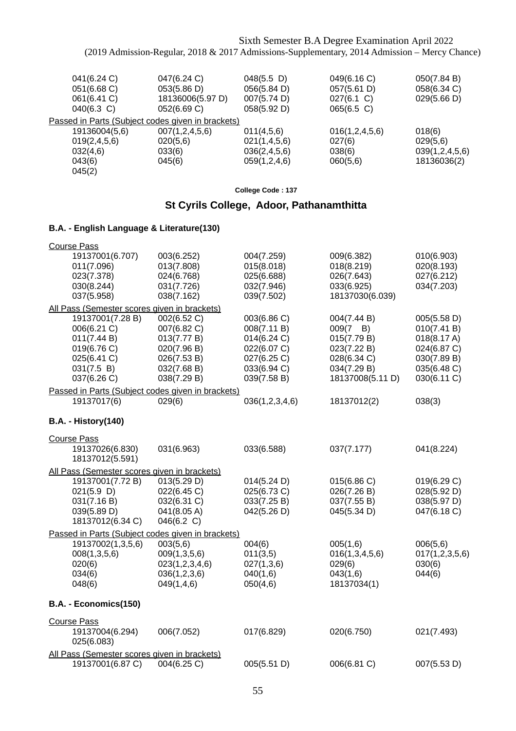Sixth Semester B.A Degree Examination April 2022
(2019 Admission-Regular, 2018 & 2017 Admissions-Supplementary, 2014 Admission – Mercy Chance)

| | | | | |
|---|---|---|---|---|
| 041(6.24 C) | 047(6.24 C) | 048(5.5 D) | 049(6.16 C) | 050(7.84 B) |
| 051(6.68 C) | 053(5.86 D) | 056(5.84 D) | 057(5.61 D) | 058(6.34 C) |
| 061(6.41 C) | 18136006(5.97 D) | 007(5.74 D) | 027(6.1 C) | 029(5.66 D) |
| 040(6.3 C) | 052(6.69 C) | 058(5.92 D) | 065(6.5 C) | |

Passed in Parts (Subject codes given in brackets)

| | | | | |
|---|---|---|---|---|
| 19136004(5,6) | 007(1,2,4,5,6) | 011(4,5,6) | 016(1,2,4,5,6) | 018(6) |
| 019(2,4,5,6) | 020(5,6) | 021(1,4,5,6) | 027(6) | 029(5,6) |
| 032(4,6) | 033(6) | 036(2,4,5,6) | 038(6) | 039(1,2,4,5,6) |
| 043(6) | 045(6) | 059(1,2,4,6) | 060(5,6) | 18136036(2) |
| 045(2) | | | | |

College Code : 137

## St Cyrils College, Adoor, Pathanamthitta

### B.A. - English Language & Literature(130)

Course Pass

| | | | | |
|---|---|---|---|---|
| 19137001(6.707) | 003(6.252) | 004(7.259) | 009(6.382) | 010(6.903) |
| 011(7.096) | 013(7.808) | 015(8.018) | 018(8.219) | 020(8.193) |
| 023(7.378) | 024(6.768) | 025(6.688) | 026(7.643) | 027(6.212) |
| 030(8.244) | 031(7.726) | 032(7.946) | 033(6.925) | 034(7.203) |
| 037(5.958) | 038(7.162) | 039(7.502) | 18137030(6.039) | |

All Pass (Semester scores given in brackets)

| | | | | |
|---|---|---|---|---|
| 19137001(7.28 B) | 002(6.52 C) | 003(6.86 C) | 004(7.44 B) | 005(5.58 D) |
| 006(6.21 C) | 007(6.82 C) | 008(7.11 B) | 009(7 B) | 010(7.41 B) |
| 011(7.44 B) | 013(7.77 B) | 014(6.24 C) | 015(7.79 B) | 018(8.17 A) |
| 019(6.76 C) | 020(7.96 B) | 022(6.07 C) | 023(7.22 B) | 024(6.87 C) |
| 025(6.41 C) | 026(7.53 B) | 027(6.25 C) | 028(6.34 C) | 030(7.89 B) |
| 031(7.5 B) | 032(7.68 B) | 033(6.94 C) | 034(7.29 B) | 035(6.48 C) |
| 037(6.26 C) | 038(7.29 B) | 039(7.58 B) | 18137008(5.11 D) | 030(6.11 C) |

Passed in Parts (Subject codes given in brackets)

| | | | | |
|---|---|---|---|---|
| 19137017(6) | 029(6) | 036(1,2,3,4,6) | 18137012(2) | 038(3) |

### B.A. - History(140)

Course Pass

| | | | | |
|---|---|---|---|---|
| 19137026(6.830) | 031(6.963) | 033(6.588) | 037(7.177) | 041(8.224) |
| 18137012(5.591) | | | | |

All Pass (Semester scores given in brackets)

| | | | | |
|---|---|---|---|---|
| 19137001(7.72 B) | 013(5.29 D) | 014(5.24 D) | 015(6.86 C) | 019(6.29 C) |
| 021(5.9 D) | 022(6.45 C) | 025(6.73 C) | 026(7.26 B) | 028(5.92 D) |
| 031(7.16 B) | 032(6.31 C) | 033(7.25 B) | 037(7.55 B) | 038(5.97 D) |
| 039(5.89 D) | 041(8.05 A) | 042(5.26 D) | 045(5.34 D) | 047(6.18 C) |
| 18137012(6.34 C) | 046(6.2 C) | | | |

Passed in Parts (Subject codes given in brackets)

| | | | | |
|---|---|---|---|---|
| 19137002(1,3,5,6) | 003(5,6) | 004(6) | 005(1,6) | 006(5,6) |
| 008(1,3,5,6) | 009(1,3,5,6) | 011(3,5) | 016(1,3,4,5,6) | 017(1,2,3,5,6) |
| 020(6) | 023(1,2,3,4,6) | 027(1,3,6) | 029(6) | 030(6) |
| 034(6) | 036(1,2,3,6) | 040(1,6) | 043(1,6) | 044(6) |
| 048(6) | 049(1,4,6) | 050(4,6) | 18137034(1) | |

### B.A. - Economics(150)

Course Pass

| | | | | |
|---|---|---|---|---|
| 19137004(6.294) | 006(7.052) | 017(6.829) | 020(6.750) | 021(7.493) |
| 025(6.083) | | | | |

All Pass (Semester scores given in brackets)

| | | | | |
|---|---|---|---|---|
| 19137001(6.87 C) | 004(6.25 C) | 005(5.51 D) | 006(6.81 C) | 007(5.53 D) |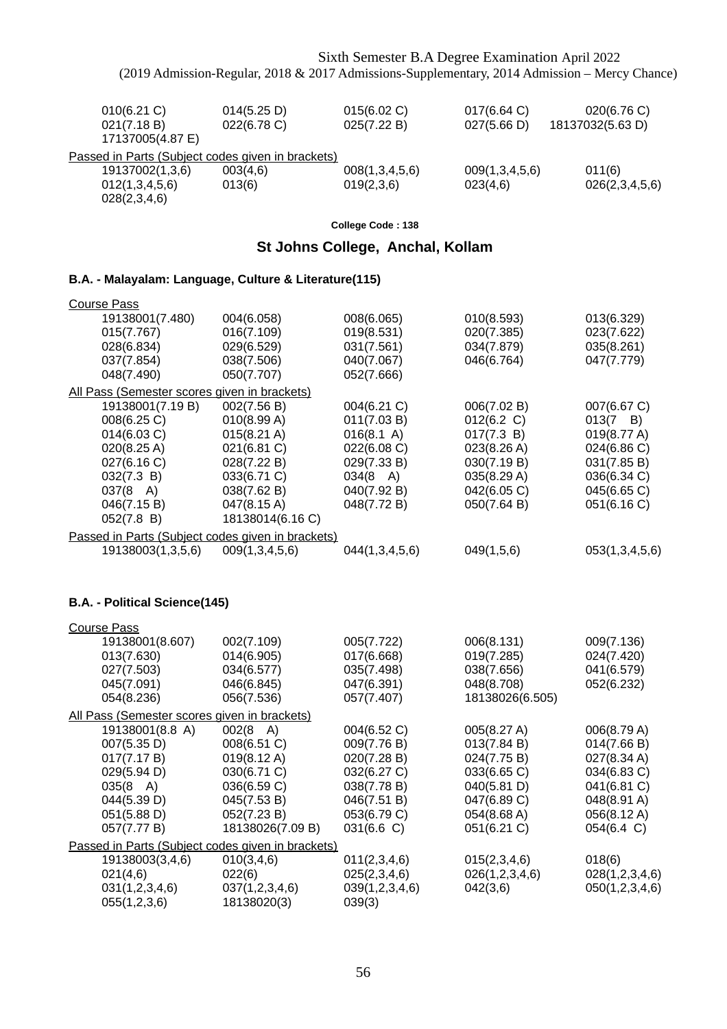| | | | | |
|---|---|---|---|---|
| 010(6.21 C) | 014(5.25 D) | 015(6.02 C) | 017(6.64 C) | 020(6.76 C) |
| 021(7.18 B) | 022(6.78 C) | 025(7.22 B) | 027(5.66 D) | 18137032(5.63 D) |
| 17137005(4.87 E) | | | | |

Passed in Parts (Subject codes given in brackets)

| | | | | |
|---|---|---|---|---|
| 19137002(1,3,6) | 003(4,6) | 008(1,3,4,5,6) | 009(1,3,4,5,6) | 011(6) |
| 012(1,3,4,5,6) | 013(6) | 019(2,3,6) | 023(4,6) | 026(2,3,4,5,6) |
| 028(2,3,4,6) | | | | |

**College Code : 138**

## St Johns College, Anchal, Kollam

### B.A. - Malayalam: Language, Culture & Literature(115)

Course Pass

| | | | | |
|---|---|---|---|---|
| 19138001(7.480) | 004(6.058) | 008(6.065) | 010(8.593) | 013(6.329) |
| 015(7.767) | 016(7.109) | 019(8.531) | 020(7.385) | 023(7.622) |
| 028(6.834) | 029(6.529) | 031(7.561) | 034(7.879) | 035(8.261) |
| 037(7.854) | 038(7.506) | 040(7.067) | 046(6.764) | 047(7.779) |
| 048(7.490) | 050(7.707) | 052(7.666) | | |

All Pass (Semester scores given in brackets)

| | | | | |
|---|---|---|---|---|
| 19138001(7.19 B) | 002(7.56 B) | 004(6.21 C) | 006(7.02 B) | 007(6.67 C) |
| 008(6.25 C) | 010(8.99 A) | 011(7.03 B) | 012(6.2 C) | 013(7 B) |
| 014(6.03 C) | 015(8.21 A) | 016(8.1 A) | 017(7.3 B) | 019(8.77 A) |
| 020(8.25 A) | 021(6.81 C) | 022(6.08 C) | 023(8.26 A) | 024(6.86 C) |
| 027(6.16 C) | 028(7.22 B) | 029(7.33 B) | 030(7.19 B) | 031(7.85 B) |
| 032(7.3 B) | 033(6.71 C) | 034(8 A) | 035(8.29 A) | 036(6.34 C) |
| 037(8 A) | 038(7.62 B) | 040(7.92 B) | 042(6.05 C) | 045(6.65 C) |
| 046(7.15 B) | 047(8.15 A) | 048(7.72 B) | 050(7.64 B) | 051(6.16 C) |
| 052(7.8 B) | 18138014(6.16 C) | | | |

Passed in Parts (Subject codes given in brackets)

| | | | | |
|---|---|---|---|---|
| 19138003(1,3,5,6) | 009(1,3,4,5,6) | 044(1,3,4,5,6) | 049(1,5,6) | 053(1,3,4,5,6) |

### B.A. - Political Science(145)

Course Pass

| | | | | |
|---|---|---|---|---|
| 19138001(8.607) | 002(7.109) | 005(7.722) | 006(8.131) | 009(7.136) |
| 013(7.630) | 014(6.905) | 017(6.668) | 019(7.285) | 024(7.420) |
| 027(7.503) | 034(6.577) | 035(7.498) | 038(7.656) | 041(6.579) |
| 045(7.091) | 046(6.845) | 047(6.391) | 048(8.708) | 052(6.232) |
| 054(8.236) | 056(7.536) | 057(7.407) | 18138026(6.505) | |

All Pass (Semester scores given in brackets)

| | | | | |
|---|---|---|---|---|
| 19138001(8.8 A) | 002(8 A) | 004(6.52 C) | 005(8.27 A) | 006(8.79 A) |
| 007(5.35 D) | 008(6.51 C) | 009(7.76 B) | 013(7.84 B) | 014(7.66 B) |
| 017(7.17 B) | 019(8.12 A) | 020(7.28 B) | 024(7.75 B) | 027(8.34 A) |
| 029(5.94 D) | 030(6.71 C) | 032(6.27 C) | 033(6.65 C) | 034(6.83 C) |
| 035(8 A) | 036(6.59 C) | 038(7.78 B) | 040(5.81 D) | 041(6.81 C) |
| 044(5.39 D) | 045(7.53 B) | 046(7.51 B) | 047(6.89 C) | 048(8.91 A) |
| 051(5.88 D) | 052(7.23 B) | 053(6.79 C) | 054(8.68 A) | 056(8.12 A) |
| 057(7.77 B) | 18138026(7.09 B) | 031(6.6 C) | 051(6.21 C) | 054(6.4 C) |

Passed in Parts (Subject codes given in brackets)

| | | | | |
|---|---|---|---|---|
| 19138003(3,4,6) | 010(3,4,6) | 011(2,3,4,6) | 015(2,3,4,6) | 018(6) |
| 021(4,6) | 022(6) | 025(2,3,4,6) | 026(1,2,3,4,6) | 028(1,2,3,4,6) |
| 031(1,2,3,4,6) | 037(1,2,3,4,6) | 039(1,2,3,4,6) | 042(3,6) | 050(1,2,3,4,6) |
| 055(1,2,3,6) | 18138020(3) | 039(3) | | |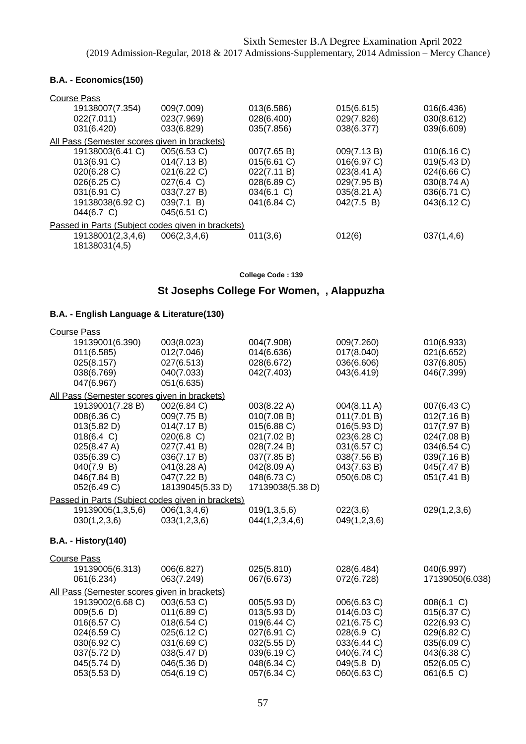Sixth Semester B.A Degree Examination April 2022
(2019 Admission-Regular, 2018 & 2017 Admissions-Supplementary, 2014 Admission – Mercy Chance)

**B.A. - Economics(150)**

Course Pass

| | | | | |
|---|---|---|---|---|
| 19138007(7.354) | 009(7.009) | 013(6.586) | 015(6.615) | 016(6.436) |
| 022(7.011) | 023(7.969) | 028(6.400) | 029(7.826) | 030(8.612) |
| 031(6.420) | 033(6.829) | 035(7.856) | 038(6.377) | 039(6.609) |

All Pass (Semester scores given in brackets)

| | | | | |
|---|---|---|---|---|
| 19138003(6.41 C) | 005(6.53 C) | 007(7.65 B) | 009(7.13 B) | 010(6.16 C) |
| 013(6.91 C) | 014(7.13 B) | 015(6.61 C) | 016(6.97 C) | 019(5.43 D) |
| 020(6.28 C) | 021(6.22 C) | 022(7.11 B) | 023(8.41 A) | 024(6.66 C) |
| 026(6.25 C) | 027(6.4 C) | 028(6.89 C) | 029(7.95 B) | 030(8.74 A) |
| 031(6.91 C) | 033(7.27 B) | 034(6.1 C) | 035(8.21 A) | 036(6.71 C) |
| 19138038(6.92 C) | 039(7.1 B) | 041(6.84 C) | 042(7.5 B) | 043(6.12 C) |
| 044(6.7 C) | 045(6.51 C) | | | |

Passed in Parts (Subject codes given in brackets)

| | | | | |
|---|---|---|---|---|
| 19138001(2,3,4,6) | 006(2,3,4,6) | 011(3,6) | 012(6) | 037(1,4,6) |
| 18138031(4,5) | | | | |

**College Code : 139**

## St Josephs College For Women, , Alappuzha

**B.A. - English Language & Literature(130)**

Course Pass

| | | | | |
|---|---|---|---|---|
| 19139001(6.390) | 003(8.023) | 004(7.908) | 009(7.260) | 010(6.933) |
| 011(6.585) | 012(7.046) | 014(6.636) | 017(8.040) | 021(6.652) |
| 025(8.157) | 027(6.513) | 028(6.672) | 036(6.606) | 037(6.805) |
| 038(6.769) | 040(7.033) | 042(7.403) | 043(6.419) | 046(7.399) |
| 047(6.967) | 051(6.635) | | | |

All Pass (Semester scores given in brackets)

| | | | | |
|---|---|---|---|---|
| 19139001(7.28 B) | 002(6.84 C) | 003(8.22 A) | 004(8.11 A) | 007(6.43 C) |
| 008(6.36 C) | 009(7.75 B) | 010(7.08 B) | 011(7.01 B) | 012(7.16 B) |
| 013(5.82 D) | 014(7.17 B) | 015(6.88 C) | 016(5.93 D) | 017(7.97 B) |
| 018(6.4 C) | 020(6.8 C) | 021(7.02 B) | 023(6.28 C) | 024(7.08 B) |
| 025(8.47 A) | 027(7.41 B) | 028(7.24 B) | 031(6.57 C) | 034(6.54 C) |
| 035(6.39 C) | 036(7.17 B) | 037(7.85 B) | 038(7.56 B) | 039(7.16 B) |
| 040(7.9 B) | 041(8.28 A) | 042(8.09 A) | 043(7.63 B) | 045(7.47 B) |
| 046(7.84 B) | 047(7.22 B) | 048(6.73 C) | 050(6.08 C) | 051(7.41 B) |
| 052(6.49 C) | 18139045(5.33 D) | 17139038(5.38 D) | | |

Passed in Parts (Subject codes given in brackets)

| | | | | |
|---|---|---|---|---|
| 19139005(1,3,5,6) | 006(1,3,4,6) | 019(1,3,5,6) | 022(3,6) | 029(1,2,3,6) |
| 030(1,2,3,6) | 033(1,2,3,6) | 044(1,2,3,4,6) | 049(1,2,3,6) | |

**B.A. - History(140)**

Course Pass

| | | | | |
|---|---|---|---|---|
| 19139005(6.313) | 006(6.827) | 025(5.810) | 028(6.484) | 040(6.997) |
| 061(6.234) | 063(7.249) | 067(6.673) | 072(6.728) | 17139050(6.038) |

All Pass (Semester scores given in brackets)

| | | | | |
|---|---|---|---|---|
| 19139002(6.68 C) | 003(6.53 C) | 005(5.93 D) | 006(6.63 C) | 008(6.1 C) |
| 009(5.6 D) | 011(6.89 C) | 013(5.93 D) | 014(6.03 C) | 015(6.37 C) |
| 016(6.57 C) | 018(6.54 C) | 019(6.44 C) | 021(6.75 C) | 022(6.93 C) |
| 024(6.59 C) | 025(6.12 C) | 027(6.91 C) | 028(6.9 C) | 029(6.82 C) |
| 030(6.92 C) | 031(6.69 C) | 032(5.55 D) | 033(6.44 C) | 035(6.09 C) |
| 037(5.72 D) | 038(5.47 D) | 039(6.19 C) | 040(6.74 C) | 043(6.38 C) |
| 045(5.74 D) | 046(5.36 D) | 048(6.34 C) | 049(5.8 D) | 052(6.05 C) |
| 053(5.53 D) | 054(6.19 C) | 057(6.34 C) | 060(6.63 C) | 061(6.5 C) |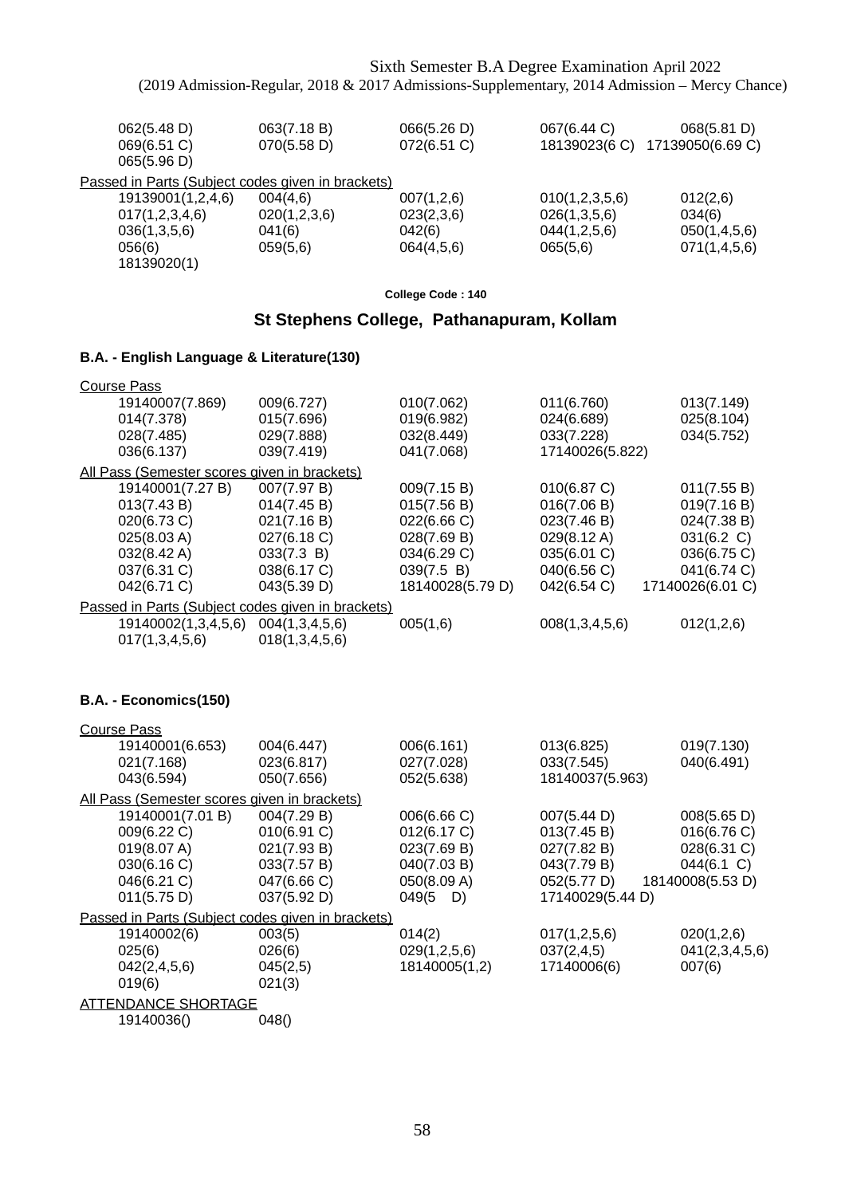Sixth Semester B.A Degree Examination April 2022
(2019 Admission-Regular, 2018 & 2017 Admissions-Supplementary, 2014 Admission – Mercy Chance)

| | | | | |
|---|---|---|---|---|
| 062(5.48 D) | 063(7.18 B) | 066(5.26 D) | 067(6.44 C) | 068(5.81 D) |
| 069(6.51 C) | 070(5.58 D) | 072(6.51 C) | 18139023(6 C) | 17139050(6.69 C) |
| 065(5.96 D) | | | | |

Passed in Parts (Subject codes given in brackets)

| | | | | |
|---|---|---|---|---|
| 19139001(1,2,4,6) | 004(4,6) | 007(1,2,6) | 010(1,2,3,5,6) | 012(2,6) |
| 017(1,2,3,4,6) | 020(1,2,3,6) | 023(2,3,6) | 026(1,3,5,6) | 034(6) |
| 036(1,3,5,6) | 041(6) | 042(6) | 044(1,2,5,6) | 050(1,4,5,6) |
| 056(6) | 059(5,6) | 064(4,5,6) | 065(5,6) | 071(1,4,5,6) |
| 18139020(1) | | | | |

**College Code : 140**

## St Stephens College, Pathanapuram, Kollam

### B.A. - English Language & Literature(130)

Course Pass

| | | | | |
|---|---|---|---|---|
| 19140007(7.869) | 009(6.727) | 010(7.062) | 011(6.760) | 013(7.149) |
| 014(7.378) | 015(7.696) | 019(6.982) | 024(6.689) | 025(8.104) |
| 028(7.485) | 029(7.888) | 032(8.449) | 033(7.228) | 034(5.752) |
| 036(6.137) | 039(7.419) | 041(7.068) | 17140026(5.822) | |

All Pass (Semester scores given in brackets)

| | | | | |
|---|---|---|---|---|
| 19140001(7.27 B) | 007(7.97 B) | 009(7.15 B) | 010(6.87 C) | 011(7.55 B) |
| 013(7.43 B) | 014(7.45 B) | 015(7.56 B) | 016(7.06 B) | 019(7.16 B) |
| 020(6.73 C) | 021(7.16 B) | 022(6.66 C) | 023(7.46 B) | 024(7.38 B) |
| 025(8.03 A) | 027(6.18 C) | 028(7.69 B) | 029(8.12 A) | 031(6.2 C) |
| 032(8.42 A) | 033(7.3 B) | 034(6.29 C) | 035(6.01 C) | 036(6.75 C) |
| 037(6.31 C) | 038(6.17 C) | 039(7.5 B) | 040(6.56 C) | 041(6.74 C) |
| 042(6.71 C) | 043(5.39 D) | 18140028(5.79 D) | 042(6.54 C) | 17140026(6.01 C) |

Passed in Parts (Subject codes given in brackets)

| | | | | |
|---|---|---|---|---|
| 19140002(1,3,4,5,6) | 004(1,3,4,5,6) | 005(1,6) | 008(1,3,4,5,6) | 012(1,2,6) |
| 017(1,3,4,5,6) | 018(1,3,4,5,6) | | | |

### B.A. - Economics(150)

Course Pass

| | | | | |
|---|---|---|---|---|
| 19140001(6.653) | 004(6.447) | 006(6.161) | 013(6.825) | 019(7.130) |
| 021(7.168) | 023(6.817) | 027(7.028) | 033(7.545) | 040(6.491) |
| 043(6.594) | 050(7.656) | 052(5.638) | 18140037(5.963) | |

All Pass (Semester scores given in brackets)

| | | | | |
|---|---|---|---|---|
| 19140001(7.01 B) | 004(7.29 B) | 006(6.66 C) | 007(5.44 D) | 008(5.65 D) |
| 009(6.22 C) | 010(6.91 C) | 012(6.17 C) | 013(7.45 B) | 016(6.76 C) |
| 019(8.07 A) | 021(7.93 B) | 023(7.69 B) | 027(7.82 B) | 028(6.31 C) |
| 030(6.16 C) | 033(7.57 B) | 040(7.03 B) | 043(7.79 B) | 044(6.1 C) |
| 046(6.21 C) | 047(6.66 C) | 050(8.09 A) | 052(5.77 D) | 18140008(5.53 D) |
| 011(5.75 D) | 037(5.92 D) | 049(5 D) | 17140029(5.44 D) | |

Passed in Parts (Subject codes given in brackets)

| | | | | |
|---|---|---|---|---|
| 19140002(6) | 003(5) | 014(2) | 017(1,2,5,6) | 020(1,2,6) |
| 025(6) | 026(6) | 029(1,2,5,6) | 037(2,4,5) | 041(2,3,4,5,6) |
| 042(2,4,5,6) | 045(2,5) | 18140005(1,2) | 17140006(6) | 007(6) |
| 019(6) | 021(3) | | | |

ATTENDANCE SHORTAGE

| | |
|---|---|
| 19140036() | 048() |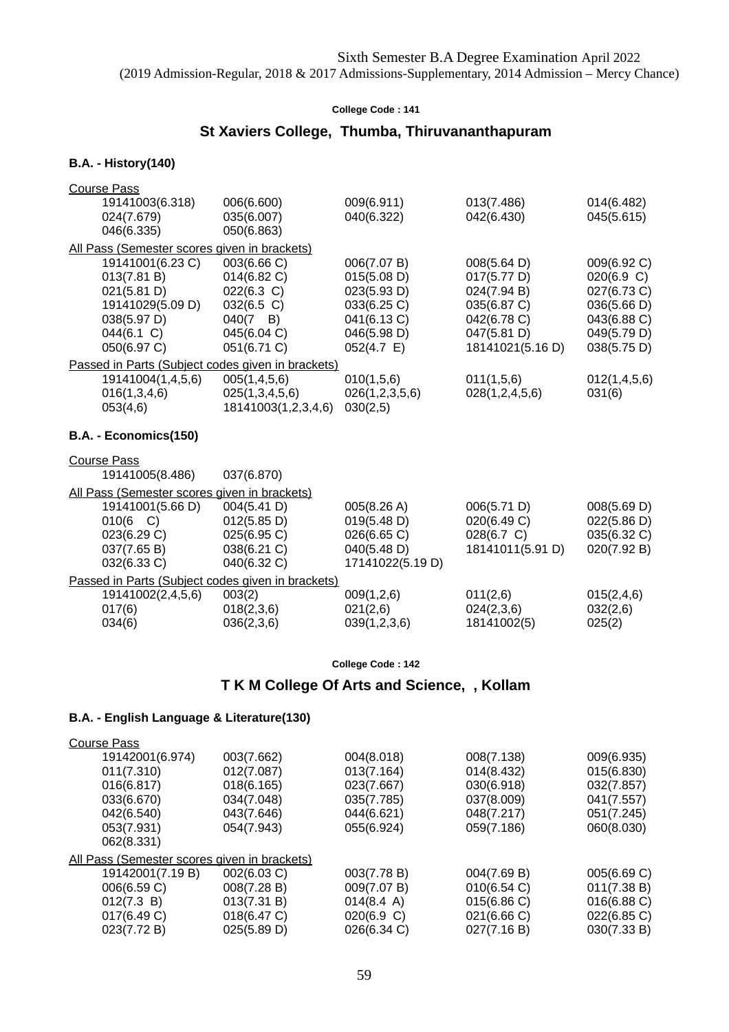Sixth Semester B.A Degree Examination April 2022
(2019 Admission-Regular, 2018 & 2017 Admissions-Supplementary, 2014 Admission – Mercy Chance)

**College Code : 141**

## St Xaviers College, Thumba, Thiruvananthapuram

### B.A. - History(140)

Course Pass

| | | | | |
|---|---|---|---|---|
| 19141003(6.318) | 006(6.600) | 009(6.911) | 013(7.486) | 014(6.482) |
| 024(7.679) | 035(6.007) | 040(6.322) | 042(6.430) | 045(5.615) |
| 046(6.335) | 050(6.863) | | | |

All Pass (Semester scores given in brackets)

| | | | | |
|---|---|---|---|---|
| 19141001(6.23 C) | 003(6.66 C) | 006(7.07 B) | 008(5.64 D) | 009(6.92 C) |
| 013(7.81 B) | 014(6.82 C) | 015(5.08 D) | 017(5.77 D) | 020(6.9 C) |
| 021(5.81 D) | 022(6.3 C) | 023(5.93 D) | 024(7.94 B) | 027(6.73 C) |
| 19141029(5.09 D) | 032(6.5 C) | 033(6.25 C) | 035(6.87 C) | 036(5.66 D) |
| 038(5.97 D) | 040(7 B) | 041(6.13 C) | 042(6.78 C) | 043(6.88 C) |
| 044(6.1 C) | 045(6.04 C) | 046(5.98 D) | 047(5.81 D) | 049(5.79 D) |
| 050(6.97 C) | 051(6.71 C) | 052(4.7 E) | 18141021(5.16 D) | 038(5.75 D) |

Passed in Parts (Subject codes given in brackets)

| | | | | |
|---|---|---|---|---|
| 19141004(1,4,5,6) | 005(1,4,5,6) | 010(1,5,6) | 011(1,5,6) | 012(1,4,5,6) |
| 016(1,3,4,6) | 025(1,3,4,5,6) | 026(1,2,3,5,6) | 028(1,2,4,5,6) | 031(6) |
| 053(4,6) | 18141003(1,2,3,4,6) | 030(2,5) | | |

### B.A. - Economics(150)

Course Pass

| | |
|---|---|
| 19141005(8.486) | 037(6.870) |

All Pass (Semester scores given in brackets)

| | | | | |
|---|---|---|---|---|
| 19141001(5.66 D) | 004(5.41 D) | 005(8.26 A) | 006(5.71 D) | 008(5.69 D) |
| 010(6 C) | 012(5.85 D) | 019(5.48 D) | 020(6.49 C) | 022(5.86 D) |
| 023(6.29 C) | 025(6.95 C) | 026(6.65 C) | 028(6.7 C) | 035(6.32 C) |
| 037(7.65 B) | 038(6.21 C) | 040(5.48 D) | 18141011(5.91 D) | 020(7.92 B) |
| 032(6.33 C) | 040(6.32 C) | 17141022(5.19 D) | | |

Passed in Parts (Subject codes given in brackets)

| | | | | |
|---|---|---|---|---|
| 19141002(2,4,5,6) | 003(2) | 009(1,2,6) | 011(2,6) | 015(2,4,6) |
| 017(6) | 018(2,3,6) | 021(2,6) | 024(2,3,6) | 032(2,6) |
| 034(6) | 036(2,3,6) | 039(1,2,3,6) | 18141002(5) | 025(2) |

**College Code : 142**

## T K M College Of Arts and Science, , Kollam

### B.A. - English Language & Literature(130)

Course Pass

| | | | | |
|---|---|---|---|---|
| 19142001(6.974) | 003(7.662) | 004(8.018) | 008(7.138) | 009(6.935) |
| 011(7.310) | 012(7.087) | 013(7.164) | 014(8.432) | 015(6.830) |
| 016(6.817) | 018(6.165) | 023(7.667) | 030(6.918) | 032(7.857) |
| 033(6.670) | 034(7.048) | 035(7.785) | 037(8.009) | 041(7.557) |
| 042(6.540) | 043(7.646) | 044(6.621) | 048(7.217) | 051(7.245) |
| 053(7.931) | 054(7.943) | 055(6.924) | 059(7.186) | 060(8.030) |
| 062(8.331) | | | | |

All Pass (Semester scores given in brackets)

| | | | | |
|---|---|---|---|---|
| 19142001(7.19 B) | 002(6.03 C) | 003(7.78 B) | 004(7.69 B) | 005(6.69 C) |
| 006(6.59 C) | 008(7.28 B) | 009(7.07 B) | 010(6.54 C) | 011(7.38 B) |
| 012(7.3 B) | 013(7.31 B) | 014(8.4 A) | 015(6.86 C) | 016(6.88 C) |
| 017(6.49 C) | 018(6.47 C) | 020(6.9 C) | 021(6.66 C) | 022(6.85 C) |
| 023(7.72 B) | 025(5.89 D) | 026(6.34 C) | 027(7.16 B) | 030(7.33 B) |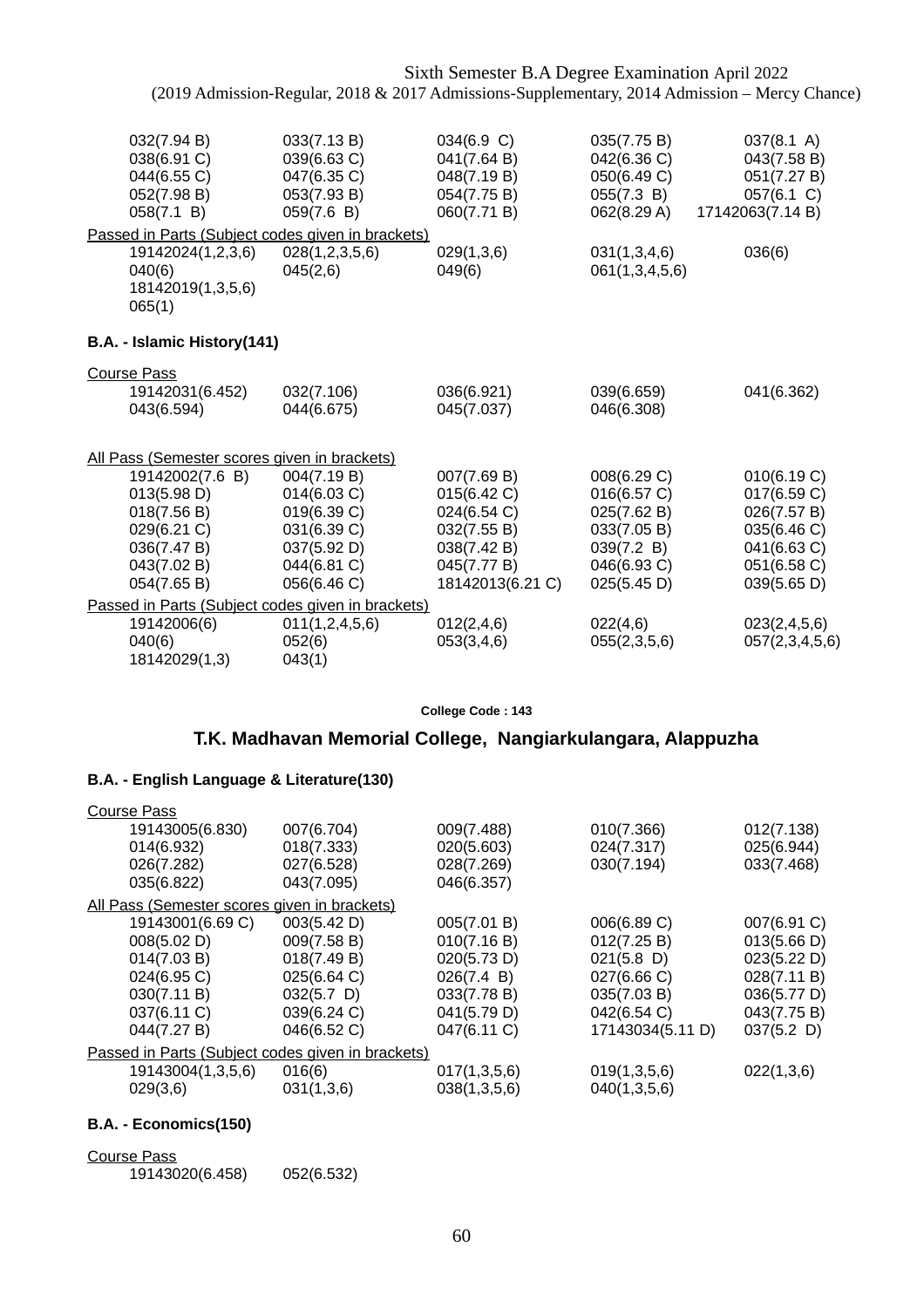Sixth Semester B.A Degree Examination April 2022
(2019 Admission-Regular, 2018 & 2017 Admissions-Supplementary, 2014 Admission – Mercy Chance)

| | | | | |
|---|---|---|---|---|
| 032(7.94 B) | 033(7.13 B) | 034(6.9 C) | 035(7.75 B) | 037(8.1 A) |
| 038(6.91 C) | 039(6.63 C) | 041(7.64 B) | 042(6.36 C) | 043(7.58 B) |
| 044(6.55 C) | 047(6.35 C) | 048(7.19 B) | 050(6.49 C) | 051(7.27 B) |
| 052(7.98 B) | 053(7.93 B) | 054(7.75 B) | 055(7.3 B) | 057(6.1 C) |
| 058(7.1 B) | 059(7.6 B) | 060(7.71 B) | 062(8.29 A) | 17142063(7.14 B) |

Passed in Parts (Subject codes given in brackets)

| | | | | |
|---|---|---|---|---|
| 19142024(1,2,3,6) | 028(1,2,3,5,6) | 029(1,3,6) | 031(1,3,4,6) | 036(6) |
| 040(6) | 045(2,6) | 049(6) | 061(1,3,4,5,6) | |
| 18142019(1,3,5,6) | | | | |
| 065(1) | | | | |

### B.A. - Islamic History(141)

Course Pass

| | | | | |
|---|---|---|---|---|
| 19142031(6.452) | 032(7.106) | 036(6.921) | 039(6.659) | 041(6.362) |
| 043(6.594) | 044(6.675) | 045(7.037) | 046(6.308) | |

All Pass (Semester scores given in brackets)

| | | | | |
|---|---|---|---|---|
| 19142002(7.6 B) | 004(7.19 B) | 007(7.69 B) | 008(6.29 C) | 010(6.19 C) |
| 013(5.98 D) | 014(6.03 C) | 015(6.42 C) | 016(6.57 C) | 017(6.59 C) |
| 018(7.56 B) | 019(6.39 C) | 024(6.54 C) | 025(7.62 B) | 026(7.57 B) |
| 029(6.21 C) | 031(6.39 C) | 032(7.55 B) | 033(7.05 B) | 035(6.46 C) |
| 036(7.47 B) | 037(5.92 D) | 038(7.42 B) | 039(7.2 B) | 041(6.63 C) |
| 043(7.02 B) | 044(6.81 C) | 045(7.77 B) | 046(6.93 C) | 051(6.58 C) |
| 054(7.65 B) | 056(6.46 C) | 18142013(6.21 C) | 025(5.45 D) | 039(5.65 D) |

Passed in Parts (Subject codes given in brackets)

| | | | | |
|---|---|---|---|---|
| 19142006(6) | 011(1,2,4,5,6) | 012(2,4,6) | 022(4,6) | 023(2,4,5,6) |
| 040(6) | 052(6) | 053(3,4,6) | 055(2,3,5,6) | 057(2,3,4,5,6) |
| 18142029(1,3) | 043(1) | | | |

College Code : 143

## T.K. Madhavan Memorial College, Nangiarkulangara, Alappuzha

### B.A. - English Language & Literature(130)

Course Pass

| | | | | |
|---|---|---|---|---|
| 19143005(6.830) | 007(6.704) | 009(7.488) | 010(7.366) | 012(7.138) |
| 014(6.932) | 018(7.333) | 020(5.603) | 024(7.317) | 025(6.944) |
| 026(7.282) | 027(6.528) | 028(7.269) | 030(7.194) | 033(7.468) |
| 035(6.822) | 043(7.095) | 046(6.357) | | |

All Pass (Semester scores given in brackets)

| | | | | |
|---|---|---|---|---|
| 19143001(6.69 C) | 003(5.42 D) | 005(7.01 B) | 006(6.89 C) | 007(6.91 C) |
| 008(5.02 D) | 009(7.58 B) | 010(7.16 B) | 012(7.25 B) | 013(5.66 D) |
| 014(7.03 B) | 018(7.49 B) | 020(5.73 D) | 021(5.8 D) | 023(5.22 D) |
| 024(6.95 C) | 025(6.64 C) | 026(7.4 B) | 027(6.66 C) | 028(7.11 B) |
| 030(7.11 B) | 032(5.7 D) | 033(7.78 B) | 035(7.03 B) | 036(5.77 D) |
| 037(6.11 C) | 039(6.24 C) | 041(5.79 D) | 042(6.54 C) | 043(7.75 B) |
| 044(7.27 B) | 046(6.52 C) | 047(6.11 C) | 17143034(5.11 D) | 037(5.2 D) |

Passed in Parts (Subject codes given in brackets)

| | | | | |
|---|---|---|---|---|
| 19143004(1,3,5,6) | 016(6) | 017(1,3,5,6) | 019(1,3,5,6) | 022(1,3,6) |
| 029(3,6) | 031(1,3,6) | 038(1,3,5,6) | 040(1,3,5,6) | |

### B.A. - Economics(150)

Course Pass

| | |
|---|---|
| 19143020(6.458) | 052(6.532) |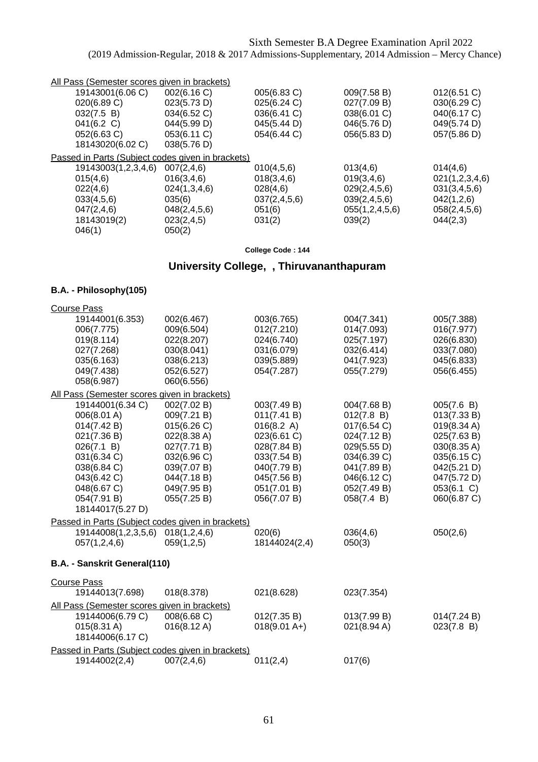Sixth Semester B.A Degree Examination April 2022
(2019 Admission-Regular, 2018 & 2017 Admissions-Supplementary, 2014 Admission – Mercy Chance)

All Pass (Semester scores given in brackets)

| | | | | |
|---|---|---|---|---|
| 19143001(6.06 C) | 002(6.16 C) | 005(6.83 C) | 009(7.58 B) | 012(6.51 C) |
| 020(6.89 C) | 023(5.73 D) | 025(6.24 C) | 027(7.09 B) | 030(6.29 C) |
| 032(7.5 B) | 034(6.52 C) | 036(6.41 C) | 038(6.01 C) | 040(6.17 C) |
| 041(6.2 C) | 044(5.99 D) | 045(5.44 D) | 046(5.76 D) | 049(5.74 D) |
| 052(6.63 C) | 053(6.11 C) | 054(6.44 C) | 056(5.83 D) | 057(5.86 D) |
| 18143020(6.02 C) | 038(5.76 D) | | | |

Passed in Parts (Subject codes given in brackets)

| | | | | |
|---|---|---|---|---|
| 19143003(1,2,3,4,6) | 007(2,4,6) | 010(4,5,6) | 013(4,6) | 014(4,6) |
| 015(4,6) | 016(3,4,6) | 018(3,4,6) | 019(3,4,6) | 021(1,2,3,4,6) |
| 022(4,6) | 024(1,3,4,6) | 028(4,6) | 029(2,4,5,6) | 031(3,4,5,6) |
| 033(4,5,6) | 035(6) | 037(2,4,5,6) | 039(2,4,5,6) | 042(1,2,6) |
| 047(2,4,6) | 048(2,4,5,6) | 051(6) | 055(1,2,4,5,6) | 058(2,4,5,6) |
| 18143019(2) | 023(2,4,5) | 031(2) | 039(2) | 044(2,3) |
| 046(1) | 050(2) | | | |

College Code : 144

## University College, , Thiruvananthapuram

### B.A. - Philosophy(105)

Course Pass

| | | | | |
|---|---|---|---|---|
| 19144001(6.353) | 002(6.467) | 003(6.765) | 004(7.341) | 005(7.388) |
| 006(7.775) | 009(6.504) | 012(7.210) | 014(7.093) | 016(7.977) |
| 019(8.114) | 022(8.207) | 024(6.740) | 025(7.197) | 026(6.830) |
| 027(7.268) | 030(8.041) | 031(6.079) | 032(6.414) | 033(7.080) |
| 035(6.163) | 038(6.213) | 039(5.889) | 041(7.923) | 045(6.833) |
| 049(7.438) | 052(6.527) | 054(7.287) | 055(7.279) | 056(6.455) |
| 058(6.987) | 060(6.556) | | | |

All Pass (Semester scores given in brackets)

| | | | | |
|---|---|---|---|---|
| 19144001(6.34 C) | 002(7.02 B) | 003(7.49 B) | 004(7.68 B) | 005(7.6 B) |
| 006(8.01 A) | 009(7.21 B) | 011(7.41 B) | 012(7.8 B) | 013(7.33 B) |
| 014(7.42 B) | 015(6.26 C) | 016(8.2 A) | 017(6.54 C) | 019(8.34 A) |
| 021(7.36 B) | 022(8.38 A) | 023(6.61 C) | 024(7.12 B) | 025(7.63 B) |
| 026(7.1 B) | 027(7.71 B) | 028(7.84 B) | 029(5.55 D) | 030(8.35 A) |
| 031(6.34 C) | 032(6.96 C) | 033(7.54 B) | 034(6.39 C) | 035(6.15 C) |
| 038(6.84 C) | 039(7.07 B) | 040(7.79 B) | 041(7.89 B) | 042(5.21 D) |
| 043(6.42 C) | 044(7.18 B) | 045(7.56 B) | 046(6.12 C) | 047(5.72 D) |
| 048(6.67 C) | 049(7.95 B) | 051(7.01 B) | 052(7.49 B) | 053(6.1 C) |
| 054(7.91 B) | 055(7.25 B) | 056(7.07 B) | 058(7.4 B) | 060(6.87 C) |
| 18144017(5.27 D) | | | | |

Passed in Parts (Subject codes given in brackets)

| | | | | |
|---|---|---|---|---|
| 19144008(1,2,3,5,6) | 018(1,2,4,6) | 020(6) | 036(4,6) | 050(2,6) |
| 057(1,2,4,6) | 059(1,2,5) | 18144024(2,4) | 050(3) | |

### B.A. - Sanskrit General(110)

Course Pass

| | | | |
|---|---|---|---|
| 19144013(7.698) | 018(8.378) | 021(8.628) | 023(7.354) |

All Pass (Semester scores given in brackets)

| | | | | |
|---|---|---|---|---|
| 19144006(6.79 C) | 008(6.68 C) | 012(7.35 B) | 013(7.99 B) | 014(7.24 B) |
| 015(8.31 A) | 016(8.12 A) | 018(9.01 A+) | 021(8.94 A) | 023(7.8 B) |
| 18144006(6.17 C) | | | | |

Passed in Parts (Subject codes given in brackets)

| | | | |
|---|---|---|---|
| 19144002(2,4) | 007(2,4,6) | 011(2,4) | 017(6) |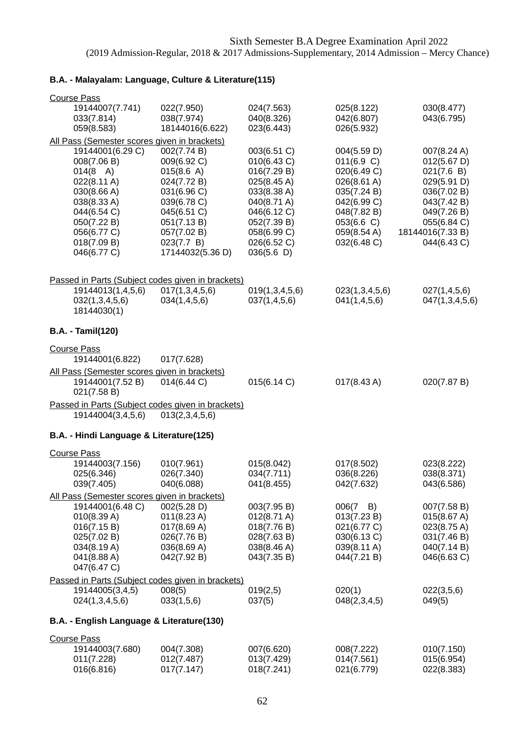Sixth Semester B.A Degree Examination April 2022
(2019 Admission-Regular, 2018 & 2017 Admissions-Supplementary, 2014 Admission – Mercy Chance)

**B.A. - Malayalam: Language, Culture & Literature(115)**

Course Pass

| | | | | |
|---|---|---|---|---|
| 19144007(7.741) | 022(7.950) | 024(7.563) | 025(8.122) | 030(8.477) |
| 033(7.814) | 038(7.974) | 040(8.326) | 042(6.807) | 043(6.795) |
| 059(8.583) | 18144016(6.622) | 023(6.443) | 026(5.932) | |

All Pass (Semester scores given in brackets)

| | | | | |
|---|---|---|---|---|
| 19144001(6.29 C) | 002(7.74 B) | 003(6.51 C) | 004(5.59 D) | 007(8.24 A) |
| 008(7.06 B) | 009(6.92 C) | 010(6.43 C) | 011(6.9 C) | 012(5.67 D) |
| 014(8 A) | 015(8.6 A) | 016(7.29 B) | 020(6.49 C) | 021(7.6 B) |
| 022(8.11 A) | 024(7.72 B) | 025(8.45 A) | 026(8.61 A) | 029(5.91 D) |
| 030(8.66 A) | 031(6.96 C) | 033(8.38 A) | 035(7.24 B) | 036(7.02 B) |
| 038(8.33 A) | 039(6.78 C) | 040(8.71 A) | 042(6.99 C) | 043(7.42 B) |
| 044(6.54 C) | 045(6.51 C) | 046(6.12 C) | 048(7.82 B) | 049(7.26 B) |
| 050(7.22 B) | 051(7.13 B) | 052(7.39 B) | 053(6.6 C) | 055(6.84 C) |
| 056(6.77 C) | 057(7.02 B) | 058(6.99 C) | 059(8.54 A) | 18144016(7.33 B) |
| 018(7.09 B) | 023(7.7 B) | 026(6.52 C) | 032(6.48 C) | 044(6.43 C) |
| 046(6.77 C) | 17144032(5.36 D) | 036(5.6 D) | | |

Passed in Parts (Subject codes given in brackets)

| | | | | |
|---|---|---|---|---|
| 19144013(1,4,5,6) | 017(1,3,4,5,6) | 019(1,3,4,5,6) | 023(1,3,4,5,6) | 027(1,4,5,6) |
| 032(1,3,4,5,6) | 034(1,4,5,6) | 037(1,4,5,6) | 041(1,4,5,6) | 047(1,3,4,5,6) |
| 18144030(1) | | | | |

**B.A. - Tamil(120)**

Course Pass

| | |
|---|---|
| 19144001(6.822) | 017(7.628) |

All Pass (Semester scores given in brackets)

| | | | | |
|---|---|---|---|---|
| 19144001(7.52 B) | 014(6.44 C) | 015(6.14 C) | 017(8.43 A) | 020(7.87 B) |
| 021(7.58 B) | | | | |

Passed in Parts (Subject codes given in brackets)

| | |
|---|---|
| 19144004(3,4,5,6) | 013(2,3,4,5,6) |

**B.A. - Hindi Language & Literature(125)**

Course Pass

| | | | | |
|---|---|---|---|---|
| 19144003(7.156) | 010(7.961) | 015(8.042) | 017(8.502) | 023(8.222) |
| 025(6.346) | 026(7.340) | 034(7.711) | 036(8.226) | 038(8.371) |
| 039(7.405) | 040(6.088) | 041(8.455) | 042(7.632) | 043(6.586) |

All Pass (Semester scores given in brackets)

| | | | | |
|---|---|---|---|---|
| 19144001(6.48 C) | 002(5.28 D) | 003(7.95 B) | 006(7 B) | 007(7.58 B) |
| 010(8.39 A) | 011(8.23 A) | 012(8.71 A) | 013(7.23 B) | 015(8.67 A) |
| 016(7.15 B) | 017(8.69 A) | 018(7.76 B) | 021(6.77 C) | 023(8.75 A) |
| 025(7.02 B) | 026(7.76 B) | 028(7.63 B) | 030(6.13 C) | 031(7.46 B) |
| 034(8.19 A) | 036(8.69 A) | 038(8.46 A) | 039(8.11 A) | 040(7.14 B) |
| 041(8.88 A) | 042(7.92 B) | 043(7.35 B) | 044(7.21 B) | 046(6.63 C) |
| 047(6.47 C) | | | | |

Passed in Parts (Subject codes given in brackets)

| | | | | |
|---|---|---|---|---|
| 19144005(3,4,5) | 008(5) | 019(2,5) | 020(1) | 022(3,5,6) |
| 024(1,3,4,5,6) | 033(1,5,6) | 037(5) | 048(2,3,4,5) | 049(5) |

**B.A. - English Language & Literature(130)**

Course Pass

| | | | | |
|---|---|---|---|---|
| 19144003(7.680) | 004(7.308) | 007(6.620) | 008(7.222) | 010(7.150) |
| 011(7.228) | 012(7.487) | 013(7.429) | 014(7.561) | 015(6.954) |
| 016(6.816) | 017(7.147) | 018(7.241) | 021(6.779) | 022(8.383) |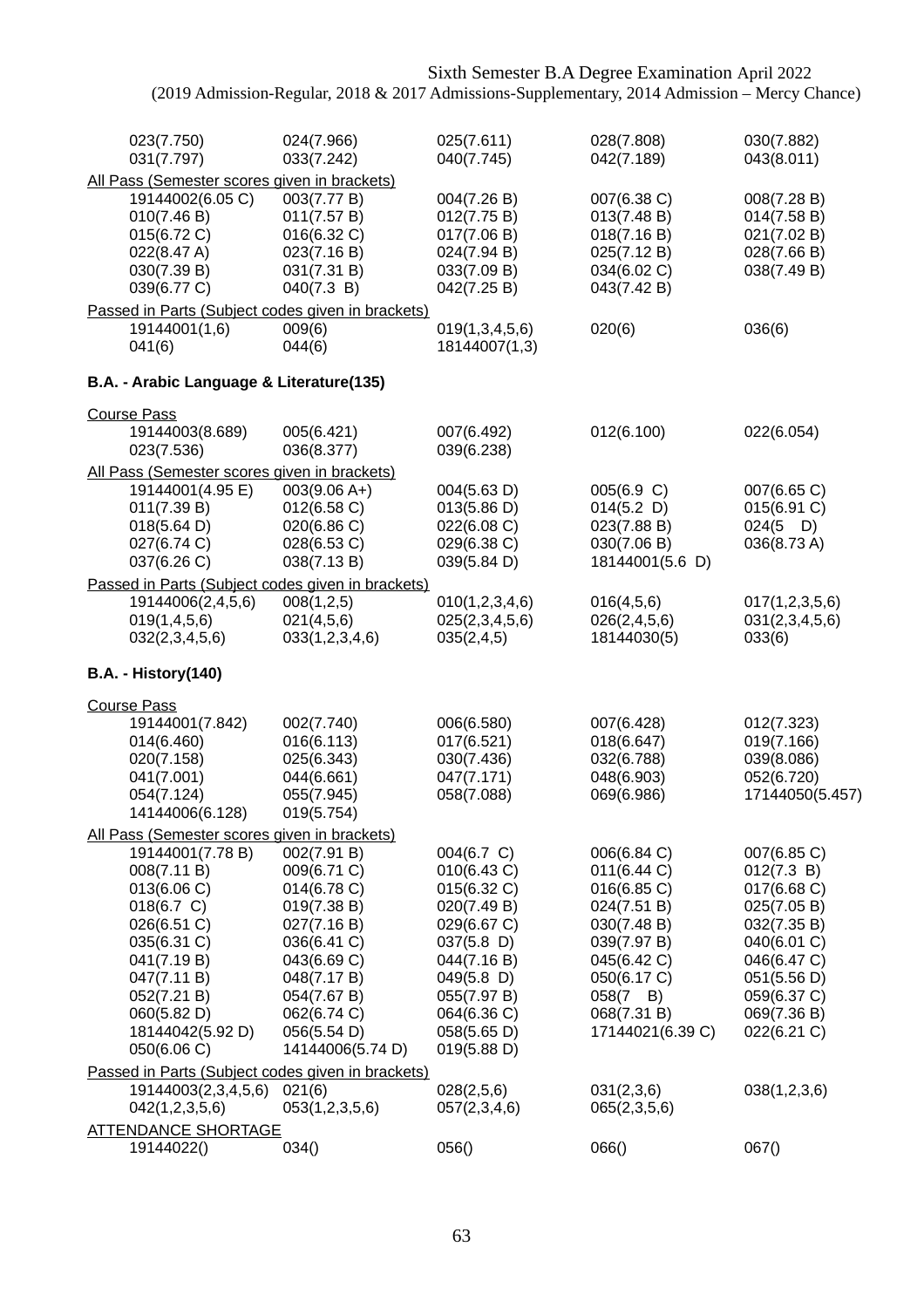| | | | | |
|---|---|---|---|---|
| 023(7.750) | 024(7.966) | 025(7.611) | 028(7.808) | 030(7.882) |
| 031(7.797) | 033(7.242) | 040(7.745) | 042(7.189) | 043(8.011) |

All Pass (Semester scores given in brackets)

| | | | | |
|---|---|---|---|---|
| 19144002(6.05 C) | 003(7.77 B) | 004(7.26 B) | 007(6.38 C) | 008(7.28 B) |
| 010(7.46 B) | 011(7.57 B) | 012(7.75 B) | 013(7.48 B) | 014(7.58 B) |
| 015(6.72 C) | 016(6.32 C) | 017(7.06 B) | 018(7.16 B) | 021(7.02 B) |
| 022(8.47 A) | 023(7.16 B) | 024(7.94 B) | 025(7.12 B) | 028(7.66 B) |
| 030(7.39 B) | 031(7.31 B) | 033(7.09 B) | 034(6.02 C) | 038(7.49 B) |
| 039(6.77 C) | 040(7.3 B) | 042(7.25 B) | 043(7.42 B) | |

Passed in Parts (Subject codes given in brackets)

| | | | | |
|---|---|---|---|---|
| 19144001(1,6) | 009(6) | 019(1,3,4,5,6) | 020(6) | 036(6) |
| 041(6) | 044(6) | 18144007(1,3) | | |

**B.A. - Arabic Language & Literature(135)**

Course Pass

| | | | | |
|---|---|---|---|---|
| 19144003(8.689) | 005(6.421) | 007(6.492) | 012(6.100) | 022(6.054) |
| 023(7.536) | 036(8.377) | 039(6.238) | | |

All Pass (Semester scores given in brackets)

| | | | | |
|---|---|---|---|---|
| 19144001(4.95 E) | 003(9.06 A+) | 004(5.63 D) | 005(6.9 C) | 007(6.65 C) |
| 011(7.39 B) | 012(6.58 C) | 013(5.86 D) | 014(5.2 D) | 015(6.91 C) |
| 018(5.64 D) | 020(6.86 C) | 022(6.08 C) | 023(7.88 B) | 024(5 D) |
| 027(6.74 C) | 028(6.53 C) | 029(6.38 C) | 030(7.06 B) | 036(8.73 A) |
| 037(6.26 C) | 038(7.13 B) | 039(5.84 D) | 18144001(5.6 D) | |

Passed in Parts (Subject codes given in brackets)

| | | | | |
|---|---|---|---|---|
| 19144006(2,4,5,6) | 008(1,2,5) | 010(1,2,3,4,6) | 016(4,5,6) | 017(1,2,3,5,6) |
| 019(1,4,5,6) | 021(4,5,6) | 025(2,3,4,5,6) | 026(2,4,5,6) | 031(2,3,4,5,6) |
| 032(2,3,4,5,6) | 033(1,2,3,4,6) | 035(2,4,5) | 18144030(5) | 033(6) |

**B.A. - History(140)**

Course Pass

| | | | | |
|---|---|---|---|---|
| 19144001(7.842) | 002(7.740) | 006(6.580) | 007(6.428) | 012(7.323) |
| 014(6.460) | 016(6.113) | 017(6.521) | 018(6.647) | 019(7.166) |
| 020(7.158) | 025(6.343) | 030(7.436) | 032(6.788) | 039(8.086) |
| 041(7.001) | 044(6.661) | 047(7.171) | 048(6.903) | 052(6.720) |
| 054(7.124) | 055(7.945) | 058(7.088) | 069(6.986) | 17144050(5.457) |
| 14144006(6.128) | 019(5.754) | | | |

All Pass (Semester scores given in brackets)

| | | | | |
|---|---|---|---|---|
| 19144001(7.78 B) | 002(7.91 B) | 004(6.7 C) | 006(6.84 C) | 007(6.85 C) |
| 008(7.11 B) | 009(6.71 C) | 010(6.43 C) | 011(6.44 C) | 012(7.3 B) |
| 013(6.06 C) | 014(6.78 C) | 015(6.32 C) | 016(6.85 C) | 017(6.68 C) |
| 018(6.7 C) | 019(7.38 B) | 020(7.49 B) | 024(7.51 B) | 025(7.05 B) |
| 026(6.51 C) | 027(7.16 B) | 029(6.67 C) | 030(7.48 B) | 032(7.35 B) |
| 035(6.31 C) | 036(6.41 C) | 037(5.8 D) | 039(7.97 B) | 040(6.01 C) |
| 041(7.19 B) | 043(6.69 C) | 044(7.16 B) | 045(6.42 C) | 046(6.47 C) |
| 047(7.11 B) | 048(7.17 B) | 049(5.8 D) | 050(6.17 C) | 051(5.56 D) |
| 052(7.21 B) | 054(7.67 B) | 055(7.97 B) | 058(7 B) | 059(6.37 C) |
| 060(5.82 D) | 062(6.74 C) | 064(6.36 C) | 068(7.31 B) | 069(7.36 B) |
| 18144042(5.92 D) | 056(5.54 D) | 058(5.65 D) | 17144021(6.39 C) | 022(6.21 C) |
| 050(6.06 C) | 14144006(5.74 D) | 019(5.88 D) | | |

Passed in Parts (Subject codes given in brackets)

| | | | | |
|---|---|---|---|---|
| 19144003(2,3,4,5,6) | 021(6) | 028(2,5,6) | 031(2,3,6) | 038(1,2,3,6) |
| 042(1,2,3,5,6) | 053(1,2,3,5,6) | 057(2,3,4,6) | 065(2,3,5,6) | |

ATTENDANCE SHORTAGE

| | | | | |
|---|---|---|---|---|
| 19144022() | 034() | 056() | 066() | 067() |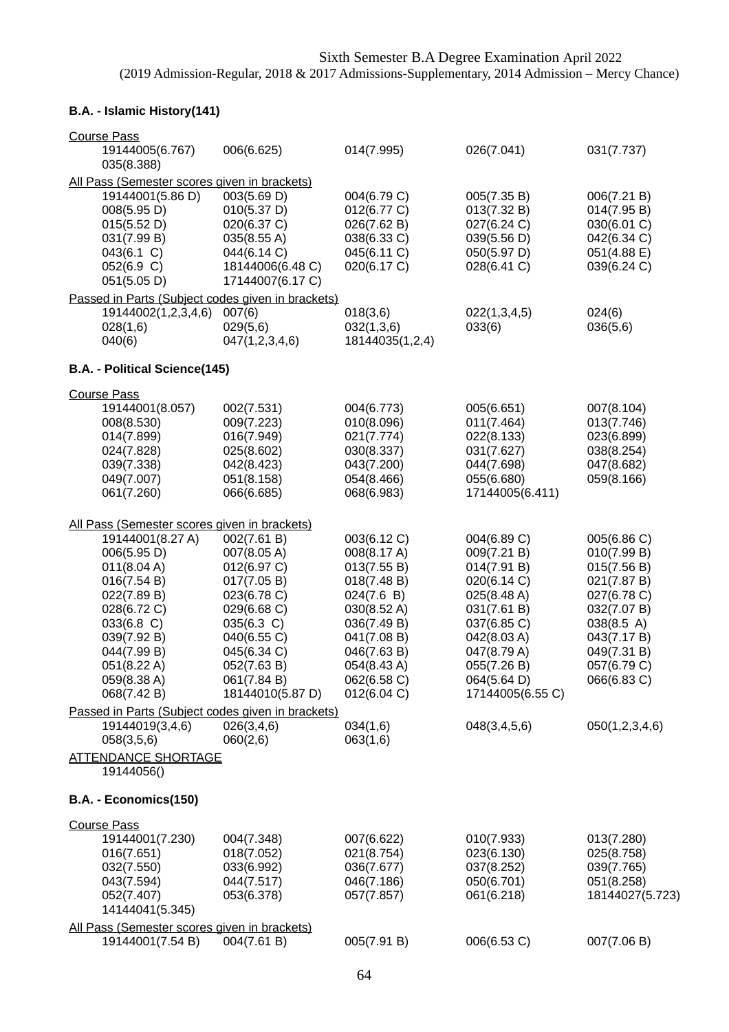Sixth Semester B.A Degree Examination April 2022
(2019 Admission-Regular, 2018 & 2017 Admissions-Supplementary, 2014 Admission – Mercy Chance)

**B.A. - Islamic History(141)**

Course Pass

| | | | | |
|---|---|---|---|---|
| 19144005(6.767) | 006(6.625) | 014(7.995) | 026(7.041) | 031(7.737) |
| 035(8.388) | | | | |

All Pass (Semester scores given in brackets)

| | | | | |
|---|---|---|---|---|
| 19144001(5.86 D) | 003(5.69 D) | 004(6.79 C) | 005(7.35 B) | 006(7.21 B) |
| 008(5.95 D) | 010(5.37 D) | 012(6.77 C) | 013(7.32 B) | 014(7.95 B) |
| 015(5.52 D) | 020(6.37 C) | 026(7.62 B) | 027(6.24 C) | 030(6.01 C) |
| 031(7.99 B) | 035(8.55 A) | 038(6.33 C) | 039(5.56 D) | 042(6.34 C) |
| 043(6.1 C) | 044(6.14 C) | 045(6.11 C) | 050(5.97 D) | 051(4.88 E) |
| 052(6.9 C) | 18144006(6.48 C) | 020(6.17 C) | 028(6.41 C) | 039(6.24 C) |
| 051(5.05 D) | 17144007(6.17 C) | | | |

Passed in Parts (Subject codes given in brackets)

| | | | | |
|---|---|---|---|---|
| 19144002(1,2,3,4,6) | 007(6) | 018(3,6) | 022(1,3,4,5) | 024(6) |
| 028(1,6) | 029(5,6) | 032(1,3,6) | 033(6) | 036(5,6) |
| 040(6) | 047(1,2,3,4,6) | 18144035(1,2,4) | | |

**B.A. - Political Science(145)**

Course Pass

| | | | | |
|---|---|---|---|---|
| 19144001(8.057) | 002(7.531) | 004(6.773) | 005(6.651) | 007(8.104) |
| 008(8.530) | 009(7.223) | 010(8.096) | 011(7.464) | 013(7.746) |
| 014(7.899) | 016(7.949) | 021(7.774) | 022(8.133) | 023(6.899) |
| 024(7.828) | 025(8.602) | 030(8.337) | 031(7.627) | 038(8.254) |
| 039(7.338) | 042(8.423) | 043(7.200) | 044(7.698) | 047(8.682) |
| 049(7.007) | 051(8.158) | 054(8.466) | 055(6.680) | 059(8.166) |
| 061(7.260) | 066(6.685) | 068(6.983) | 17144005(6.411) | |

All Pass (Semester scores given in brackets)

| | | | | |
|---|---|---|---|---|
| 19144001(8.27 A) | 002(7.61 B) | 003(6.12 C) | 004(6.89 C) | 005(6.86 C) |
| 006(5.95 D) | 007(8.05 A) | 008(8.17 A) | 009(7.21 B) | 010(7.99 B) |
| 011(8.04 A) | 012(6.97 C) | 013(7.55 B) | 014(7.91 B) | 015(7.56 B) |
| 016(7.54 B) | 017(7.05 B) | 018(7.48 B) | 020(6.14 C) | 021(7.87 B) |
| 022(7.89 B) | 023(6.78 C) | 024(7.6 B) | 025(8.48 A) | 027(6.78 C) |
| 028(6.72 C) | 029(6.68 C) | 030(8.52 A) | 031(7.61 B) | 032(7.07 B) |
| 033(6.8 C) | 035(6.3 C) | 036(7.49 B) | 037(6.85 C) | 038(8.5 A) |
| 039(7.92 B) | 040(6.55 C) | 041(7.08 B) | 042(8.03 A) | 043(7.17 B) |
| 044(7.99 B) | 045(6.34 C) | 046(7.63 B) | 047(8.79 A) | 049(7.31 B) |
| 051(8.22 A) | 052(7.63 B) | 054(8.43 A) | 055(7.26 B) | 057(6.79 C) |
| 059(8.38 A) | 061(7.84 B) | 062(6.58 C) | 064(5.64 D) | 066(6.83 C) |
| 068(7.42 B) | 18144010(5.87 D) | 012(6.04 C) | 17144005(6.55 C) | |

Passed in Parts (Subject codes given in brackets)

| | | | | |
|---|---|---|---|---|
| 19144019(3,4,6) | 026(3,4,6) | 034(1,6) | 048(3,4,5,6) | 050(1,2,3,4,6) |
| 058(3,5,6) | 060(2,6) | 063(1,6) | | |

ATTENDANCE SHORTAGE

19144056()

**B.A. - Economics(150)**

Course Pass

| | | | | |
|---|---|---|---|---|
| 19144001(7.230) | 004(7.348) | 007(6.622) | 010(7.933) | 013(7.280) |
| 016(7.651) | 018(7.052) | 021(8.754) | 023(6.130) | 025(8.758) |
| 032(7.550) | 033(6.992) | 036(7.677) | 037(8.252) | 039(7.765) |
| 043(7.594) | 044(7.517) | 046(7.186) | 050(6.701) | 051(8.258) |
| 052(7.407) | 053(6.378) | 057(7.857) | 061(6.218) | 18144027(5.723) |
| 14144041(5.345) | | | | |

All Pass (Semester scores given in brackets)

| | | | | |
|---|---|---|---|---|
| 19144001(7.54 B) | 004(7.61 B) | 005(7.91 B) | 006(6.53 C) | 007(7.06 B) |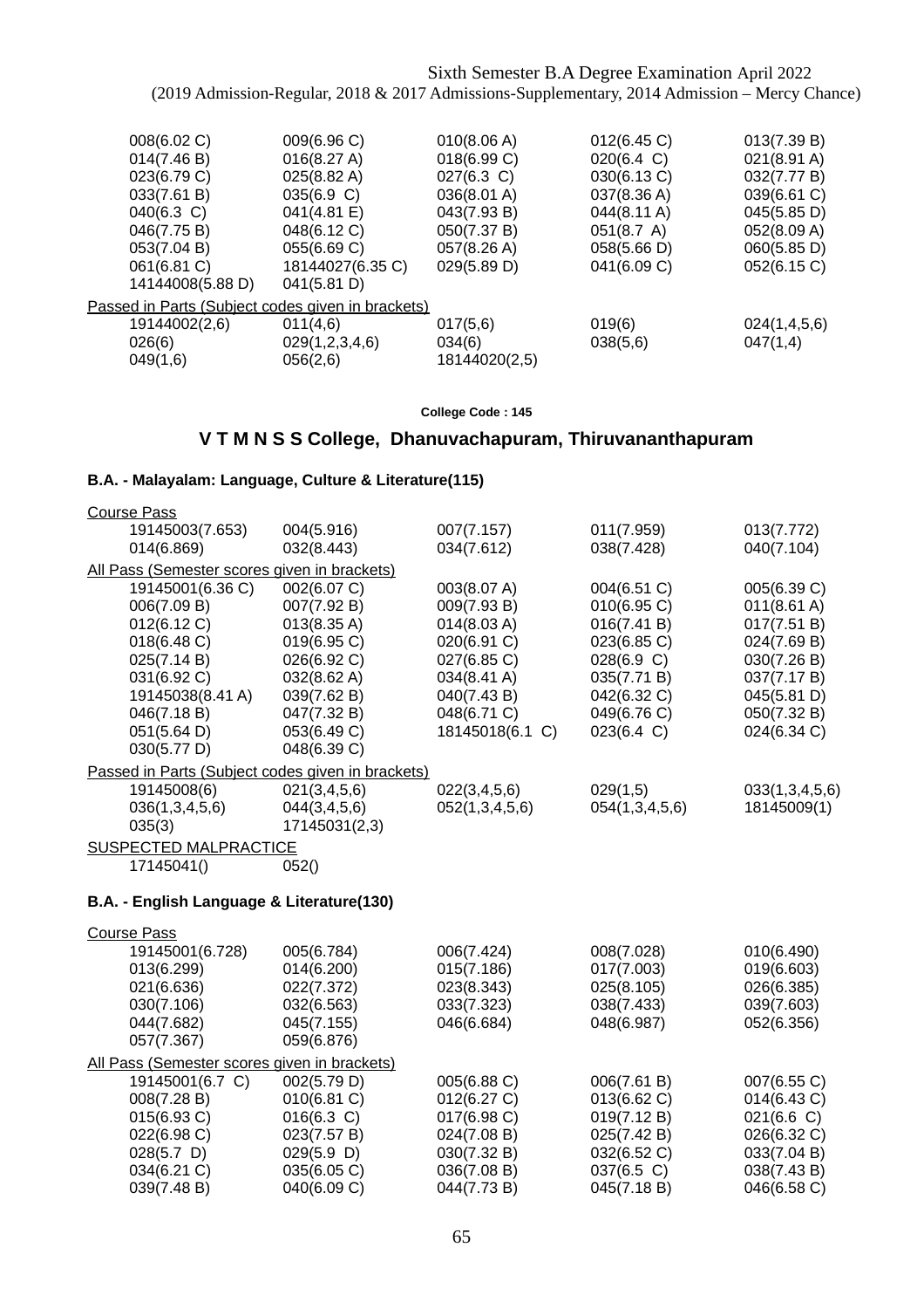| | | | | |
|---|---|---|---|---|
| 008(6.02 C) | 009(6.96 C) | 010(8.06 A) | 012(6.45 C) | 013(7.39 B) |
| 014(7.46 B) | 016(8.27 A) | 018(6.99 C) | 020(6.4 C) | 021(8.91 A) |
| 023(6.79 C) | 025(8.82 A) | 027(6.3 C) | 030(6.13 C) | 032(7.77 B) |
| 033(7.61 B) | 035(6.9 C) | 036(8.01 A) | 037(8.36 A) | 039(6.61 C) |
| 040(6.3 C) | 041(4.81 E) | 043(7.93 B) | 044(8.11 A) | 045(5.85 D) |
| 046(7.75 B) | 048(6.12 C) | 050(7.37 B) | 051(8.7 A) | 052(8.09 A) |
| 053(7.04 B) | 055(6.69 C) | 057(8.26 A) | 058(5.66 D) | 060(5.85 D) |
| 061(6.81 C) | 18144027(6.35 C) | 029(5.89 D) | 041(6.09 C) | 052(6.15 C) |
| 14144008(5.88 D) | 041(5.81 D) | | | |

Passed in Parts (Subject codes given in brackets)

| | | | | |
|---|---|---|---|---|
| 19144002(2,6) | 011(4,6) | 017(5,6) | 019(6) | 024(1,4,5,6) |
| 026(6) | 029(1,2,3,4,6) | 034(6) | 038(5,6) | 047(1,4) |
| 049(1,6) | 056(2,6) | 18144020(2,5) | | |

**College Code : 145**

## V T M N S S College, Dhanuvachapuram, Thiruvananthapuram

### B.A. - Malayalam: Language, Culture & Literature(115)

Course Pass

| | | | | |
|---|---|---|---|---|
| 19145003(7.653) | 004(5.916) | 007(7.157) | 011(7.959) | 013(7.772) |
| 014(6.869) | 032(8.443) | 034(7.612) | 038(7.428) | 040(7.104) |

All Pass (Semester scores given in brackets)

| | | | | |
|---|---|---|---|---|
| 19145001(6.36 C) | 002(6.07 C) | 003(8.07 A) | 004(6.51 C) | 005(6.39 C) |
| 006(7.09 B) | 007(7.92 B) | 009(7.93 B) | 010(6.95 C) | 011(8.61 A) |
| 012(6.12 C) | 013(8.35 A) | 014(8.03 A) | 016(7.41 B) | 017(7.51 B) |
| 018(6.48 C) | 019(6.95 C) | 020(6.91 C) | 023(6.85 C) | 024(7.69 B) |
| 025(7.14 B) | 026(6.92 C) | 027(6.85 C) | 028(6.9 C) | 030(7.26 B) |
| 031(6.92 C) | 032(8.62 A) | 034(8.41 A) | 035(7.71 B) | 037(7.17 B) |
| 19145038(8.41 A) | 039(7.62 B) | 040(7.43 B) | 042(6.32 C) | 045(5.81 D) |
| 046(7.18 B) | 047(7.32 B) | 048(6.71 C) | 049(6.76 C) | 050(7.32 B) |
| 051(5.64 D) | 053(6.49 C) | 18145018(6.1 C) | 023(6.4 C) | 024(6.34 C) |
| 030(5.77 D) | 048(6.39 C) | | | |

Passed in Parts (Subject codes given in brackets)

| | | | | |
|---|---|---|---|---|
| 19145008(6) | 021(3,4,5,6) | 022(3,4,5,6) | 029(1,5) | 033(1,3,4,5,6) |
| 036(1,3,4,5,6) | 044(3,4,5,6) | 052(1,3,4,5,6) | 054(1,3,4,5,6) | 18145009(1) |
| 035(3) | 17145031(2,3) | | | |

SUSPECTED MALPRACTICE

| | |
|---|---|
| 17145041() | 052() |

### B.A. - English Language & Literature(130)

Course Pass

| | | | | |
|---|---|---|---|---|
| 19145001(6.728) | 005(6.784) | 006(7.424) | 008(7.028) | 010(6.490) |
| 013(6.299) | 014(6.200) | 015(7.186) | 017(7.003) | 019(6.603) |
| 021(6.636) | 022(7.372) | 023(8.343) | 025(8.105) | 026(6.385) |
| 030(7.106) | 032(6.563) | 033(7.323) | 038(7.433) | 039(7.603) |
| 044(7.682) | 045(7.155) | 046(6.684) | 048(6.987) | 052(6.356) |
| 057(7.367) | 059(6.876) | | | |

All Pass (Semester scores given in brackets)

| | | | | |
|---|---|---|---|---|
| 19145001(6.7 C) | 002(5.79 D) | 005(6.88 C) | 006(7.61 B) | 007(6.55 C) |
| 008(7.28 B) | 010(6.81 C) | 012(6.27 C) | 013(6.62 C) | 014(6.43 C) |
| 015(6.93 C) | 016(6.3 C) | 017(6.98 C) | 019(7.12 B) | 021(6.6 C) |
| 022(6.98 C) | 023(7.57 B) | 024(7.08 B) | 025(7.42 B) | 026(6.32 C) |
| 028(5.7 D) | 029(5.9 D) | 030(7.32 B) | 032(6.52 C) | 033(7.04 B) |
| 034(6.21 C) | 035(6.05 C) | 036(7.08 B) | 037(6.5 C) | 038(7.43 B) |
| 039(7.48 B) | 040(6.09 C) | 044(7.73 B) | 045(7.18 B) | 046(6.58 C) |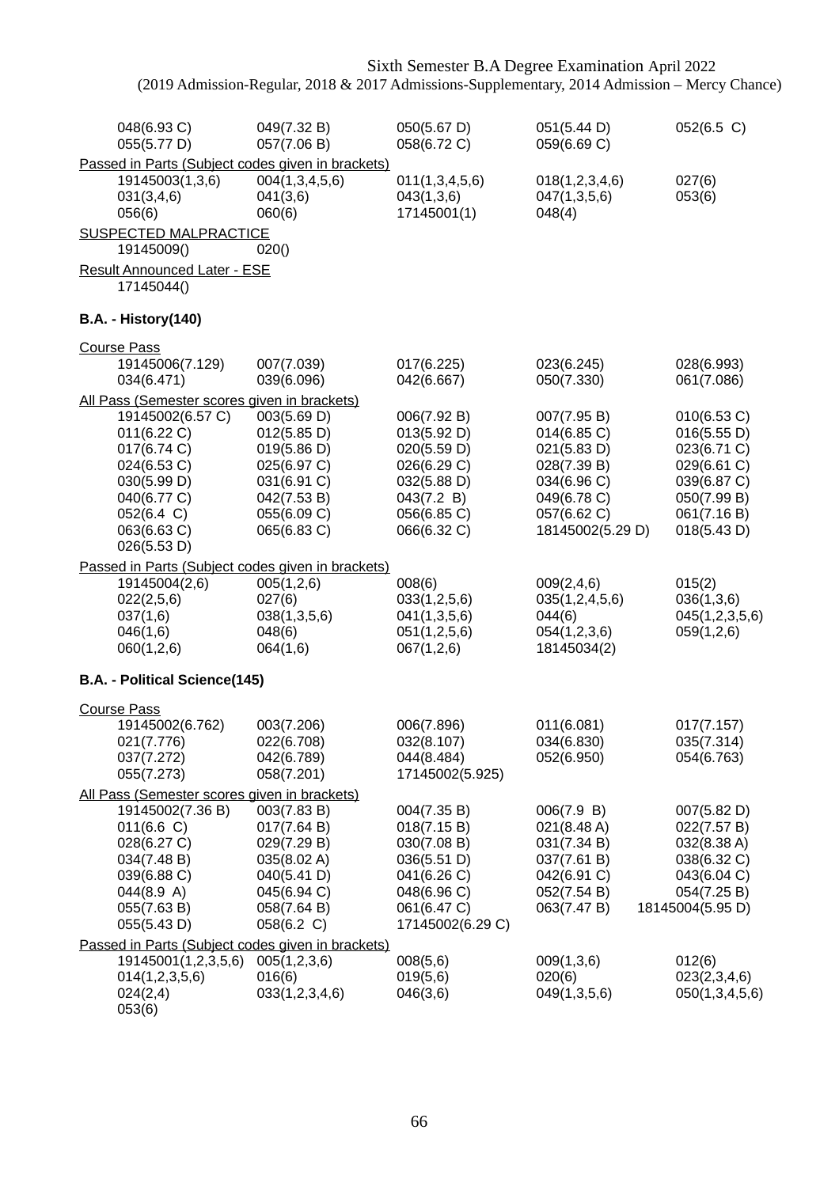Sixth Semester B.A Degree Examination April 2022
(2019 Admission-Regular, 2018 & 2017 Admissions-Supplementary, 2014 Admission – Mercy Chance)

| | | | | |
|---|---|---|---|---|
| 048(6.93 C) | 049(7.32 B) | 050(5.67 D) | 051(5.44 D) | 052(6.5 C) |
| 055(5.77 D) | 057(7.06 B) | 058(6.72 C) | 059(6.69 C) | |

Passed in Parts (Subject codes given in brackets)

| | | | | |
|---|---|---|---|---|
| 19145003(1,3,6) | 004(1,3,4,5,6) | 011(1,3,4,5,6) | 018(1,2,3,4,6) | 027(6) |
| 031(3,4,6) | 041(3,6) | 043(1,3,6) | 047(1,3,5,6) | 053(6) |
| 056(6) | 060(6) | 17145001(1) | 048(4) | |

SUSPECTED MALPRACTICE

| | |
|---|---|
| 19145009() | 020() |

Result Announced Later - ESE

17145044()

### B.A. - History(140)

Course Pass

| | | | | |
|---|---|---|---|---|
| 19145006(7.129) | 007(7.039) | 017(6.225) | 023(6.245) | 028(6.993) |
| 034(6.471) | 039(6.096) | 042(6.667) | 050(7.330) | 061(7.086) |

All Pass (Semester scores given in brackets)

| | | | | |
|---|---|---|---|---|
| 19145002(6.57 C) | 003(5.69 D) | 006(7.92 B) | 007(7.95 B) | 010(6.53 C) |
| 011(6.22 C) | 012(5.85 D) | 013(5.92 D) | 014(6.85 C) | 016(5.55 D) |
| 017(6.74 C) | 019(5.86 D) | 020(5.59 D) | 021(5.83 D) | 023(6.71 C) |
| 024(6.53 C) | 025(6.97 C) | 026(6.29 C) | 028(7.39 B) | 029(6.61 C) |
| 030(5.99 D) | 031(6.91 C) | 032(5.88 D) | 034(6.96 C) | 039(6.87 C) |
| 040(6.77 C) | 042(7.53 B) | 043(7.2 B) | 049(6.78 C) | 050(7.99 B) |
| 052(6.4 C) | 055(6.09 C) | 056(6.85 C) | 057(6.62 C) | 061(7.16 B) |
| 063(6.63 C) | 065(6.83 C) | 066(6.32 C) | 18145002(5.29 D) | 018(5.43 D) |
| 026(5.53 D) | | | | |

Passed in Parts (Subject codes given in brackets)

| | | | | |
|---|---|---|---|---|
| 19145004(2,6) | 005(1,2,6) | 008(6) | 009(2,4,6) | 015(2) |
| 022(2,5,6) | 027(6) | 033(1,2,5,6) | 035(1,2,4,5,6) | 036(1,3,6) |
| 037(1,6) | 038(1,3,5,6) | 041(1,3,5,6) | 044(6) | 045(1,2,3,5,6) |
| 046(1,6) | 048(6) | 051(1,2,5,6) | 054(1,2,3,6) | 059(1,2,6) |
| 060(1,2,6) | 064(1,6) | 067(1,2,6) | 18145034(2) | |

### B.A. - Political Science(145)

Course Pass

| | | | | |
|---|---|---|---|---|
| 19145002(6.762) | 003(7.206) | 006(7.896) | 011(6.081) | 017(7.157) |
| 021(7.776) | 022(6.708) | 032(8.107) | 034(6.830) | 035(7.314) |
| 037(7.272) | 042(6.789) | 044(8.484) | 052(6.950) | 054(6.763) |
| 055(7.273) | 058(7.201) | 17145002(5.925) | | |

All Pass (Semester scores given in brackets)

| | | | | |
|---|---|---|---|---|
| 19145002(7.36 B) | 003(7.83 B) | 004(7.35 B) | 006(7.9 B) | 007(5.82 D) |
| 011(6.6 C) | 017(7.64 B) | 018(7.15 B) | 021(8.48 A) | 022(7.57 B) |
| 028(6.27 C) | 029(7.29 B) | 030(7.08 B) | 031(7.34 B) | 032(8.38 A) |
| 034(7.48 B) | 035(8.02 A) | 036(5.51 D) | 037(7.61 B) | 038(6.32 C) |
| 039(6.88 C) | 040(5.41 D) | 041(6.26 C) | 042(6.91 C) | 043(6.04 C) |
| 044(8.9 A) | 045(6.94 C) | 048(6.96 C) | 052(7.54 B) | 054(7.25 B) |
| 055(7.63 B) | 058(7.64 B) | 061(6.47 C) | 063(7.47 B) | 18145004(5.95 D) |
| 055(5.43 D) | 058(6.2 C) | 17145002(6.29 C) | | |

Passed in Parts (Subject codes given in brackets)

| | | | | |
|---|---|---|---|---|
| 19145001(1,2,3,5,6) | 005(1,2,3,6) | 008(5,6) | 009(1,3,6) | 012(6) |
| 014(1,2,3,5,6) | 016(6) | 019(5,6) | 020(6) | 023(2,3,4,6) |
| 024(2,4) | 033(1,2,3,4,6) | 046(3,6) | 049(1,3,5,6) | 050(1,3,4,5,6) |
| 053(6) | | | | |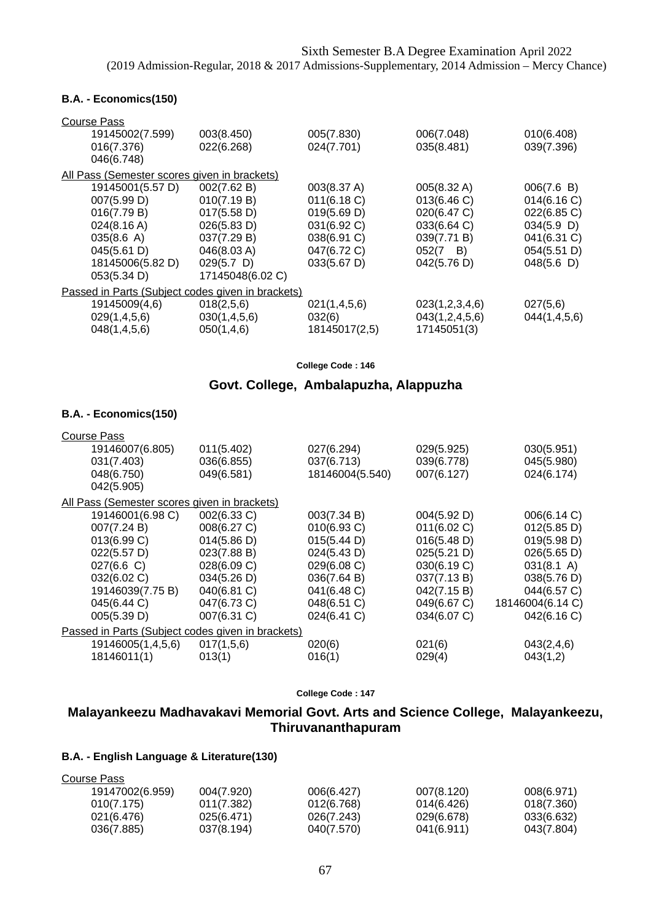Sixth Semester B.A Degree Examination April 2022
(2019 Admission-Regular, 2018 & 2017 Admissions-Supplementary, 2014 Admission – Mercy Chance)

**B.A. - Economics(150)**

Course Pass

| | | | | |
|---|---|---|---|---|
| 19145002(7.599) | 003(8.450) | 005(7.830) | 006(7.048) | 010(6.408) |
| 016(7.376) | 022(6.268) | 024(7.701) | 035(8.481) | 039(7.396) |
| 046(6.748) | | | | |

All Pass (Semester scores given in brackets)

| | | | | |
|---|---|---|---|---|
| 19145001(5.57 D) | 002(7.62 B) | 003(8.37 A) | 005(8.32 A) | 006(7.6 B) |
| 007(5.99 D) | 010(7.19 B) | 011(6.18 C) | 013(6.46 C) | 014(6.16 C) |
| 016(7.79 B) | 017(5.58 D) | 019(5.69 D) | 020(6.47 C) | 022(6.85 C) |
| 024(8.16 A) | 026(5.83 D) | 031(6.92 C) | 033(6.64 C) | 034(5.9 D) |
| 035(8.6 A) | 037(7.29 B) | 038(6.91 C) | 039(7.71 B) | 041(6.31 C) |
| 045(5.61 D) | 046(8.03 A) | 047(6.72 C) | 052(7 B) | 054(5.51 D) |
| 18145006(5.82 D) | 029(5.7 D) | 033(5.67 D) | 042(5.76 D) | 048(5.6 D) |
| 053(5.34 D) | 17145048(6.02 C) | | | |

Passed in Parts (Subject codes given in brackets)

| | | | | |
|---|---|---|---|---|
| 19145009(4,6) | 018(2,5,6) | 021(1,4,5,6) | 023(1,2,3,4,6) | 027(5,6) |
| 029(1,4,5,6) | 030(1,4,5,6) | 032(6) | 043(1,2,4,5,6) | 044(1,4,5,6) |
| 048(1,4,5,6) | 050(1,4,6) | 18145017(2,5) | 17145051(3) | |

**College Code : 146**

## Govt. College, Ambalapuzha, Alappuzha

**B.A. - Economics(150)**

Course Pass

| | | | | |
|---|---|---|---|---|
| 19146007(6.805) | 011(5.402) | 027(6.294) | 029(5.925) | 030(5.951) |
| 031(7.403) | 036(6.855) | 037(6.713) | 039(6.778) | 045(5.980) |
| 048(6.750) | 049(6.581) | 18146004(5.540) | 007(6.127) | 024(6.174) |
| 042(5.905) | | | | |

All Pass (Semester scores given in brackets)

| | | | | |
|---|---|---|---|---|
| 19146001(6.98 C) | 002(6.33 C) | 003(7.34 B) | 004(5.92 D) | 006(6.14 C) |
| 007(7.24 B) | 008(6.27 C) | 010(6.93 C) | 011(6.02 C) | 012(5.85 D) |
| 013(6.99 C) | 014(5.86 D) | 015(5.44 D) | 016(5.48 D) | 019(5.98 D) |
| 022(5.57 D) | 023(7.88 B) | 024(5.43 D) | 025(5.21 D) | 026(5.65 D) |
| 027(6.6 C) | 028(6.09 C) | 029(6.08 C) | 030(6.19 C) | 031(8.1 A) |
| 032(6.02 C) | 034(5.26 D) | 036(7.64 B) | 037(7.13 B) | 038(5.76 D) |
| 19146039(7.75 B) | 040(6.81 C) | 041(6.48 C) | 042(7.15 B) | 044(6.57 C) |
| 045(6.44 C) | 047(6.73 C) | 048(6.51 C) | 049(6.67 C) | 18146004(6.14 C) |
| 005(5.39 D) | 007(6.31 C) | 024(6.41 C) | 034(6.07 C) | 042(6.16 C) |

Passed in Parts (Subject codes given in brackets)

| | | | | |
|---|---|---|---|---|
| 19146005(1,4,5,6) | 017(1,5,6) | 020(6) | 021(6) | 043(2,4,6) |
| 18146011(1) | 013(1) | 016(1) | 029(4) | 043(1,2) |

**College Code : 147**

## Malayankeezu Madhavakavi Memorial Govt. Arts and Science College, Malayankeezu, Thiruvananthapuram

**B.A. - English Language & Literature(130)**

Course Pass

| | | | | |
|---|---|---|---|---|
| 19147002(6.959) | 004(7.920) | 006(6.427) | 007(8.120) | 008(6.971) |
| 010(7.175) | 011(7.382) | 012(6.768) | 014(6.426) | 018(7.360) |
| 021(6.476) | 025(6.471) | 026(7.243) | 029(6.678) | 033(6.632) |
| 036(7.885) | 037(8.194) | 040(7.570) | 041(6.911) | 043(7.804) |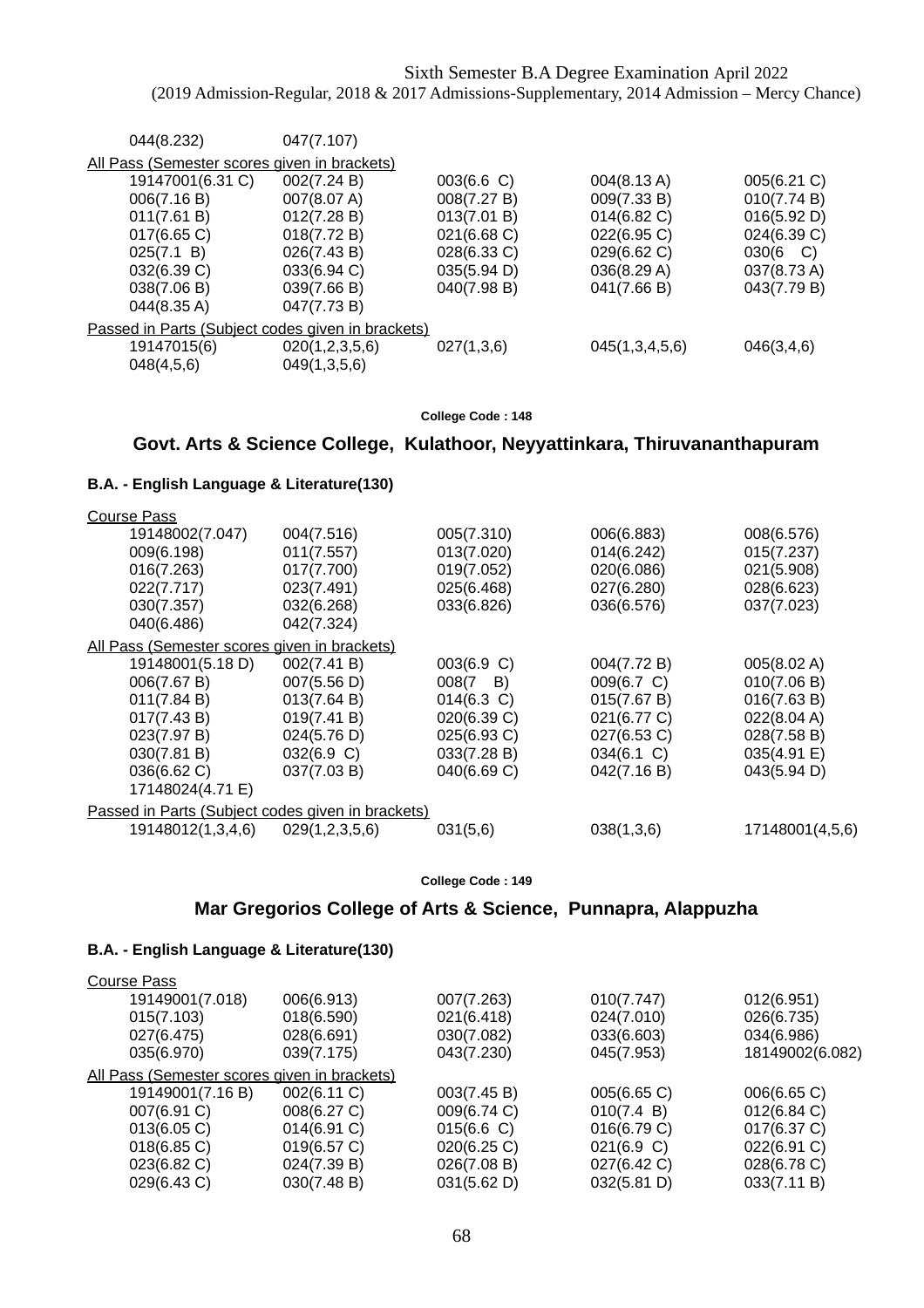Sixth Semester B.A Degree Examination April 2022
(2019 Admission-Regular, 2018 & 2017 Admissions-Supplementary, 2014 Admission – Mercy Chance)

| | | | | |
|---|---|---|---|---|
| 044(8.232) | 047(7.107) | | | |

All Pass (Semester scores given in brackets)

| | | | | |
|---|---|---|---|---|
| 19147001(6.31 C) | 002(7.24 B) | 003(6.6 C) | 004(8.13 A) | 005(6.21 C) |
| 006(7.16 B) | 007(8.07 A) | 008(7.27 B) | 009(7.33 B) | 010(7.74 B) |
| 011(7.61 B) | 012(7.28 B) | 013(7.01 B) | 014(6.82 C) | 016(5.92 D) |
| 017(6.65 C) | 018(7.72 B) | 021(6.68 C) | 022(6.95 C) | 024(6.39 C) |
| 025(7.1 B) | 026(7.43 B) | 028(6.33 C) | 029(6.62 C) | 030(6 C) |
| 032(6.39 C) | 033(6.94 C) | 035(5.94 D) | 036(8.29 A) | 037(8.73 A) |
| 038(7.06 B) | 039(7.66 B) | 040(7.98 B) | 041(7.66 B) | 043(7.79 B) |
| 044(8.35 A) | 047(7.73 B) | | | |

Passed in Parts (Subject codes given in brackets)

| | | | | |
|---|---|---|---|---|
| 19147015(6) | 020(1,2,3,5,6) | 027(1,3,6) | 045(1,3,4,5,6) | 046(3,4,6) |
| 048(4,5,6) | 049(1,3,5,6) | | | |

College Code : 148

## Govt. Arts & Science College, Kulathoor, Neyyattinkara, Thiruvananthapuram

### B.A. - English Language & Literature(130)

Course Pass

| | | | | |
|---|---|---|---|---|
| 19148002(7.047) | 004(7.516) | 005(7.310) | 006(6.883) | 008(6.576) |
| 009(6.198) | 011(7.557) | 013(7.020) | 014(6.242) | 015(7.237) |
| 016(7.263) | 017(7.700) | 019(7.052) | 020(6.086) | 021(5.908) |
| 022(7.717) | 023(7.491) | 025(6.468) | 027(6.280) | 028(6.623) |
| 030(7.357) | 032(6.268) | 033(6.826) | 036(6.576) | 037(7.023) |
| 040(6.486) | 042(7.324) | | | |

All Pass (Semester scores given in brackets)

| | | | | |
|---|---|---|---|---|
| 19148001(5.18 D) | 002(7.41 B) | 003(6.9 C) | 004(7.72 B) | 005(8.02 A) |
| 006(7.67 B) | 007(5.56 D) | 008(7 B) | 009(6.7 C) | 010(7.06 B) |
| 011(7.84 B) | 013(7.64 B) | 014(6.3 C) | 015(7.67 B) | 016(7.63 B) |
| 017(7.43 B) | 019(7.41 B) | 020(6.39 C) | 021(6.77 C) | 022(8.04 A) |
| 023(7.97 B) | 024(5.76 D) | 025(6.93 C) | 027(6.53 C) | 028(7.58 B) |
| 030(7.81 B) | 032(6.9 C) | 033(7.28 B) | 034(6.1 C) | 035(4.91 E) |
| 036(6.62 C) | 037(7.03 B) | 040(6.69 C) | 042(7.16 B) | 043(5.94 D) |
| 17148024(4.71 E) | | | | |

Passed in Parts (Subject codes given in brackets)

| | | | | |
|---|---|---|---|---|
| 19148012(1,3,4,6) | 029(1,2,3,5,6) | 031(5,6) | 038(1,3,6) | 17148001(4,5,6) |

College Code : 149

## Mar Gregorios College of Arts & Science, Punnapra, Alappuzha

### B.A. - English Language & Literature(130)

Course Pass

| | | | | |
|---|---|---|---|---|
| 19149001(7.018) | 006(6.913) | 007(7.263) | 010(7.747) | 012(6.951) |
| 015(7.103) | 018(6.590) | 021(6.418) | 024(7.010) | 026(6.735) |
| 027(6.475) | 028(6.691) | 030(7.082) | 033(6.603) | 034(6.986) |
| 035(6.970) | 039(7.175) | 043(7.230) | 045(7.953) | 18149002(6.082) |

All Pass (Semester scores given in brackets)

| | | | | |
|---|---|---|---|---|
| 19149001(7.16 B) | 002(6.11 C) | 003(7.45 B) | 005(6.65 C) | 006(6.65 C) |
| 007(6.91 C) | 008(6.27 C) | 009(6.74 C) | 010(7.4 B) | 012(6.84 C) |
| 013(6.05 C) | 014(6.91 C) | 015(6.6 C) | 016(6.79 C) | 017(6.37 C) |
| 018(6.85 C) | 019(6.57 C) | 020(6.25 C) | 021(6.9 C) | 022(6.91 C) |
| 023(6.82 C) | 024(7.39 B) | 026(7.08 B) | 027(6.42 C) | 028(6.78 C) |
| 029(6.43 C) | 030(7.48 B) | 031(5.62 D) | 032(5.81 D) | 033(7.11 B) |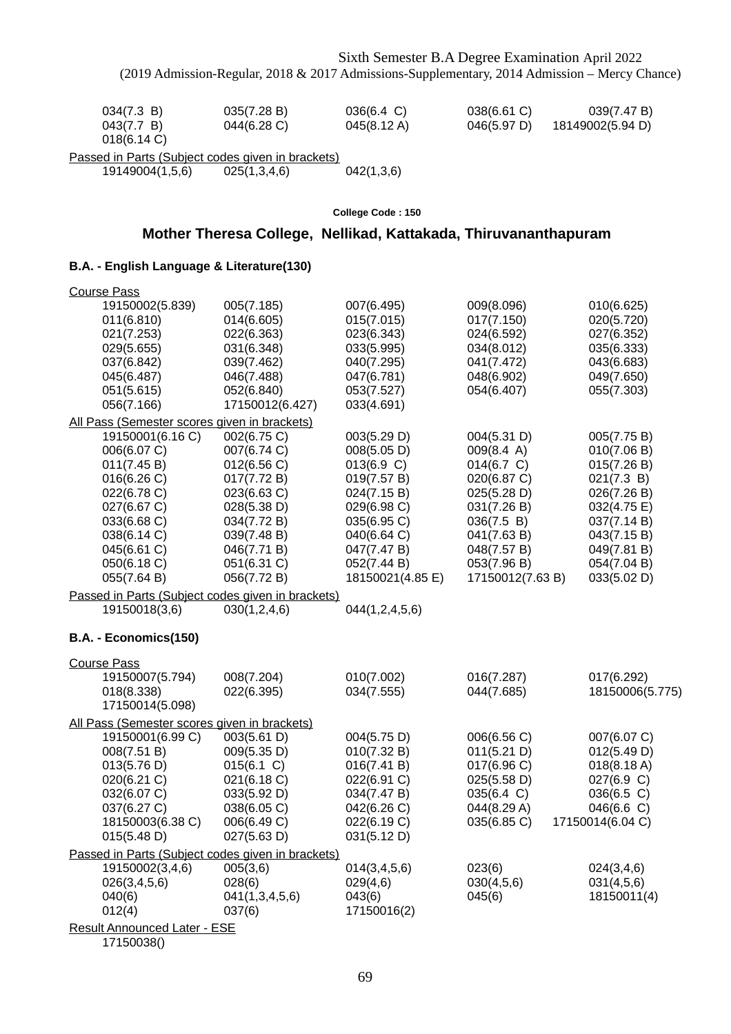034(7.3 B) 035(7.28 B) 036(6.4 C) 038(6.61 C) 039(7.47 B)
043(7.7 B) 044(6.28 C) 045(8.12 A) 046(5.97 D) 18149002(5.94 D)
018(6.14 C)

Passed in Parts (Subject codes given in brackets)

19149004(1,5,6) 025(1,3,4,6) 042(1,3,6)

College Code : 150

## Mother Theresa College, Nellikad, Kattakada, Thiruvananthapuram

### B.A. - English Language & Literature(130)

Course Pass

19150002(5.839) 005(7.185) 007(6.495) 009(8.096) 010(6.625)
011(6.810) 014(6.605) 015(7.015) 017(7.150) 020(5.720)
021(7.253) 022(6.363) 023(6.343) 024(6.592) 027(6.352)
029(5.655) 031(6.348) 033(5.995) 034(8.012) 035(6.333)
037(6.842) 039(7.462) 040(7.295) 041(7.472) 043(6.683)
045(6.487) 046(7.488) 047(6.781) 048(6.902) 049(7.650)
051(5.615) 052(6.840) 053(7.527) 054(6.407) 055(7.303)
056(7.166) 17150012(6.427) 033(4.691)

All Pass (Semester scores given in brackets)

19150001(6.16 C) 002(6.75 C) 003(5.29 D) 004(5.31 D) 005(7.75 B)
006(6.07 C) 007(6.74 C) 008(5.05 D) 009(8.4 A) 010(7.06 B)
011(7.45 B) 012(6.56 C) 013(6.9 C) 014(6.7 C) 015(7.26 B)
016(6.26 C) 017(7.72 B) 019(7.57 B) 020(6.87 C) 021(7.3 B)
022(6.78 C) 023(6.63 C) 024(7.15 B) 025(5.28 D) 026(7.26 B)
027(6.67 C) 028(5.38 D) 029(6.98 C) 031(7.26 B) 032(4.75 E)
033(6.68 C) 034(7.72 B) 035(6.95 C) 036(7.5 B) 037(7.14 B)
038(6.14 C) 039(7.48 B) 040(6.64 C) 041(7.63 B) 043(7.15 B)
045(6.61 C) 046(7.71 B) 047(7.47 B) 048(7.57 B) 049(7.81 B)
050(6.18 C) 051(6.31 C) 052(7.44 B) 053(7.96 B) 054(7.04 B)
055(7.64 B) 056(7.72 B) 18150021(4.85 E) 17150012(7.63 B) 033(5.02 D)

Passed in Parts (Subject codes given in brackets)

19150018(3,6) 030(1,2,4,6) 044(1,2,4,5,6)

### B.A. - Economics(150)

Course Pass

19150007(5.794) 008(7.204) 010(7.002) 016(7.287) 017(6.292)
018(8.338) 022(6.395) 034(7.555) 044(7.685) 18150006(5.775)
17150014(5.098)

All Pass (Semester scores given in brackets)

19150001(6.99 C) 003(5.61 D) 004(5.75 D) 006(6.56 C) 007(6.07 C)
008(7.51 B) 009(5.35 D) 010(7.32 B) 011(5.21 D) 012(5.49 D)
013(5.76 D) 015(6.1 C) 016(7.41 B) 017(6.96 C) 018(8.18 A)
020(6.21 C) 021(6.18 C) 022(6.91 C) 025(5.58 D) 027(6.9 C)
032(6.07 C) 033(5.92 D) 034(7.47 B) 035(6.4 C) 036(6.5 C)
037(6.27 C) 038(6.05 C) 042(6.26 C) 044(8.29 A) 046(6.6 C)
18150003(6.38 C) 006(6.49 C) 022(6.19 C) 035(6.85 C) 17150014(6.04 C)
015(5.48 D) 027(5.63 D) 031(5.12 D)

Passed in Parts (Subject codes given in brackets)

19150002(3,4,6) 005(3,6) 014(3,4,5,6) 023(6) 024(3,4,6)
026(3,4,5,6) 028(6) 029(4,6) 030(4,5,6) 031(4,5,6)
040(6) 041(1,3,4,5,6) 043(6) 045(6) 18150011(4)
012(4) 037(6) 17150016(2)

Result Announced Later - ESE

17150038()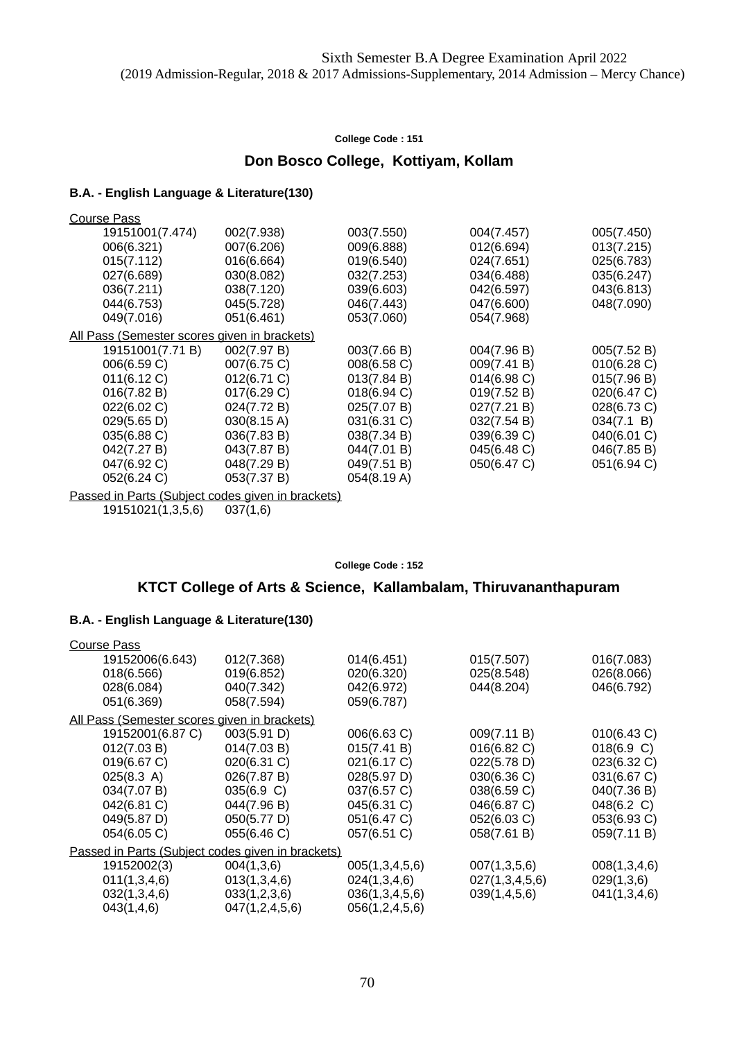Sixth Semester B.A Degree Examination April 2022
(2019 Admission-Regular, 2018 & 2017 Admissions-Supplementary, 2014 Admission – Mercy Chance)

**College Code : 151**

## Don Bosco College, Kottiyam, Kollam

### B.A. - English Language & Literature(130)

Course Pass

| | | | | |
|---|---|---|---|---|
| 19151001(7.474) | 002(7.938) | 003(7.550) | 004(7.457) | 005(7.450) |
| 006(6.321) | 007(6.206) | 009(6.888) | 012(6.694) | 013(7.215) |
| 015(7.112) | 016(6.664) | 019(6.540) | 024(7.651) | 025(6.783) |
| 027(6.689) | 030(8.082) | 032(7.253) | 034(6.488) | 035(6.247) |
| 036(7.211) | 038(7.120) | 039(6.603) | 042(6.597) | 043(6.813) |
| 044(6.753) | 045(5.728) | 046(7.443) | 047(6.600) | 048(7.090) |
| 049(7.016) | 051(6.461) | 053(7.060) | 054(7.968) | |

All Pass (Semester scores given in brackets)

| | | | | |
|---|---|---|---|---|
| 19151001(7.71 B) | 002(7.97 B) | 003(7.66 B) | 004(7.96 B) | 005(7.52 B) |
| 006(6.59 C) | 007(6.75 C) | 008(6.58 C) | 009(7.41 B) | 010(6.28 C) |
| 011(6.12 C) | 012(6.71 C) | 013(7.84 B) | 014(6.98 C) | 015(7.96 B) |
| 016(7.82 B) | 017(6.29 C) | 018(6.94 C) | 019(7.52 B) | 020(6.47 C) |
| 022(6.02 C) | 024(7.72 B) | 025(7.07 B) | 027(7.21 B) | 028(6.73 C) |
| 029(5.65 D) | 030(8.15 A) | 031(6.31 C) | 032(7.54 B) | 034(7.1 B) |
| 035(6.88 C) | 036(7.83 B) | 038(7.34 B) | 039(6.39 C) | 040(6.01 C) |
| 042(7.27 B) | 043(7.87 B) | 044(7.01 B) | 045(6.48 C) | 046(7.85 B) |
| 047(6.92 C) | 048(7.29 B) | 049(7.51 B) | 050(6.47 C) | 051(6.94 C) |
| 052(6.24 C) | 053(7.37 B) | 054(8.19 A) | | |

Passed in Parts (Subject codes given in brackets)

| | |
|---|---|
| 19151021(1,3,5,6) | 037(1,6) |

**College Code : 152**

## KTCT College of Arts & Science, Kallambalam, Thiruvananthapuram

### B.A. - English Language & Literature(130)

Course Pass

| | | | | |
|---|---|---|---|---|
| 19152006(6.643) | 012(7.368) | 014(6.451) | 015(7.507) | 016(7.083) |
| 018(6.566) | 019(6.852) | 020(6.320) | 025(8.548) | 026(8.066) |
| 028(6.084) | 040(7.342) | 042(6.972) | 044(8.204) | 046(6.792) |
| 051(6.369) | 058(7.594) | 059(6.787) | | |

All Pass (Semester scores given in brackets)

| | | | | |
|---|---|---|---|---|
| 19152001(6.87 C) | 003(5.91 D) | 006(6.63 C) | 009(7.11 B) | 010(6.43 C) |
| 012(7.03 B) | 014(7.03 B) | 015(7.41 B) | 016(6.82 C) | 018(6.9 C) |
| 019(6.67 C) | 020(6.31 C) | 021(6.17 C) | 022(5.78 D) | 023(6.32 C) |
| 025(8.3 A) | 026(7.87 B) | 028(5.97 D) | 030(6.36 C) | 031(6.67 C) |
| 034(7.07 B) | 035(6.9 C) | 037(6.57 C) | 038(6.59 C) | 040(7.36 B) |
| 042(6.81 C) | 044(7.96 B) | 045(6.31 C) | 046(6.87 C) | 048(6.2 C) |
| 049(5.87 D) | 050(5.77 D) | 051(6.47 C) | 052(6.03 C) | 053(6.93 C) |
| 054(6.05 C) | 055(6.46 C) | 057(6.51 C) | 058(7.61 B) | 059(7.11 B) |

Passed in Parts (Subject codes given in brackets)

| | | | | |
|---|---|---|---|---|
| 19152002(3) | 004(1,3,6) | 005(1,3,4,5,6) | 007(1,3,5,6) | 008(1,3,4,6) |
| 011(1,3,4,6) | 013(1,3,4,6) | 024(1,3,4,6) | 027(1,3,4,5,6) | 029(1,3,6) |
| 032(1,3,4,6) | 033(1,2,3,6) | 036(1,3,4,5,6) | 039(1,4,5,6) | 041(1,3,4,6) |
| 043(1,4,6) | 047(1,2,4,5,6) | 056(1,2,4,5,6) | | |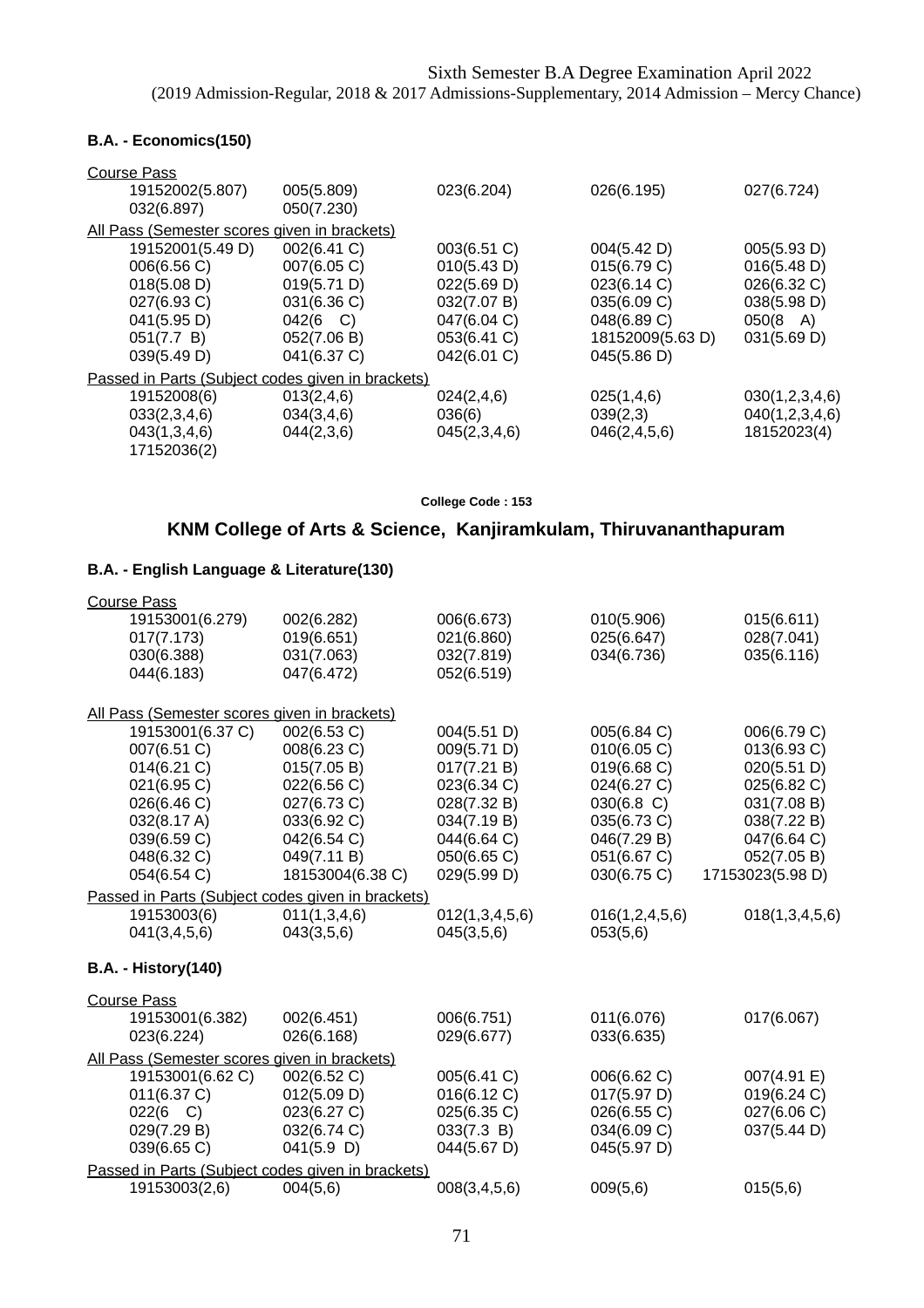Sixth Semester B.A Degree Examination April 2022
(2019 Admission-Regular, 2018 & 2017 Admissions-Supplementary, 2014 Admission – Mercy Chance)

### B.A. - Economics(150)

Course Pass

| | | | | |
|---|---|---|---|---|
| 19152002(5.807) | 005(5.809) | 023(6.204) | 026(6.195) | 027(6.724) |
| 032(6.897) | 050(7.230) | | | |

All Pass (Semester scores given in brackets)

| | | | | |
|---|---|---|---|---|
| 19152001(5.49 D) | 002(6.41 C) | 003(6.51 C) | 004(5.42 D) | 005(5.93 D) |
| 006(6.56 C) | 007(6.05 C) | 010(5.43 D) | 015(6.79 C) | 016(5.48 D) |
| 018(5.08 D) | 019(5.71 D) | 022(5.69 D) | 023(6.14 C) | 026(6.32 C) |
| 027(6.93 C) | 031(6.36 C) | 032(7.07 B) | 035(6.09 C) | 038(5.98 D) |
| 041(5.95 D) | 042(6 C) | 047(6.04 C) | 048(6.89 C) | 050(8 A) |
| 051(7.7 B) | 052(7.06 B) | 053(6.41 C) | 18152009(5.63 D) | 031(5.69 D) |
| 039(5.49 D) | 041(6.37 C) | 042(6.01 C) | 045(5.86 D) | |

Passed in Parts (Subject codes given in brackets)

| | | | | |
|---|---|---|---|---|
| 19152008(6) | 013(2,4,6) | 024(2,4,6) | 025(1,4,6) | 030(1,2,3,4,6) |
| 033(2,3,4,6) | 034(3,4,6) | 036(6) | 039(2,3) | 040(1,2,3,4,6) |
| 043(1,3,4,6) | 044(2,3,6) | 045(2,3,4,6) | 046(2,4,5,6) | 18152023(4) |
| 17152036(2) | | | | |

**College Code : 153**

## KNM College of Arts & Science, Kanjiramkulam, Thiruvananthapuram

### B.A. - English Language & Literature(130)

Course Pass

| | | | | |
|---|---|---|---|---|
| 19153001(6.279) | 002(6.282) | 006(6.673) | 010(5.906) | 015(6.611) |
| 017(7.173) | 019(6.651) | 021(6.860) | 025(6.647) | 028(7.041) |
| 030(6.388) | 031(7.063) | 032(7.819) | 034(6.736) | 035(6.116) |
| 044(6.183) | 047(6.472) | 052(6.519) | | |

All Pass (Semester scores given in brackets)

| | | | | |
|---|---|---|---|---|
| 19153001(6.37 C) | 002(6.53 C) | 004(5.51 D) | 005(6.84 C) | 006(6.79 C) |
| 007(6.51 C) | 008(6.23 C) | 009(5.71 D) | 010(6.05 C) | 013(6.93 C) |
| 014(6.21 C) | 015(7.05 B) | 017(7.21 B) | 019(6.68 C) | 020(5.51 D) |
| 021(6.95 C) | 022(6.56 C) | 023(6.34 C) | 024(6.27 C) | 025(6.82 C) |
| 026(6.46 C) | 027(6.73 C) | 028(7.32 B) | 030(6.8 C) | 031(7.08 B) |
| 032(8.17 A) | 033(6.92 C) | 034(7.19 B) | 035(6.73 C) | 038(7.22 B) |
| 039(6.59 C) | 042(6.54 C) | 044(6.64 C) | 046(7.29 B) | 047(6.64 C) |
| 048(6.32 C) | 049(7.11 B) | 050(6.65 C) | 051(6.67 C) | 052(7.05 B) |
| 054(6.54 C) | 18153004(6.38 C) | 029(5.99 D) | 030(6.75 C) | 17153023(5.98 D) |

Passed in Parts (Subject codes given in brackets)

| | | | | |
|---|---|---|---|---|
| 19153003(6) | 011(1,3,4,6) | 012(1,3,4,5,6) | 016(1,2,4,5,6) | 018(1,3,4,5,6) |
| 041(3,4,5,6) | 043(3,5,6) | 045(3,5,6) | 053(5,6) | |

### B.A. - History(140)

Course Pass

| | | | | |
|---|---|---|---|---|
| 19153001(6.382) | 002(6.451) | 006(6.751) | 011(6.076) | 017(6.067) |
| 023(6.224) | 026(6.168) | 029(6.677) | 033(6.635) | |

All Pass (Semester scores given in brackets)

| | | | | |
|---|---|---|---|---|
| 19153001(6.62 C) | 002(6.52 C) | 005(6.41 C) | 006(6.62 C) | 007(4.91 E) |
| 011(6.37 C) | 012(5.09 D) | 016(6.12 C) | 017(5.97 D) | 019(6.24 C) |
| 022(6 C) | 023(6.27 C) | 025(6.35 C) | 026(6.55 C) | 027(6.06 C) |
| 029(7.29 B) | 032(6.74 C) | 033(7.3 B) | 034(6.09 C) | 037(5.44 D) |
| 039(6.65 C) | 041(5.9 D) | 044(5.67 D) | 045(5.97 D) | |

Passed in Parts (Subject codes given in brackets)

| | | | | |
|---|---|---|---|---|
| 19153003(2,6) | 004(5,6) | 008(3,4,5,6) | 009(5,6) | 015(5,6) |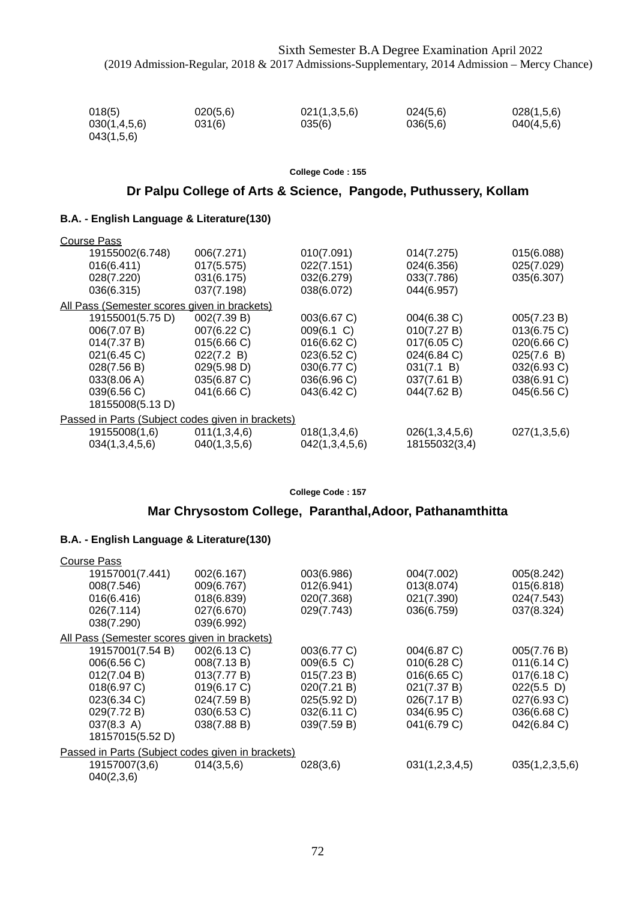Sixth Semester B.A Degree Examination April 2022
(2019 Admission-Regular, 2018 & 2017 Admissions-Supplementary, 2014 Admission – Mercy Chance)

| | | | | |
|---|---|---|---|---|
| 018(5) | 020(5,6) | 021(1,3,5,6) | 024(5,6) | 028(1,5,6) |
| 030(1,4,5,6) | 031(6) | 035(6) | 036(5,6) | 040(4,5,6) |
| 043(1,5,6) | | | | |

College Code : 155

## Dr Palpu College of Arts & Science, Pangode, Puthussery, Kollam

### B.A. - English Language & Literature(130)

Course Pass

| | | | | |
|---|---|---|---|---|
| 19155002(6.748) | 006(7.271) | 010(7.091) | 014(7.275) | 015(6.088) |
| 016(6.411) | 017(5.575) | 022(7.151) | 024(6.356) | 025(7.029) |
| 028(7.220) | 031(6.175) | 032(6.279) | 033(7.786) | 035(6.307) |
| 036(6.315) | 037(7.198) | 038(6.072) | 044(6.957) | |

All Pass (Semester scores given in brackets)

| | | | | |
|---|---|---|---|---|
| 19155001(5.75 D) | 002(7.39 B) | 003(6.67 C) | 004(6.38 C) | 005(7.23 B) |
| 006(7.07 B) | 007(6.22 C) | 009(6.1 C) | 010(7.27 B) | 013(6.75 C) |
| 014(7.37 B) | 015(6.66 C) | 016(6.62 C) | 017(6.05 C) | 020(6.66 C) |
| 021(6.45 C) | 022(7.2 B) | 023(6.52 C) | 024(6.84 C) | 025(7.6 B) |
| 028(7.56 B) | 029(5.98 D) | 030(6.77 C) | 031(7.1 B) | 032(6.93 C) |
| 033(8.06 A) | 035(6.87 C) | 036(6.96 C) | 037(7.61 B) | 038(6.91 C) |
| 039(6.56 C) | 041(6.66 C) | 043(6.42 C) | 044(7.62 B) | 045(6.56 C) |
| 18155008(5.13 D) | | | | |

Passed in Parts (Subject codes given in brackets)

| | | | | |
|---|---|---|---|---|
| 19155008(1,6) | 011(1,3,4,6) | 018(1,3,4,6) | 026(1,3,4,5,6) | 027(1,3,5,6) |
| 034(1,3,4,5,6) | 040(1,3,5,6) | 042(1,3,4,5,6) | 18155032(3,4) | |

College Code : 157

## Mar Chrysostom College, Paranthal,Adoor, Pathanamthitta

### B.A. - English Language & Literature(130)

Course Pass

| | | | | |
|---|---|---|---|---|
| 19157001(7.441) | 002(6.167) | 003(6.986) | 004(7.002) | 005(8.242) |
| 008(7.546) | 009(6.767) | 012(6.941) | 013(8.074) | 015(6.818) |
| 016(6.416) | 018(6.839) | 020(7.368) | 021(7.390) | 024(7.543) |
| 026(7.114) | 027(6.670) | 029(7.743) | 036(6.759) | 037(8.324) |
| 038(7.290) | 039(6.992) | | | |

All Pass (Semester scores given in brackets)

| | | | | |
|---|---|---|---|---|
| 19157001(7.54 B) | 002(6.13 C) | 003(6.77 C) | 004(6.87 C) | 005(7.76 B) |
| 006(6.56 C) | 008(7.13 B) | 009(6.5 C) | 010(6.28 C) | 011(6.14 C) |
| 012(7.04 B) | 013(7.77 B) | 015(7.23 B) | 016(6.65 C) | 017(6.18 C) |
| 018(6.97 C) | 019(6.17 C) | 020(7.21 B) | 021(7.37 B) | 022(5.5 D) |
| 023(6.34 C) | 024(7.59 B) | 025(5.92 D) | 026(7.17 B) | 027(6.93 C) |
| 029(7.72 B) | 030(6.53 C) | 032(6.11 C) | 034(6.95 C) | 036(6.68 C) |
| 037(8.3 A) | 038(7.88 B) | 039(7.59 B) | 041(6.79 C) | 042(6.84 C) |
| 18157015(5.52 D) | | | | |

Passed in Parts (Subject codes given in brackets)

| | | | | |
|---|---|---|---|---|
| 19157007(3,6) | 014(3,5,6) | 028(3,6) | 031(1,2,3,4,5) | 035(1,2,3,5,6) |
| 040(2,3,6) | | | | |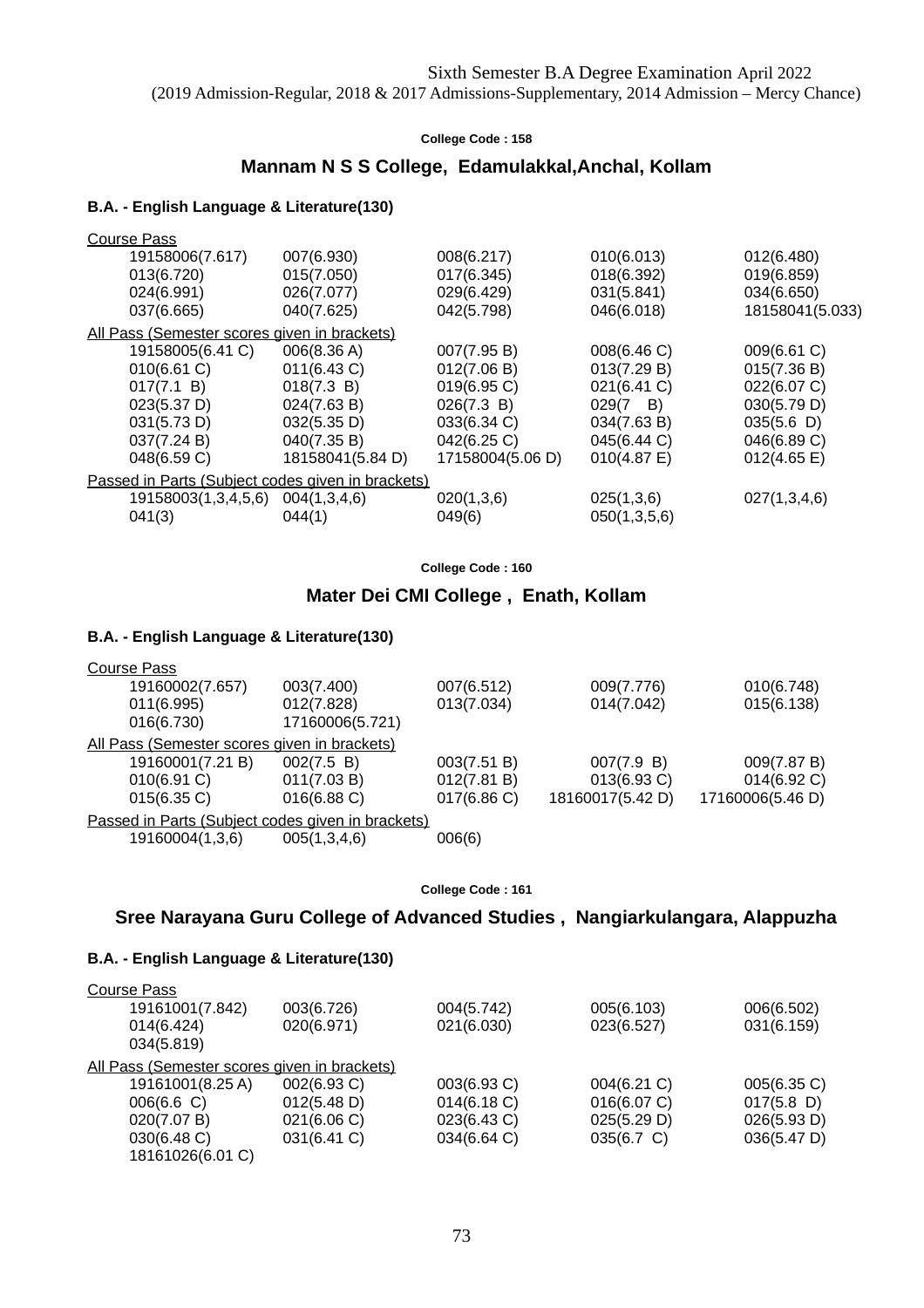Sixth Semester B.A Degree Examination April 2022
(2019 Admission-Regular, 2018 & 2017 Admissions-Supplementary, 2014 Admission – Mercy Chance)

**College Code : 158**

## Mannam N S S College, Edamulakkal,Anchal, Kollam

### B.A. - English Language & Literature(130)

Course Pass

| | | | | |
|---|---|---|---|---|
| 19158006(7.617) | 007(6.930) | 008(6.217) | 010(6.013) | 012(6.480) |
| 013(6.720) | 015(7.050) | 017(6.345) | 018(6.392) | 019(6.859) |
| 024(6.991) | 026(7.077) | 029(6.429) | 031(5.841) | 034(6.650) |
| 037(6.665) | 040(7.625) | 042(5.798) | 046(6.018) | 18158041(5.033) |

All Pass (Semester scores given in brackets)

| | | | | |
|---|---|---|---|---|
| 19158005(6.41 C) | 006(8.36 A) | 007(7.95 B) | 008(6.46 C) | 009(6.61 C) |
| 010(6.61 C) | 011(6.43 C) | 012(7.06 B) | 013(7.29 B) | 015(7.36 B) |
| 017(7.1 B) | 018(7.3 B) | 019(6.95 C) | 021(6.41 C) | 022(6.07 C) |
| 023(5.37 D) | 024(7.63 B) | 026(7.3 B) | 029(7 B) | 030(5.79 D) |
| 031(5.73 D) | 032(5.35 D) | 033(6.34 C) | 034(7.63 B) | 035(5.6 D) |
| 037(7.24 B) | 040(7.35 B) | 042(6.25 C) | 045(6.44 C) | 046(6.89 C) |
| 048(6.59 C) | 18158041(5.84 D) | 17158004(5.06 D) | 010(4.87 E) | 012(4.65 E) |

Passed in Parts (Subject codes given in brackets)

| | | | | |
|---|---|---|---|---|
| 19158003(1,3,4,5,6) | 004(1,3,4,6) | 020(1,3,6) | 025(1,3,6) | 027(1,3,4,6) |
| 041(3) | 044(1) | 049(6) | 050(1,3,5,6) | |

**College Code : 160**

## Mater Dei CMI College , Enath, Kollam

### B.A. - English Language & Literature(130)

Course Pass

| | | | | |
|---|---|---|---|---|
| 19160002(7.657) | 003(7.400) | 007(6.512) | 009(7.776) | 010(6.748) |
| 011(6.995) | 012(7.828) | 013(7.034) | 014(7.042) | 015(6.138) |
| 016(6.730) | 17160006(5.721) | | | |

All Pass (Semester scores given in brackets)

| | | | | |
|---|---|---|---|---|
| 19160001(7.21 B) | 002(7.5 B) | 003(7.51 B) | 007(7.9 B) | 009(7.87 B) |
| 010(6.91 C) | 011(7.03 B) | 012(7.81 B) | 013(6.93 C) | 014(6.92 C) |
| 015(6.35 C) | 016(6.88 C) | 017(6.86 C) | 18160017(5.42 D) | 17160006(5.46 D) |

Passed in Parts (Subject codes given in brackets)

| | | |
|---|---|---|
| 19160004(1,3,6) | 005(1,3,4,6) | 006(6) |

**College Code : 161**

## Sree Narayana Guru College of Advanced Studies , Nangiarkulangara, Alappuzha

### B.A. - English Language & Literature(130)

Course Pass

| | | | | |
|---|---|---|---|---|
| 19161001(7.842) | 003(6.726) | 004(5.742) | 005(6.103) | 006(6.502) |
| 014(6.424) | 020(6.971) | 021(6.030) | 023(6.527) | 031(6.159) |
| 034(5.819) | | | | |

All Pass (Semester scores given in brackets)

| | | | | |
|---|---|---|---|---|
| 19161001(8.25 A) | 002(6.93 C) | 003(6.93 C) | 004(6.21 C) | 005(6.35 C) |
| 006(6.6 C) | 012(5.48 D) | 014(6.18 C) | 016(6.07 C) | 017(5.8 D) |
| 020(7.07 B) | 021(6.06 C) | 023(6.43 C) | 025(5.29 D) | 026(5.93 D) |
| 030(6.48 C) | 031(6.41 C) | 034(6.64 C) | 035(6.7 C) | 036(5.47 D) |
| 18161026(6.01 C) | | | | |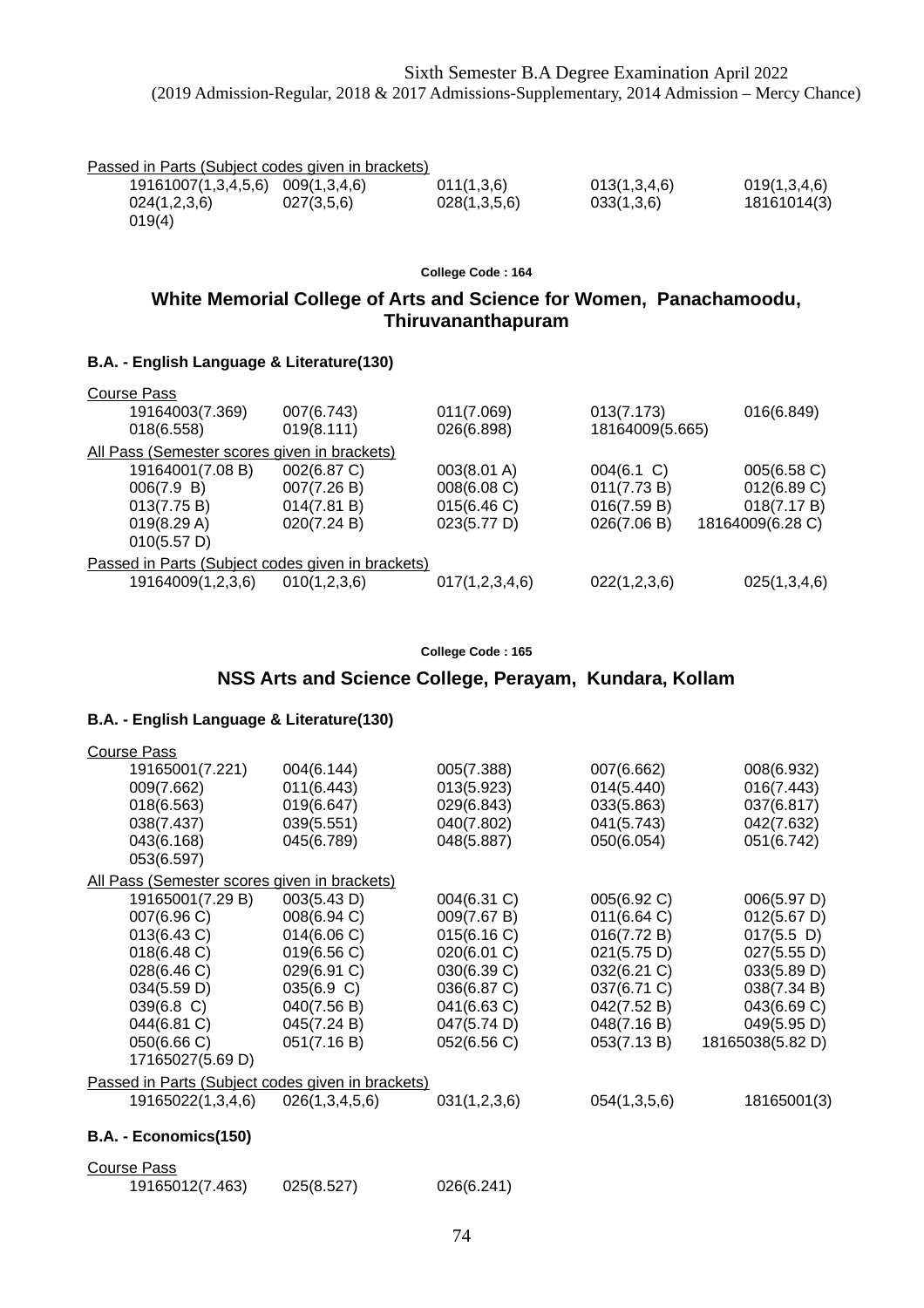Passed in Parts (Subject codes given in brackets)

| | | | | |
|---|---|---|---|---|
| 19161007(1,3,4,5,6) | 009(1,3,4,6) | 011(1,3,6) | 013(1,3,4,6) | 019(1,3,4,6) |
| 024(1,2,3,6) | 027(3,5,6) | 028(1,3,5,6) | 033(1,3,6) | 18161014(3) |
| 019(4) | | | | |

**College Code : 164**

## White Memorial College of Arts and Science for Women, Panachamoodu, Thiruvananthapuram

### B.A. - English Language & Literature(130)

Course Pass

| | | | | |
|---|---|---|---|---|
| 19164003(7.369) | 007(6.743) | 011(7.069) | 013(7.173) | 016(6.849) |
| 018(6.558) | 019(8.111) | 026(6.898) | 18164009(5.665) | |

All Pass (Semester scores given in brackets)

| | | | | |
|---|---|---|---|---|
| 19164001(7.08 B) | 002(6.87 C) | 003(8.01 A) | 004(6.1 C) | 005(6.58 C) |
| 006(7.9 B) | 007(7.26 B) | 008(6.08 C) | 011(7.73 B) | 012(6.89 C) |
| 013(7.75 B) | 014(7.81 B) | 015(6.46 C) | 016(7.59 B) | 018(7.17 B) |
| 019(8.29 A) | 020(7.24 B) | 023(5.77 D) | 026(7.06 B) | 18164009(6.28 C) |
| 010(5.57 D) | | | | |

Passed in Parts (Subject codes given in brackets)

| | | | | |
|---|---|---|---|---|
| 19164009(1,2,3,6) | 010(1,2,3,6) | 017(1,2,3,4,6) | 022(1,2,3,6) | 025(1,3,4,6) |

**College Code : 165**

## NSS Arts and Science College, Perayam, Kundara, Kollam

### B.A. - English Language & Literature(130)

Course Pass

| | | | | |
|---|---|---|---|---|
| 19165001(7.221) | 004(6.144) | 005(7.388) | 007(6.662) | 008(6.932) |
| 009(7.662) | 011(6.443) | 013(5.923) | 014(5.440) | 016(7.443) |
| 018(6.563) | 019(6.647) | 029(6.843) | 033(5.863) | 037(6.817) |
| 038(7.437) | 039(5.551) | 040(7.802) | 041(5.743) | 042(7.632) |
| 043(6.168) | 045(6.789) | 048(5.887) | 050(6.054) | 051(6.742) |
| 053(6.597) | | | | |

All Pass (Semester scores given in brackets)

| | | | | |
|---|---|---|---|---|
| 19165001(7.29 B) | 003(5.43 D) | 004(6.31 C) | 005(6.92 C) | 006(5.97 D) |
| 007(6.96 C) | 008(6.94 C) | 009(7.67 B) | 011(6.64 C) | 012(5.67 D) |
| 013(6.43 C) | 014(6.06 C) | 015(6.16 C) | 016(7.72 B) | 017(5.5 D) |
| 018(6.48 C) | 019(6.56 C) | 020(6.01 C) | 021(5.75 D) | 027(5.55 D) |
| 028(6.46 C) | 029(6.91 C) | 030(6.39 C) | 032(6.21 C) | 033(5.89 D) |
| 034(5.59 D) | 035(6.9 C) | 036(6.87 C) | 037(6.71 C) | 038(7.34 B) |
| 039(6.8 C) | 040(7.56 B) | 041(6.63 C) | 042(7.52 B) | 043(6.69 C) |
| 044(6.81 C) | 045(7.24 B) | 047(5.74 D) | 048(7.16 B) | 049(5.95 D) |
| 050(6.66 C) | 051(7.16 B) | 052(6.56 C) | 053(7.13 B) | 18165038(5.82 D) |
| 17165027(5.69 D) | | | | |

Passed in Parts (Subject codes given in brackets)

| | | | | |
|---|---|---|---|---|
| 19165022(1,3,4,6) | 026(1,3,4,5,6) | 031(1,2,3,6) | 054(1,3,5,6) | 18165001(3) |

### B.A. - Economics(150)

Course Pass

| | | |
|---|---|---|
| 19165012(7.463) | 025(8.527) | 026(6.241) |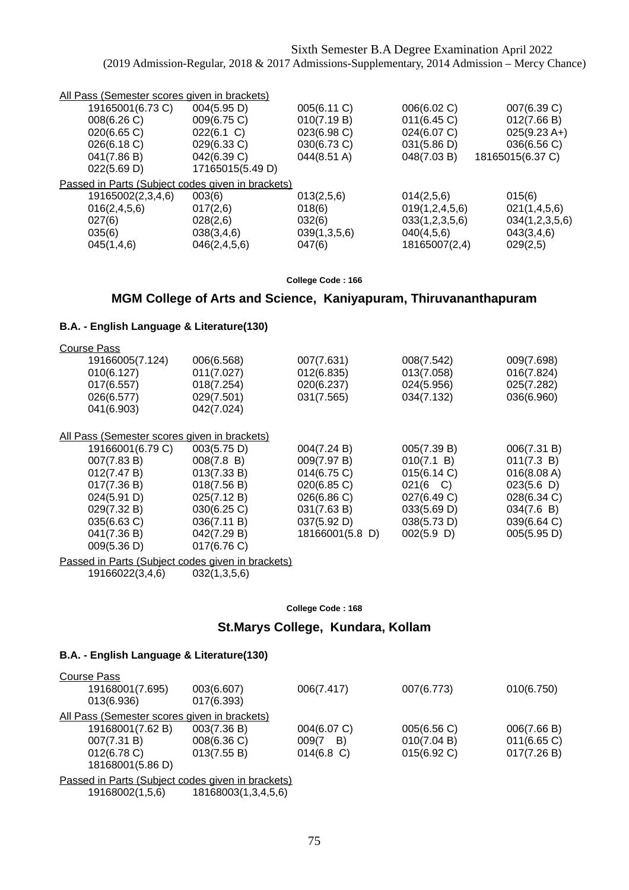Sixth Semester B.A Degree Examination April 2022
(2019 Admission-Regular, 2018 & 2017 Admissions-Supplementary, 2014 Admission – Mercy Chance)

All Pass (Semester scores given in brackets)

| | | | | |
|---|---|---|---|---|
| 19165001(6.73 C) | 004(5.95 D) | 005(6.11 C) | 006(6.02 C) | 007(6.39 C) |
| 008(6.26 C) | 009(6.75 C) | 010(7.19 B) | 011(6.45 C) | 012(7.66 B) |
| 020(6.65 C) | 022(6.1 C) | 023(6.98 C) | 024(6.07 C) | 025(9.23 A+) |
| 026(6.18 C) | 029(6.33 C) | 030(6.73 C) | 031(5.86 D) | 036(6.56 C) |
| 041(7.86 B) | 042(6.39 C) | 044(8.51 A) | 048(7.03 B) | 18165015(6.37 C) |
| 022(5.69 D) | 17165015(5.49 D) | | | |

Passed in Parts (Subject codes given in brackets)

| | | | | |
|---|---|---|---|---|
| 19165002(2,3,4,6) | 003(6) | 013(2,5,6) | 014(2,5,6) | 015(6) |
| 016(2,4,5,6) | 017(2,6) | 018(6) | 019(1,2,4,5,6) | 021(1,4,5,6) |
| 027(6) | 028(2,6) | 032(6) | 033(1,2,3,5,6) | 034(1,2,3,5,6) |
| 035(6) | 038(3,4,6) | 039(1,3,5,6) | 040(4,5,6) | 043(3,4,6) |
| 045(1,4,6) | 046(2,4,5,6) | 047(6) | 18165007(2,4) | 029(2,5) |

College Code : 166

## MGM College of Arts and Science, Kaniyapuram, Thiruvananthapuram

### B.A. - English Language & Literature(130)

Course Pass

| | | | | |
|---|---|---|---|---|
| 19166005(7.124) | 006(6.568) | 007(7.631) | 008(7.542) | 009(7.698) |
| 010(6.127) | 011(7.027) | 012(6.835) | 013(7.058) | 016(7.824) |
| 017(6.557) | 018(7.254) | 020(6.237) | 024(5.956) | 025(7.282) |
| 026(6.577) | 029(7.501) | 031(7.565) | 034(7.132) | 036(6.960) |
| 041(6.903) | 042(7.024) | | | |

All Pass (Semester scores given in brackets)

| | | | | |
|---|---|---|---|---|
| 19166001(6.79 C) | 003(5.75 D) | 004(7.24 B) | 005(7.39 B) | 006(7.31 B) |
| 007(7.83 B) | 008(7.8 B) | 009(7.97 B) | 010(7.1 B) | 011(7.3 B) |
| 012(7.47 B) | 013(7.33 B) | 014(6.75 C) | 015(6.14 C) | 016(8.08 A) |
| 017(7.36 B) | 018(7.56 B) | 020(6.85 C) | 021(6 C) | 023(5.6 D) |
| 024(5.91 D) | 025(7.12 B) | 026(6.86 C) | 027(6.49 C) | 028(6.34 C) |
| 029(7.32 B) | 030(6.25 C) | 031(7.63 B) | 033(5.69 D) | 034(7.6 B) |
| 035(6.63 C) | 036(7.11 B) | 037(5.92 D) | 038(5.73 D) | 039(6.64 C) |
| 041(7.36 B) | 042(7.29 B) | 18166001(5.8 D) | 002(5.9 D) | 005(5.95 D) |
| 009(5.36 D) | 017(6.76 C) | | | |

Passed in Parts (Subject codes given in brackets)

| | |
|---|---|
| 19166022(3,4,6) | 032(1,3,5,6) |

College Code : 168

## St.Marys College, Kundara, Kollam

### B.A. - English Language & Literature(130)

Course Pass

| | | | | |
|---|---|---|---|---|
| 19168001(7.695) | 003(6.607) | 006(7.417) | 007(6.773) | 010(6.750) |
| 013(6.936) | 017(6.393) | | | |

All Pass (Semester scores given in brackets)

| | | | | |
|---|---|---|---|---|
| 19168001(7.62 B) | 003(7.36 B) | 004(6.07 C) | 005(6.56 C) | 006(7.66 B) |
| 007(7.31 B) | 008(6.36 C) | 009(7 B) | 010(7.04 B) | 011(6.65 C) |
| 012(6.78 C) | 013(7.55 B) | 014(6.8 C) | 015(6.92 C) | 017(7.26 B) |
| 18168001(5.86 D) | | | | |

Passed in Parts (Subject codes given in brackets)

| | |
|---|---|
| 19168002(1,5,6) | 18168003(1,3,4,5,6) |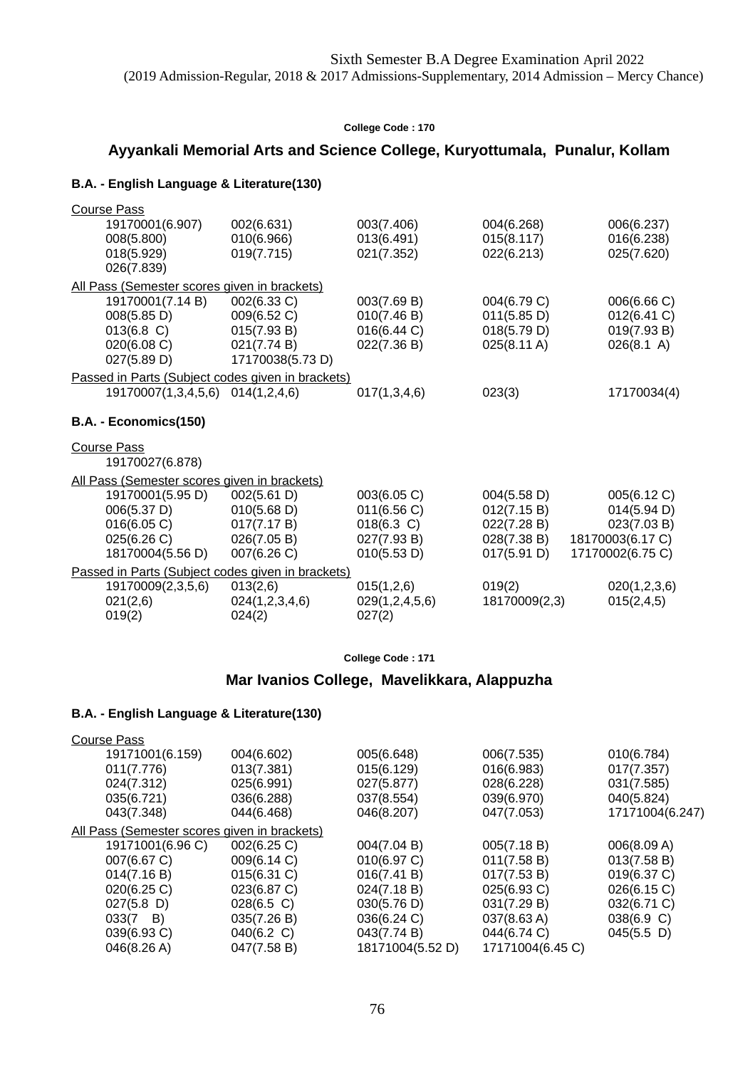Sixth Semester B.A Degree Examination April 2022
(2019 Admission-Regular, 2018 & 2017 Admissions-Supplementary, 2014 Admission – Mercy Chance)

**College Code : 170**

## Ayyankali Memorial Arts and Science College, Kuryottumala, Punalur, Kollam

### B.A. - English Language & Literature(130)

Course Pass

| | | | | |
|---|---|---|---|---|
| 19170001(6.907) | 002(6.631) | 003(7.406) | 004(6.268) | 006(6.237) |
| 008(5.800) | 010(6.966) | 013(6.491) | 015(8.117) | 016(6.238) |
| 018(5.929) | 019(7.715) | 021(7.352) | 022(6.213) | 025(7.620) |
| 026(7.839) | | | | |

All Pass (Semester scores given in brackets)

| | | | | |
|---|---|---|---|---|
| 19170001(7.14 B) | 002(6.33 C) | 003(7.69 B) | 004(6.79 C) | 006(6.66 C) |
| 008(5.85 D) | 009(6.52 C) | 010(7.46 B) | 011(5.85 D) | 012(6.41 C) |
| 013(6.8 C) | 015(7.93 B) | 016(6.44 C) | 018(5.79 D) | 019(7.93 B) |
| 020(6.08 C) | 021(7.74 B) | 022(7.36 B) | 025(8.11 A) | 026(8.1 A) |
| 027(5.89 D) | 17170038(5.73 D) | | | |

Passed in Parts (Subject codes given in brackets)

| | | | | |
|---|---|---|---|---|
| 19170007(1,3,4,5,6) | 014(1,2,4,6) | 017(1,3,4,6) | 023(3) | 17170034(4) |

### B.A. - Economics(150)

Course Pass

| |
|---|
| 19170027(6.878) |

All Pass (Semester scores given in brackets)

| | | | | |
|---|---|---|---|---|
| 19170001(5.95 D) | 002(5.61 D) | 003(6.05 C) | 004(5.58 D) | 005(6.12 C) |
| 006(5.37 D) | 010(5.68 D) | 011(6.56 C) | 012(7.15 B) | 014(5.94 D) |
| 016(6.05 C) | 017(7.17 B) | 018(6.3 C) | 022(7.28 B) | 023(7.03 B) |
| 025(6.26 C) | 026(7.05 B) | 027(7.93 B) | 028(7.38 B) | 18170003(6.17 C) |
| 18170004(5.56 D) | 007(6.26 C) | 010(5.53 D) | 017(5.91 D) | 17170002(6.75 C) |

Passed in Parts (Subject codes given in brackets)

| | | | | |
|---|---|---|---|---|
| 19170009(2,3,5,6) | 013(2,6) | 015(1,2,6) | 019(2) | 020(1,2,3,6) |
| 021(2,6) | 024(1,2,3,4,6) | 029(1,2,4,5,6) | 18170009(2,3) | 015(2,4,5) |
| 019(2) | 024(2) | 027(2) | | |

**College Code : 171**

## Mar Ivanios College, Mavelikkara, Alappuzha

### B.A. - English Language & Literature(130)

Course Pass

| | | | | |
|---|---|---|---|---|
| 19171001(6.159) | 004(6.602) | 005(6.648) | 006(7.535) | 010(6.784) |
| 011(7.776) | 013(7.381) | 015(6.129) | 016(6.983) | 017(7.357) |
| 024(7.312) | 025(6.991) | 027(5.877) | 028(6.228) | 031(7.585) |
| 035(6.721) | 036(6.288) | 037(8.554) | 039(6.970) | 040(5.824) |
| 043(7.348) | 044(6.468) | 046(8.207) | 047(7.053) | 17171004(6.247) |

All Pass (Semester scores given in brackets)

| | | | | |
|---|---|---|---|---|
| 19171001(6.96 C) | 002(6.25 C) | 004(7.04 B) | 005(7.18 B) | 006(8.09 A) |
| 007(6.67 C) | 009(6.14 C) | 010(6.97 C) | 011(7.58 B) | 013(7.58 B) |
| 014(7.16 B) | 015(6.31 C) | 016(7.41 B) | 017(7.53 B) | 019(6.37 C) |
| 020(6.25 C) | 023(6.87 C) | 024(7.18 B) | 025(6.93 C) | 026(6.15 C) |
| 027(5.8 D) | 028(6.5 C) | 030(5.76 D) | 031(7.29 B) | 032(6.71 C) |
| 033(7 B) | 035(7.26 B) | 036(6.24 C) | 037(8.63 A) | 038(6.9 C) |
| 039(6.93 C) | 040(6.2 C) | 043(7.74 B) | 044(6.74 C) | 045(5.5 D) |
| 046(8.26 A) | 047(7.58 B) | 18171004(5.52 D) | 17171004(6.45 C) | |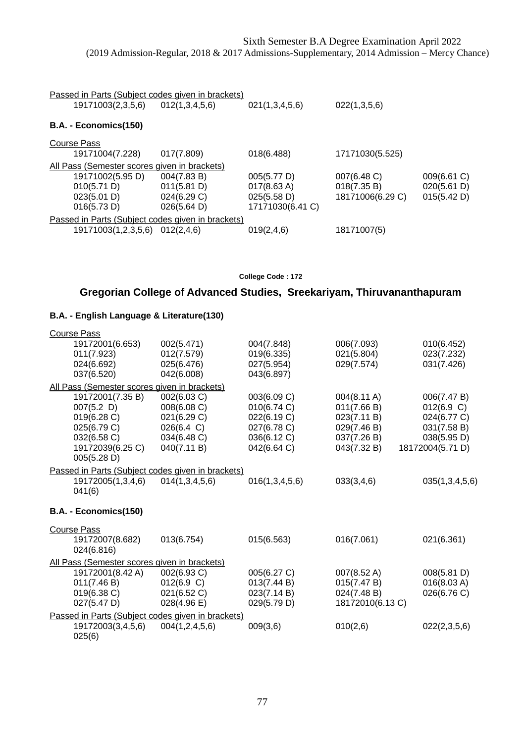Passed in Parts (Subject codes given in brackets)

19171003(2,3,5,6) 012(1,3,4,5,6) 021(1,3,4,5,6) 022(1,3,5,6)

**B.A. - Economics(150)**

Course Pass

19171004(7.228) 017(7.809) 018(6.488) 17171030(5.525)

All Pass (Semester scores given in brackets)

19171002(5.95 D) 004(7.83 B) 005(5.77 D) 007(6.48 C) 009(6.61 C)
010(5.71 D) 011(5.81 D) 017(8.63 A) 018(7.35 B) 020(5.61 D)
023(5.01 D) 024(6.29 C) 025(5.58 D) 18171006(6.29 C) 015(5.42 D)
016(5.73 D) 026(5.64 D) 17171030(6.41 C)

Passed in Parts (Subject codes given in brackets)

19171003(1,2,3,5,6) 012(2,4,6) 019(2,4,6) 18171007(5)

**College Code : 172**

## Gregorian College of Advanced Studies, Sreekariyam, Thiruvananthapuram

**B.A. - English Language & Literature(130)**

Course Pass

19172001(6.653) 002(5.471) 004(7.848) 006(7.093) 010(6.452)
011(7.923) 012(7.579) 019(6.335) 021(5.804) 023(7.232)
024(6.692) 025(6.476) 027(5.954) 029(7.574) 031(7.426)
037(6.520) 042(6.008) 043(6.897)

All Pass (Semester scores given in brackets)

19172001(7.35 B) 002(6.03 C) 003(6.09 C) 004(8.11 A) 006(7.47 B)
007(5.2 D) 008(6.08 C) 010(6.74 C) 011(7.66 B) 012(6.9 C)
019(6.28 C) 021(6.29 C) 022(6.19 C) 023(7.11 B) 024(6.77 C)
025(6.79 C) 026(6.4 C) 027(6.78 C) 029(7.46 B) 031(7.58 B)
032(6.58 C) 034(6.48 C) 036(6.12 C) 037(7.26 B) 038(5.95 D)
19172039(6.25 C) 040(7.11 B) 042(6.64 C) 043(7.32 B) 18172004(5.71 D)
005(5.28 D)

Passed in Parts (Subject codes given in brackets)

19172005(1,3,4,6) 014(1,3,4,5,6) 016(1,3,4,5,6) 033(3,4,6) 035(1,3,4,5,6)
041(6)

**B.A. - Economics(150)**

Course Pass

19172007(8.682) 013(6.754) 015(6.563) 016(7.061) 021(6.361)
024(6.816)

All Pass (Semester scores given in brackets)

19172001(8.42 A) 002(6.93 C) 005(6.27 C) 007(8.52 A) 008(5.81 D)
011(7.46 B) 012(6.9 C) 013(7.44 B) 015(7.47 B) 016(8.03 A)
019(6.38 C) 021(6.52 C) 023(7.14 B) 024(7.48 B) 026(6.76 C)
027(5.47 D) 028(4.96 E) 029(5.79 D) 18172010(6.13 C)

Passed in Parts (Subject codes given in brackets)

19172003(3,4,5,6) 004(1,2,4,5,6) 009(3,6) 010(2,6) 022(2,3,5,6)
025(6)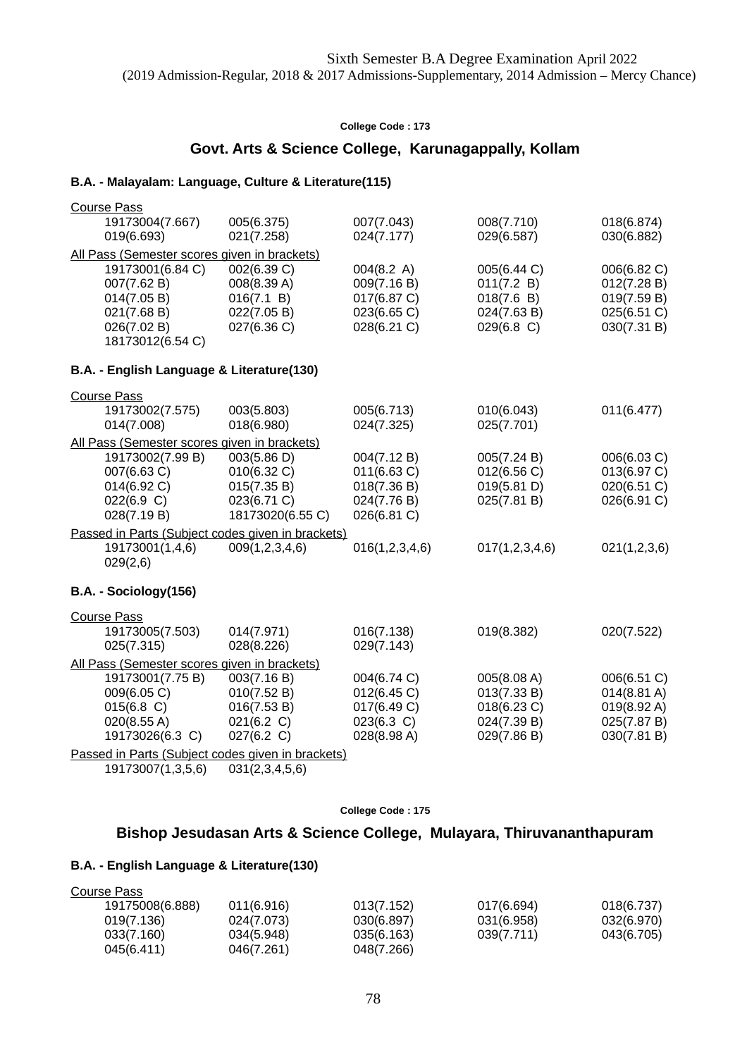Sixth Semester B.A Degree Examination April 2022
(2019 Admission-Regular, 2018 & 2017 Admissions-Supplementary, 2014 Admission – Mercy Chance)

College Code : 173

## Govt. Arts & Science College, Karunagappally, Kollam

### B.A. - Malayalam: Language, Culture & Literature(115)

Course Pass

| | | | | |
|---|---|---|---|---|
| 19173004(7.667) | 005(6.375) | 007(7.043) | 008(7.710) | 018(6.874) |
| 019(6.693) | 021(7.258) | 024(7.177) | 029(6.587) | 030(6.882) |

All Pass (Semester scores given in brackets)

| | | | | |
|---|---|---|---|---|
| 19173001(6.84 C) | 002(6.39 C) | 004(8.2 A) | 005(6.44 C) | 006(6.82 C) |
| 007(7.62 B) | 008(8.39 A) | 009(7.16 B) | 011(7.2 B) | 012(7.28 B) |
| 014(7.05 B) | 016(7.1 B) | 017(6.87 C) | 018(7.6 B) | 019(7.59 B) |
| 021(7.68 B) | 022(7.05 B) | 023(6.65 C) | 024(7.63 B) | 025(6.51 C) |
| 026(7.02 B) | 027(6.36 C) | 028(6.21 C) | 029(6.8 C) | 030(7.31 B) |
| 18173012(6.54 C) | | | | |

### B.A. - English Language & Literature(130)

Course Pass

| | | | | |
|---|---|---|---|---|
| 19173002(7.575) | 003(5.803) | 005(6.713) | 010(6.043) | 011(6.477) |
| 014(7.008) | 018(6.980) | 024(7.325) | 025(7.701) | |

All Pass (Semester scores given in brackets)

| | | | | |
|---|---|---|---|---|
| 19173002(7.99 B) | 003(5.86 D) | 004(7.12 B) | 005(7.24 B) | 006(6.03 C) |
| 007(6.63 C) | 010(6.32 C) | 011(6.63 C) | 012(6.56 C) | 013(6.97 C) |
| 014(6.92 C) | 015(7.35 B) | 018(7.36 B) | 019(5.81 D) | 020(6.51 C) |
| 022(6.9 C) | 023(6.71 C) | 024(7.76 B) | 025(7.81 B) | 026(6.91 C) |
| 028(7.19 B) | 18173020(6.55 C) | 026(6.81 C) | | |

Passed in Parts (Subject codes given in brackets)

| | | | | |
|---|---|---|---|---|
| 19173001(1,4,6) | 009(1,2,3,4,6) | 016(1,2,3,4,6) | 017(1,2,3,4,6) | 021(1,2,3,6) |
| 029(2,6) | | | | |

### B.A. - Sociology(156)

Course Pass

| | | | | |
|---|---|---|---|---|
| 19173005(7.503) | 014(7.971) | 016(7.138) | 019(8.382) | 020(7.522) |
| 025(7.315) | 028(8.226) | 029(7.143) | | |

All Pass (Semester scores given in brackets)

| | | | | |
|---|---|---|---|---|
| 19173001(7.75 B) | 003(7.16 B) | 004(6.74 C) | 005(8.08 A) | 006(6.51 C) |
| 009(6.05 C) | 010(7.52 B) | 012(6.45 C) | 013(7.33 B) | 014(8.81 A) |
| 015(6.8 C) | 016(7.53 B) | 017(6.49 C) | 018(6.23 C) | 019(8.92 A) |
| 020(8.55 A) | 021(6.2 C) | 023(6.3 C) | 024(7.39 B) | 025(7.87 B) |
| 19173026(6.3 C) | 027(6.2 C) | 028(8.98 A) | 029(7.86 B) | 030(7.81 B) |

Passed in Parts (Subject codes given in brackets)

| | |
|---|---|
| 19173007(1,3,5,6) | 031(2,3,4,5,6) |

College Code : 175

## Bishop Jesudasan Arts & Science College, Mulayara, Thiruvananthapuram

### B.A. - English Language & Literature(130)

Course Pass

| | | | | |
|---|---|---|---|---|
| 19175008(6.888) | 011(6.916) | 013(7.152) | 017(6.694) | 018(6.737) |
| 019(7.136) | 024(7.073) | 030(6.897) | 031(6.958) | 032(6.970) |
| 033(7.160) | 034(5.948) | 035(6.163) | 039(7.711) | 043(6.705) |
| 045(6.411) | 046(7.261) | 048(7.266) | | |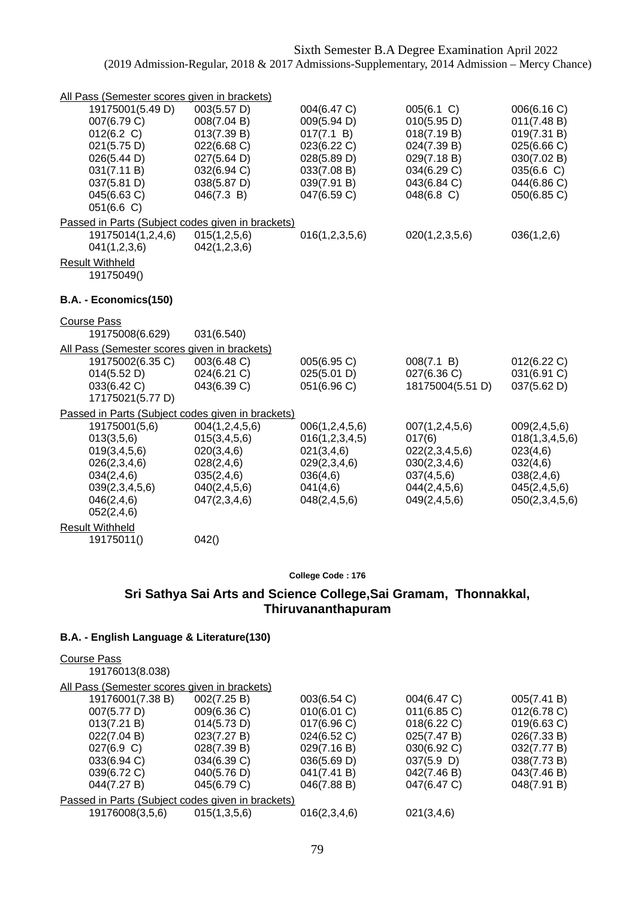Sixth Semester B.A Degree Examination April 2022
(2019 Admission-Regular, 2018 & 2017 Admissions-Supplementary, 2014 Admission – Mercy Chance)

All Pass (Semester scores given in brackets)

| | | | | |
|---|---|---|---|---|
| 19175001(5.49 D) | 003(5.57 D) | 004(6.47 C) | 005(6.1 C) | 006(6.16 C) |
| 007(6.79 C) | 008(7.04 B) | 009(5.94 D) | 010(5.95 D) | 011(7.48 B) |
| 012(6.2 C) | 013(7.39 B) | 017(7.1 B) | 018(7.19 B) | 019(7.31 B) |
| 021(5.75 D) | 022(6.68 C) | 023(6.22 C) | 024(7.39 B) | 025(6.66 C) |
| 026(5.44 D) | 027(5.64 D) | 028(5.89 D) | 029(7.18 B) | 030(7.02 B) |
| 031(7.11 B) | 032(6.94 C) | 033(7.08 B) | 034(6.29 C) | 035(6.6 C) |
| 037(5.81 D) | 038(5.87 D) | 039(7.91 B) | 043(6.84 C) | 044(6.86 C) |
| 045(6.63 C) | 046(7.3 B) | 047(6.59 C) | 048(6.8 C) | 050(6.85 C) |
| 051(6.6 C) | | | | |

Passed in Parts (Subject codes given in brackets)

| | | | | |
|---|---|---|---|---|
| 19175014(1,2,4,6) | 015(1,2,5,6) | 016(1,2,3,5,6) | 020(1,2,3,5,6) | 036(1,2,6) |
| 041(1,2,3,6) | 042(1,2,3,6) | | | |

Result Withheld

19175049()

### B.A. - Economics(150)

Course Pass

19175008(6.629) 031(6.540)

All Pass (Semester scores given in brackets)

| | | | | |
|---|---|---|---|---|
| 19175002(6.35 C) | 003(6.48 C) | 005(6.95 C) | 008(7.1 B) | 012(6.22 C) |
| 014(5.52 D) | 024(6.21 C) | 025(5.01 D) | 027(6.36 C) | 031(6.91 C) |
| 033(6.42 C) | 043(6.39 C) | 051(6.96 C) | 18175004(5.51 D) | 037(5.62 D) |
| 17175021(5.77 D) | | | | |

Passed in Parts (Subject codes given in brackets)

| | | | | |
|---|---|---|---|---|
| 19175001(5,6) | 004(1,2,4,5,6) | 006(1,2,4,5,6) | 007(1,2,4,5,6) | 009(2,4,5,6) |
| 013(3,5,6) | 015(3,4,5,6) | 016(1,2,3,4,5) | 017(6) | 018(1,3,4,5,6) |
| 019(3,4,5,6) | 020(3,4,6) | 021(3,4,6) | 022(2,3,4,5,6) | 023(4,6) |
| 026(2,3,4,6) | 028(2,4,6) | 029(2,3,4,6) | 030(2,3,4,6) | 032(4,6) |
| 034(2,4,6) | 035(2,4,6) | 036(4,6) | 037(4,5,6) | 038(2,4,6) |
| 039(2,3,4,5,6) | 040(2,4,5,6) | 041(4,6) | 044(2,4,5,6) | 045(2,4,5,6) |
| 046(2,4,6) | 047(2,3,4,6) | 048(2,4,5,6) | 049(2,4,5,6) | 050(2,3,4,5,6) |
| 052(2,4,6) | | | | |

Result Withheld

19175011() 042()

**College Code : 176**

## Sri Sathya Sai Arts and Science College,Sai Gramam, Thonnakkal, Thiruvananthapuram

### B.A. - English Language & Literature(130)

Course Pass

19176013(8.038)

All Pass (Semester scores given in brackets)

| | | | | |
|---|---|---|---|---|
| 19176001(7.38 B) | 002(7.25 B) | 003(6.54 C) | 004(6.47 C) | 005(7.41 B) |
| 007(5.77 D) | 009(6.36 C) | 010(6.01 C) | 011(6.85 C) | 012(6.78 C) |
| 013(7.21 B) | 014(5.73 D) | 017(6.96 C) | 018(6.22 C) | 019(6.63 C) |
| 022(7.04 B) | 023(7.27 B) | 024(6.52 C) | 025(7.47 B) | 026(7.33 B) |
| 027(6.9 C) | 028(7.39 B) | 029(7.16 B) | 030(6.92 C) | 032(7.77 B) |
| 033(6.94 C) | 034(6.39 C) | 036(5.69 D) | 037(5.9 D) | 038(7.73 B) |
| 039(6.72 C) | 040(5.76 D) | 041(7.41 B) | 042(7.46 B) | 043(7.46 B) |
| 044(7.27 B) | 045(6.79 C) | 046(7.88 B) | 047(6.47 C) | 048(7.91 B) |

Passed in Parts (Subject codes given in brackets)

| | | | |
|---|---|---|---|
| 19176008(3,5,6) | 015(1,3,5,6) | 016(2,3,4,6) | 021(3,4,6) |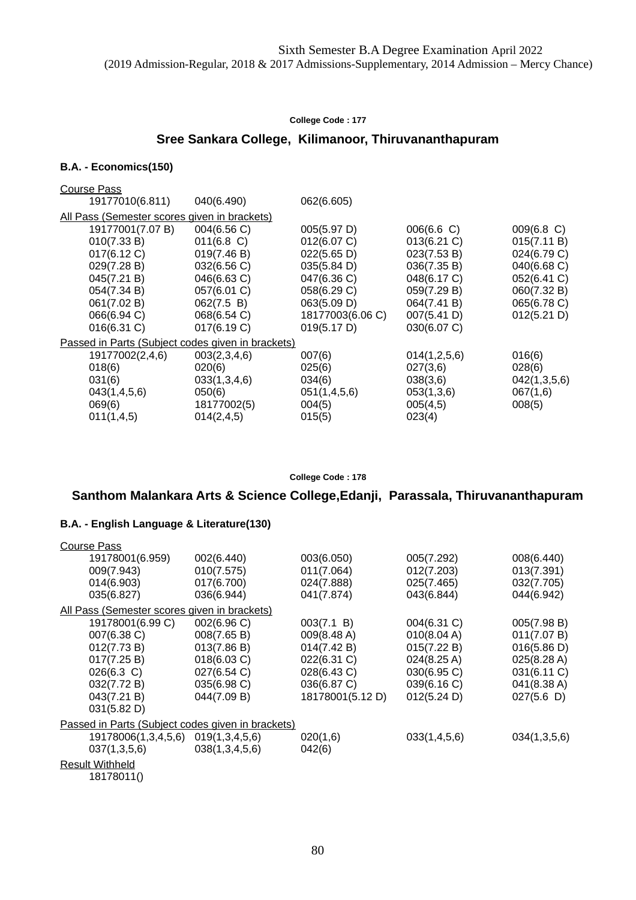Sixth Semester B.A Degree Examination April 2022
(2019 Admission-Regular, 2018 & 2017 Admissions-Supplementary, 2014 Admission – Mercy Chance)

**College Code : 177**

## Sree Sankara College, Kilimanoor, Thiruvananthapuram

### B.A. - Economics(150)

Course Pass

| | | | | |
|---|---|---|---|---|
| 19177010(6.811) | 040(6.490) | 062(6.605) | | |

All Pass (Semester scores given in brackets)

| | | | | |
|---|---|---|---|---|
| 19177001(7.07 B) | 004(6.56 C) | 005(5.97 D) | 006(6.6 C) | 009(6.8 C) |
| 010(7.33 B) | 011(6.8 C) | 012(6.07 C) | 013(6.21 C) | 015(7.11 B) |
| 017(6.12 C) | 019(7.46 B) | 022(5.65 D) | 023(7.53 B) | 024(6.79 C) |
| 029(7.28 B) | 032(6.56 C) | 035(5.84 D) | 036(7.35 B) | 040(6.68 C) |
| 045(7.21 B) | 046(6.63 C) | 047(6.36 C) | 048(6.17 C) | 052(6.41 C) |
| 054(7.34 B) | 057(6.01 C) | 058(6.29 C) | 059(7.29 B) | 060(7.32 B) |
| 061(7.02 B) | 062(7.5 B) | 063(5.09 D) | 064(7.41 B) | 065(6.78 C) |
| 066(6.94 C) | 068(6.54 C) | 18177003(6.06 C) | 007(5.41 D) | 012(5.21 D) |
| 016(6.31 C) | 017(6.19 C) | 019(5.17 D) | 030(6.07 C) | |

Passed in Parts (Subject codes given in brackets)

| | | | | |
|---|---|---|---|---|
| 19177002(2,4,6) | 003(2,3,4,6) | 007(6) | 014(1,2,5,6) | 016(6) |
| 018(6) | 020(6) | 025(6) | 027(3,6) | 028(6) |
| 031(6) | 033(1,3,4,6) | 034(6) | 038(3,6) | 042(1,3,5,6) |
| 043(1,4,5,6) | 050(6) | 051(1,4,5,6) | 053(1,3,6) | 067(1,6) |
| 069(6) | 18177002(5) | 004(5) | 005(4,5) | 008(5) |
| 011(1,4,5) | 014(2,4,5) | 015(5) | 023(4) | |

**College Code : 178**

## Santhom Malankara Arts & Science College,Edanji, Parassala, Thiruvananthapuram

### B.A. - English Language & Literature(130)

Course Pass

| | | | | |
|---|---|---|---|---|
| 19178001(6.959) | 002(6.440) | 003(6.050) | 005(7.292) | 008(6.440) |
| 009(7.943) | 010(7.575) | 011(7.064) | 012(7.203) | 013(7.391) |
| 014(6.903) | 017(6.700) | 024(7.888) | 025(7.465) | 032(7.705) |
| 035(6.827) | 036(6.944) | 041(7.874) | 043(6.844) | 044(6.942) |

All Pass (Semester scores given in brackets)

| | | | | |
|---|---|---|---|---|
| 19178001(6.99 C) | 002(6.96 C) | 003(7.1 B) | 004(6.31 C) | 005(7.98 B) |
| 007(6.38 C) | 008(7.65 B) | 009(8.48 A) | 010(8.04 A) | 011(7.07 B) |
| 012(7.73 B) | 013(7.86 B) | 014(7.42 B) | 015(7.22 B) | 016(5.86 D) |
| 017(7.25 B) | 018(6.03 C) | 022(6.31 C) | 024(8.25 A) | 025(8.28 A) |
| 026(6.3 C) | 027(6.54 C) | 028(6.43 C) | 030(6.95 C) | 031(6.11 C) |
| 032(7.72 B) | 035(6.98 C) | 036(6.87 C) | 039(6.16 C) | 041(8.38 A) |
| 043(7.21 B) | 044(7.09 B) | 18178001(5.12 D) | 012(5.24 D) | 027(5.6 D) |
| 031(5.82 D) | | | | |

Passed in Parts (Subject codes given in brackets)

| | | | | |
|---|---|---|---|---|
| 19178006(1,3,4,5,6) | 019(1,3,4,5,6) | 020(1,6) | 033(1,4,5,6) | 034(1,3,5,6) |
| 037(1,3,5,6) | 038(1,3,4,5,6) | 042(6) | | |

Result Withheld

18178011()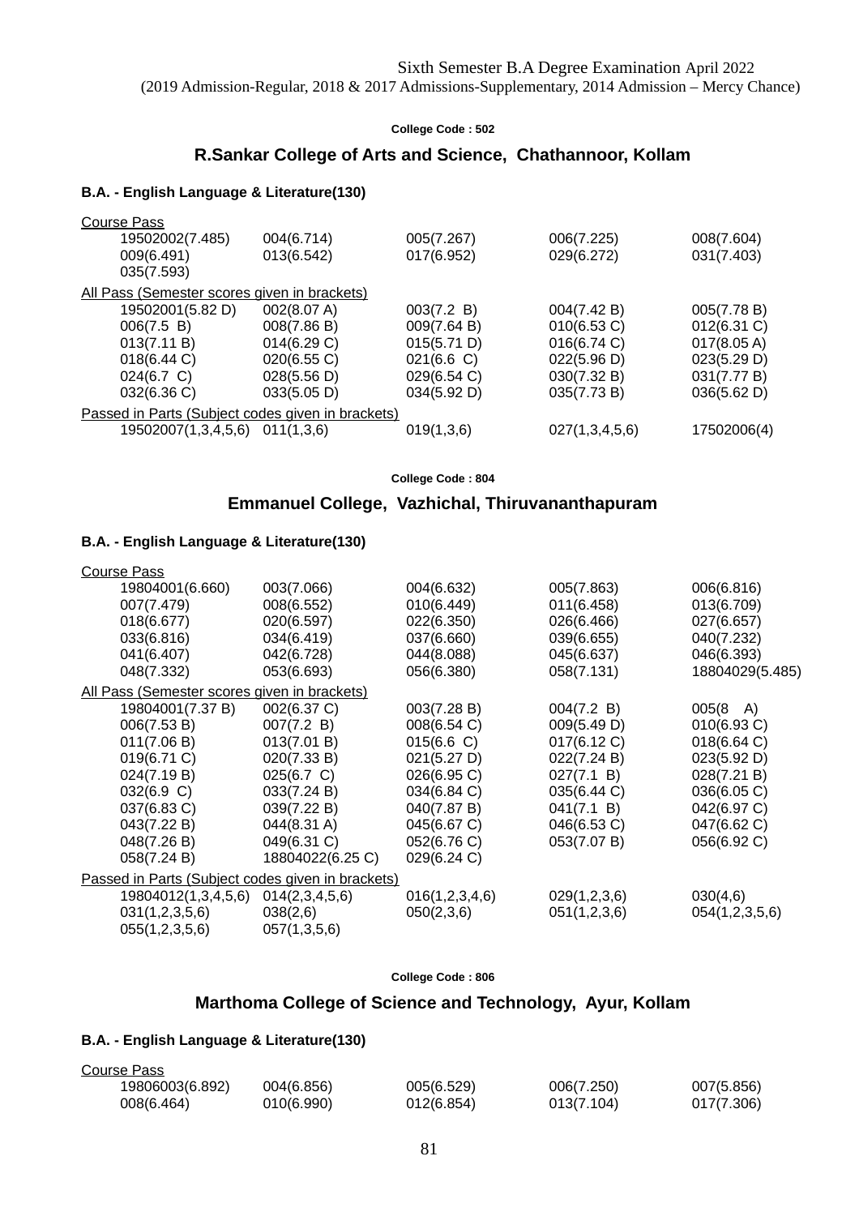Sixth Semester B.A Degree Examination April 2022
(2019 Admission-Regular, 2018 & 2017 Admissions-Supplementary, 2014 Admission – Mercy Chance)

**College Code : 502**

## R.Sankar College of Arts and Science, Chathannoor, Kollam

### B.A. - English Language & Literature(130)

Course Pass

| | | | | |
|---|---|---|---|---|
| 19502002(7.485) | 004(6.714) | 005(7.267) | 006(7.225) | 008(7.604) |
| 009(6.491) | 013(6.542) | 017(6.952) | 029(6.272) | 031(7.403) |
| 035(7.593) | | | | |

All Pass (Semester scores given in brackets)

| | | | | |
|---|---|---|---|---|
| 19502001(5.82 D) | 002(8.07 A) | 003(7.2 B) | 004(7.42 B) | 005(7.78 B) |
| 006(7.5 B) | 008(7.86 B) | 009(7.64 B) | 010(6.53 C) | 012(6.31 C) |
| 013(7.11 B) | 014(6.29 C) | 015(5.71 D) | 016(6.74 C) | 017(8.05 A) |
| 018(6.44 C) | 020(6.55 C) | 021(6.6 C) | 022(5.96 D) | 023(5.29 D) |
| 024(6.7 C) | 028(5.56 D) | 029(6.54 C) | 030(7.32 B) | 031(7.77 B) |
| 032(6.36 C) | 033(5.05 D) | 034(5.92 D) | 035(7.73 B) | 036(5.62 D) |

Passed in Parts (Subject codes given in brackets)

| | | | | |
|---|---|---|---|---|
| 19502007(1,3,4,5,6) | 011(1,3,6) | 019(1,3,6) | 027(1,3,4,5,6) | 17502006(4) |

**College Code : 804**

## Emmanuel College, Vazhichal, Thiruvananthapuram

### B.A. - English Language & Literature(130)

Course Pass

| | | | | |
|---|---|---|---|---|
| 19804001(6.660) | 003(7.066) | 004(6.632) | 005(7.863) | 006(6.816) |
| 007(7.479) | 008(6.552) | 010(6.449) | 011(6.458) | 013(6.709) |
| 018(6.677) | 020(6.597) | 022(6.350) | 026(6.466) | 027(6.657) |
| 033(6.816) | 034(6.419) | 037(6.660) | 039(6.655) | 040(7.232) |
| 041(6.407) | 042(6.728) | 044(8.088) | 045(6.637) | 046(6.393) |
| 048(7.332) | 053(6.693) | 056(6.380) | 058(7.131) | 18804029(5.485) |

All Pass (Semester scores given in brackets)

| | | | | |
|---|---|---|---|---|
| 19804001(7.37 B) | 002(6.37 C) | 003(7.28 B) | 004(7.2 B) | 005(8 A) |
| 006(7.53 B) | 007(7.2 B) | 008(6.54 C) | 009(5.49 D) | 010(6.93 C) |
| 011(7.06 B) | 013(7.01 B) | 015(6.6 C) | 017(6.12 C) | 018(6.64 C) |
| 019(6.71 C) | 020(7.33 B) | 021(5.27 D) | 022(7.24 B) | 023(5.92 D) |
| 024(7.19 B) | 025(6.7 C) | 026(6.95 C) | 027(7.1 B) | 028(7.21 B) |
| 032(6.9 C) | 033(7.24 B) | 034(6.84 C) | 035(6.44 C) | 036(6.05 C) |
| 037(6.83 C) | 039(7.22 B) | 040(7.87 B) | 041(7.1 B) | 042(6.97 C) |
| 043(7.22 B) | 044(8.31 A) | 045(6.67 C) | 046(6.53 C) | 047(6.62 C) |
| 048(7.26 B) | 049(6.31 C) | 052(6.76 C) | 053(7.07 B) | 056(6.92 C) |
| 058(7.24 B) | 18804022(6.25 C) | 029(6.24 C) | | |

Passed in Parts (Subject codes given in brackets)

| | | | | |
|---|---|---|---|---|
| 19804012(1,3,4,5,6) | 014(2,3,4,5,6) | 016(1,2,3,4,6) | 029(1,2,3,6) | 030(4,6) |
| 031(1,2,3,5,6) | 038(2,6) | 050(2,3,6) | 051(1,2,3,6) | 054(1,2,3,5,6) |
| 055(1,2,3,5,6) | 057(1,3,5,6) | | | |

**College Code : 806**

## Marthoma College of Science and Technology, Ayur, Kollam

### B.A. - English Language & Literature(130)

Course Pass

| | | | | |
|---|---|---|---|---|
| 19806003(6.892) | 004(6.856) | 005(6.529) | 006(7.250) | 007(5.856) |
| 008(6.464) | 010(6.990) | 012(6.854) | 013(7.104) | 017(7.306) |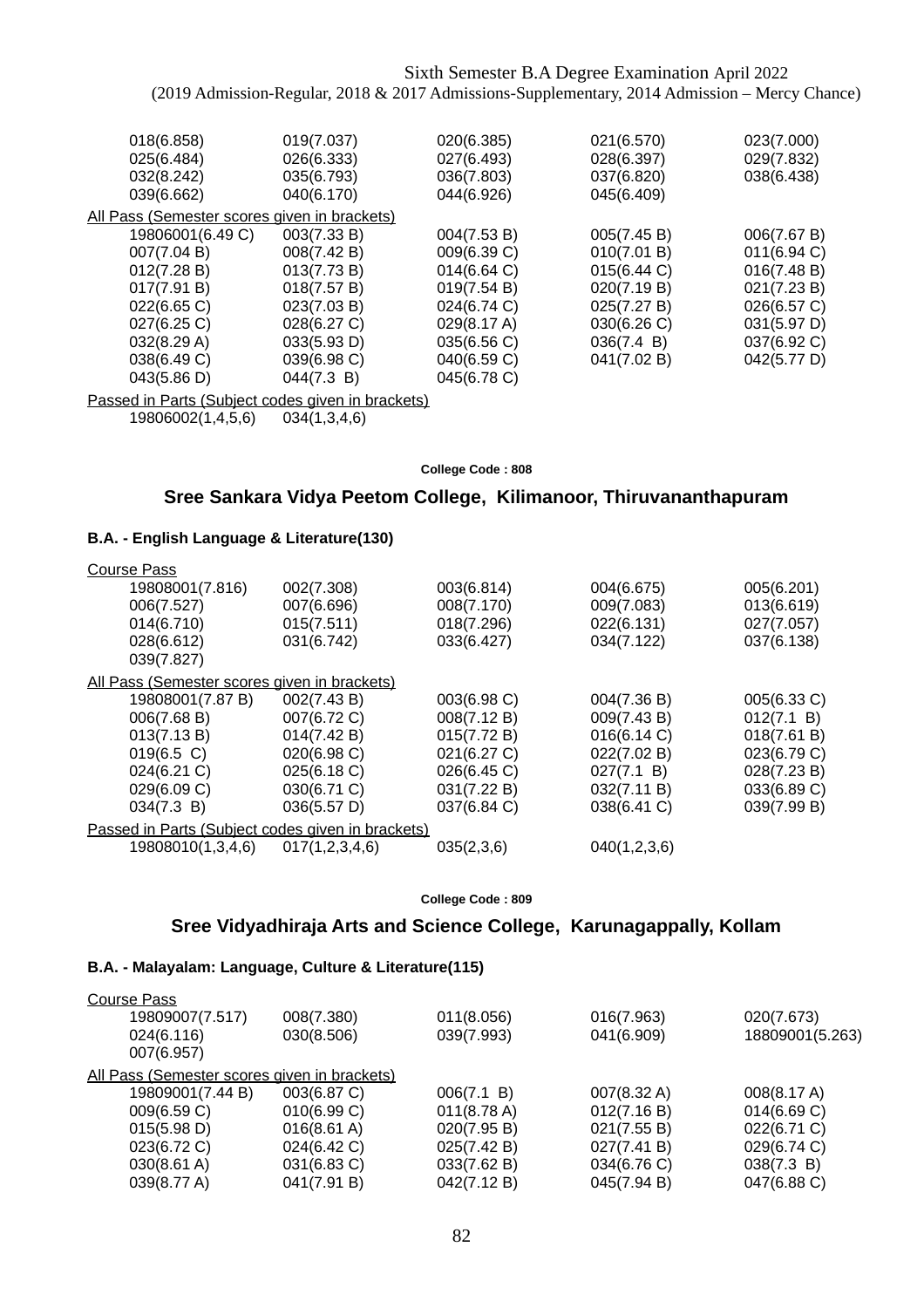| | | | | |
|---|---|---|---|---|
| 018(6.858) | 019(7.037) | 020(6.385) | 021(6.570) | 023(7.000) |
| 025(6.484) | 026(6.333) | 027(6.493) | 028(6.397) | 029(7.832) |
| 032(8.242) | 035(6.793) | 036(7.803) | 037(6.820) | 038(6.438) |
| 039(6.662) | 040(6.170) | 044(6.926) | 045(6.409) | |

All Pass (Semester scores given in brackets)

| | | | | |
|---|---|---|---|---|
| 19806001(6.49 C) | 003(7.33 B) | 004(7.53 B) | 005(7.45 B) | 006(7.67 B) |
| 007(7.04 B) | 008(7.42 B) | 009(6.39 C) | 010(7.01 B) | 011(6.94 C) |
| 012(7.28 B) | 013(7.73 B) | 014(6.64 C) | 015(6.44 C) | 016(7.48 B) |
| 017(7.91 B) | 018(7.57 B) | 019(7.54 B) | 020(7.19 B) | 021(7.23 B) |
| 022(6.65 C) | 023(7.03 B) | 024(6.74 C) | 025(7.27 B) | 026(6.57 C) |
| 027(6.25 C) | 028(6.27 C) | 029(8.17 A) | 030(6.26 C) | 031(5.97 D) |
| 032(8.29 A) | 033(5.93 D) | 035(6.56 C) | 036(7.4 B) | 037(6.92 C) |
| 038(6.49 C) | 039(6.98 C) | 040(6.59 C) | 041(7.02 B) | 042(5.77 D) |
| 043(5.86 D) | 044(7.3 B) | 045(6.78 C) | | |

Passed in Parts (Subject codes given in brackets)

19806002(1,4,5,6) 034(1,3,4,6)

College Code : 808

## Sree Sankara Vidya Peetom College, Kilimanoor, Thiruvananthapuram

### B.A. - English Language & Literature(130)

Course Pass

| | | | | |
|---|---|---|---|---|
| 19808001(7.816) | 002(7.308) | 003(6.814) | 004(6.675) | 005(6.201) |
| 006(7.527) | 007(6.696) | 008(7.170) | 009(7.083) | 013(6.619) |
| 014(6.710) | 015(7.511) | 018(7.296) | 022(6.131) | 027(7.057) |
| 028(6.612) | 031(6.742) | 033(6.427) | 034(7.122) | 037(6.138) |
| 039(7.827) | | | | |

All Pass (Semester scores given in brackets)

| | | | | |
|---|---|---|---|---|
| 19808001(7.87 B) | 002(7.43 B) | 003(6.98 C) | 004(7.36 B) | 005(6.33 C) |
| 006(7.68 B) | 007(6.72 C) | 008(7.12 B) | 009(7.43 B) | 012(7.1 B) |
| 013(7.13 B) | 014(7.42 B) | 015(7.72 B) | 016(6.14 C) | 018(7.61 B) |
| 019(6.5 C) | 020(6.98 C) | 021(6.27 C) | 022(7.02 B) | 023(6.79 C) |
| 024(6.21 C) | 025(6.18 C) | 026(6.45 C) | 027(7.1 B) | 028(7.23 B) |
| 029(6.09 C) | 030(6.71 C) | 031(7.22 B) | 032(7.11 B) | 033(6.89 C) |
| 034(7.3 B) | 036(5.57 D) | 037(6.84 C) | 038(6.41 C) | 039(7.99 B) |

Passed in Parts (Subject codes given in brackets)

19808010(1,3,4,6) 017(1,2,3,4,6) 035(2,3,6) 040(1,2,3,6)

College Code : 809

## Sree Vidyadhiraja Arts and Science College, Karunagappally, Kollam

### B.A. - Malayalam: Language, Culture & Literature(115)

Course Pass

| | | | | |
|---|---|---|---|---|
| 19809007(7.517) | 008(7.380) | 011(8.056) | 016(7.963) | 020(7.673) |
| 024(6.116) | 030(8.506) | 039(7.993) | 041(6.909) | 18809001(5.263) |
| 007(6.957) | | | | |

All Pass (Semester scores given in brackets)

| | | | | |
|---|---|---|---|---|
| 19809001(7.44 B) | 003(6.87 C) | 006(7.1 B) | 007(8.32 A) | 008(8.17 A) |
| 009(6.59 C) | 010(6.99 C) | 011(8.78 A) | 012(7.16 B) | 014(6.69 C) |
| 015(5.98 D) | 016(8.61 A) | 020(7.95 B) | 021(7.55 B) | 022(6.71 C) |
| 023(6.72 C) | 024(6.42 C) | 025(7.42 B) | 027(7.41 B) | 029(6.74 C) |
| 030(8.61 A) | 031(6.83 C) | 033(7.62 B) | 034(6.76 C) | 038(7.3 B) |
| 039(8.77 A) | 041(7.91 B) | 042(7.12 B) | 045(7.94 B) | 047(6.88 C) |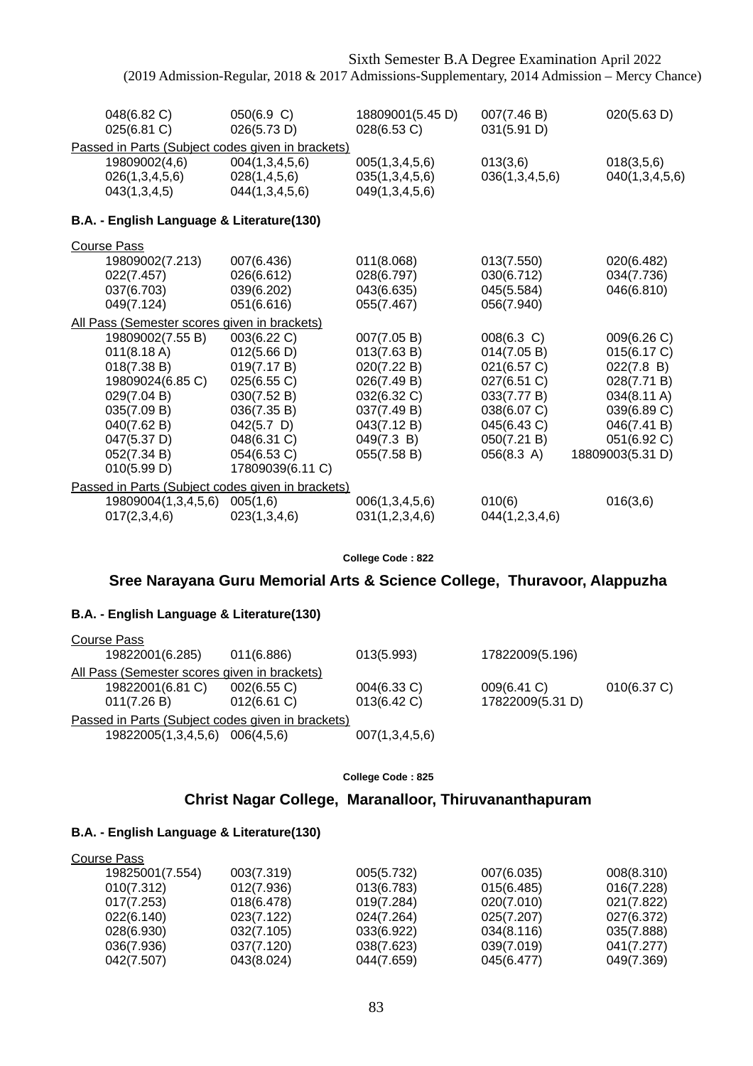| | | | | |
|---|---|---|---|---|
| 048(6.82 C) | 050(6.9 C) | 18809001(5.45 D) | 007(7.46 B) | 020(5.63 D) |
| 025(6.81 C) | 026(5.73 D) | 028(6.53 C) | 031(5.91 D) | |

Passed in Parts (Subject codes given in brackets)

| | | | | |
|---|---|---|---|---|
| 19809002(4,6) | 004(1,3,4,5,6) | 005(1,3,4,5,6) | 013(3,6) | 018(3,5,6) |
| 026(1,3,4,5,6) | 028(1,4,5,6) | 035(1,3,4,5,6) | 036(1,3,4,5,6) | 040(1,3,4,5,6) |
| 043(1,3,4,5) | 044(1,3,4,5,6) | 049(1,3,4,5,6) | | |

**B.A. - English Language & Literature(130)**

Course Pass

| | | | | |
|---|---|---|---|---|
| 19809002(7.213) | 007(6.436) | 011(8.068) | 013(7.550) | 020(6.482) |
| 022(7.457) | 026(6.612) | 028(6.797) | 030(6.712) | 034(7.736) |
| 037(6.703) | 039(6.202) | 043(6.635) | 045(5.584) | 046(6.810) |
| 049(7.124) | 051(6.616) | 055(7.467) | 056(7.940) | |

All Pass (Semester scores given in brackets)

| | | | | |
|---|---|---|---|---|
| 19809002(7.55 B) | 003(6.22 C) | 007(7.05 B) | 008(6.3 C) | 009(6.26 C) |
| 011(8.18 A) | 012(5.66 D) | 013(7.63 B) | 014(7.05 B) | 015(6.17 C) |
| 018(7.38 B) | 019(7.17 B) | 020(7.22 B) | 021(6.57 C) | 022(7.8 B) |
| 19809024(6.85 C) | 025(6.55 C) | 026(7.49 B) | 027(6.51 C) | 028(7.71 B) |
| 029(7.04 B) | 030(7.52 B) | 032(6.32 C) | 033(7.77 B) | 034(8.11 A) |
| 035(7.09 B) | 036(7.35 B) | 037(7.49 B) | 038(6.07 C) | 039(6.89 C) |
| 040(7.62 B) | 042(5.7 D) | 043(7.12 B) | 045(6.43 C) | 046(7.41 B) |
| 047(5.37 D) | 048(6.31 C) | 049(7.3 B) | 050(7.21 B) | 051(6.92 C) |
| 052(7.34 B) | 054(6.53 C) | 055(7.58 B) | 056(8.3 A) | 18809003(5.31 D) |
| 010(5.99 D) | 17809039(6.11 C) | | | |

Passed in Parts (Subject codes given in brackets)

| | | | | |
|---|---|---|---|---|
| 19809004(1,3,4,5,6) | 005(1,6) | 006(1,3,4,5,6) | 010(6) | 016(3,6) |
| 017(2,3,4,6) | 023(1,3,4,6) | 031(1,2,3,4,6) | 044(1,2,3,4,6) | |

**College Code : 822**

## Sree Narayana Guru Memorial Arts & Science College, Thuravoor, Alappuzha

**B.A. - English Language & Literature(130)**

Course Pass

| | | | | |
|---|---|---|---|---|
| 19822001(6.285) | 011(6.886) | 013(5.993) | 17822009(5.196) | |

All Pass (Semester scores given in brackets)

| | | | | |
|---|---|---|---|---|
| 19822001(6.81 C) | 002(6.55 C) | 004(6.33 C) | 009(6.41 C) | 010(6.37 C) |
| 011(7.26 B) | 012(6.61 C) | 013(6.42 C) | 17822009(5.31 D) | |

Passed in Parts (Subject codes given in brackets)

| | | | | |
|---|---|---|---|---|
| 19822005(1,3,4,5,6) | 006(4,5,6) | 007(1,3,4,5,6) | | |

**College Code : 825**

## Christ Nagar College, Maranalloor, Thiruvananthapuram

**B.A. - English Language & Literature(130)**

Course Pass

| | | | | |
|---|---|---|---|---|
| 19825001(7.554) | 003(7.319) | 005(5.732) | 007(6.035) | 008(8.310) |
| 010(7.312) | 012(7.936) | 013(6.783) | 015(6.485) | 016(7.228) |
| 017(7.253) | 018(6.478) | 019(7.284) | 020(7.010) | 021(7.822) |
| 022(6.140) | 023(7.122) | 024(7.264) | 025(7.207) | 027(6.372) |
| 028(6.930) | 032(7.105) | 033(6.922) | 034(8.116) | 035(7.888) |
| 036(7.936) | 037(7.120) | 038(7.623) | 039(7.019) | 041(7.277) |
| 042(7.507) | 043(8.024) | 044(7.659) | 045(6.477) | 049(7.369) |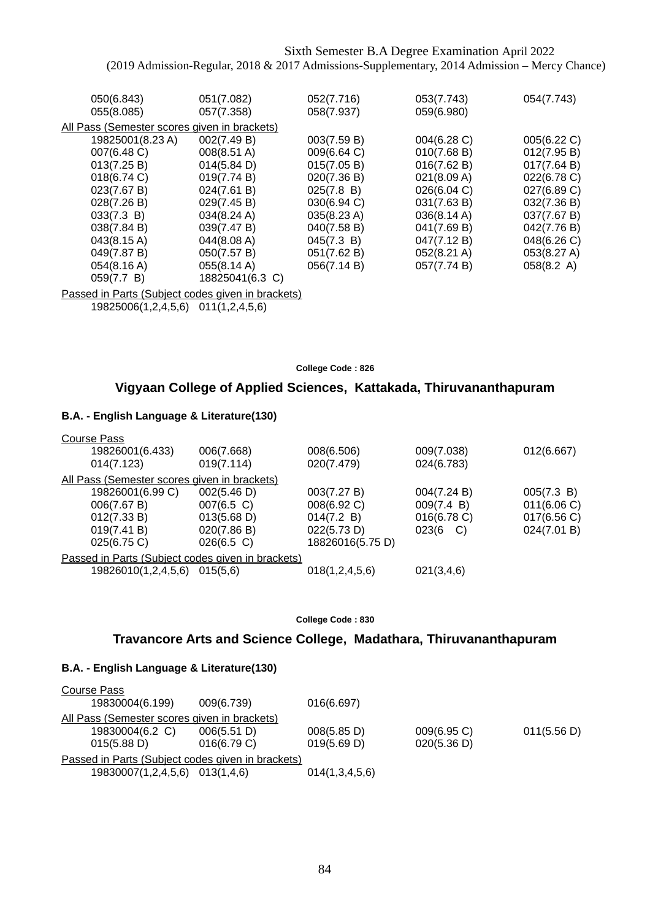Sixth Semester B.A Degree Examination April 2022
(2019 Admission-Regular, 2018 & 2017 Admissions-Supplementary, 2014 Admission – Mercy Chance)

| | | | | |
|---|---|---|---|---|
| 050(6.843) | 051(7.082) | 052(7.716) | 053(7.743) | 054(7.743) |
| 055(8.085) | 057(7.358) | 058(7.937) | 059(6.980) | |

All Pass (Semester scores given in brackets)

| | | | | |
|---|---|---|---|---|
| 19825001(8.23 A) | 002(7.49 B) | 003(7.59 B) | 004(6.28 C) | 005(6.22 C) |
| 007(6.48 C) | 008(8.51 A) | 009(6.64 C) | 010(7.68 B) | 012(7.95 B) |
| 013(7.25 B) | 014(5.84 D) | 015(7.05 B) | 016(7.62 B) | 017(7.64 B) |
| 018(6.74 C) | 019(7.74 B) | 020(7.36 B) | 021(8.09 A) | 022(6.78 C) |
| 023(7.67 B) | 024(7.61 B) | 025(7.8 B) | 026(6.04 C) | 027(6.89 C) |
| 028(7.26 B) | 029(7.45 B) | 030(6.94 C) | 031(7.63 B) | 032(7.36 B) |
| 033(7.3 B) | 034(8.24 A) | 035(8.23 A) | 036(8.14 A) | 037(7.67 B) |
| 038(7.84 B) | 039(7.47 B) | 040(7.58 B) | 041(7.69 B) | 042(7.76 B) |
| 043(8.15 A) | 044(8.08 A) | 045(7.3 B) | 047(7.12 B) | 048(6.26 C) |
| 049(7.87 B) | 050(7.57 B) | 051(7.62 B) | 052(8.21 A) | 053(8.27 A) |
| 054(8.16 A) | 055(8.14 A) | 056(7.14 B) | 057(7.74 B) | 058(8.2 A) |
| 059(7.7 B) | 18825041(6.3 C) | | | |

Passed in Parts (Subject codes given in brackets)

19825006(1,2,4,5,6) 011(1,2,4,5,6)

**College Code : 826**

## Vigyaan College of Applied Sciences, Kattakada, Thiruvananthapuram

### B.A. - English Language & Literature(130)

Course Pass

| | | | | |
|---|---|---|---|---|
| 19826001(6.433) | 006(7.668) | 008(6.506) | 009(7.038) | 012(6.667) |
| 014(7.123) | 019(7.114) | 020(7.479) | 024(6.783) | |

All Pass (Semester scores given in brackets)

| | | | | |
|---|---|---|---|---|
| 19826001(6.99 C) | 002(5.46 D) | 003(7.27 B) | 004(7.24 B) | 005(7.3 B) |
| 006(7.67 B) | 007(6.5 C) | 008(6.92 C) | 009(7.4 B) | 011(6.06 C) |
| 012(7.33 B) | 013(5.68 D) | 014(7.2 B) | 016(6.78 C) | 017(6.56 C) |
| 019(7.41 B) | 020(7.86 B) | 022(5.73 D) | 023(6 C) | 024(7.01 B) |
| 025(6.75 C) | 026(6.5 C) | 18826016(5.75 D) | | |

Passed in Parts (Subject codes given in brackets)

| | | | |
|---|---|---|---|
| 19826010(1,2,4,5,6) | 015(5,6) | 018(1,2,4,5,6) | 021(3,4,6) |

**College Code : 830**

## Travancore Arts and Science College, Madathara, Thiruvananthapuram

### B.A. - English Language & Literature(130)

Course Pass

| | | |
|---|---|---|
| 19830004(6.199) | 009(6.739) | 016(6.697) |

All Pass (Semester scores given in brackets)

| | | | | |
|---|---|---|---|---|
| 19830004(6.2 C) | 006(5.51 D) | 008(5.85 D) | 009(6.95 C) | 011(5.56 D) |
| 015(5.88 D) | 016(6.79 C) | 019(5.69 D) | 020(5.36 D) | |

Passed in Parts (Subject codes given in brackets)

| | | |
|---|---|---|
| 19830007(1,2,4,5,6) | 013(1,4,6) | 014(1,3,4,5,6) |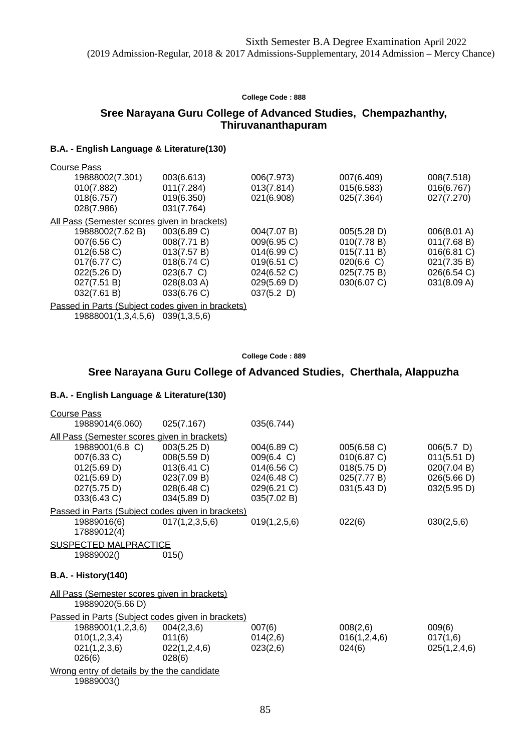Sixth Semester B.A Degree Examination April 2022
(2019 Admission-Regular, 2018 & 2017 Admissions-Supplementary, 2014 Admission – Mercy Chance)

**College Code : 888**

## Sree Narayana Guru College of Advanced Studies, Chempazhanthy, Thiruvananthapuram

### B.A. - English Language & Literature(130)

Course Pass

| | | | | |
|---|---|---|---|---|
| 19888002(7.301) | 003(6.613) | 006(7.973) | 007(6.409) | 008(7.518) |
| 010(7.882) | 011(7.284) | 013(7.814) | 015(6.583) | 016(6.767) |
| 018(6.757) | 019(6.350) | 021(6.908) | 025(7.364) | 027(7.270) |
| 028(7.986) | 031(7.764) | | | |

All Pass (Semester scores given in brackets)

| | | | | |
|---|---|---|---|---|
| 19888002(7.62 B) | 003(6.89 C) | 004(7.07 B) | 005(5.28 D) | 006(8.01 A) |
| 007(6.56 C) | 008(7.71 B) | 009(6.95 C) | 010(7.78 B) | 011(7.68 B) |
| 012(6.58 C) | 013(7.57 B) | 014(6.99 C) | 015(7.11 B) | 016(6.81 C) |
| 017(6.77 C) | 018(6.74 C) | 019(6.51 C) | 020(6.6 C) | 021(7.35 B) |
| 022(5.26 D) | 023(6.7 C) | 024(6.52 C) | 025(7.75 B) | 026(6.54 C) |
| 027(7.51 B) | 028(8.03 A) | 029(5.69 D) | 030(6.07 C) | 031(8.09 A) |
| 032(7.61 B) | 033(6.76 C) | 037(5.2 D) | | |

Passed in Parts (Subject codes given in brackets)

| | |
|---|---|
| 19888001(1,3,4,5,6) | 039(1,3,5,6) |

**College Code : 889**

## Sree Narayana Guru College of Advanced Studies, Cherthala, Alappuzha

### B.A. - English Language & Literature(130)

Course Pass

| | | |
|---|---|---|
| 19889014(6.060) | 025(7.167) | 035(6.744) |

All Pass (Semester scores given in brackets)

| | | | | |
|---|---|---|---|---|
| 19889001(6.8 C) | 003(5.25 D) | 004(6.89 C) | 005(6.58 C) | 006(5.7 D) |
| 007(6.33 C) | 008(5.59 D) | 009(6.4 C) | 010(6.87 C) | 011(5.51 D) |
| 012(5.69 D) | 013(6.41 C) | 014(6.56 C) | 018(5.75 D) | 020(7.04 B) |
| 021(5.69 D) | 023(7.09 B) | 024(6.48 C) | 025(7.77 B) | 026(5.66 D) |
| 027(5.75 D) | 028(6.48 C) | 029(6.21 C) | 031(5.43 D) | 032(5.95 D) |
| 033(6.43 C) | 034(5.89 D) | 035(7.02 B) | | |

Passed in Parts (Subject codes given in brackets)

| | | | | |
|---|---|---|---|---|
| 19889016(6) | 017(1,2,3,5,6) | 019(1,2,5,6) | 022(6) | 030(2,5,6) |
| 17889012(4) | | | | |

SUSPECTED MALPRACTICE

| | |
|---|---|
| 19889002() | 015() |

### B.A. - History(140)

All Pass (Semester scores given in brackets)

19889020(5.66 D)

Passed in Parts (Subject codes given in brackets)

| | | | | |
|---|---|---|---|---|
| 19889001(1,2,3,6) | 004(2,3,6) | 007(6) | 008(2,6) | 009(6) |
| 010(1,2,3,4) | 011(6) | 014(2,6) | 016(1,2,4,6) | 017(1,6) |
| 021(1,2,3,6) | 022(1,2,4,6) | 023(2,6) | 024(6) | 025(1,2,4,6) |
| 026(6) | 028(6) | | | |

Wrong entry of details by the the candidate

19889003()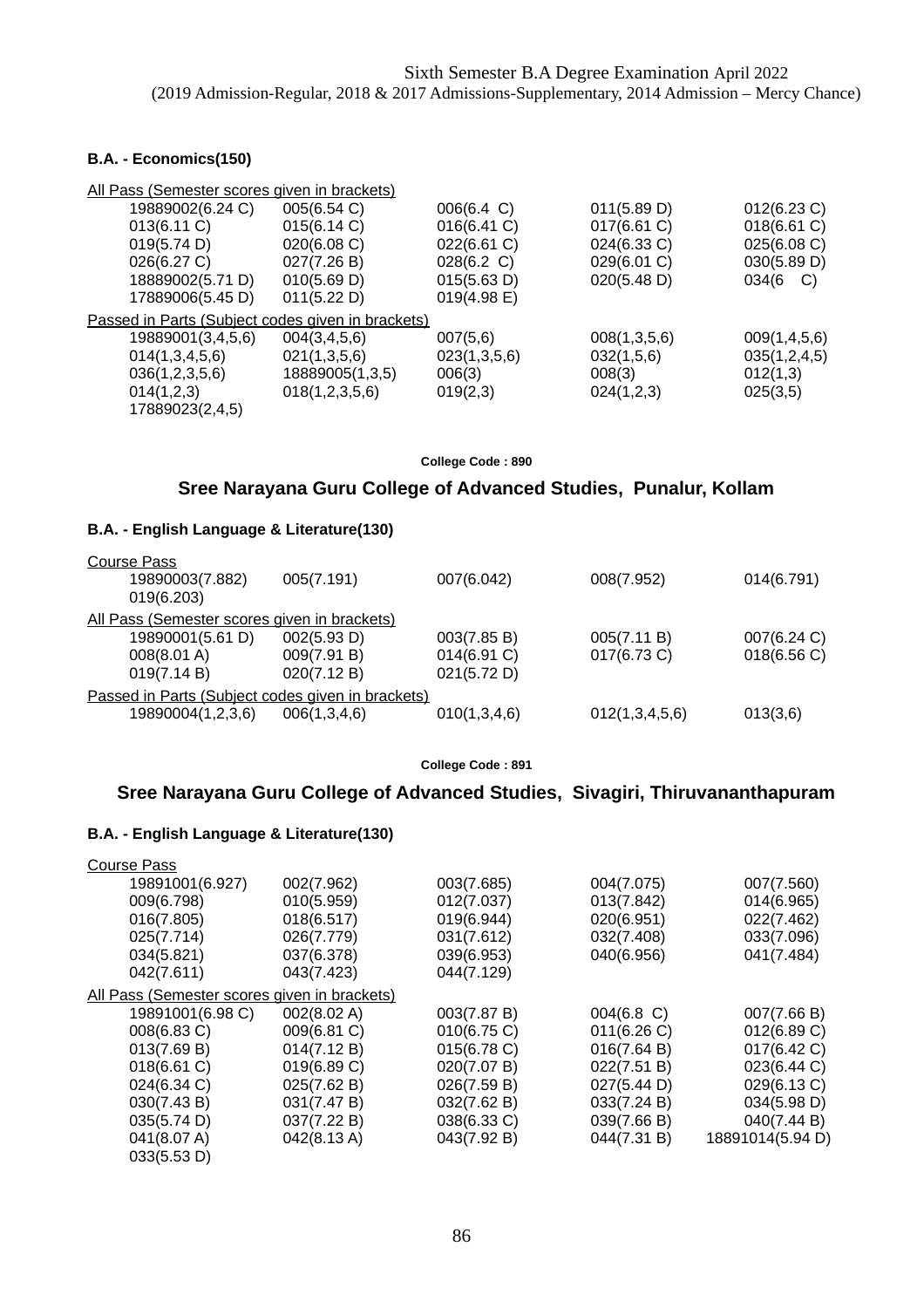Sixth Semester B.A Degree Examination April 2022
(2019 Admission-Regular, 2018 & 2017 Admissions-Supplementary, 2014 Admission – Mercy Chance)

### B.A. - Economics(150)

All Pass (Semester scores given in brackets)

| | | | | |
|---|---|---|---|---|
| 19889002(6.24 C) | 005(6.54 C) | 006(6.4 C) | 011(5.89 D) | 012(6.23 C) |
| 013(6.11 C) | 015(6.14 C) | 016(6.41 C) | 017(6.61 C) | 018(6.61 C) |
| 019(5.74 D) | 020(6.08 C) | 022(6.61 C) | 024(6.33 C) | 025(6.08 C) |
| 026(6.27 C) | 027(7.26 B) | 028(6.2 C) | 029(6.01 C) | 030(5.89 D) |
| 18889002(5.71 D) | 010(5.69 D) | 015(5.63 D) | 020(5.48 D) | 034(6 C) |
| 17889006(5.45 D) | 011(5.22 D) | 019(4.98 E) | | |

Passed in Parts (Subject codes given in brackets)

| | | | | |
|---|---|---|---|---|
| 19889001(3,4,5,6) | 004(3,4,5,6) | 007(5,6) | 008(1,3,5,6) | 009(1,4,5,6) |
| 014(1,3,4,5,6) | 021(1,3,5,6) | 023(1,3,5,6) | 032(1,5,6) | 035(1,2,4,5) |
| 036(1,2,3,5,6) | 18889005(1,3,5) | 006(3) | 008(3) | 012(1,3) |
| 014(1,2,3) | 018(1,2,3,5,6) | 019(2,3) | 024(1,2,3) | 025(3,5) |
| 17889023(2,4,5) | | | | |

College Code : 890

## Sree Narayana Guru College of Advanced Studies, Punalur, Kollam

### B.A. - English Language & Literature(130)

Course Pass

| | | | | |
|---|---|---|---|---|
| 19890003(7.882) | 005(7.191) | 007(6.042) | 008(7.952) | 014(6.791) |
| 019(6.203) | | | | |

All Pass (Semester scores given in brackets)

| | | | | |
|---|---|---|---|---|
| 19890001(5.61 D) | 002(5.93 D) | 003(7.85 B) | 005(7.11 B) | 007(6.24 C) |
| 008(8.01 A) | 009(7.91 B) | 014(6.91 C) | 017(6.73 C) | 018(6.56 C) |
| 019(7.14 B) | 020(7.12 B) | 021(5.72 D) | | |

Passed in Parts (Subject codes given in brackets)

| | | | | |
|---|---|---|---|---|
| 19890004(1,2,3,6) | 006(1,3,4,6) | 010(1,3,4,6) | 012(1,3,4,5,6) | 013(3,6) |

College Code : 891

## Sree Narayana Guru College of Advanced Studies, Sivagiri, Thiruvananthapuram

### B.A. - English Language & Literature(130)

Course Pass

| | | | | |
|---|---|---|---|---|
| 19891001(6.927) | 002(7.962) | 003(7.685) | 004(7.075) | 007(7.560) |
| 009(6.798) | 010(5.959) | 012(7.037) | 013(7.842) | 014(6.965) |
| 016(7.805) | 018(6.517) | 019(6.944) | 020(6.951) | 022(7.462) |
| 025(7.714) | 026(7.779) | 031(7.612) | 032(7.408) | 033(7.096) |
| 034(5.821) | 037(6.378) | 039(6.953) | 040(6.956) | 041(7.484) |
| 042(7.611) | 043(7.423) | 044(7.129) | | |

All Pass (Semester scores given in brackets)

| | | | | |
|---|---|---|---|---|
| 19891001(6.98 C) | 002(8.02 A) | 003(7.87 B) | 004(6.8 C) | 007(7.66 B) |
| 008(6.83 C) | 009(6.81 C) | 010(6.75 C) | 011(6.26 C) | 012(6.89 C) |
| 013(7.69 B) | 014(7.12 B) | 015(6.78 C) | 016(7.64 B) | 017(6.42 C) |
| 018(6.61 C) | 019(6.89 C) | 020(7.07 B) | 022(7.51 B) | 023(6.44 C) |
| 024(6.34 C) | 025(7.62 B) | 026(7.59 B) | 027(5.44 D) | 029(6.13 C) |
| 030(7.43 B) | 031(7.47 B) | 032(7.62 B) | 033(7.24 B) | 034(5.98 D) |
| 035(5.74 D) | 037(7.22 B) | 038(6.33 C) | 039(7.66 B) | 040(7.44 B) |
| 041(8.07 A) | 042(8.13 A) | 043(7.92 B) | 044(7.31 B) | 18891014(5.94 D) |
| 033(5.53 D) | | | | |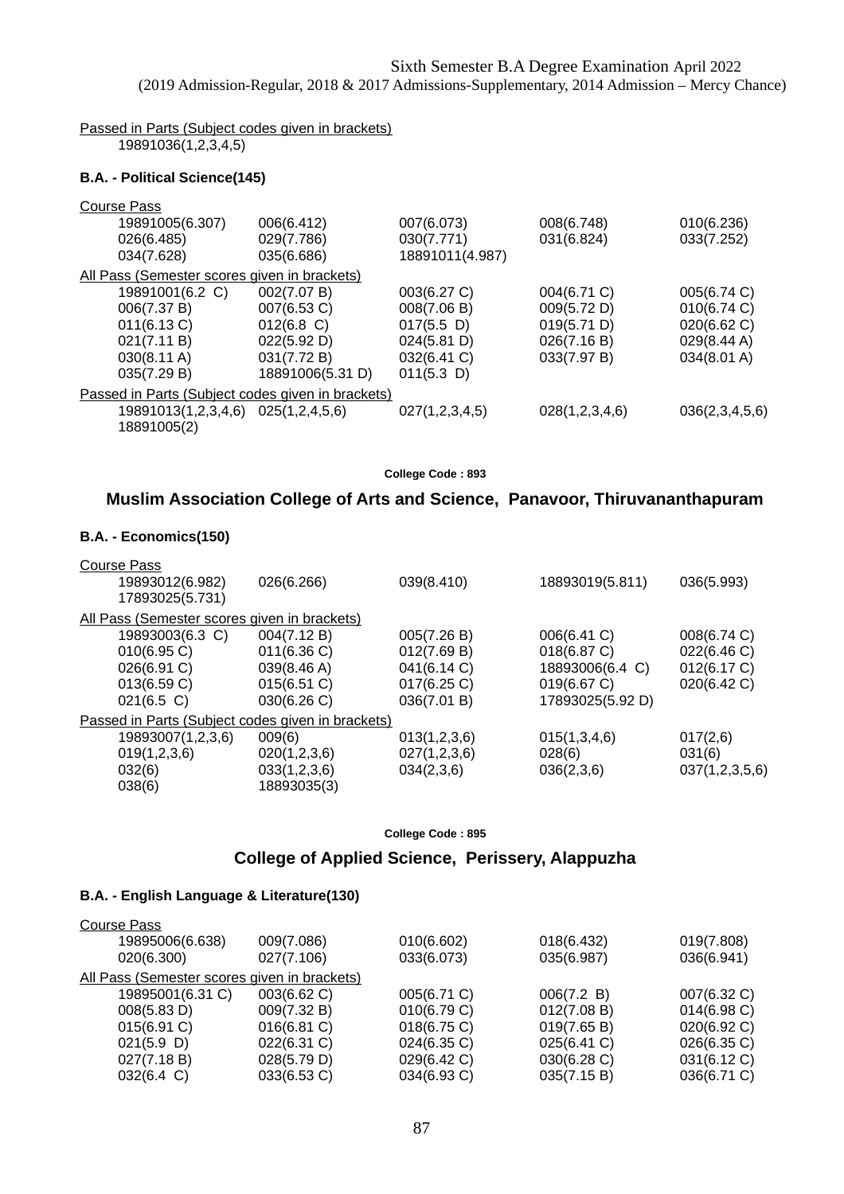Sixth Semester B.A Degree Examination April 2022
(2019 Admission-Regular, 2018 & 2017 Admissions-Supplementary, 2014 Admission – Mercy Chance)

Passed in Parts (Subject codes given in brackets)

| | | | | |
|---|---|---|---|---|
| 19891036(1,2,3,4,5) | | | | |

**B.A. - Political Science(145)**

Course Pass

| | | | | |
|---|---|---|---|---|
| 19891005(6.307) | 006(6.412) | 007(6.073) | 008(6.748) | 010(6.236) |
| 026(6.485) | 029(7.786) | 030(7.771) | 031(6.824) | 033(7.252) |
| 034(7.628) | 035(6.686) | 18891011(4.987) | | |

All Pass (Semester scores given in brackets)

| | | | | |
|---|---|---|---|---|
| 19891001(6.2 C) | 002(7.07 B) | 003(6.27 C) | 004(6.71 C) | 005(6.74 C) |
| 006(7.37 B) | 007(6.53 C) | 008(7.06 B) | 009(5.72 D) | 010(6.74 C) |
| 011(6.13 C) | 012(6.8 C) | 017(5.5 D) | 019(5.71 D) | 020(6.62 C) |
| 021(7.11 B) | 022(5.92 D) | 024(5.81 D) | 026(7.16 B) | 029(8.44 A) |
| 030(8.11 A) | 031(7.72 B) | 032(6.41 C) | 033(7.97 B) | 034(8.01 A) |
| 035(7.29 B) | 18891006(5.31 D) | 011(5.3 D) | | |

Passed in Parts (Subject codes given in brackets)

| | | | | |
|---|---|---|---|---|
| 19891013(1,2,3,4,6) | 025(1,2,4,5,6) | 027(1,2,3,4,5) | 028(1,2,3,4,6) | 036(2,3,4,5,6) |
| 18891005(2) | | | | |

College Code : 893

## Muslim Association College of Arts and Science, Panavoor, Thiruvananthapuram

**B.A. - Economics(150)**

Course Pass

| | | | | |
|---|---|---|---|---|
| 19893012(6.982) | 026(6.266) | 039(8.410) | 18893019(5.811) | 036(5.993) |
| 17893025(5.731) | | | | |

All Pass (Semester scores given in brackets)

| | | | | |
|---|---|---|---|---|
| 19893003(6.3 C) | 004(7.12 B) | 005(7.26 B) | 006(6.41 C) | 008(6.74 C) |
| 010(6.95 C) | 011(6.36 C) | 012(7.69 B) | 018(6.87 C) | 022(6.46 C) |
| 026(6.91 C) | 039(8.46 A) | 041(6.14 C) | 18893006(6.4 C) | 012(6.17 C) |
| 013(6.59 C) | 015(6.51 C) | 017(6.25 C) | 019(6.67 C) | 020(6.42 C) |
| 021(6.5 C) | 030(6.26 C) | 036(7.01 B) | 17893025(5.92 D) | |

Passed in Parts (Subject codes given in brackets)

| | | | | |
|---|---|---|---|---|
| 19893007(1,2,3,6) | 009(6) | 013(1,2,3,6) | 015(1,3,4,6) | 017(2,6) |
| 019(1,2,3,6) | 020(1,2,3,6) | 027(1,2,3,6) | 028(6) | 031(6) |
| 032(6) | 033(1,2,3,6) | 034(2,3,6) | 036(2,3,6) | 037(1,2,3,5,6) |
| 038(6) | 18893035(3) | | | |

College Code : 895

## College of Applied Science, Perissery, Alappuzha

**B.A. - English Language & Literature(130)**

Course Pass

| | | | | |
|---|---|---|---|---|
| 19895006(6.638) | 009(7.086) | 010(6.602) | 018(6.432) | 019(7.808) |
| 020(6.300) | 027(7.106) | 033(6.073) | 035(6.987) | 036(6.941) |

All Pass (Semester scores given in brackets)

| | | | | |
|---|---|---|---|---|
| 19895001(6.31 C) | 003(6.62 C) | 005(6.71 C) | 006(7.2 B) | 007(6.32 C) |
| 008(5.83 D) | 009(7.32 B) | 010(6.79 C) | 012(7.08 B) | 014(6.98 C) |
| 015(6.91 C) | 016(6.81 C) | 018(6.75 C) | 019(7.65 B) | 020(6.92 C) |
| 021(5.9 D) | 022(6.31 C) | 024(6.35 C) | 025(6.41 C) | 026(6.35 C) |
| 027(7.18 B) | 028(5.79 D) | 029(6.42 C) | 030(6.28 C) | 031(6.12 C) |
| 032(6.4 C) | 033(6.53 C) | 034(6.93 C) | 035(7.15 B) | 036(6.71 C) |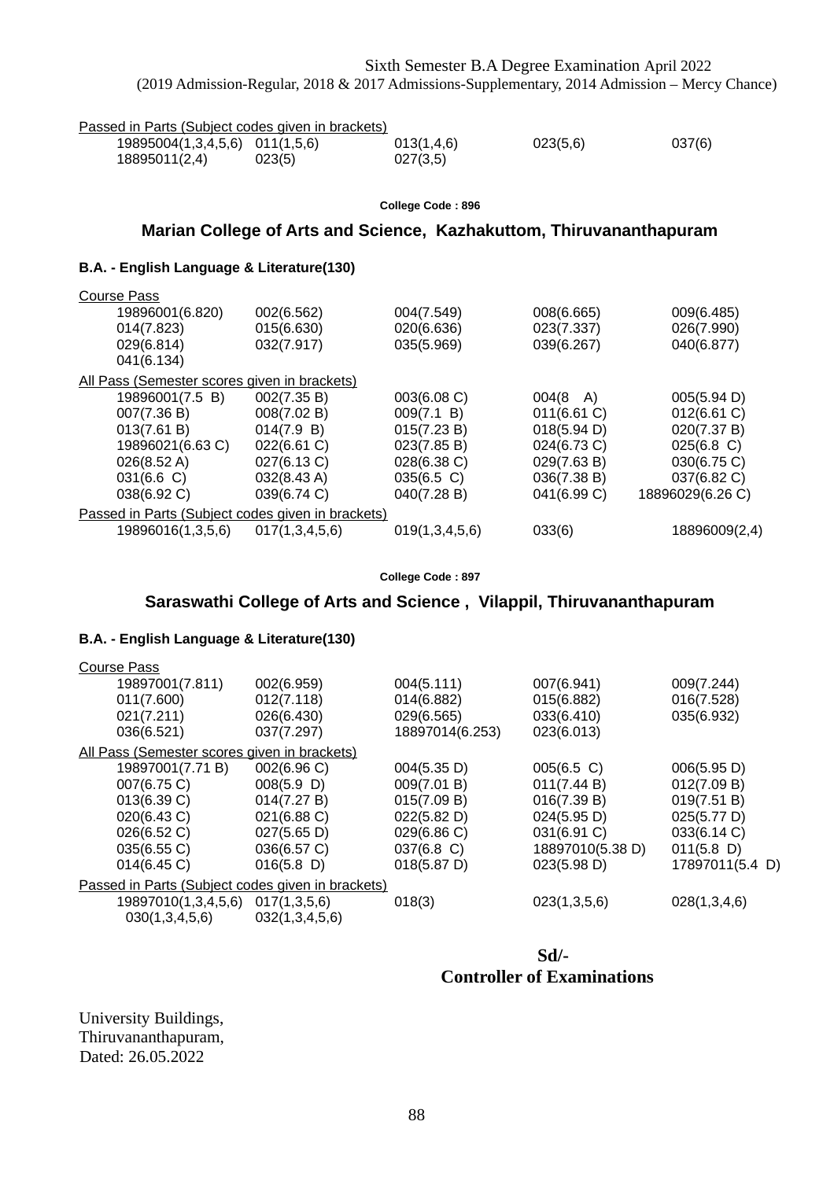Sixth Semester B.A Degree Examination April 2022
(2019 Admission-Regular, 2018 & 2017 Admissions-Supplementary, 2014 Admission – Mercy Chance)

Passed in Parts (Subject codes given in brackets)

| | | | | |
|---|---|---|---|---|
| 19895004(1,3,4,5,6) | 011(1,5,6) | 013(1,4,6) | 023(5,6) | 037(6) |
| 18895011(2,4) | 023(5) | 027(3,5) | | |

College Code : 896

## Marian College of Arts and Science, Kazhakuttom, Thiruvananthapuram

### B.A. - English Language & Literature(130)

Course Pass

| | | | | |
|---|---|---|---|---|
| 19896001(6.820) | 002(6.562) | 004(7.549) | 008(6.665) | 009(6.485) |
| 014(7.823) | 015(6.630) | 020(6.636) | 023(7.337) | 026(7.990) |
| 029(6.814) | 032(7.917) | 035(5.969) | 039(6.267) | 040(6.877) |
| 041(6.134) | | | | |

All Pass (Semester scores given in brackets)

| | | | | |
|---|---|---|---|---|
| 19896001(7.5 B) | 002(7.35 B) | 003(6.08 C) | 004(8 A) | 005(5.94 D) |
| 007(7.36 B) | 008(7.02 B) | 009(7.1 B) | 011(6.61 C) | 012(6.61 C) |
| 013(7.61 B) | 014(7.9 B) | 015(7.23 B) | 018(5.94 D) | 020(7.37 B) |
| 19896021(6.63 C) | 022(6.61 C) | 023(7.85 B) | 024(6.73 C) | 025(6.8 C) |
| 026(8.52 A) | 027(6.13 C) | 028(6.38 C) | 029(7.63 B) | 030(6.75 C) |
| 031(6.6 C) | 032(8.43 A) | 035(6.5 C) | 036(7.38 B) | 037(6.82 C) |
| 038(6.92 C) | 039(6.74 C) | 040(7.28 B) | 041(6.99 C) | 18896029(6.26 C) |

Passed in Parts (Subject codes given in brackets)

| | | | | |
|---|---|---|---|---|
| 19896016(1,3,5,6) | 017(1,3,4,5,6) | 019(1,3,4,5,6) | 033(6) | 18896009(2,4) |

College Code : 897

## Saraswathi College of Arts and Science , Vilappil, Thiruvananthapuram

### B.A. - English Language & Literature(130)

Course Pass

| | | | | |
|---|---|---|---|---|
| 19897001(7.811) | 002(6.959) | 004(5.111) | 007(6.941) | 009(7.244) |
| 011(7.600) | 012(7.118) | 014(6.882) | 015(6.882) | 016(7.528) |
| 021(7.211) | 026(6.430) | 029(6.565) | 033(6.410) | 035(6.932) |
| 036(6.521) | 037(7.297) | 18897014(6.253) | 023(6.013) | |

All Pass (Semester scores given in brackets)

| | | | | |
|---|---|---|---|---|
| 19897001(7.71 B) | 002(6.96 C) | 004(5.35 D) | 005(6.5 C) | 006(5.95 D) |
| 007(6.75 C) | 008(5.9 D) | 009(7.01 B) | 011(7.44 B) | 012(7.09 B) |
| 013(6.39 C) | 014(7.27 B) | 015(7.09 B) | 016(7.39 B) | 019(7.51 B) |
| 020(6.43 C) | 021(6.88 C) | 022(5.82 D) | 024(5.95 D) | 025(5.77 D) |
| 026(6.52 C) | 027(5.65 D) | 029(6.86 C) | 031(6.91 C) | 033(6.14 C) |
| 035(6.55 C) | 036(6.57 C) | 037(6.8 C) | 18897010(5.38 D) | 011(5.8 D) |
| 014(6.45 C) | 016(5.8 D) | 018(5.87 D) | 023(5.98 D) | 17897011(5.4 D) |

Passed in Parts (Subject codes given in brackets)

| | | | | |
|---|---|---|---|---|
| 19897010(1,3,4,5,6) | 017(1,3,5,6) | 018(3) | 023(1,3,5,6) | 028(1,3,4,6) |
| 030(1,3,4,5,6) | 032(1,3,4,5,6) | | | |

**Sd/-**
**Controller of Examinations**

University Buildings,
Thiruvananthapuram,
Dated: 26.05.2022